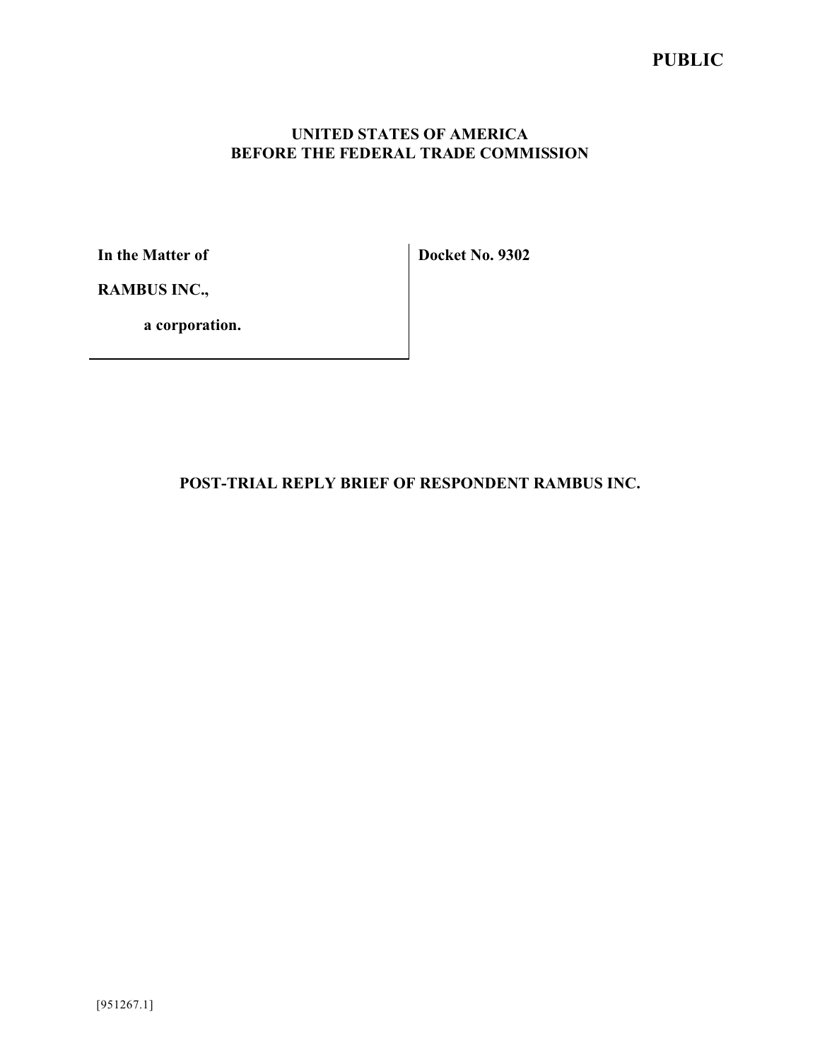**PUBLIC**

**UNITED STATES OF AMERICA**
**BEFORE THE FEDERAL TRADE COMMISSION**

| In the Matter of<br><br>RAMBUS INC.,<br><br>a corporation. | Docket No. 9302 |
|---|---|

**POST-TRIAL REPLY BRIEF OF RESPONDENT RAMBUS INC.**

[951267.1]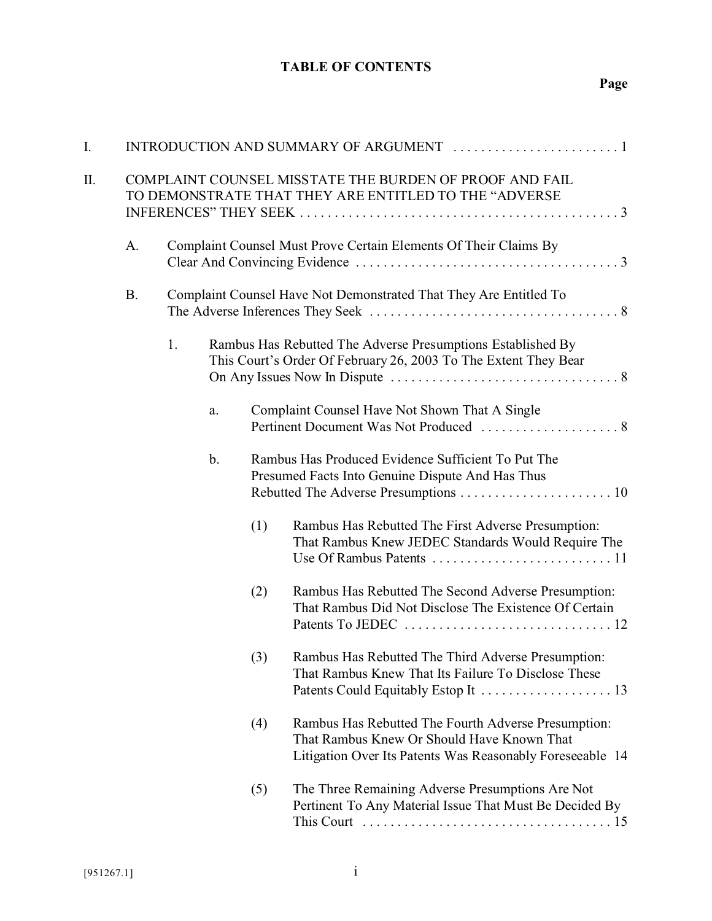# TABLE OF CONTENTS

**Page**

I. INTRODUCTION AND SUMMARY OF ARGUMENT . . . . . . . . . . . . . . . . . . . . . . . . 1

II. COMPLAINT COUNSEL MISSTATE THE BURDEN OF PROOF AND FAIL TO DEMONSTRATE THAT THEY ARE ENTITLED TO THE "ADVERSE INFERENCES" THEY SEEK . . . . . . . . . . . . . . . . . . . . . . . . . . . . . . . . . . . . . . . . . . . . . . 3

- A. Complaint Counsel Must Prove Certain Elements Of Their Claims By Clear And Convincing Evidence . . . . . . . . . . . . . . . . . . . . . . . . . . . . . . . . . . . . . . 3

- B. Complaint Counsel Have Not Demonstrated That They Are Entitled To The Adverse Inferences They Seek . . . . . . . . . . . . . . . . . . . . . . . . . . . . . . . . . . . . 8

  - 1. Rambus Has Rebutted The Adverse Presumptions Established By This Court's Order Of February 26, 2003 To The Extent They Bear On Any Issues Now In Dispute . . . . . . . . . . . . . . . . . . . . . . . . . . . . . . . . . 8

    - a. Complaint Counsel Have Not Shown That A Single Pertinent Document Was Not Produced . . . . . . . . . . . . . . . . . . . . . 8

    - b. Rambus Has Produced Evidence Sufficient To Put The Presumed Facts Into Genuine Dispute And Has Thus Rebutted The Adverse Presumptions . . . . . . . . . . . . . . . . . . . . . . 10

      - (1) Rambus Has Rebutted The First Adverse Presumption: That Rambus Knew JEDEC Standards Would Require The Use Of Rambus Patents . . . . . . . . . . . . . . . . . . . . . . . . . . 11

      - (2) Rambus Has Rebutted The Second Adverse Presumption: That Rambus Did Not Disclose The Existence Of Certain Patents To JEDEC . . . . . . . . . . . . . . . . . . . . . . . . . . . . . . 12

      - (3) Rambus Has Rebutted The Third Adverse Presumption: That Rambus Knew That Its Failure To Disclose These Patents Could Equitably Estop It . . . . . . . . . . . . . . . . . . . 13

      - (4) Rambus Has Rebutted The Fourth Adverse Presumption: That Rambus Knew Or Should Have Known That Litigation Over Its Patents Was Reasonably Foreseeable 14

      - (5) The Three Remaining Adverse Presumptions Are Not Pertinent To Any Material Issue That Must Be Decided By This Court . . . . . . . . . . . . . . . . . . . . . . . . . . . . . . . . . . . . 15

[951267.1]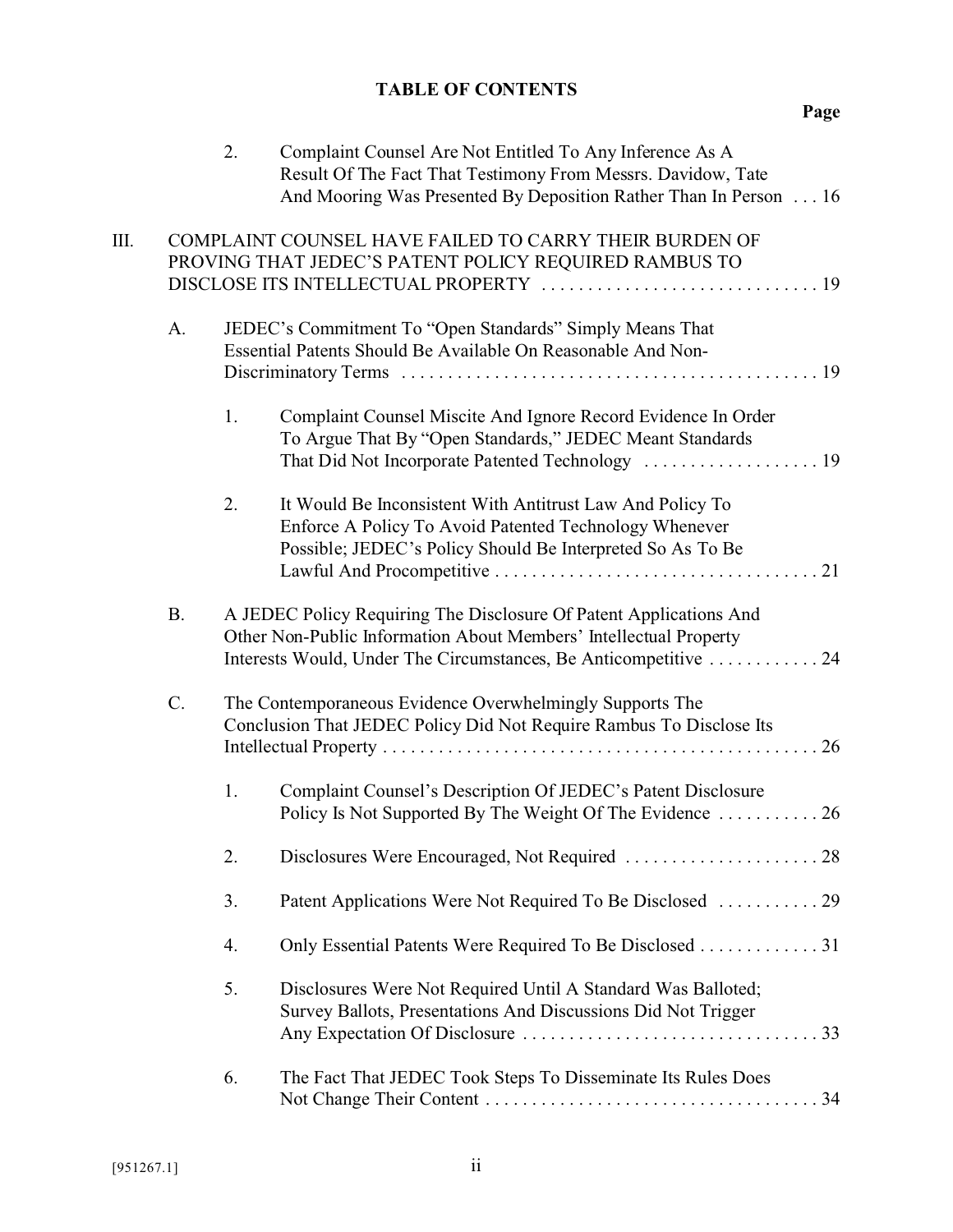**TABLE OF CONTENTS**

**Page**

2. Complaint Counsel Are Not Entitled To Any Inference As A Result Of The Fact That Testimony From Messrs. Davidow, Tate And Mooring Was Presented By Deposition Rather Than In Person . . . 16

III. COMPLAINT COUNSEL HAVE FAILED TO CARRY THEIR BURDEN OF PROVING THAT JEDEC'S PATENT POLICY REQUIRED RAMBUS TO DISCLOSE ITS INTELLECTUAL PROPERTY . . . . . . . . . . . . . . . . . . . . . . . . . . . . . . . 19

A. JEDEC's Commitment To "Open Standards" Simply Means That Essential Patents Should Be Available On Reasonable And Non-Discriminatory Terms . . . . . . . . . . . . . . . . . . . . . . . . . . . . . . . . . . . . . . . . . . . . 19

1. Complaint Counsel Miscite And Ignore Record Evidence In Order To Argue That By "Open Standards," JEDEC Meant Standards That Did Not Incorporate Patented Technology . . . . . . . . . . . . . . . . . . . 19

2. It Would Be Inconsistent With Antitrust Law And Policy To Enforce A Policy To Avoid Patented Technology Whenever Possible; JEDEC's Policy Should Be Interpreted So As To Be Lawful And Procompetitive . . . . . . . . . . . . . . . . . . . . . . . . . . . . . . . . . . . 21

B. A JEDEC Policy Requiring The Disclosure Of Patent Applications And Other Non-Public Information About Members' Intellectual Property Interests Would, Under The Circumstances, Be Anticompetitive . . . . . . . . . . . . 24

C. The Contemporaneous Evidence Overwhelmingly Supports The Conclusion That JEDEC Policy Did Not Require Rambus To Disclose Its Intellectual Property . . . . . . . . . . . . . . . . . . . . . . . . . . . . . . . . . . . . . . . . . . . . . . . 26

1. Complaint Counsel's Description Of JEDEC's Patent Disclosure Policy Is Not Supported By The Weight Of The Evidence . . . . . . . . . . . 26

2. Disclosures Were Encouraged, Not Required . . . . . . . . . . . . . . . . . . . . . 28

3. Patent Applications Were Not Required To Be Disclosed . . . . . . . . . . . 29

4. Only Essential Patents Were Required To Be Disclosed . . . . . . . . . . . . . 31

5. Disclosures Were Not Required Until A Standard Was Balloted; Survey Ballots, Presentations And Discussions Did Not Trigger Any Expectation Of Disclosure . . . . . . . . . . . . . . . . . . . . . . . . . . . . . . . . 33

6. The Fact That JEDEC Took Steps To Disseminate Its Rules Does Not Change Their Content . . . . . . . . . . . . . . . . . . . . . . . . . . . . . . . . . . . . . 34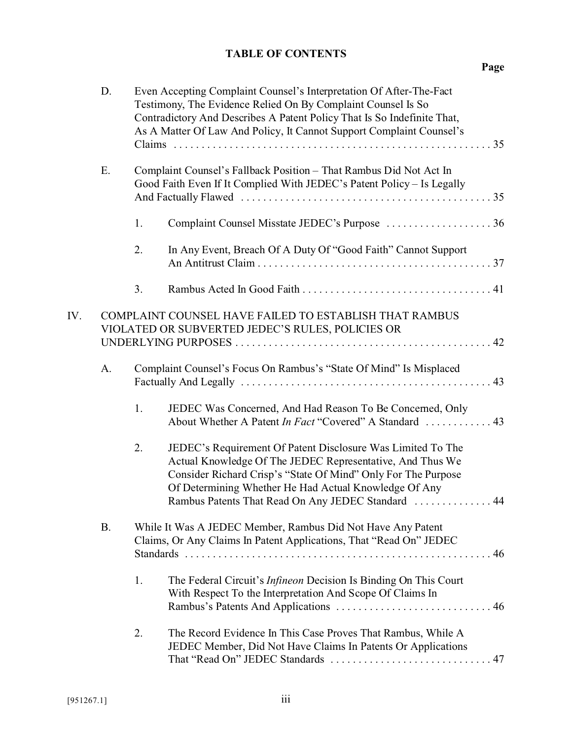**TABLE OF CONTENTS**

**Page**

D. Even Accepting Complaint Counsel's Interpretation Of After-The-Fact Testimony, The Evidence Relied On By Complaint Counsel Is So Contradictory And Describes A Patent Policy That Is So Indefinite That, As A Matter Of Law And Policy, It Cannot Support Complaint Counsel's Claims . . . . . 35

E. Complaint Counsel's Fallback Position – That Rambus Did Not Act In Good Faith Even If It Complied With JEDEC's Patent Policy – Is Legally And Factually Flawed . . . . . 35

1. Complaint Counsel Misstate JEDEC's Purpose . . . . . 36

2. In Any Event, Breach Of A Duty Of "Good Faith" Cannot Support An Antitrust Claim . . . . . 37

3. Rambus Acted In Good Faith . . . . . 41

IV. COMPLAINT COUNSEL HAVE FAILED TO ESTABLISH THAT RAMBUS VIOLATED OR SUBVERTED JEDEC'S RULES, POLICIES OR UNDERLYING PURPOSES . . . . . 42

A. Complaint Counsel's Focus On Rambus's "State Of Mind" Is Misplaced Factually And Legally . . . . . 43

1. JEDEC Was Concerned, And Had Reason To Be Concerned, Only About Whether A Patent *In Fact* "Covered" A Standard . . . . . 43

2. JEDEC's Requirement Of Patent Disclosure Was Limited To The Actual Knowledge Of The JEDEC Representative, And Thus We Consider Richard Crisp's "State Of Mind" Only For The Purpose Of Determining Whether He Had Actual Knowledge Of Any Rambus Patents That Read On Any JEDEC Standard . . . . . 44

B. While It Was A JEDEC Member, Rambus Did Not Have Any Patent Claims, Or Any Claims In Patent Applications, That "Read On" JEDEC Standards . . . . . 46

1. The Federal Circuit's *Infineon* Decision Is Binding On This Court With Respect To the Interpretation And Scope Of Claims In Rambus's Patents And Applications . . . . . 46

2. The Record Evidence In This Case Proves That Rambus, While A JEDEC Member, Did Not Have Claims In Patents Or Applications That "Read On" JEDEC Standards . . . . . 47

[951267.1]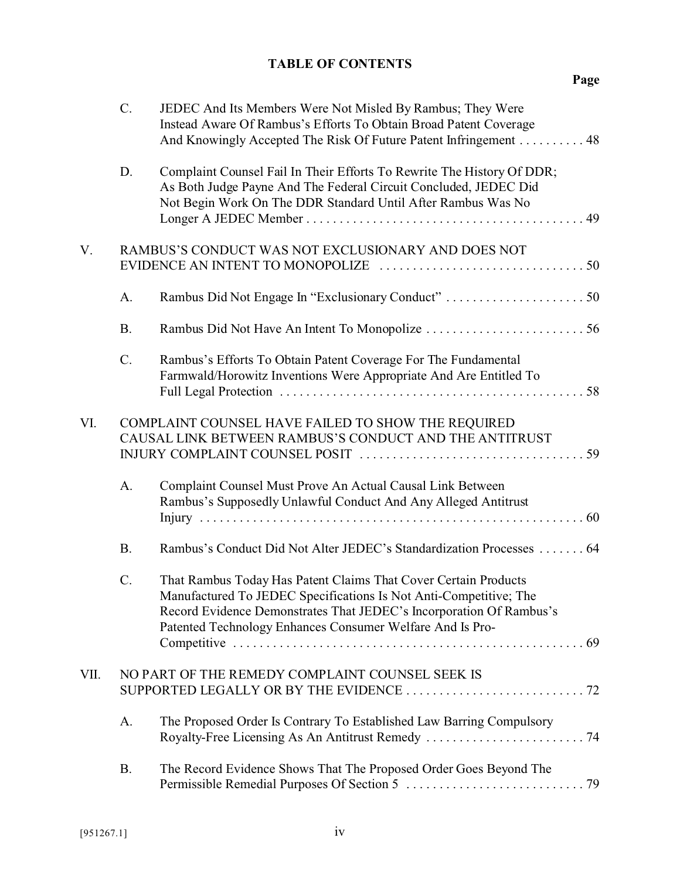**TABLE OF CONTENTS**

| | | | Page |
|---|---|---|---|
| | C. | JEDEC And Its Members Were Not Misled By Rambus; They Were Instead Aware Of Rambus's Efforts To Obtain Broad Patent Coverage And Knowingly Accepted The Risk Of Future Patent Infringement | 48 |
| | D. | Complaint Counsel Fail In Their Efforts To Rewrite The History Of DDR; As Both Judge Payne And The Federal Circuit Concluded, JEDEC Did Not Begin Work On The DDR Standard Until After Rambus Was No Longer A JEDEC Member | 49 |
| V. | RAMBUS'S CONDUCT WAS NOT EXCLUSIONARY AND DOES NOT EVIDENCE AN INTENT TO MONOPOLIZE | | 50 |
| | A. | Rambus Did Not Engage In "Exclusionary Conduct" | 50 |
| | B. | Rambus Did Not Have An Intent To Monopolize | 56 |
| | C. | Rambus's Efforts To Obtain Patent Coverage For The Fundamental Farmwald/Horowitz Inventions Were Appropriate And Are Entitled To Full Legal Protection | 58 |
| VI. | COMPLAINT COUNSEL HAVE FAILED TO SHOW THE REQUIRED CAUSAL LINK BETWEEN RAMBUS'S CONDUCT AND THE ANTITRUST INJURY COMPLAINT COUNSEL POSIT | | 59 |
| | A. | Complaint Counsel Must Prove An Actual Causal Link Between Rambus's Supposedly Unlawful Conduct And Any Alleged Antitrust Injury | 60 |
| | B. | Rambus's Conduct Did Not Alter JEDEC's Standardization Processes | 64 |
| | C. | That Rambus Today Has Patent Claims That Cover Certain Products Manufactured To JEDEC Specifications Is Not Anti-Competitive; The Record Evidence Demonstrates That JEDEC's Incorporation Of Rambus's Patented Technology Enhances Consumer Welfare And Is Pro-Competitive | 69 |
| VII. | NO PART OF THE REMEDY COMPLAINT COUNSEL SEEK IS SUPPORTED LEGALLY OR BY THE EVIDENCE | | 72 |
| | A. | The Proposed Order Is Contrary To Established Law Barring Compulsory Royalty-Free Licensing As An Antitrust Remedy | 74 |
| | B. | The Record Evidence Shows That The Proposed Order Goes Beyond The Permissible Remedial Purposes Of Section 5 | 79 |

[951267.1]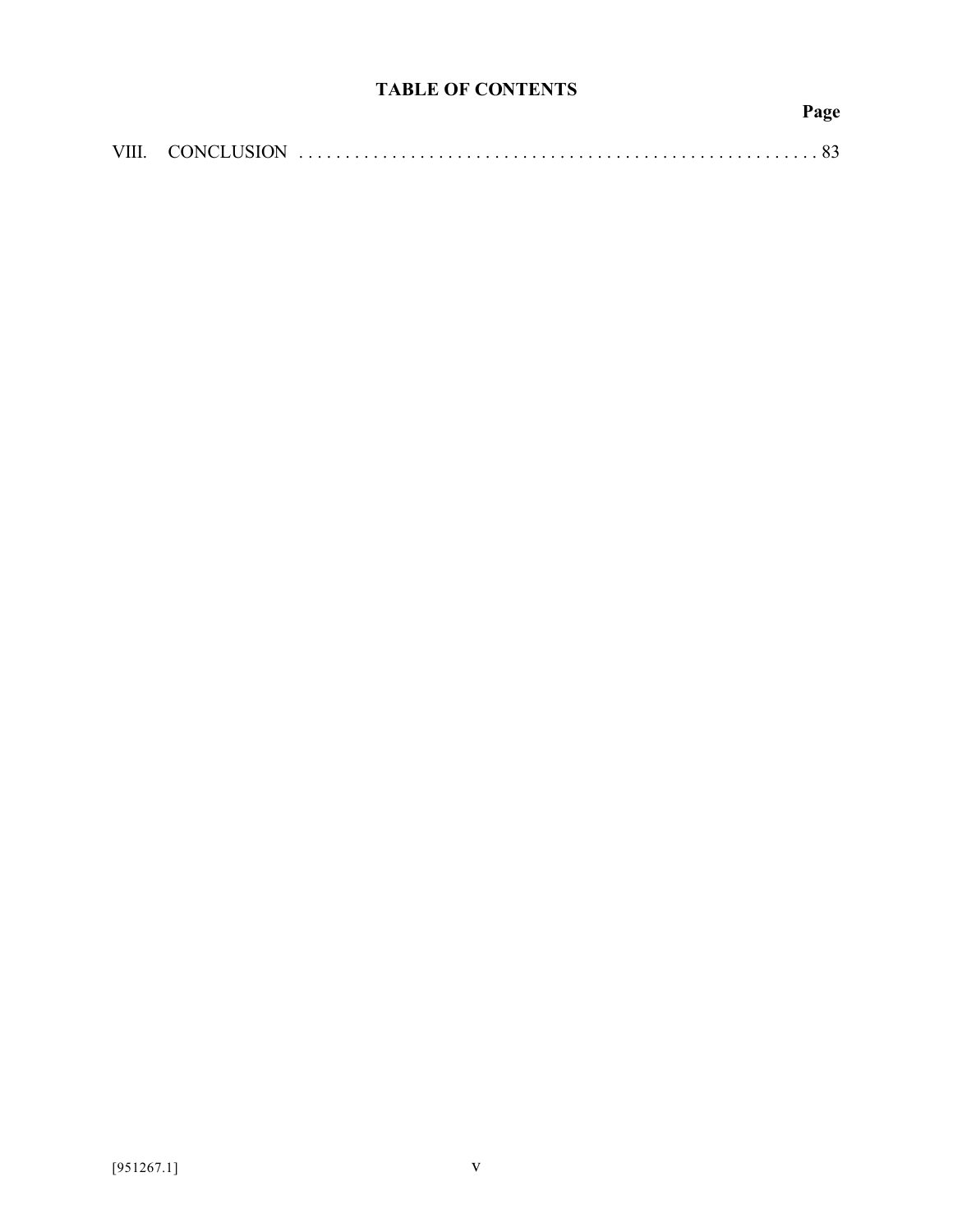## TABLE OF CONTENTS

| | Page |
|---|---|
| VIII. CONCLUSION | 83 |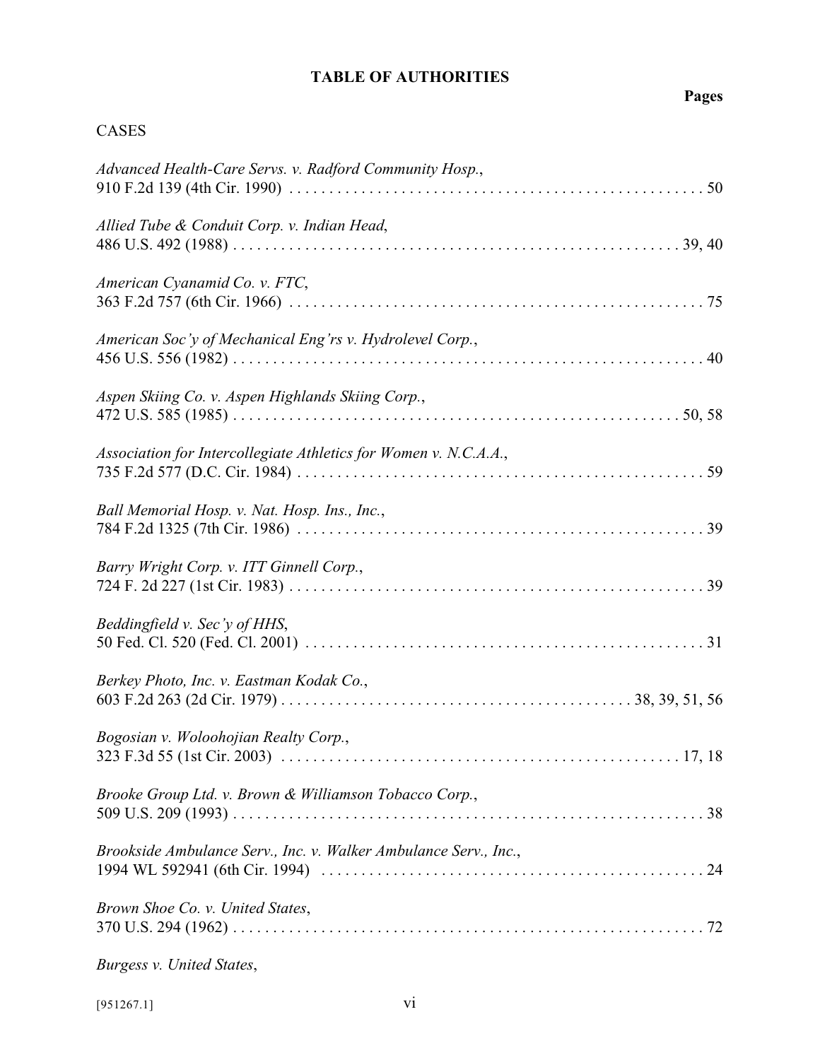## TABLE OF AUTHORITIES

**Pages**

CASES

*Advanced Health-Care Servs. v. Radford Community Hosp.*, 910 F.2d 139 (4th Cir. 1990) . . . . . . . . . . . . . . . . . . . . . . . . . . . . . . . . . . . . . . . . . . . . . . . . . . . . 50

*Allied Tube & Conduit Corp. v. Indian Head*, 486 U.S. 492 (1988) . . . . . . . . . . . . . . . . . . . . . . . . . . . . . . . . . . . . . . . . . . . . . . . . . . . . . . . . . 39, 40

*American Cyanamid Co. v. FTC*, 363 F.2d 757 (6th Cir. 1966) . . . . . . . . . . . . . . . . . . . . . . . . . . . . . . . . . . . . . . . . . . . . . . . . . . . . 75

*American Soc'y of Mechanical Eng'rs v. Hydrolevel Corp.*, 456 U.S. 556 (1982) . . . . . . . . . . . . . . . . . . . . . . . . . . . . . . . . . . . . . . . . . . . . . . . . . . . . . . . . . . . 40

*Aspen Skiing Co. v. Aspen Highlands Skiing Corp.*, 472 U.S. 585 (1985) . . . . . . . . . . . . . . . . . . . . . . . . . . . . . . . . . . . . . . . . . . . . . . . . . . . . . . . . 50, 58

*Association for Intercollegiate Athletics for Women v. N.C.A.A.*, 735 F.2d 577 (D.C. Cir. 1984) . . . . . . . . . . . . . . . . . . . . . . . . . . . . . . . . . . . . . . . . . . . . . . . . . . . . 59

*Ball Memorial Hosp. v. Nat. Hosp. Ins., Inc.*, 784 F.2d 1325 (7th Cir. 1986) . . . . . . . . . . . . . . . . . . . . . . . . . . . . . . . . . . . . . . . . . . . . . . . . . . . . 39

*Barry Wright Corp. v. ITT Ginnell Corp.*, 724 F. 2d 227 (1st Cir. 1983) . . . . . . . . . . . . . . . . . . . . . . . . . . . . . . . . . . . . . . . . . . . . . . . . . . . . 39

*Beddingfield v. Sec'y of HHS*, 50 Fed. Cl. 520 (Fed. Cl. 2001) . . . . . . . . . . . . . . . . . . . . . . . . . . . . . . . . . . . . . . . . . . . . . . . . . . . 31

*Berkey Photo, Inc. v. Eastman Kodak Co.*, 603 F.2d 263 (2d Cir. 1979) . . . . . . . . . . . . . . . . . . . . . . . . . . . . . . . . . . . . . . . . . . . 38, 39, 51, 56

*Bogosian v. Woloohojian Realty Corp.*, 323 F.3d 55 (1st Cir. 2003) . . . . . . . . . . . . . . . . . . . . . . . . . . . . . . . . . . . . . . . . . . . . . . . . . . 17, 18

*Brooke Group Ltd. v. Brown & Williamson Tobacco Corp.*, 509 U.S. 209 (1993) . . . . . . . . . . . . . . . . . . . . . . . . . . . . . . . . . . . . . . . . . . . . . . . . . . . . . . . . . . . 38

*Brookside Ambulance Serv., Inc. v. Walker Ambulance Serv., Inc.*, 1994 WL 592941 (6th Cir. 1994) . . . . . . . . . . . . . . . . . . . . . . . . . . . . . . . . . . . . . . . . . . . . . . . . . 24

*Brown Shoe Co. v. United States*, 370 U.S. 294 (1962) . . . . . . . . . . . . . . . . . . . . . . . . . . . . . . . . . . . . . . . . . . . . . . . . . . . . . . . . . . . . 72

*Burgess v. United States*,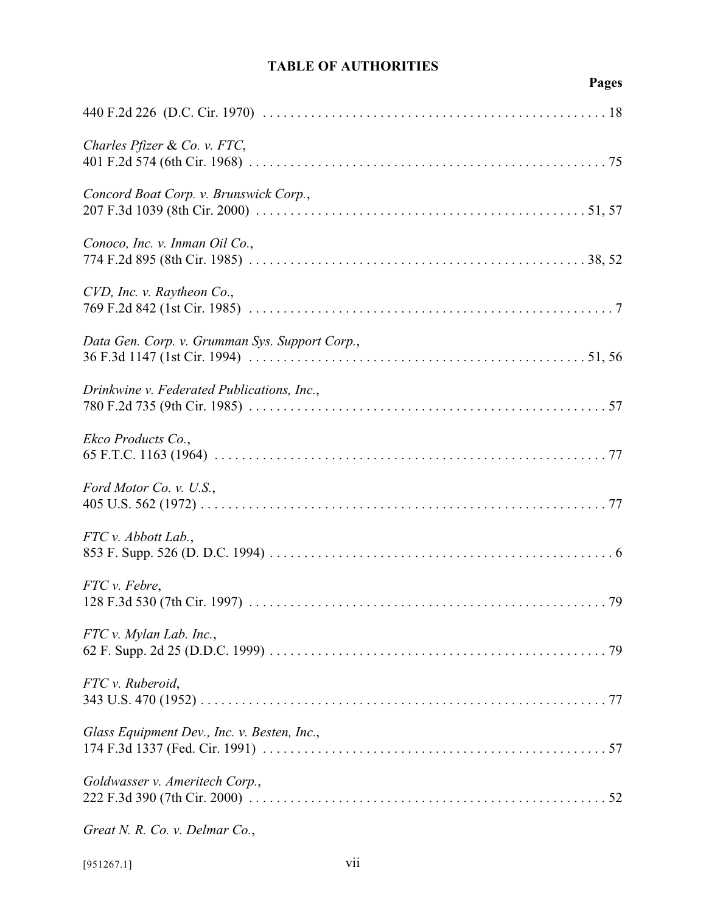**TABLE OF AUTHORITIES**

**Pages**

440 F.2d 226 (D.C. Cir. 1970) . . . . . . . . . . . . . . . . . . . . . . . . . . . . . . . . . . . . . . . . . . . . . . . . . . 18

*Charles Pfizer & Co. v. FTC*,
401 F.2d 574 (6th Cir. 1968) . . . . . . . . . . . . . . . . . . . . . . . . . . . . . . . . . . . . . . . . . . . . . . . . . . . 75

*Concord Boat Corp. v. Brunswick Corp.*,
207 F.3d 1039 (8th Cir. 2000) . . . . . . . . . . . . . . . . . . . . . . . . . . . . . . . . . . . . . . . . . . . . . . . 51, 57

*Conoco, Inc. v. Inman Oil Co.*,
774 F.2d 895 (8th Cir. 1985) . . . . . . . . . . . . . . . . . . . . . . . . . . . . . . . . . . . . . . . . . . . . . . . . 38, 52

*CVD, Inc. v. Raytheon Co.*,
769 F.2d 842 (1st Cir. 1985) . . . . . . . . . . . . . . . . . . . . . . . . . . . . . . . . . . . . . . . . . . . . . . . . . . . . 7

*Data Gen. Corp. v. Grumman Sys. Support Corp.*,
36 F.3d 1147 (1st Cir. 1994) . . . . . . . . . . . . . . . . . . . . . . . . . . . . . . . . . . . . . . . . . . . . . . . . . 51, 56

*Drinkwine v. Federated Publications, Inc.*,
780 F.2d 735 (9th Cir. 1985) . . . . . . . . . . . . . . . . . . . . . . . . . . . . . . . . . . . . . . . . . . . . . . . . . . . 57

*Ekco Products Co.*,
65 F.T.C. 1163 (1964) . . . . . . . . . . . . . . . . . . . . . . . . . . . . . . . . . . . . . . . . . . . . . . . . . . . . . . . . 77

*Ford Motor Co. v. U.S.*,
405 U.S. 562 (1972) . . . . . . . . . . . . . . . . . . . . . . . . . . . . . . . . . . . . . . . . . . . . . . . . . . . . . . . . . . 77

*FTC v. Abbott Lab.*,
853 F. Supp. 526 (D. D.C. 1994) . . . . . . . . . . . . . . . . . . . . . . . . . . . . . . . . . . . . . . . . . . . . . . . . . 6

*FTC v. Febre*,
128 F.3d 530 (7th Cir. 1997) . . . . . . . . . . . . . . . . . . . . . . . . . . . . . . . . . . . . . . . . . . . . . . . . . . . 79

*FTC v. Mylan Lab. Inc.*,
62 F. Supp. 2d 25 (D.D.C. 1999) . . . . . . . . . . . . . . . . . . . . . . . . . . . . . . . . . . . . . . . . . . . . . . . . 79

*FTC v. Ruberoid*,
343 U.S. 470 (1952) . . . . . . . . . . . . . . . . . . . . . . . . . . . . . . . . . . . . . . . . . . . . . . . . . . . . . . . . . . 77

*Glass Equipment Dev., Inc. v. Besten, Inc.*,
174 F.3d 1337 (Fed. Cir. 1991) . . . . . . . . . . . . . . . . . . . . . . . . . . . . . . . . . . . . . . . . . . . . . . . . . . 57

*Goldwasser v. Ameritech Corp.*,
222 F.3d 390 (7th Cir. 2000) . . . . . . . . . . . . . . . . . . . . . . . . . . . . . . . . . . . . . . . . . . . . . . . . . . . 52

*Great N. R. Co. v. Delmar Co.*,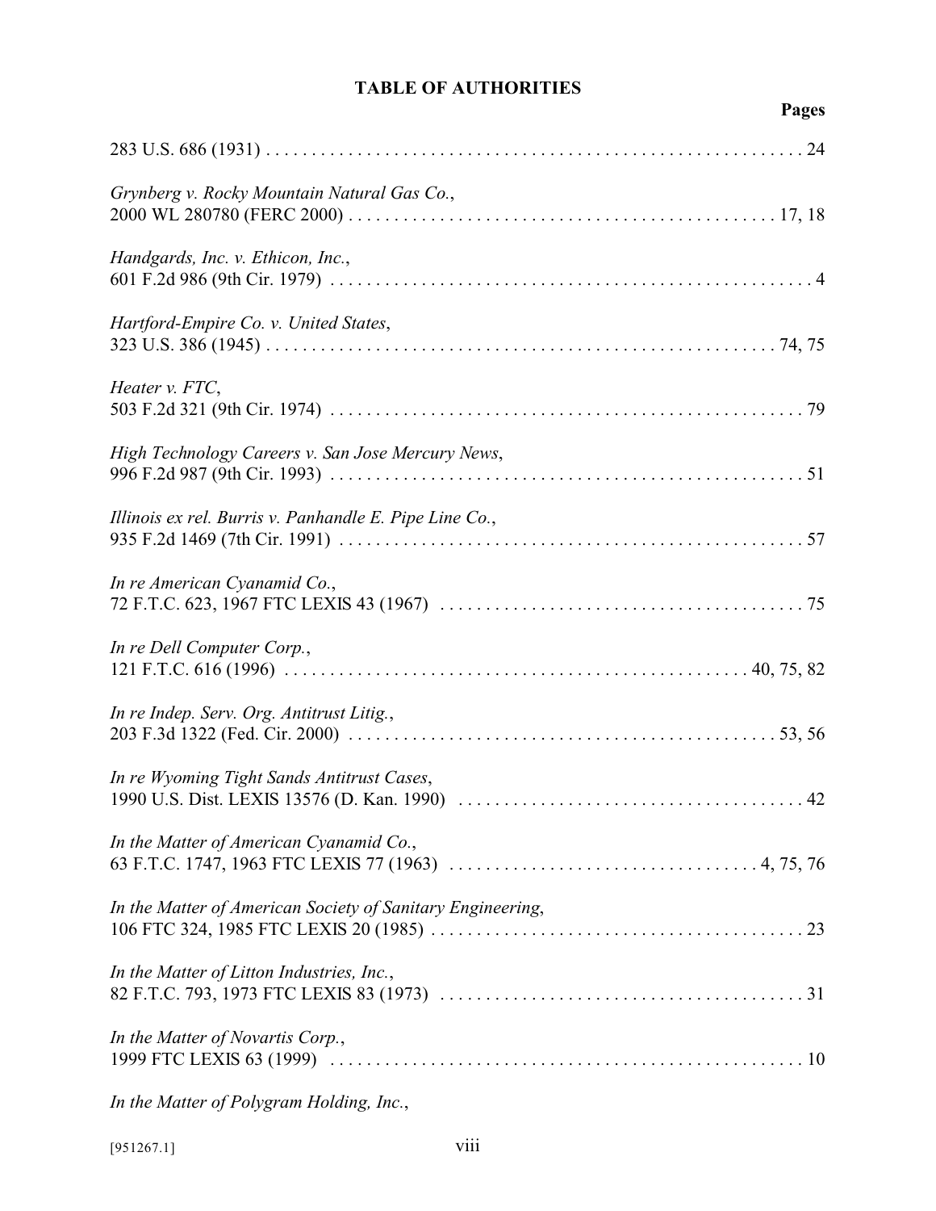## TABLE OF AUTHORITIES

**Pages**

283 U.S. 686 (1931) . . . . . . . . . . . . . . . . . . . . . . . . . . . . . . . . . . . . . . . . . . . . . . . . . . . . . . . . . . 24

*Grynberg v. Rocky Mountain Natural Gas Co.*,
2000 WL 280780 (FERC 2000) . . . . . . . . . . . . . . . . . . . . . . . . . . . . . . . . . . . . . . . . . . . . . . . 17, 18

*Handgards, Inc. v. Ethicon, Inc.*,
601 F.2d 986 (9th Cir. 1979) . . . . . . . . . . . . . . . . . . . . . . . . . . . . . . . . . . . . . . . . . . . . . . . . . . . . 4

*Hartford-Empire Co. v. United States*,
323 U.S. 386 (1945) . . . . . . . . . . . . . . . . . . . . . . . . . . . . . . . . . . . . . . . . . . . . . . . . . . . . . . 74, 75

*Heater v. FTC*,
503 F.2d 321 (9th Cir. 1974) . . . . . . . . . . . . . . . . . . . . . . . . . . . . . . . . . . . . . . . . . . . . . . . . . . . 79

*High Technology Careers v. San Jose Mercury News*,
996 F.2d 987 (9th Cir. 1993) . . . . . . . . . . . . . . . . . . . . . . . . . . . . . . . . . . . . . . . . . . . . . . . . . . . 51

*Illinois ex rel. Burris v. Panhandle E. Pipe Line Co.*,
935 F.2d 1469 (7th Cir. 1991) . . . . . . . . . . . . . . . . . . . . . . . . . . . . . . . . . . . . . . . . . . . . . . . . . . 57

*In re American Cyanamid Co.*,
72 F.T.C. 623, 1967 FTC LEXIS 43 (1967) . . . . . . . . . . . . . . . . . . . . . . . . . . . . . . . . . . . . . . . 75

*In re Dell Computer Corp.*,
121 F.T.C. 616 (1996) . . . . . . . . . . . . . . . . . . . . . . . . . . . . . . . . . . . . . . . . . . . . . . . . . 40, 75, 82

*In re Indep. Serv. Org. Antitrust Litig.*,
203 F.3d 1322 (Fed. Cir. 2000) . . . . . . . . . . . . . . . . . . . . . . . . . . . . . . . . . . . . . . . . . . . . . . 53, 56

*In re Wyoming Tight Sands Antitrust Cases*,
1990 U.S. Dist. LEXIS 13576 (D. Kan. 1990) . . . . . . . . . . . . . . . . . . . . . . . . . . . . . . . . . . . . . 42

*In the Matter of American Cyanamid Co.*,
63 F.T.C. 1747, 1963 FTC LEXIS 77 (1963) . . . . . . . . . . . . . . . . . . . . . . . . . . . . . . . . . 4, 75, 76

*In the Matter of American Society of Sanitary Engineering*,
106 FTC 324, 1985 FTC LEXIS 20 (1985) . . . . . . . . . . . . . . . . . . . . . . . . . . . . . . . . . . . . . . . 23

*In the Matter of Litton Industries, Inc.*,
82 F.T.C. 793, 1973 FTC LEXIS 83 (1973) . . . . . . . . . . . . . . . . . . . . . . . . . . . . . . . . . . . . . . . 31

*In the Matter of Novartis Corp.*,
1999 FTC LEXIS 63 (1999) . . . . . . . . . . . . . . . . . . . . . . . . . . . . . . . . . . . . . . . . . . . . . . . . . . . 10

*In the Matter of Polygram Holding, Inc.*,

[951267.1]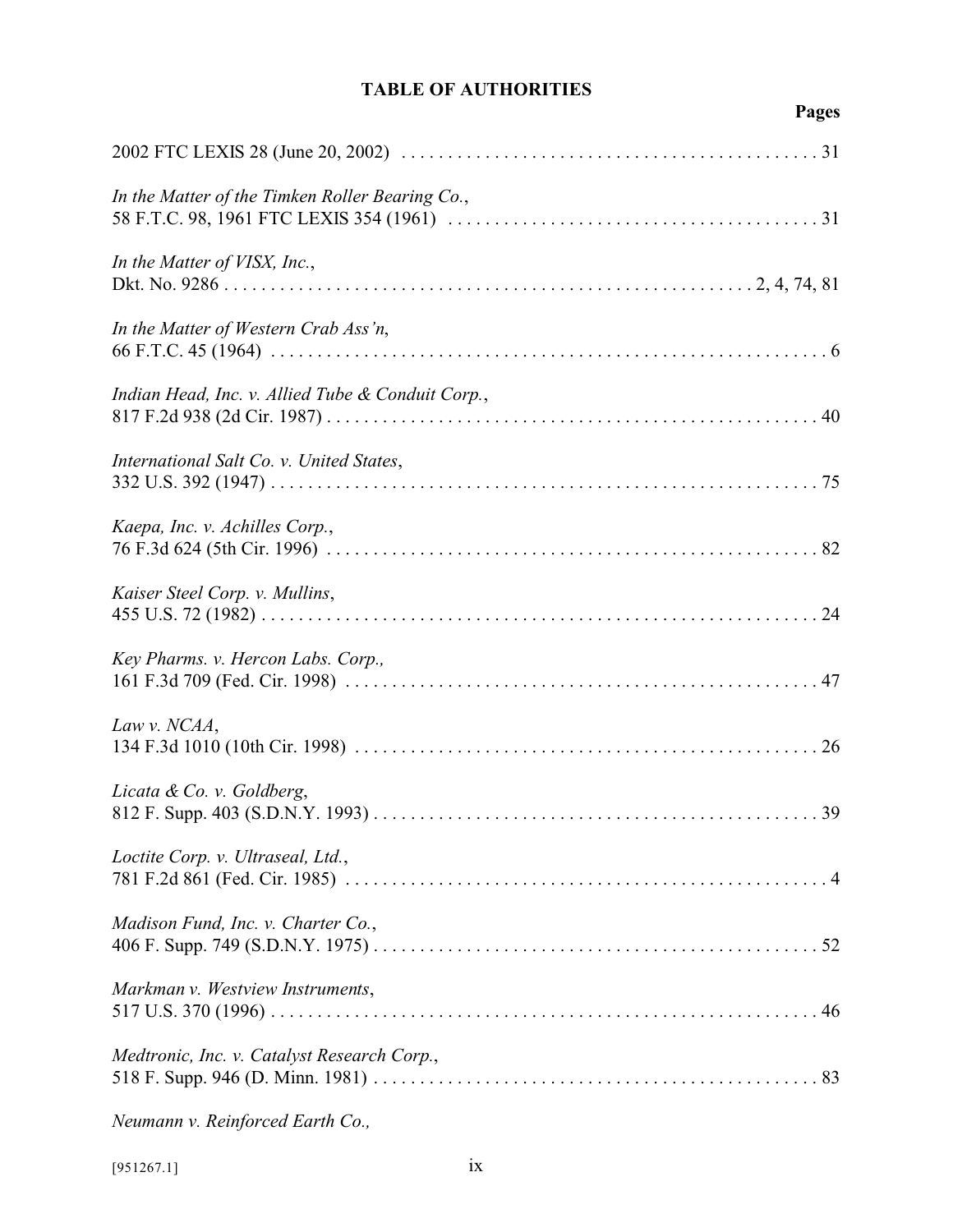**TABLE OF AUTHORITIES**

**Pages**

2002 FTC LEXIS 28 (June 20, 2002) . . . . . . . . . . . . . . . . . . . . . . . . . . . . . . . . . . . . . . . . . . . . 31

*In the Matter of the Timken Roller Bearing Co.*,
58 F.T.C. 98, 1961 FTC LEXIS 354 (1961) . . . . . . . . . . . . . . . . . . . . . . . . . . . . . . . . . . . . . . . . 31

*In the Matter of VISX, Inc.*,
Dkt. No. 9286 . . . . . . . . . . . . . . . . . . . . . . . . . . . . . . . . . . . . . . . . . . . . . . . . . . . . . 2, 4, 74, 81

*In the Matter of Western Crab Ass'n*,
66 F.T.C. 45 (1964) . . . . . . . . . . . . . . . . . . . . . . . . . . . . . . . . . . . . . . . . . . . . . . . . . . . . . . . . . . . 6

*Indian Head, Inc. v. Allied Tube & Conduit Corp.*,
817 F.2d 938 (2d Cir. 1987) . . . . . . . . . . . . . . . . . . . . . . . . . . . . . . . . . . . . . . . . . . . . . . . . . . . . 40

*International Salt Co. v. United States*,
332 U.S. 392 (1947) . . . . . . . . . . . . . . . . . . . . . . . . . . . . . . . . . . . . . . . . . . . . . . . . . . . . . . . . . . 75

*Kaepa, Inc. v. Achilles Corp.*,
76 F.3d 624 (5th Cir. 1996) . . . . . . . . . . . . . . . . . . . . . . . . . . . . . . . . . . . . . . . . . . . . . . . . . . . . 82

*Kaiser Steel Corp. v. Mullins*,
455 U.S. 72 (1982) . . . . . . . . . . . . . . . . . . . . . . . . . . . . . . . . . . . . . . . . . . . . . . . . . . . . . . . . . . . 24

*Key Pharms. v. Hercon Labs. Corp.*,
161 F.3d 709 (Fed. Cir. 1998) . . . . . . . . . . . . . . . . . . . . . . . . . . . . . . . . . . . . . . . . . . . . . . . . . . 47

*Law v. NCAA*,
134 F.3d 1010 (10th Cir. 1998) . . . . . . . . . . . . . . . . . . . . . . . . . . . . . . . . . . . . . . . . . . . . . . . . . 26

*Licata & Co. v. Goldberg*,
812 F. Supp. 403 (S.D.N.Y. 1993) . . . . . . . . . . . . . . . . . . . . . . . . . . . . . . . . . . . . . . . . . . . . . . . 39

*Loctite Corp. v. Ultraseal, Ltd.*,
781 F.2d 861 (Fed. Cir. 1985) . . . . . . . . . . . . . . . . . . . . . . . . . . . . . . . . . . . . . . . . . . . . . . . . . . . 4

*Madison Fund, Inc. v. Charter Co.*,
406 F. Supp. 749 (S.D.N.Y. 1975) . . . . . . . . . . . . . . . . . . . . . . . . . . . . . . . . . . . . . . . . . . . . . . . 52

*Markman v. Westview Instruments*,
517 U.S. 370 (1996) . . . . . . . . . . . . . . . . . . . . . . . . . . . . . . . . . . . . . . . . . . . . . . . . . . . . . . . . . . 46

*Medtronic, Inc. v. Catalyst Research Corp.*,
518 F. Supp. 946 (D. Minn. 1981) . . . . . . . . . . . . . . . . . . . . . . . . . . . . . . . . . . . . . . . . . . . . . . . 83

*Neumann v. Reinforced Earth Co.*,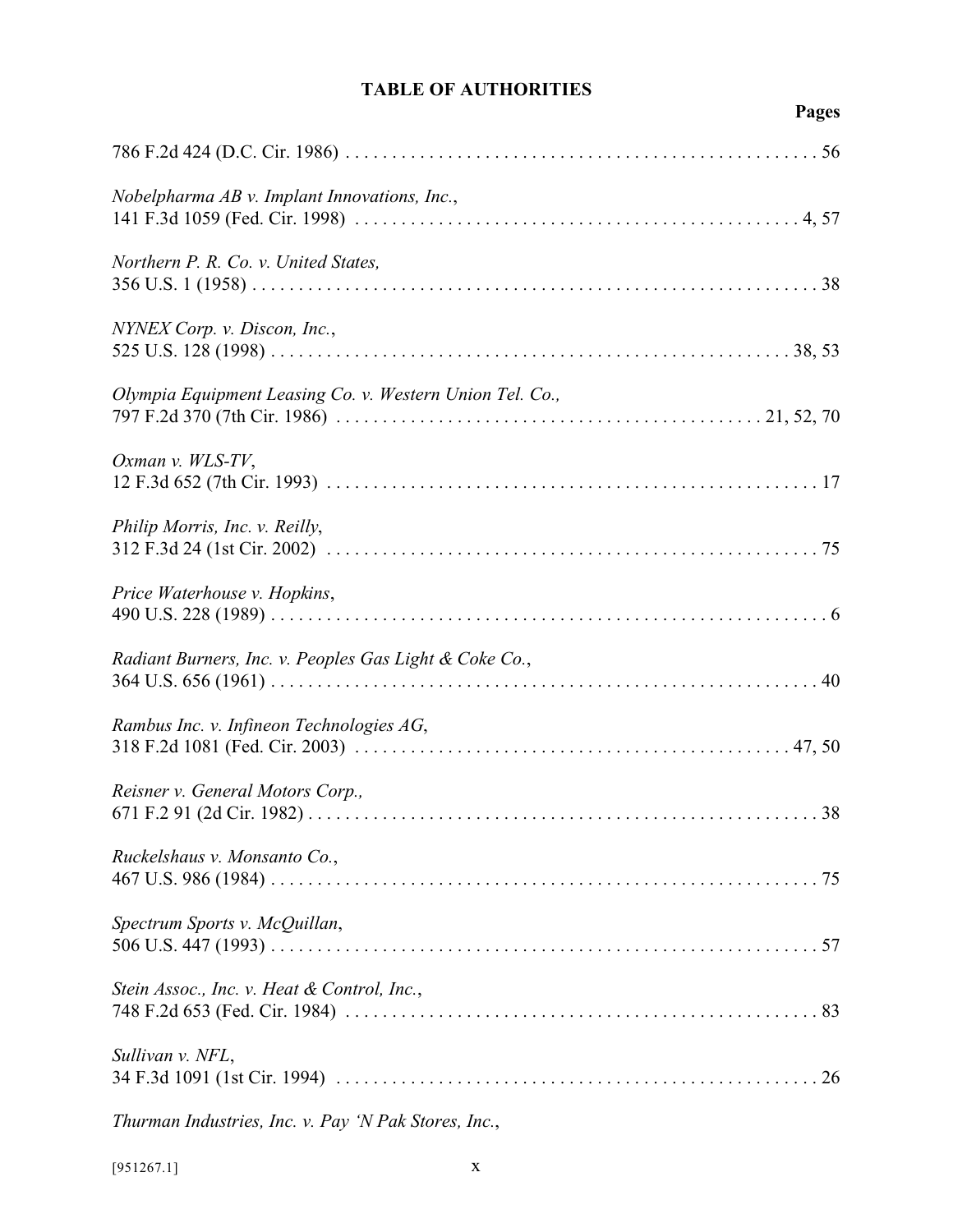**TABLE OF AUTHORITIES**

**Pages**

786 F.2d 424 (D.C. Cir. 1986) . . . . . . . . . . . . . . . . . . . . . . . . . . . . . . . . . . . . . . . . . . . . . . . . . . . 56

*Nobelpharma AB v. Implant Innovations, Inc.*,
141 F.3d 1059 (Fed. Cir. 1998) . . . . . . . . . . . . . . . . . . . . . . . . . . . . . . . . . . . . . . . . . . . . . . . . 4, 57

*Northern P. R. Co. v. United States,*
356 U.S. 1 (1958) . . . . . . . . . . . . . . . . . . . . . . . . . . . . . . . . . . . . . . . . . . . . . . . . . . . . . . . . . . . . 38

*NYNEX Corp. v. Discon, Inc.*,
525 U.S. 128 (1998) . . . . . . . . . . . . . . . . . . . . . . . . . . . . . . . . . . . . . . . . . . . . . . . . . . . . . . . 38, 53

*Olympia Equipment Leasing Co. v. Western Union Tel. Co.,*
797 F.2d 370 (7th Cir. 1986) . . . . . . . . . . . . . . . . . . . . . . . . . . . . . . . . . . . . . . . . . . . . . 21, 52, 70

*Oxman v. WLS-TV*,
12 F.3d 652 (7th Cir. 1993) . . . . . . . . . . . . . . . . . . . . . . . . . . . . . . . . . . . . . . . . . . . . . . . . . . . . 17

*Philip Morris, Inc. v. Reilly*,
312 F.3d 24 (1st Cir. 2002) . . . . . . . . . . . . . . . . . . . . . . . . . . . . . . . . . . . . . . . . . . . . . . . . . . . . 75

*Price Waterhouse v. Hopkins*,
490 U.S. 228 (1989) . . . . . . . . . . . . . . . . . . . . . . . . . . . . . . . . . . . . . . . . . . . . . . . . . . . . . . . . . . . 6

*Radiant Burners, Inc. v. Peoples Gas Light & Coke Co.*,
364 U.S. 656 (1961) . . . . . . . . . . . . . . . . . . . . . . . . . . . . . . . . . . . . . . . . . . . . . . . . . . . . . . . . . . 40

*Rambus Inc. v. Infineon Technologies AG*,
318 F.2d 1081 (Fed. Cir. 2003) . . . . . . . . . . . . . . . . . . . . . . . . . . . . . . . . . . . . . . . . . . . . . . . 47, 50

*Reisner v. General Motors Corp.,*
671 F.2 91 (2d Cir. 1982) . . . . . . . . . . . . . . . . . . . . . . . . . . . . . . . . . . . . . . . . . . . . . . . . . . . . . . 38

*Ruckelshaus v. Monsanto Co.*,
467 U.S. 986 (1984) . . . . . . . . . . . . . . . . . . . . . . . . . . . . . . . . . . . . . . . . . . . . . . . . . . . . . . . . . . 75

*Spectrum Sports v. McQuillan*,
506 U.S. 447 (1993) . . . . . . . . . . . . . . . . . . . . . . . . . . . . . . . . . . . . . . . . . . . . . . . . . . . . . . . . . . 57

*Stein Assoc., Inc. v. Heat & Control, Inc.*,
748 F.2d 653 (Fed. Cir. 1984) . . . . . . . . . . . . . . . . . . . . . . . . . . . . . . . . . . . . . . . . . . . . . . . . . . 83

*Sullivan v. NFL*,
34 F.3d 1091 (1st Cir. 1994) . . . . . . . . . . . . . . . . . . . . . . . . . . . . . . . . . . . . . . . . . . . . . . . . . . . 26

*Thurman Industries, Inc. v. Pay 'N Pak Stores, Inc.*,

[951267.1]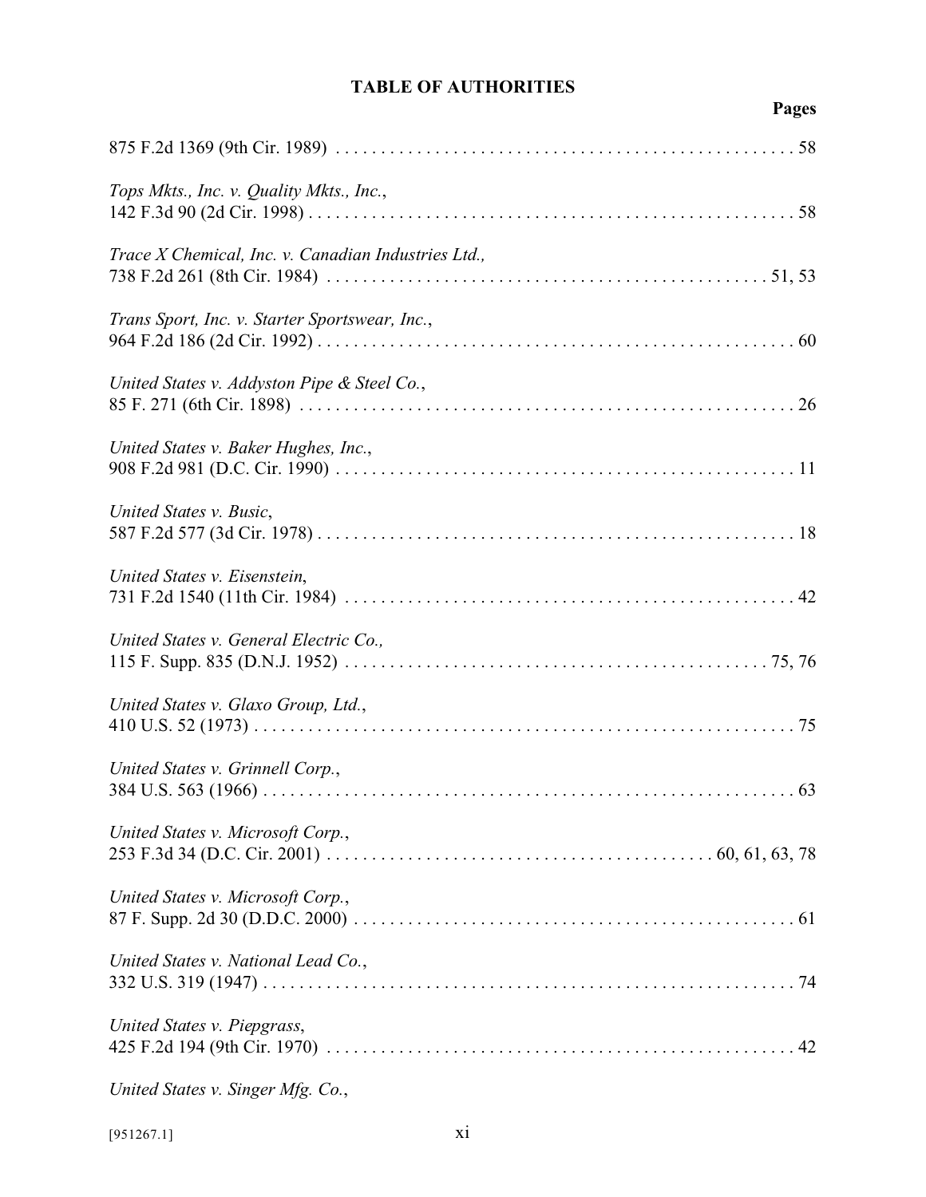**TABLE OF AUTHORITIES**

**Pages**

875 F.2d 1369 (9th Cir. 1989) . . . . . . . . . . . . . . . . . . . . . . . . . . . . . . . . . . . . . . . . . . . . . . . . . . . 58

*Tops Mkts., Inc. v. Quality Mkts., Inc.*,
142 F.3d 90 (2d Cir. 1998) . . . . . . . . . . . . . . . . . . . . . . . . . . . . . . . . . . . . . . . . . . . . . . . . . . . . . 58

*Trace X Chemical, Inc. v. Canadian Industries Ltd.,*
738 F.2d 261 (8th Cir. 1984) . . . . . . . . . . . . . . . . . . . . . . . . . . . . . . . . . . . . . . . . . . . . . . . . 51, 53

*Trans Sport, Inc. v. Starter Sportswear, Inc.*,
964 F.2d 186 (2d Cir. 1992) . . . . . . . . . . . . . . . . . . . . . . . . . . . . . . . . . . . . . . . . . . . . . . . . . . . . 60

*United States v. Addyston Pipe & Steel Co.*,
85 F. 271 (6th Cir. 1898) . . . . . . . . . . . . . . . . . . . . . . . . . . . . . . . . . . . . . . . . . . . . . . . . . . . . . . 26

*United States v. Baker Hughes, Inc.*,
908 F.2d 981 (D.C. Cir. 1990) . . . . . . . . . . . . . . . . . . . . . . . . . . . . . . . . . . . . . . . . . . . . . . . . . . . 11

*United States v. Busic*,
587 F.2d 577 (3d Cir. 1978) . . . . . . . . . . . . . . . . . . . . . . . . . . . . . . . . . . . . . . . . . . . . . . . . . . . . . 18

*United States v. Eisenstein*,
731 F.2d 1540 (11th Cir. 1984) . . . . . . . . . . . . . . . . . . . . . . . . . . . . . . . . . . . . . . . . . . . . . . . . . 42

*United States v. General Electric Co.,*
115 F. Supp. 835 (D.N.J. 1952) . . . . . . . . . . . . . . . . . . . . . . . . . . . . . . . . . . . . . . . . . . . . . . 75, 76

*United States v. Glaxo Group, Ltd.*,
410 U.S. 52 (1973) . . . . . . . . . . . . . . . . . . . . . . . . . . . . . . . . . . . . . . . . . . . . . . . . . . . . . . . . . . . 75

*United States v. Grinnell Corp.*,
384 U.S. 563 (1966) . . . . . . . . . . . . . . . . . . . . . . . . . . . . . . . . . . . . . . . . . . . . . . . . . . . . . . . . . . 63

*United States v. Microsoft Corp.*,
253 F.3d 34 (D.C. Cir. 2001) . . . . . . . . . . . . . . . . . . . . . . . . . . . . . . . . . . . . . . . . . 60, 61, 63, 78

*United States v. Microsoft Corp.*,
87 F. Supp. 2d 30 (D.D.C. 2000) . . . . . . . . . . . . . . . . . . . . . . . . . . . . . . . . . . . . . . . . . . . . . . . . . 61

*United States v. National Lead Co.*,
332 U.S. 319 (1947) . . . . . . . . . . . . . . . . . . . . . . . . . . . . . . . . . . . . . . . . . . . . . . . . . . . . . . . . . . 74

*United States v. Piepgrass*,
425 F.2d 194 (9th Cir. 1970) . . . . . . . . . . . . . . . . . . . . . . . . . . . . . . . . . . . . . . . . . . . . . . . . . . . 42

*United States v. Singer Mfg. Co.*,

[951267.1]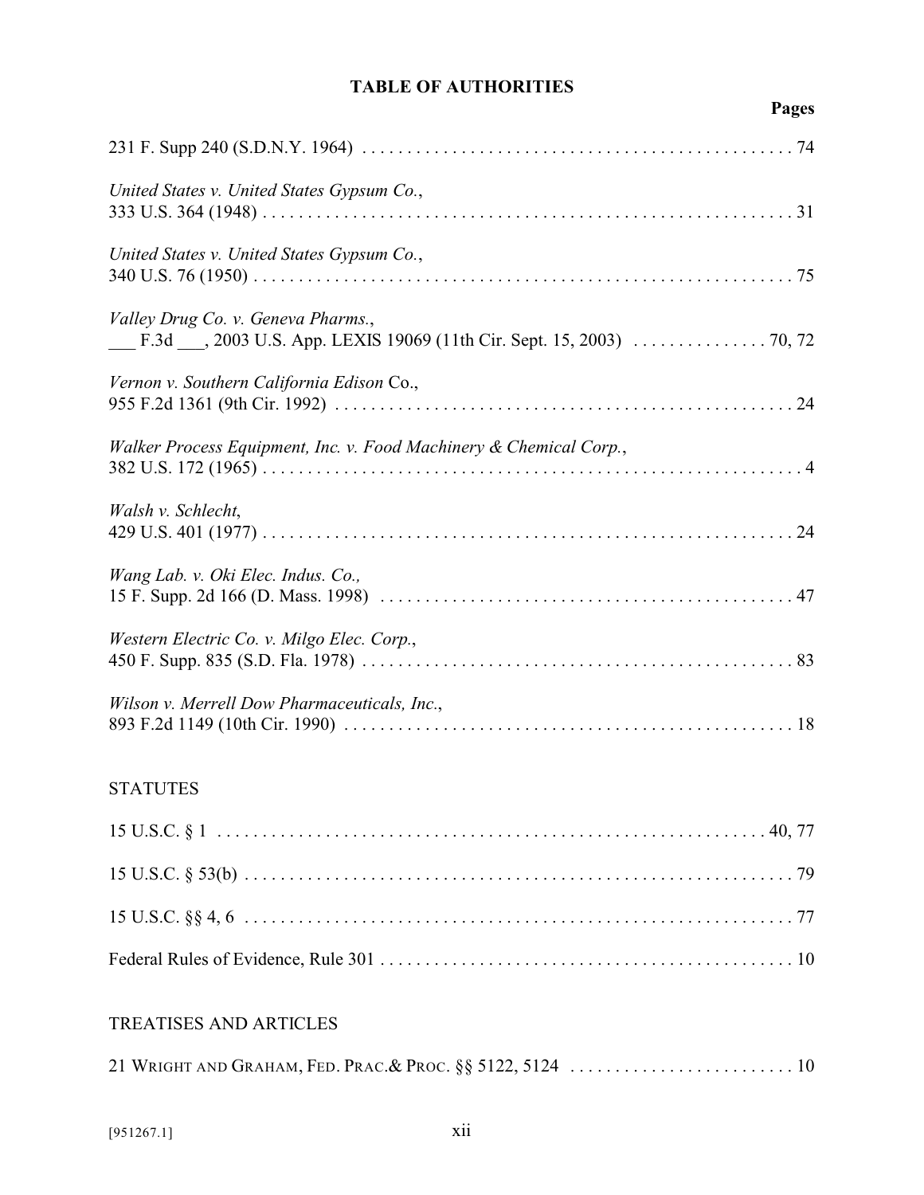**TABLE OF AUTHORITIES**

**Pages**

231 F. Supp 240 (S.D.N.Y. 1964) . . . . . . . . . . . . . . . . . . . . . . . . . . . . . . . . . . . . . . . . . . . . . . . . 74

*United States v. United States Gypsum Co.*,
333 U.S. 364 (1948) . . . . . . . . . . . . . . . . . . . . . . . . . . . . . . . . . . . . . . . . . . . . . . . . . . . . . . . . . . . 31

*United States v. United States Gypsum Co.*,
340 U.S. 76 (1950) . . . . . . . . . . . . . . . . . . . . . . . . . . . . . . . . . . . . . . . . . . . . . . . . . . . . . . . . . . . . 75

*Valley Drug Co. v. Geneva Pharms.*,
___ F.3d ___, 2003 U.S. App. LEXIS 19069 (11th Cir. Sept. 15, 2003) . . . . . . . . . . . . . . . 70, 72

*Vernon v. Southern California Edison* Co.,
955 F.2d 1361 (9th Cir. 1992) . . . . . . . . . . . . . . . . . . . . . . . . . . . . . . . . . . . . . . . . . . . . . . . . . . 24

*Walker Process Equipment, Inc. v. Food Machinery & Chemical Corp.*,
382 U.S. 172 (1965) . . . . . . . . . . . . . . . . . . . . . . . . . . . . . . . . . . . . . . . . . . . . . . . . . . . . . . . . . . . 4

*Walsh v. Schlecht*,
429 U.S. 401 (1977) . . . . . . . . . . . . . . . . . . . . . . . . . . . . . . . . . . . . . . . . . . . . . . . . . . . . . . . . . . . 24

*Wang Lab. v. Oki Elec. Indus. Co.,*
15 F. Supp. 2d 166 (D. Mass. 1998) . . . . . . . . . . . . . . . . . . . . . . . . . . . . . . . . . . . . . . . . . . . . . 47

*Western Electric Co. v. Milgo Elec. Corp.*,
450 F. Supp. 835 (S.D. Fla. 1978) . . . . . . . . . . . . . . . . . . . . . . . . . . . . . . . . . . . . . . . . . . . . . . . 83

*Wilson v. Merrell Dow Pharmaceuticals, Inc.*,
893 F.2d 1149 (10th Cir. 1990) . . . . . . . . . . . . . . . . . . . . . . . . . . . . . . . . . . . . . . . . . . . . . . . . . 18

STATUTES

15 U.S.C. § 1 . . . . . . . . . . . . . . . . . . . . . . . . . . . . . . . . . . . . . . . . . . . . . . . . . . . . . . . . . . . . . 40, 77

15 U.S.C. § 53(b) . . . . . . . . . . . . . . . . . . . . . . . . . . . . . . . . . . . . . . . . . . . . . . . . . . . . . . . . . . . . . 79

15 U.S.C. §§ 4, 6 . . . . . . . . . . . . . . . . . . . . . . . . . . . . . . . . . . . . . . . . . . . . . . . . . . . . . . . . . . . . . 77

Federal Rules of Evidence, Rule 301 . . . . . . . . . . . . . . . . . . . . . . . . . . . . . . . . . . . . . . . . . . . . . . 10

TREATISES AND ARTICLES

21 WRIGHT AND GRAHAM, FED. PRAC.& PROC. §§ 5122, 5124 . . . . . . . . . . . . . . . . . . . . . . . . . 10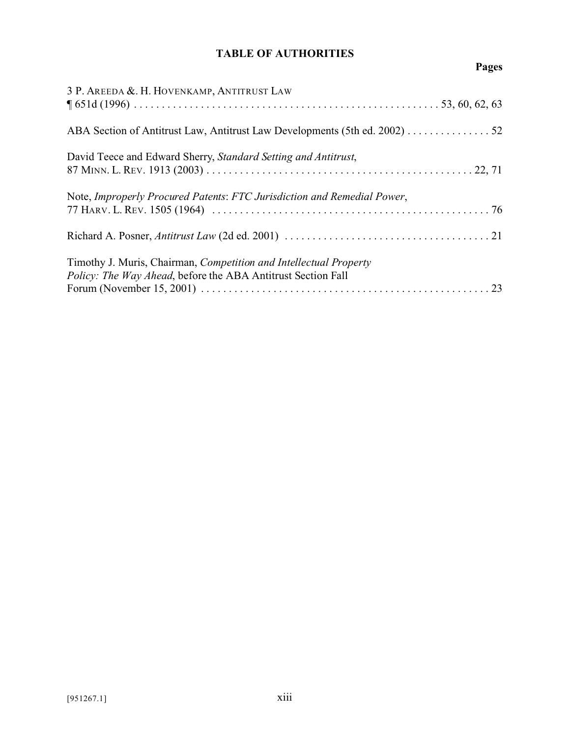## TABLE OF AUTHORITIES

**Pages**

3 P. AREEDA &. H. HOVENKAMP, ANTITRUST LAW ¶ 651d (1996) . . . . . . . . . . . . . . . . . . . . . . . . . . . . . . . . . . . . . . . . . . . . . . . . . . . . . 53, 60, 62, 63

ABA Section of Antitrust Law, Antitrust Law Developments (5th ed. 2002) . . . . . . . . . . . . . . . 52

David Teece and Edward Sherry, *Standard Setting and Antitrust*, 87 MINN. L. REV. 1913 (2003) . . . . . . . . . . . . . . . . . . . . . . . . . . . . . . . . . . . . . . . . . . . . . . . 22, 71

Note, *Improperly Procured Patents*: *FTC Jurisdiction and Remedial Power*, 77 HARV. L. REV. 1505 (1964) . . . . . . . . . . . . . . . . . . . . . . . . . . . . . . . . . . . . . . . . . . . . . . . . . . 76

Richard A. Posner, *Antitrust Law* (2d ed. 2001) . . . . . . . . . . . . . . . . . . . . . . . . . . . . . . . . . . . . . 21

Timothy J. Muris, Chairman, *Competition and Intellectual Property Policy: The Way Ahead*, before the ABA Antitrust Section Fall Forum (November 15, 2001) . . . . . . . . . . . . . . . . . . . . . . . . . . . . . . . . . . . . . . . . . . . . . . . . . . . . 23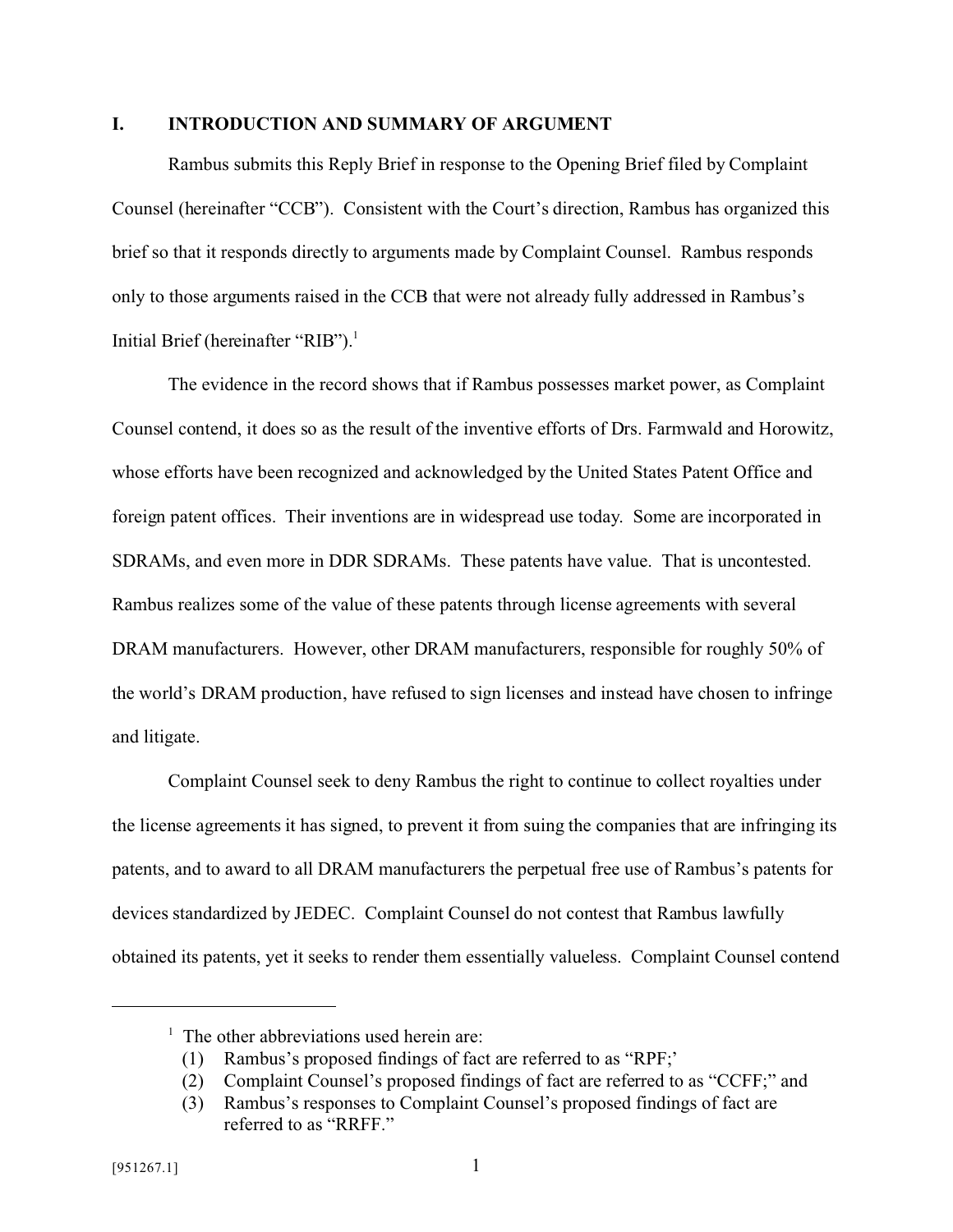## I. INTRODUCTION AND SUMMARY OF ARGUMENT

Rambus submits this Reply Brief in response to the Opening Brief filed by Complaint Counsel (hereinafter "CCB"). Consistent with the Court's direction, Rambus has organized this brief so that it responds directly to arguments made by Complaint Counsel. Rambus responds only to those arguments raised in the CCB that were not already fully addressed in Rambus's Initial Brief (hereinafter "RIB").[1]

The evidence in the record shows that if Rambus possesses market power, as Complaint Counsel contend, it does so as the result of the inventive efforts of Drs. Farmwald and Horowitz, whose efforts have been recognized and acknowledged by the United States Patent Office and foreign patent offices. Their inventions are in widespread use today. Some are incorporated in SDRAMs, and even more in DDR SDRAMs. These patents have value. That is uncontested. Rambus realizes some of the value of these patents through license agreements with several DRAM manufacturers. However, other DRAM manufacturers, responsible for roughly 50% of the world's DRAM production, have refused to sign licenses and instead have chosen to infringe and litigate.

Complaint Counsel seek to deny Rambus the right to continue to collect royalties under the license agreements it has signed, to prevent it from suing the companies that are infringing its patents, and to award to all DRAM manufacturers the perpetual free use of Rambus's patents for devices standardized by JEDEC. Complaint Counsel do not contest that Rambus lawfully obtained its patents, yet it seeks to render them essentially valueless. Complaint Counsel contend

---

[1] The other abbreviations used herein are:
(1) Rambus's proposed findings of fact are referred to as "RPF;'
(2) Complaint Counsel's proposed findings of fact are referred to as "CCFF;" and
(3) Rambus's responses to Complaint Counsel's proposed findings of fact are referred to as "RRFF."

[951267.1]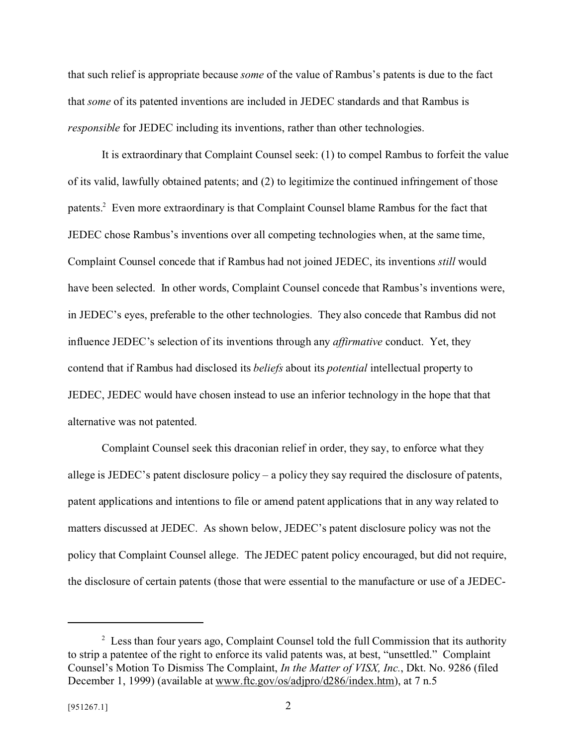that such relief is appropriate because *some* of the value of Rambus's patents is due to the fact that *some* of its patented inventions are included in JEDEC standards and that Rambus is *responsible* for JEDEC including its inventions, rather than other technologies.

It is extraordinary that Complaint Counsel seek: (1) to compel Rambus to forfeit the value of its valid, lawfully obtained patents; and (2) to legitimize the continued infringement of those patents.[2] Even more extraordinary is that Complaint Counsel blame Rambus for the fact that JEDEC chose Rambus's inventions over all competing technologies when, at the same time, Complaint Counsel concede that if Rambus had not joined JEDEC, its inventions *still* would have been selected. In other words, Complaint Counsel concede that Rambus's inventions were, in JEDEC's eyes, preferable to the other technologies. They also concede that Rambus did not influence JEDEC's selection of its inventions through any *affirmative* conduct. Yet, they contend that if Rambus had disclosed its *beliefs* about its *potential* intellectual property to JEDEC, JEDEC would have chosen instead to use an inferior technology in the hope that that alternative was not patented.

Complaint Counsel seek this draconian relief in order, they say, to enforce what they allege is JEDEC's patent disclosure policy – a policy they say required the disclosure of patents, patent applications and intentions to file or amend patent applications that in any way related to matters discussed at JEDEC. As shown below, JEDEC's patent disclosure policy was not the policy that Complaint Counsel allege. The JEDEC patent policy encouraged, but did not require, the disclosure of certain patents (those that were essential to the manufacture or use of a JEDEC-

---

[2] Less than four years ago, Complaint Counsel told the full Commission that its authority to strip a patentee of the right to enforce its valid patents was, at best, "unsettled." Complaint Counsel's Motion To Dismiss The Complaint, *In the Matter of VISX, Inc.*, Dkt. No. 9286 (filed December 1, 1999) (available at www.ftc.gov/os/adjpro/d286/index.htm), at 7 n.5

[951267.1]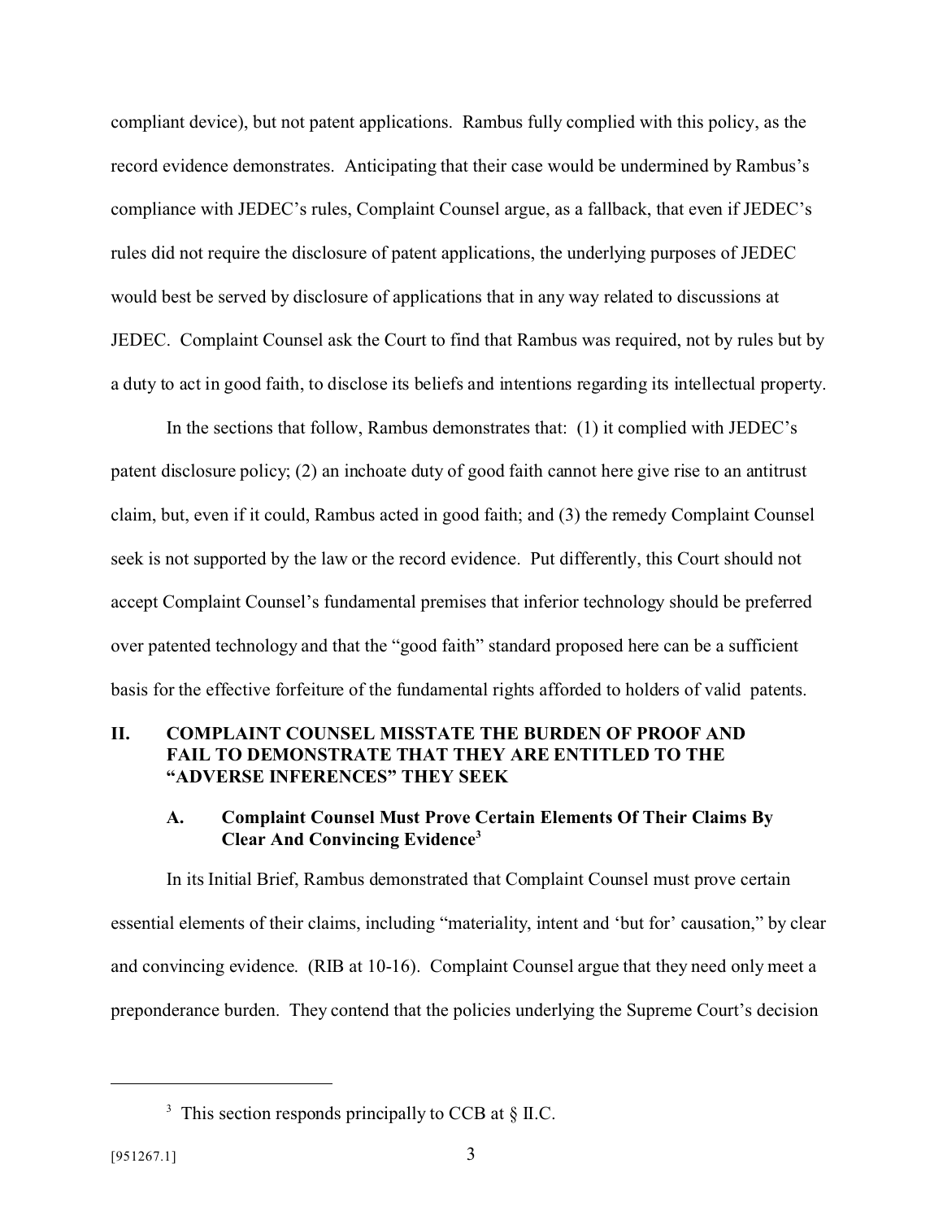compliant device), but not patent applications. Rambus fully complied with this policy, as the record evidence demonstrates. Anticipating that their case would be undermined by Rambus's compliance with JEDEC's rules, Complaint Counsel argue, as a fallback, that even if JEDEC's rules did not require the disclosure of patent applications, the underlying purposes of JEDEC would best be served by disclosure of applications that in any way related to discussions at JEDEC. Complaint Counsel ask the Court to find that Rambus was required, not by rules but by a duty to act in good faith, to disclose its beliefs and intentions regarding its intellectual property.

In the sections that follow, Rambus demonstrates that: (1) it complied with JEDEC's patent disclosure policy; (2) an inchoate duty of good faith cannot here give rise to an antitrust claim, but, even if it could, Rambus acted in good faith; and (3) the remedy Complaint Counsel seek is not supported by the law or the record evidence. Put differently, this Court should not accept Complaint Counsel's fundamental premises that inferior technology should be preferred over patented technology and that the "good faith" standard proposed here can be a sufficient basis for the effective forfeiture of the fundamental rights afforded to holders of valid patents.

## II. COMPLAINT COUNSEL MISSTATE THE BURDEN OF PROOF AND FAIL TO DEMONSTRATE THAT THEY ARE ENTITLED TO THE "ADVERSE INFERENCES" THEY SEEK

### A. Complaint Counsel Must Prove Certain Elements Of Their Claims By Clear And Convincing Evidence[3]

In its Initial Brief, Rambus demonstrated that Complaint Counsel must prove certain essential elements of their claims, including "materiality, intent and 'but for' causation," by clear and convincing evidence. (RIB at 10-16). Complaint Counsel argue that they need only meet a preponderance burden. They contend that the policies underlying the Supreme Court's decision

---

[3] This section responds principally to CCB at § II.C.

[951267.1]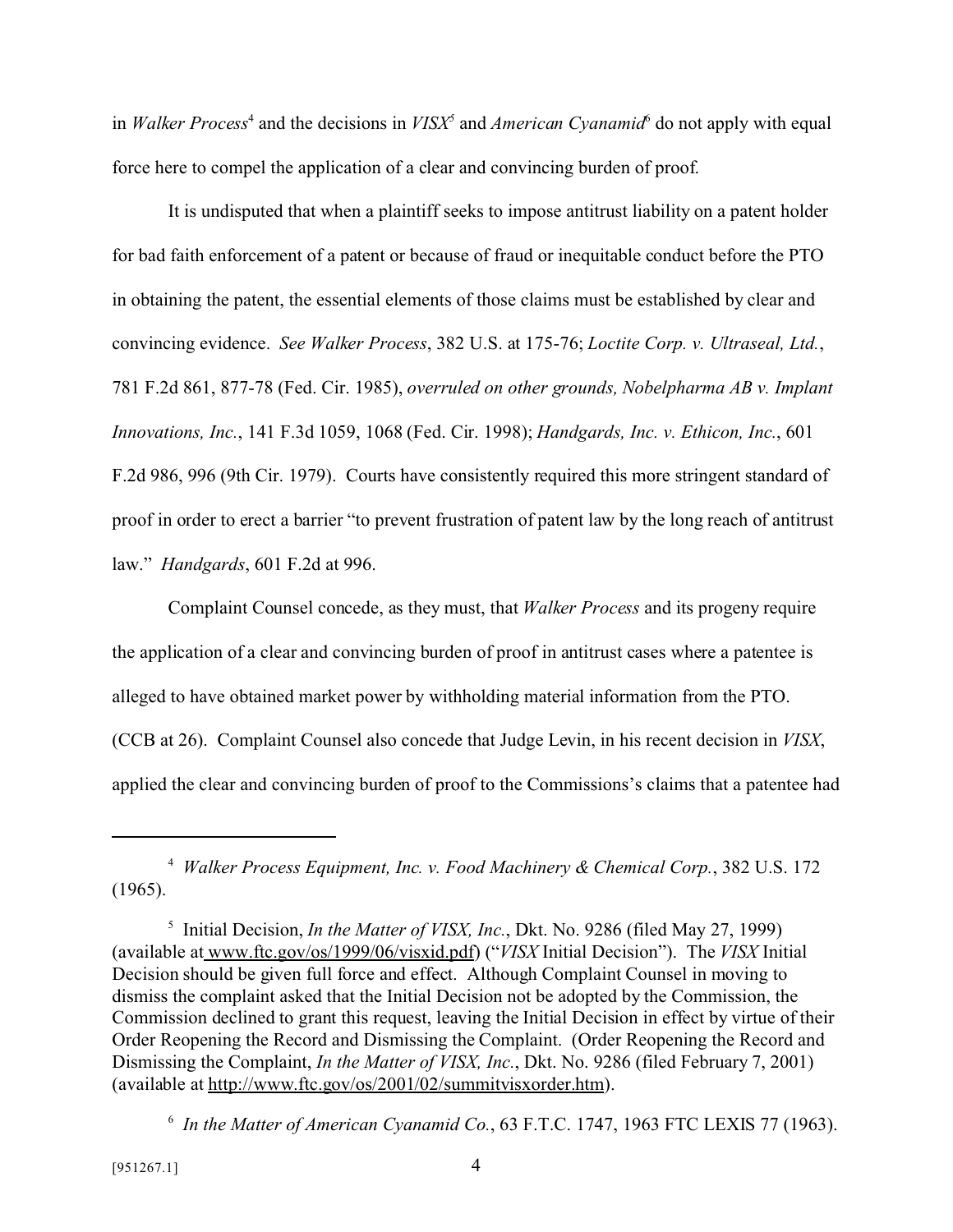in *Walker Process*[4] and the decisions in *VISX*[5] and *American Cyanamid*[6] do not apply with equal force here to compel the application of a clear and convincing burden of proof.

It is undisputed that when a plaintiff seeks to impose antitrust liability on a patent holder for bad faith enforcement of a patent or because of fraud or inequitable conduct before the PTO in obtaining the patent, the essential elements of those claims must be established by clear and convincing evidence. *See Walker Process*, 382 U.S. at 175-76; *Loctite Corp. v. Ultraseal, Ltd.*, 781 F.2d 861, 877-78 (Fed. Cir. 1985), *overruled on other grounds, Nobelpharma AB v. Implant Innovations, Inc.*, 141 F.3d 1059, 1068 (Fed. Cir. 1998); *Handgards, Inc. v. Ethicon, Inc.*, 601 F.2d 986, 996 (9th Cir. 1979). Courts have consistently required this more stringent standard of proof in order to erect a barrier "to prevent frustration of patent law by the long reach of antitrust law." *Handgards*, 601 F.2d at 996.

Complaint Counsel concede, as they must, that *Walker Process* and its progeny require the application of a clear and convincing burden of proof in antitrust cases where a patentee is alleged to have obtained market power by withholding material information from the PTO. (CCB at 26). Complaint Counsel also concede that Judge Levin, in his recent decision in *VISX*, applied the clear and convincing burden of proof to the Commissions's claims that a patentee had

---

[4] *Walker Process Equipment, Inc. v. Food Machinery & Chemical Corp.*, 382 U.S. 172 (1965).

[5] Initial Decision, *In the Matter of VISX, Inc.*, Dkt. No. 9286 (filed May 27, 1999) (available at www.ftc.gov/os/1999/06/visxid.pdf) ("*VISX* Initial Decision"). The *VISX* Initial Decision should be given full force and effect. Although Complaint Counsel in moving to dismiss the complaint asked that the Initial Decision not be adopted by the Commission, the Commission declined to grant this request, leaving the Initial Decision in effect by virtue of their Order Reopening the Record and Dismissing the Complaint. (Order Reopening the Record and Dismissing the Complaint, *In the Matter of VISX, Inc.*, Dkt. No. 9286 (filed February 7, 2001) (available at http://www.ftc.gov/os/2001/02/summitvisxorder.htm).

[6] *In the Matter of American Cyanamid Co.*, 63 F.T.C. 1747, 1963 FTC LEXIS 77 (1963).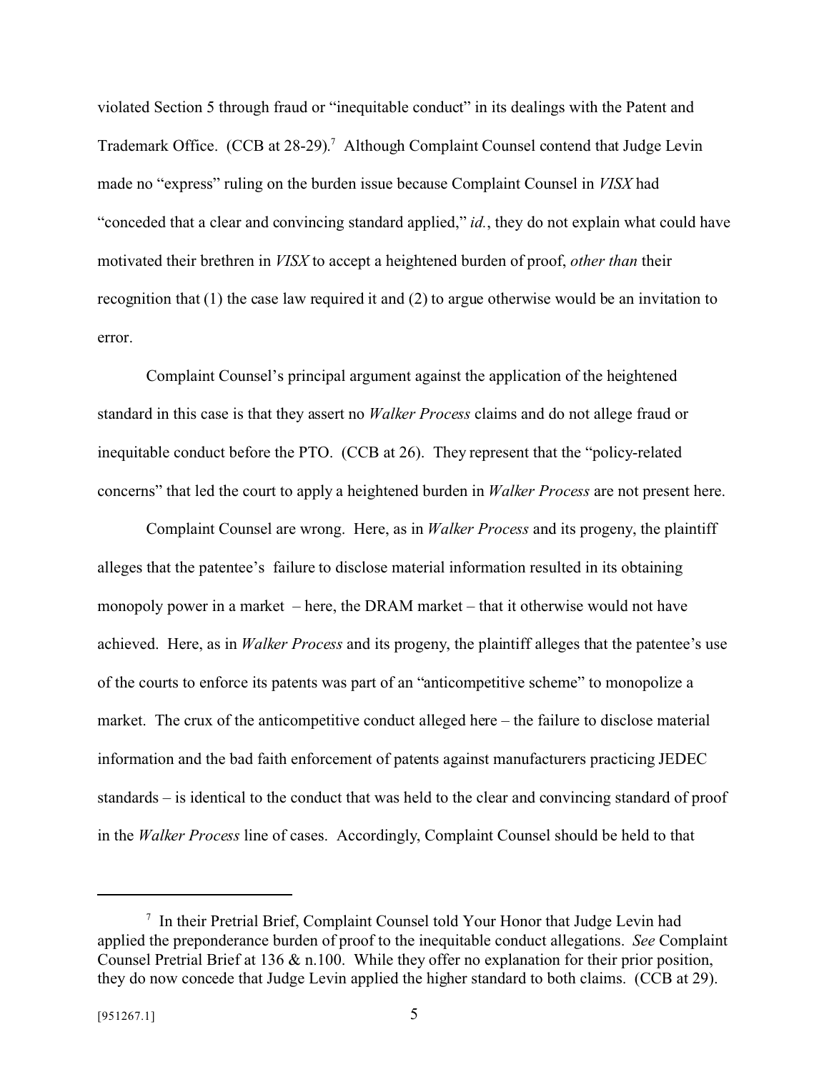violated Section 5 through fraud or "inequitable conduct" in its dealings with the Patent and Trademark Office. (CCB at 28-29).[7] Although Complaint Counsel contend that Judge Levin made no "express" ruling on the burden issue because Complaint Counsel in *VISX* had "conceded that a clear and convincing standard applied," *id.*, they do not explain what could have motivated their brethren in *VISX* to accept a heightened burden of proof, *other than* their recognition that (1) the case law required it and (2) to argue otherwise would be an invitation to error.

Complaint Counsel's principal argument against the application of the heightened standard in this case is that they assert no *Walker Process* claims and do not allege fraud or inequitable conduct before the PTO. (CCB at 26). They represent that the "policy-related concerns" that led the court to apply a heightened burden in *Walker Process* are not present here.

Complaint Counsel are wrong. Here, as in *Walker Process* and its progeny, the plaintiff alleges that the patentee's failure to disclose material information resulted in its obtaining monopoly power in a market – here, the DRAM market – that it otherwise would not have achieved. Here, as in *Walker Process* and its progeny, the plaintiff alleges that the patentee's use of the courts to enforce its patents was part of an "anticompetitive scheme" to monopolize a market. The crux of the anticompetitive conduct alleged here – the failure to disclose material information and the bad faith enforcement of patents against manufacturers practicing JEDEC standards – is identical to the conduct that was held to the clear and convincing standard of proof in the *Walker Process* line of cases. Accordingly, Complaint Counsel should be held to that

---

[7] In their Pretrial Brief, Complaint Counsel told Your Honor that Judge Levin had applied the preponderance burden of proof to the inequitable conduct allegations. *See* Complaint Counsel Pretrial Brief at 136 & n.100. While they offer no explanation for their prior position, they do now concede that Judge Levin applied the higher standard to both claims. (CCB at 29).

[951267.1]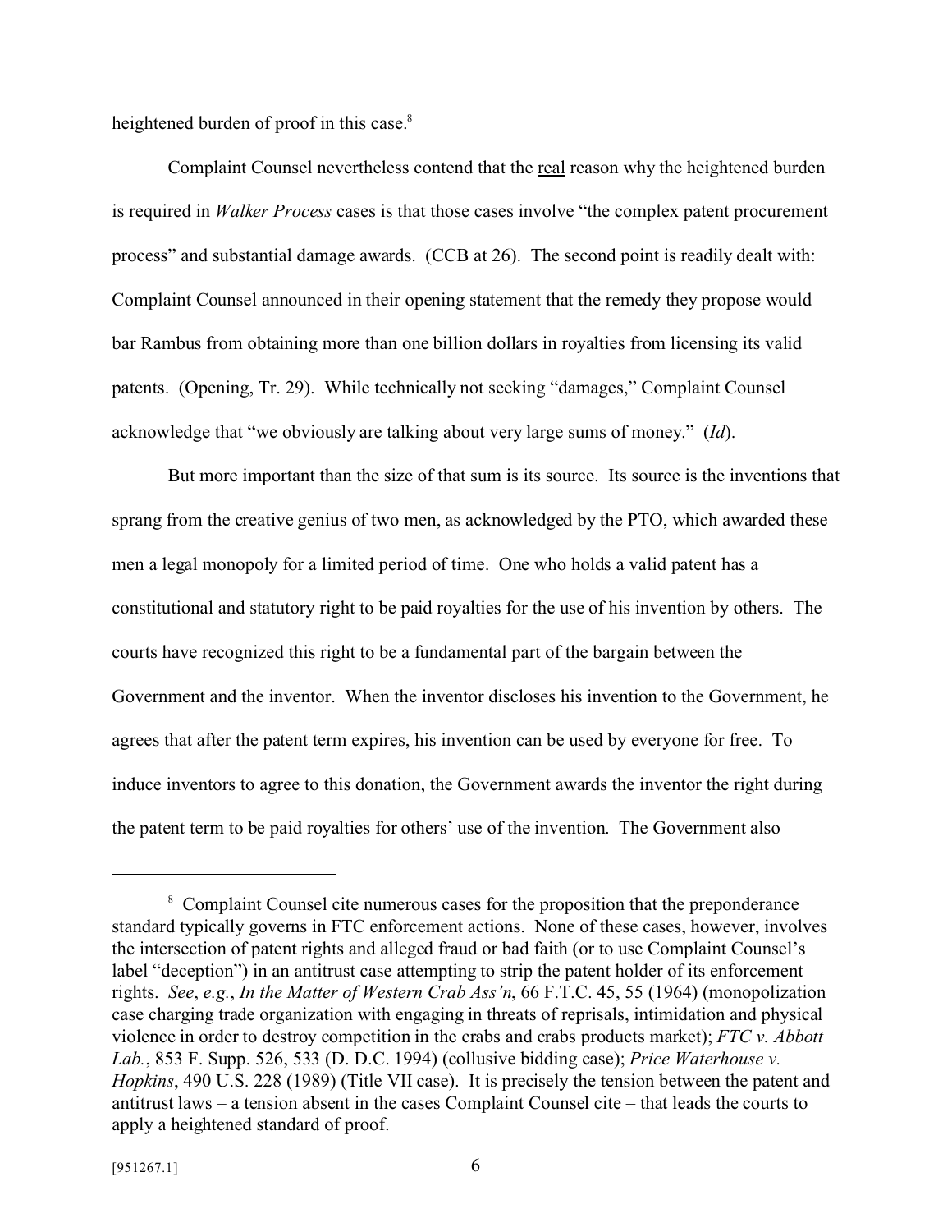heightened burden of proof in this case.[8]

Complaint Counsel nevertheless contend that the real reason why the heightened burden is required in *Walker Process* cases is that those cases involve "the complex patent procurement process" and substantial damage awards. (CCB at 26). The second point is readily dealt with: Complaint Counsel announced in their opening statement that the remedy they propose would bar Rambus from obtaining more than one billion dollars in royalties from licensing its valid patents. (Opening, Tr. 29). While technically not seeking "damages," Complaint Counsel acknowledge that "we obviously are talking about very large sums of money." (*Id*).

But more important than the size of that sum is its source. Its source is the inventions that sprang from the creative genius of two men, as acknowledged by the PTO, which awarded these men a legal monopoly for a limited period of time. One who holds a valid patent has a constitutional and statutory right to be paid royalties for the use of his invention by others. The courts have recognized this right to be a fundamental part of the bargain between the Government and the inventor. When the inventor discloses his invention to the Government, he agrees that after the patent term expires, his invention can be used by everyone for free. To induce inventors to agree to this donation, the Government awards the inventor the right during the patent term to be paid royalties for others' use of the invention. The Government also

---

[8] Complaint Counsel cite numerous cases for the proposition that the preponderance standard typically governs in FTC enforcement actions. None of these cases, however, involves the intersection of patent rights and alleged fraud or bad faith (or to use Complaint Counsel's label "deception") in an antitrust case attempting to strip the patent holder of its enforcement rights. *See*, *e.g.*, *In the Matter of Western Crab Ass'n*, 66 F.T.C. 45, 55 (1964) (monopolization case charging trade organization with engaging in threats of reprisals, intimidation and physical violence in order to destroy competition in the crabs and crabs products market); *FTC v. Abbott Lab.*, 853 F. Supp. 526, 533 (D. D.C. 1994) (collusive bidding case); *Price Waterhouse v. Hopkins*, 490 U.S. 228 (1989) (Title VII case). It is precisely the tension between the patent and antitrust laws – a tension absent in the cases Complaint Counsel cite – that leads the courts to apply a heightened standard of proof.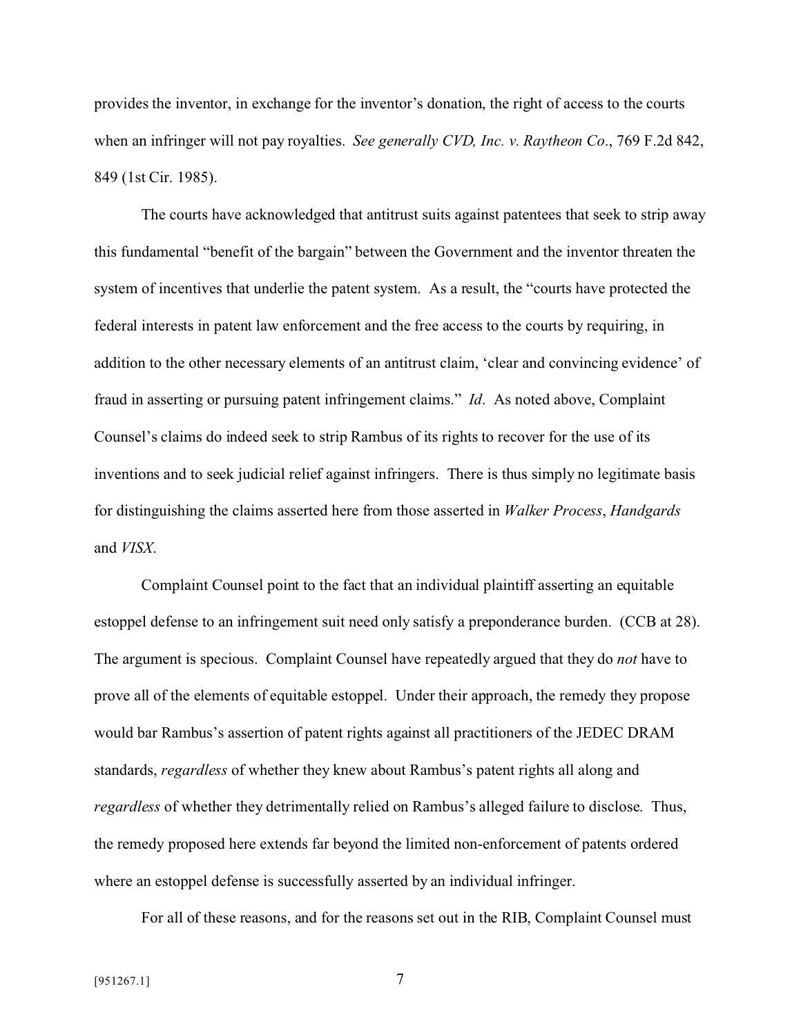provides the inventor, in exchange for the inventor's donation, the right of access to the courts when an infringer will not pay royalties. *See generally CVD, Inc. v. Raytheon Co*., 769 F.2d 842, 849 (1st Cir. 1985).

The courts have acknowledged that antitrust suits against patentees that seek to strip away this fundamental "benefit of the bargain" between the Government and the inventor threaten the system of incentives that underlie the patent system. As a result, the "courts have protected the federal interests in patent law enforcement and the free access to the courts by requiring, in addition to the other necessary elements of an antitrust claim, 'clear and convincing evidence' of fraud in asserting or pursuing patent infringement claims." *Id*. As noted above, Complaint Counsel's claims do indeed seek to strip Rambus of its rights to recover for the use of its inventions and to seek judicial relief against infringers. There is thus simply no legitimate basis for distinguishing the claims asserted here from those asserted in *Walker Process*, *Handgards* and *VISX*.

Complaint Counsel point to the fact that an individual plaintiff asserting an equitable estoppel defense to an infringement suit need only satisfy a preponderance burden. (CCB at 28). The argument is specious. Complaint Counsel have repeatedly argued that they do *not* have to prove all of the elements of equitable estoppel. Under their approach, the remedy they propose would bar Rambus's assertion of patent rights against all practitioners of the JEDEC DRAM standards, *regardless* of whether they knew about Rambus's patent rights all along and *regardless* of whether they detrimentally relied on Rambus's alleged failure to disclose. Thus, the remedy proposed here extends far beyond the limited non-enforcement of patents ordered where an estoppel defense is successfully asserted by an individual infringer.

For all of these reasons, and for the reasons set out in the RIB, Complaint Counsel must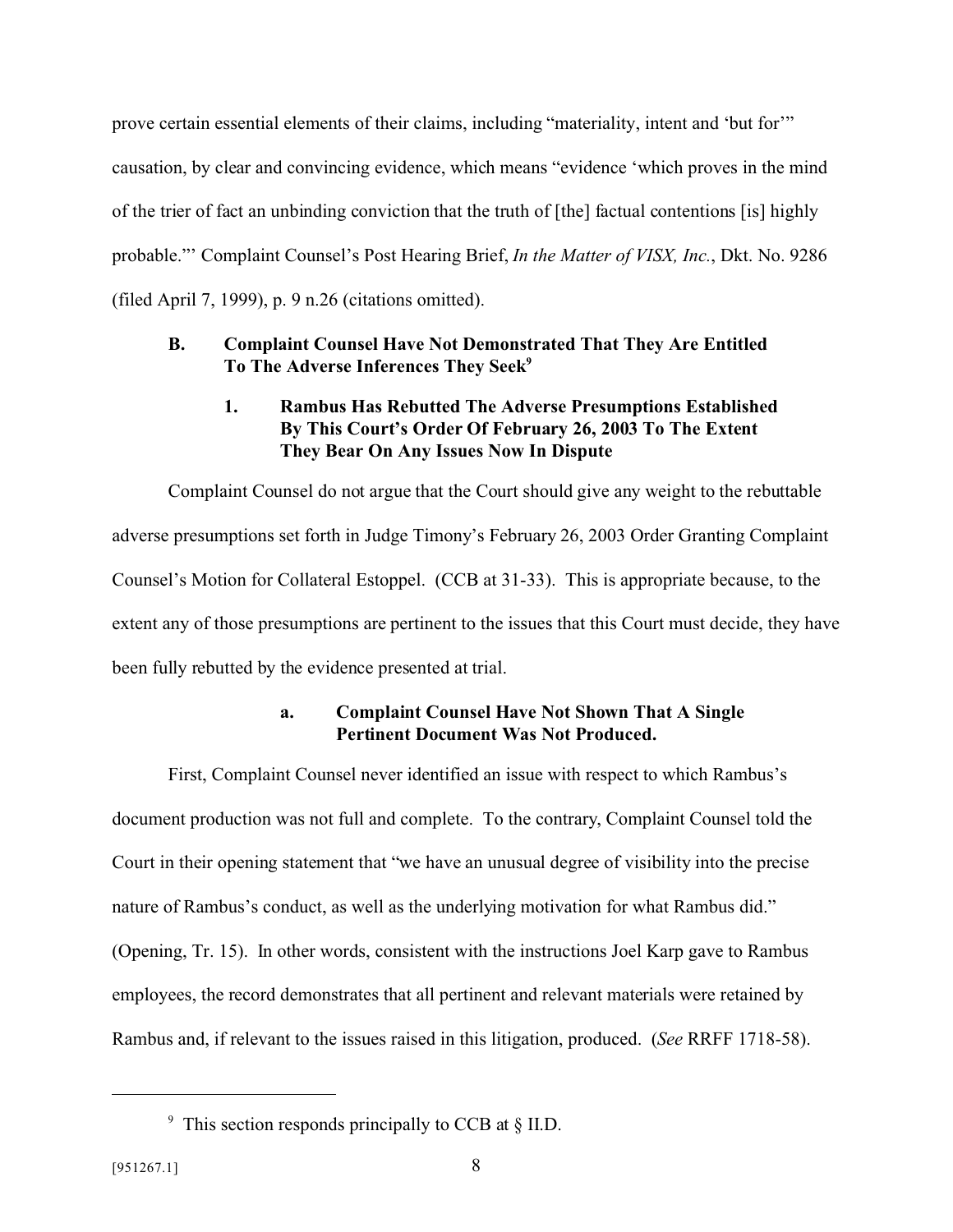prove certain essential elements of their claims, including "materiality, intent and 'but for'" causation, by clear and convincing evidence, which means "evidence 'which proves in the mind of the trier of fact an unbinding conviction that the truth of [the] factual contentions [is] highly probable."' Complaint Counsel's Post Hearing Brief, *In the Matter of VISX, Inc.*, Dkt. No. 9286 (filed April 7, 1999), p. 9 n.26 (citations omitted).

### B. Complaint Counsel Have Not Demonstrated That They Are Entitled To The Adverse Inferences They Seek[9]

#### 1. Rambus Has Rebutted The Adverse Presumptions Established By This Court's Order Of February 26, 2003 To The Extent They Bear On Any Issues Now In Dispute

Complaint Counsel do not argue that the Court should give any weight to the rebuttable adverse presumptions set forth in Judge Timony's February 26, 2003 Order Granting Complaint Counsel's Motion for Collateral Estoppel. (CCB at 31-33). This is appropriate because, to the extent any of those presumptions are pertinent to the issues that this Court must decide, they have been fully rebutted by the evidence presented at trial.

##### a. Complaint Counsel Have Not Shown That A Single Pertinent Document Was Not Produced.

First, Complaint Counsel never identified an issue with respect to which Rambus's document production was not full and complete. To the contrary, Complaint Counsel told the Court in their opening statement that "we have an unusual degree of visibility into the precise nature of Rambus's conduct, as well as the underlying motivation for what Rambus did." (Opening, Tr. 15). In other words, consistent with the instructions Joel Karp gave to Rambus employees, the record demonstrates that all pertinent and relevant materials were retained by Rambus and, if relevant to the issues raised in this litigation, produced. (*See* RRFF 1718-58).

---

[9] This section responds principally to CCB at § II.D.

[951267.1]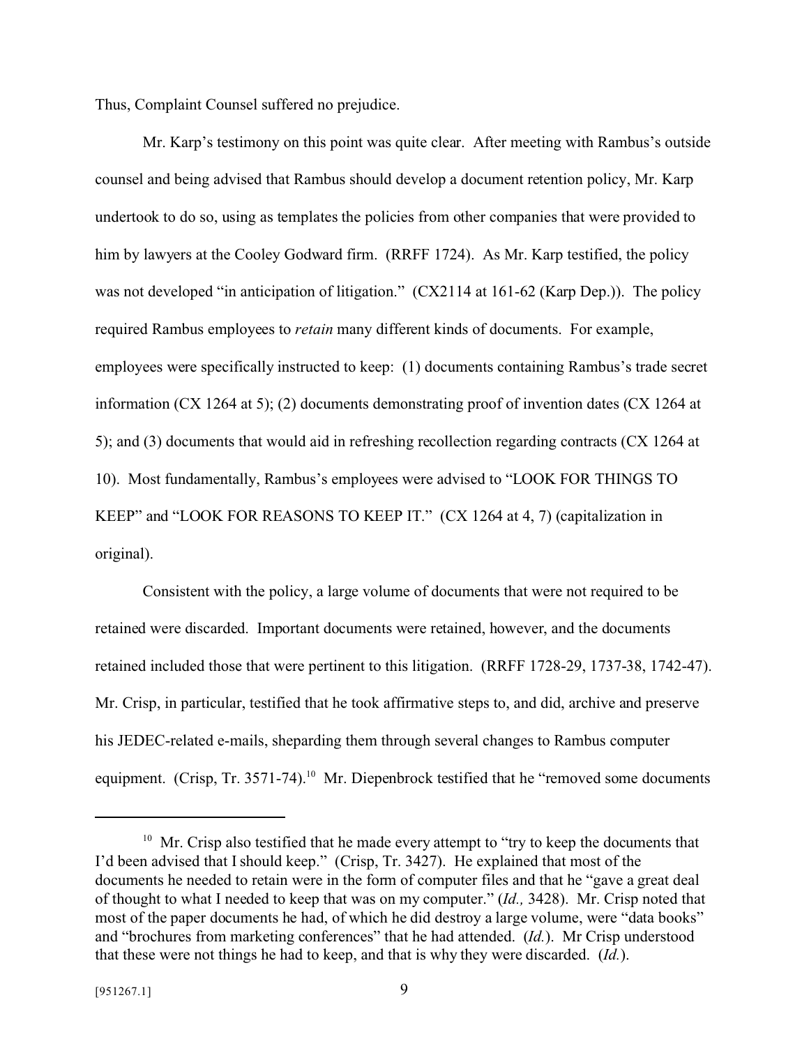Thus, Complaint Counsel suffered no prejudice.

Mr. Karp's testimony on this point was quite clear. After meeting with Rambus's outside counsel and being advised that Rambus should develop a document retention policy, Mr. Karp undertook to do so, using as templates the policies from other companies that were provided to him by lawyers at the Cooley Godward firm. (RRFF 1724). As Mr. Karp testified, the policy was not developed "in anticipation of litigation." (CX2114 at 161-62 (Karp Dep.)). The policy required Rambus employees to *retain* many different kinds of documents. For example, employees were specifically instructed to keep: (1) documents containing Rambus's trade secret information (CX 1264 at 5); (2) documents demonstrating proof of invention dates (CX 1264 at 5); and (3) documents that would aid in refreshing recollection regarding contracts (CX 1264 at 10). Most fundamentally, Rambus's employees were advised to "LOOK FOR THINGS TO KEEP" and "LOOK FOR REASONS TO KEEP IT." (CX 1264 at 4, 7) (capitalization in original).

Consistent with the policy, a large volume of documents that were not required to be retained were discarded. Important documents were retained, however, and the documents retained included those that were pertinent to this litigation. (RRFF 1728-29, 1737-38, 1742-47). Mr. Crisp, in particular, testified that he took affirmative steps to, and did, archive and preserve his JEDEC-related e-mails, sheparding them through several changes to Rambus computer equipment. (Crisp, Tr. 3571-74).[10] Mr. Diepenbrock testified that he "removed some documents

---

[10] Mr. Crisp also testified that he made every attempt to "try to keep the documents that I'd been advised that I should keep." (Crisp, Tr. 3427). He explained that most of the documents he needed to retain were in the form of computer files and that he "gave a great deal of thought to what I needed to keep that was on my computer." (*Id.,* 3428). Mr. Crisp noted that most of the paper documents he had, of which he did destroy a large volume, were "data books" and "brochures from marketing conferences" that he had attended. (*Id.*). Mr Crisp understood that these were not things he had to keep, and that is why they were discarded. (*Id.*).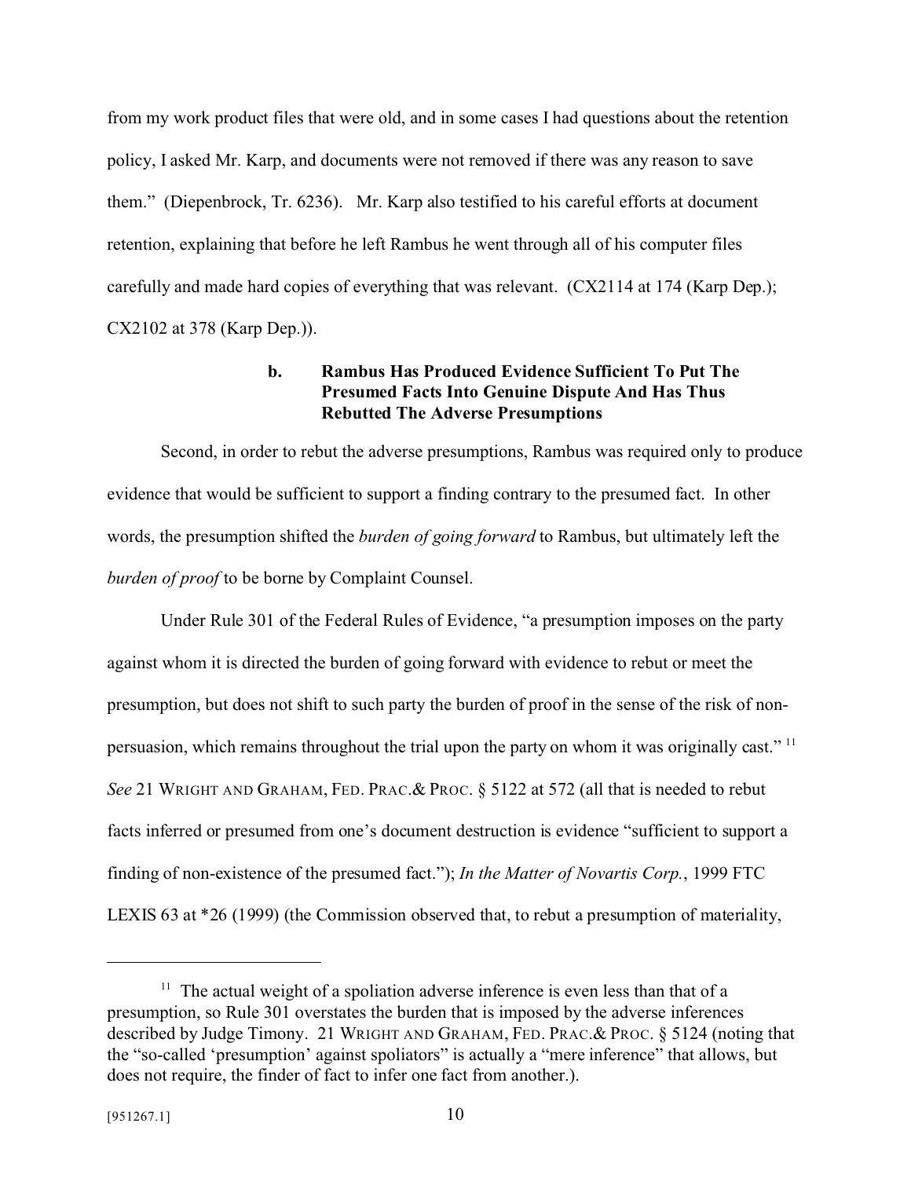from my work product files that were old, and in some cases I had questions about the retention policy, I asked Mr. Karp, and documents were not removed if there was any reason to save them." (Diepenbrock, Tr. 6236). Mr. Karp also testified to his careful efforts at document retention, explaining that before he left Rambus he went through all of his computer files carefully and made hard copies of everything that was relevant. (CX2114 at 174 (Karp Dep.); CX2102 at 378 (Karp Dep.)).

#### b. Rambus Has Produced Evidence Sufficient To Put The Presumed Facts Into Genuine Dispute And Has Thus Rebutted The Adverse Presumptions

Second, in order to rebut the adverse presumptions, Rambus was required only to produce evidence that would be sufficient to support a finding contrary to the presumed fact. In other words, the presumption shifted the *burden of going forward* to Rambus, but ultimately left the *burden of proof* to be borne by Complaint Counsel.

Under Rule 301 of the Federal Rules of Evidence, "a presumption imposes on the party against whom it is directed the burden of going forward with evidence to rebut or meet the presumption, but does not shift to such party the burden of proof in the sense of the risk of non-persuasion, which remains throughout the trial upon the party on whom it was originally cast." [11] *See* 21 WRIGHT AND GRAHAM, FED. PRAC.& PROC. § 5122 at 572 (all that is needed to rebut facts inferred or presumed from one's document destruction is evidence "sufficient to support a finding of non-existence of the presumed fact."); *In the Matter of Novartis Corp.*, 1999 FTC LEXIS 63 at *26 (1999) (the Commission observed that, to rebut a presumption of materiality,

---

[11] The actual weight of a spoliation adverse inference is even less than that of a presumption, so Rule 301 overstates the burden that is imposed by the adverse inferences described by Judge Timony. 21 WRIGHT AND GRAHAM, FED. PRAC.& PROC. § 5124 (noting that the "so-called 'presumption' against spoliators" is actually a "mere inference" that allows, but does not require, the finder of fact to infer one fact from another.).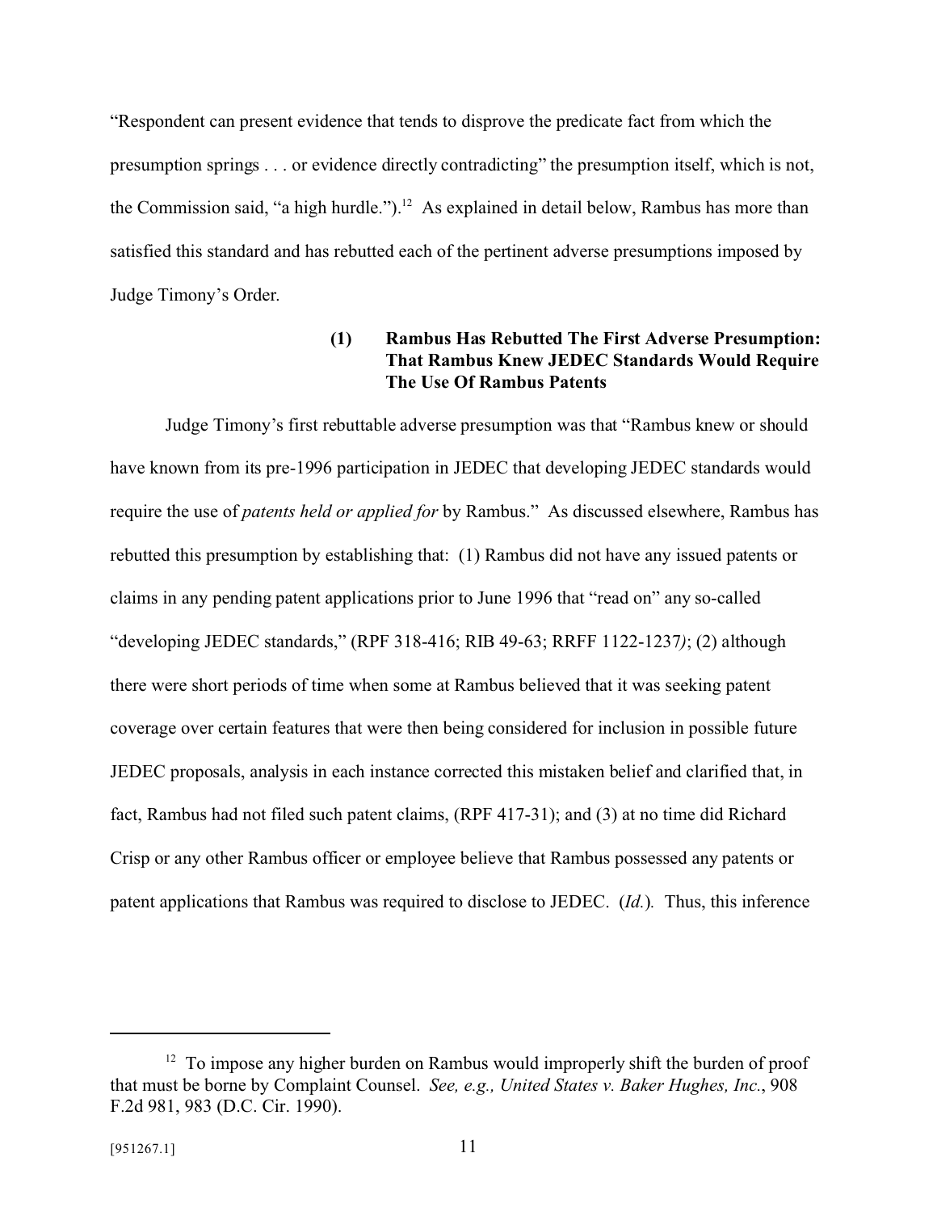"Respondent can present evidence that tends to disprove the predicate fact from which the presumption springs . . . or evidence directly contradicting" the presumption itself, which is not, the Commission said, "a high hurdle.").[12] As explained in detail below, Rambus has more than satisfied this standard and has rebutted each of the pertinent adverse presumptions imposed by Judge Timony's Order.

#### (1) Rambus Has Rebutted The First Adverse Presumption: That Rambus Knew JEDEC Standards Would Require The Use Of Rambus Patents

Judge Timony's first rebuttable adverse presumption was that "Rambus knew or should have known from its pre-1996 participation in JEDEC that developing JEDEC standards would require the use of *patents held or applied for* by Rambus." As discussed elsewhere, Rambus has rebutted this presumption by establishing that: (1) Rambus did not have any issued patents or claims in any pending patent applications prior to June 1996 that "read on" any so-called "developing JEDEC standards," (RPF 318-416; RIB 49-63; RRFF 1122-1237*)*; (2) although there were short periods of time when some at Rambus believed that it was seeking patent coverage over certain features that were then being considered for inclusion in possible future JEDEC proposals, analysis in each instance corrected this mistaken belief and clarified that, in fact, Rambus had not filed such patent claims, (RPF 417-31); and (3) at no time did Richard Crisp or any other Rambus officer or employee believe that Rambus possessed any patents or patent applications that Rambus was required to disclose to JEDEC. (*Id.*). Thus, this inference

---

[12] To impose any higher burden on Rambus would improperly shift the burden of proof that must be borne by Complaint Counsel. *See, e.g., United States v. Baker Hughes, Inc.*, 908 F.2d 981, 983 (D.C. Cir. 1990).

[951267.1]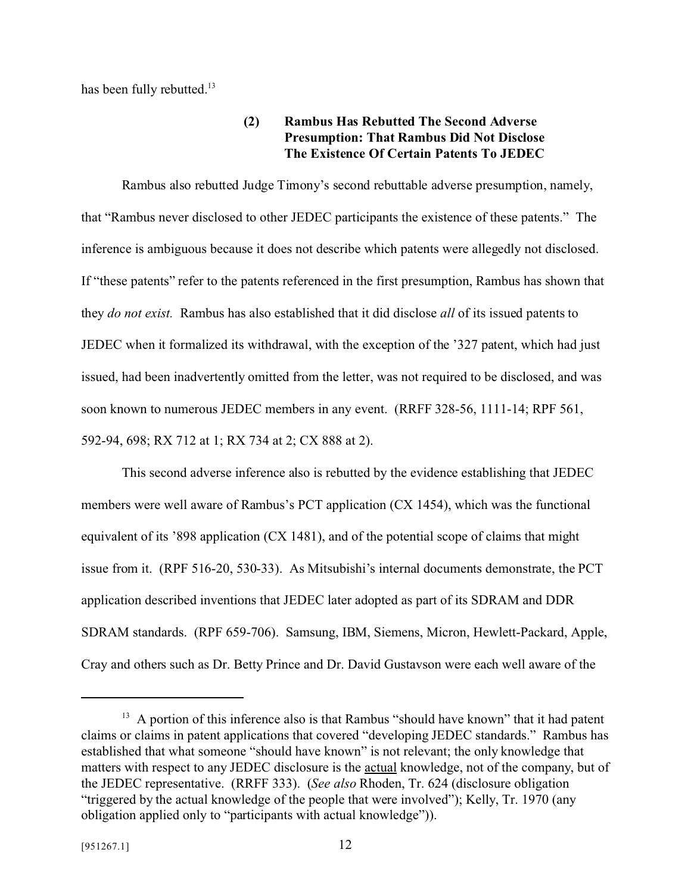has been fully rebutted.[13]

**(2) Rambus Has Rebutted The Second Adverse Presumption: That Rambus Did Not Disclose The Existence Of Certain Patents To JEDEC**

Rambus also rebutted Judge Timony's second rebuttable adverse presumption, namely, that "Rambus never disclosed to other JEDEC participants the existence of these patents." The inference is ambiguous because it does not describe which patents were allegedly not disclosed. If "these patents" refer to the patents referenced in the first presumption, Rambus has shown that they *do not exist.* Rambus has also established that it did disclose *all* of its issued patents to JEDEC when it formalized its withdrawal, with the exception of the '327 patent, which had just issued, had been inadvertently omitted from the letter, was not required to be disclosed, and was soon known to numerous JEDEC members in any event. (RRFF 328-56, 1111-14; RPF 561, 592-94, 698; RX 712 at 1; RX 734 at 2; CX 888 at 2).

This second adverse inference also is rebutted by the evidence establishing that JEDEC members were well aware of Rambus's PCT application (CX 1454), which was the functional equivalent of its '898 application (CX 1481), and of the potential scope of claims that might issue from it. (RPF 516-20, 530-33). As Mitsubishi's internal documents demonstrate, the PCT application described inventions that JEDEC later adopted as part of its SDRAM and DDR SDRAM standards. (RPF 659-706). Samsung, IBM, Siemens, Micron, Hewlett-Packard, Apple, Cray and others such as Dr. Betty Prince and Dr. David Gustavson were each well aware of the

---

[13] A portion of this inference also is that Rambus "should have known" that it had patent claims or claims in patent applications that covered "developing JEDEC standards." Rambus has established that what someone "should have known" is not relevant; the only knowledge that matters with respect to any JEDEC disclosure is the <u>actual</u> knowledge, not of the company, but of the JEDEC representative. (RRFF 333). (*See also* Rhoden, Tr. 624 (disclosure obligation "triggered by the actual knowledge of the people that were involved"); Kelly, Tr. 1970 (any obligation applied only to "participants with actual knowledge")).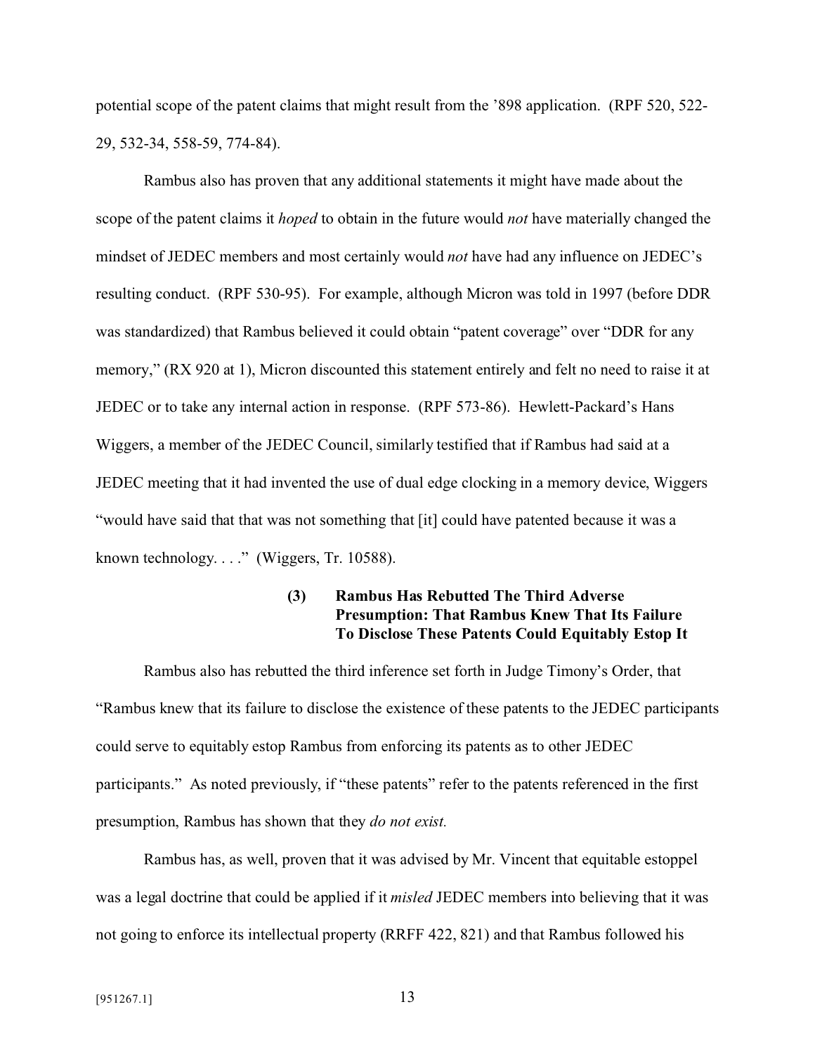potential scope of the patent claims that might result from the '898 application. (RPF 520, 522-29, 532-34, 558-59, 774-84).

Rambus also has proven that any additional statements it might have made about the scope of the patent claims it *hoped* to obtain in the future would *not* have materially changed the mindset of JEDEC members and most certainly would *not* have had any influence on JEDEC's resulting conduct. (RPF 530-95). For example, although Micron was told in 1997 (before DDR was standardized) that Rambus believed it could obtain "patent coverage" over "DDR for any memory," (RX 920 at 1), Micron discounted this statement entirely and felt no need to raise it at JEDEC or to take any internal action in response. (RPF 573-86). Hewlett-Packard's Hans Wiggers, a member of the JEDEC Council, similarly testified that if Rambus had said at a JEDEC meeting that it had invented the use of dual edge clocking in a memory device, Wiggers "would have said that that was not something that [it] could have patented because it was a known technology. . . ." (Wiggers, Tr. 10588).

**(3) Rambus Has Rebutted The Third Adverse Presumption: That Rambus Knew That Its Failure To Disclose These Patents Could Equitably Estop It**

Rambus also has rebutted the third inference set forth in Judge Timony's Order, that "Rambus knew that its failure to disclose the existence of these patents to the JEDEC participants could serve to equitably estop Rambus from enforcing its patents as to other JEDEC participants." As noted previously, if "these patents" refer to the patents referenced in the first presumption, Rambus has shown that they *do not exist.*

Rambus has, as well, proven that it was advised by Mr. Vincent that equitable estoppel was a legal doctrine that could be applied if it *misled* JEDEC members into believing that it was not going to enforce its intellectual property (RRFF 422, 821) and that Rambus followed his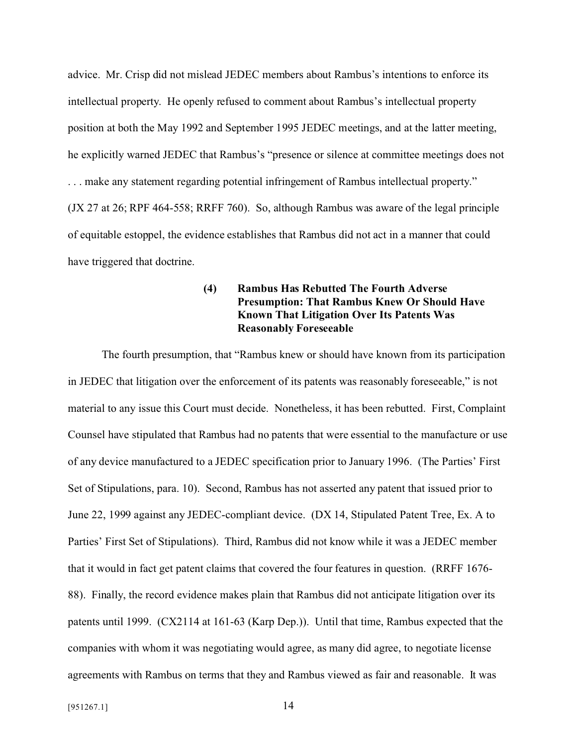advice. Mr. Crisp did not mislead JEDEC members about Rambus's intentions to enforce its intellectual property. He openly refused to comment about Rambus's intellectual property position at both the May 1992 and September 1995 JEDEC meetings, and at the latter meeting, he explicitly warned JEDEC that Rambus's "presence or silence at committee meetings does not . . . make any statement regarding potential infringement of Rambus intellectual property." (JX 27 at 26; RPF 464-558; RRFF 760). So, although Rambus was aware of the legal principle of equitable estoppel, the evidence establishes that Rambus did not act in a manner that could have triggered that doctrine.

**(4) Rambus Has Rebutted The Fourth Adverse Presumption: That Rambus Knew Or Should Have Known That Litigation Over Its Patents Was Reasonably Foreseeable**

The fourth presumption, that "Rambus knew or should have known from its participation in JEDEC that litigation over the enforcement of its patents was reasonably foreseeable," is not material to any issue this Court must decide. Nonetheless, it has been rebutted. First, Complaint Counsel have stipulated that Rambus had no patents that were essential to the manufacture or use of any device manufactured to a JEDEC specification prior to January 1996. (The Parties' First Set of Stipulations, para. 10). Second, Rambus has not asserted any patent that issued prior to June 22, 1999 against any JEDEC-compliant device. (DX 14, Stipulated Patent Tree, Ex. A to Parties' First Set of Stipulations). Third, Rambus did not know while it was a JEDEC member that it would in fact get patent claims that covered the four features in question. (RRFF 1676-88). Finally, the record evidence makes plain that Rambus did not anticipate litigation over its patents until 1999. (CX2114 at 161-63 (Karp Dep.)). Until that time, Rambus expected that the companies with whom it was negotiating would agree, as many did agree, to negotiate license agreements with Rambus on terms that they and Rambus viewed as fair and reasonable. It was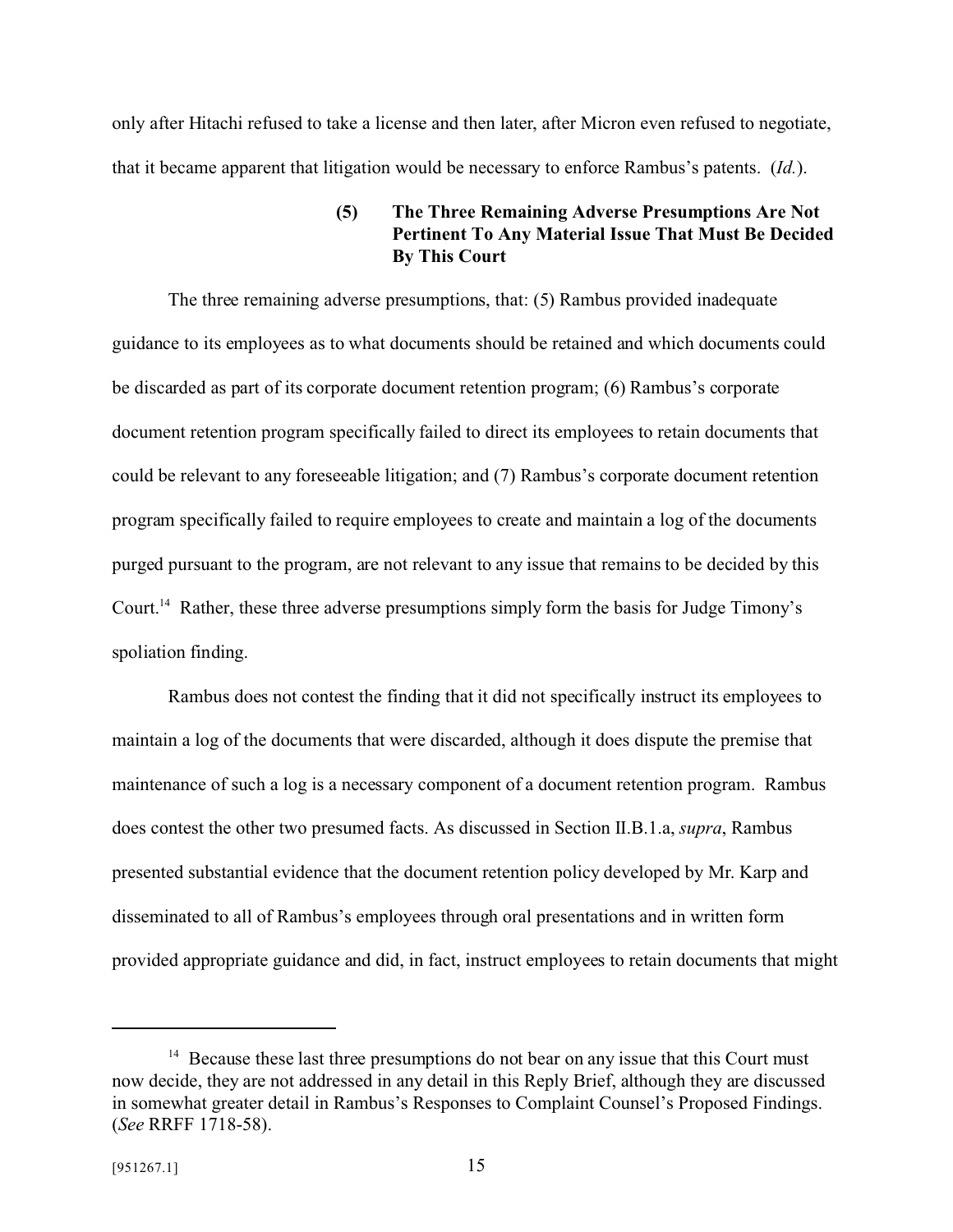only after Hitachi refused to take a license and then later, after Micron even refused to negotiate, that it became apparent that litigation would be necessary to enforce Rambus's patents. (*Id.*).

#### (5) The Three Remaining Adverse Presumptions Are Not Pertinent To Any Material Issue That Must Be Decided By This Court

The three remaining adverse presumptions, that: (5) Rambus provided inadequate guidance to its employees as to what documents should be retained and which documents could be discarded as part of its corporate document retention program; (6) Rambus's corporate document retention program specifically failed to direct its employees to retain documents that could be relevant to any foreseeable litigation; and (7) Rambus's corporate document retention program specifically failed to require employees to create and maintain a log of the documents purged pursuant to the program, are not relevant to any issue that remains to be decided by this Court.[14] Rather, these three adverse presumptions simply form the basis for Judge Timony's spoliation finding.

Rambus does not contest the finding that it did not specifically instruct its employees to maintain a log of the documents that were discarded, although it does dispute the premise that maintenance of such a log is a necessary component of a document retention program. Rambus does contest the other two presumed facts. As discussed in Section II.B.1.a, *supra*, Rambus presented substantial evidence that the document retention policy developed by Mr. Karp and disseminated to all of Rambus's employees through oral presentations and in written form provided appropriate guidance and did, in fact, instruct employees to retain documents that might

---

[14] Because these last three presumptions do not bear on any issue that this Court must now decide, they are not addressed in any detail in this Reply Brief, although they are discussed in somewhat greater detail in Rambus's Responses to Complaint Counsel's Proposed Findings. (*See* RRFF 1718-58).

[951267.1]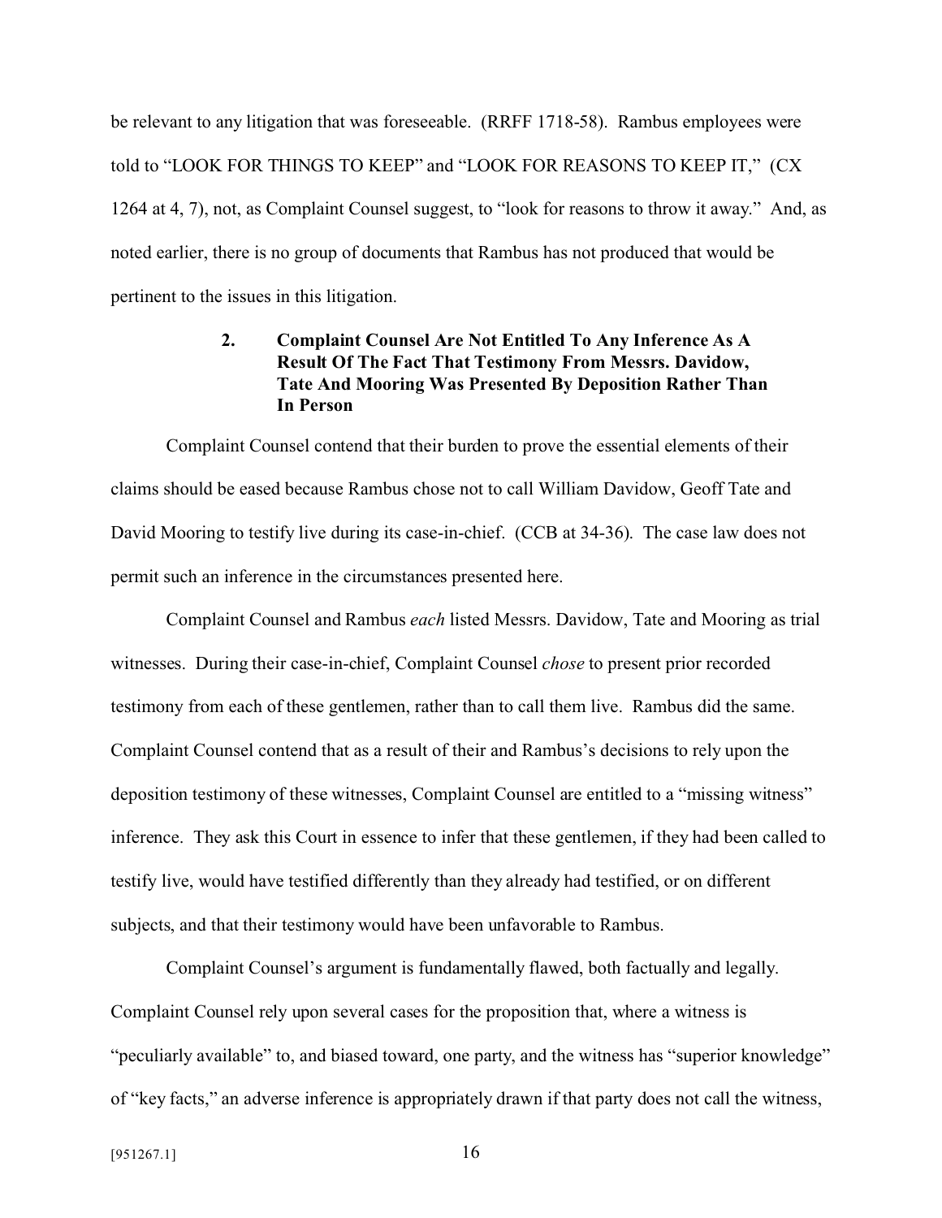be relevant to any litigation that was foreseeable. (RRFF 1718-58). Rambus employees were told to "LOOK FOR THINGS TO KEEP" and "LOOK FOR REASONS TO KEEP IT," (CX 1264 at 4, 7), not, as Complaint Counsel suggest, to "look for reasons to throw it away." And, as noted earlier, there is no group of documents that Rambus has not produced that would be pertinent to the issues in this litigation.

### 2. Complaint Counsel Are Not Entitled To Any Inference As A Result Of The Fact That Testimony From Messrs. Davidow, Tate And Mooring Was Presented By Deposition Rather Than In Person

Complaint Counsel contend that their burden to prove the essential elements of their claims should be eased because Rambus chose not to call William Davidow, Geoff Tate and David Mooring to testify live during its case-in-chief. (CCB at 34-36). The case law does not permit such an inference in the circumstances presented here.

Complaint Counsel and Rambus *each* listed Messrs. Davidow, Tate and Mooring as trial witnesses. During their case-in-chief, Complaint Counsel *chose* to present prior recorded testimony from each of these gentlemen, rather than to call them live. Rambus did the same. Complaint Counsel contend that as a result of their and Rambus's decisions to rely upon the deposition testimony of these witnesses, Complaint Counsel are entitled to a "missing witness" inference. They ask this Court in essence to infer that these gentlemen, if they had been called to testify live, would have testified differently than they already had testified, or on different subjects, and that their testimony would have been unfavorable to Rambus.

Complaint Counsel's argument is fundamentally flawed, both factually and legally. Complaint Counsel rely upon several cases for the proposition that, where a witness is "peculiarly available" to, and biased toward, one party, and the witness has "superior knowledge" of "key facts," an adverse inference is appropriately drawn if that party does not call the witness,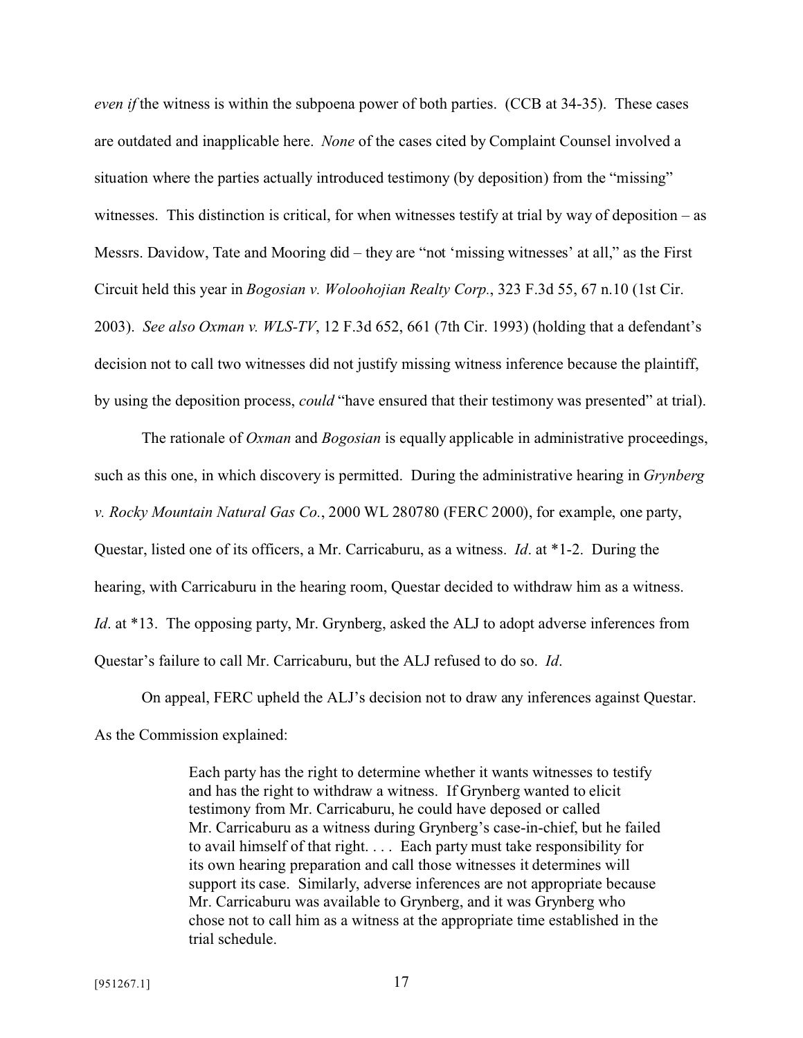*even if* the witness is within the subpoena power of both parties. (CCB at 34-35). These cases are outdated and inapplicable here. *None* of the cases cited by Complaint Counsel involved a situation where the parties actually introduced testimony (by deposition) from the "missing" witnesses. This distinction is critical, for when witnesses testify at trial by way of deposition – as Messrs. Davidow, Tate and Mooring did – they are "not 'missing witnesses' at all," as the First Circuit held this year in *Bogosian v. Woloohojian Realty Corp.*, 323 F.3d 55, 67 n.10 (1st Cir. 2003). *See also Oxman v. WLS-TV*, 12 F.3d 652, 661 (7th Cir. 1993) (holding that a defendant's decision not to call two witnesses did not justify missing witness inference because the plaintiff, by using the deposition process, *could* "have ensured that their testimony was presented" at trial).

The rationale of *Oxman* and *Bogosian* is equally applicable in administrative proceedings, such as this one, in which discovery is permitted. During the administrative hearing in *Grynberg v. Rocky Mountain Natural Gas Co.*, 2000 WL 280780 (FERC 2000), for example, one party, Questar, listed one of its officers, a Mr. Carricaburu, as a witness. *Id*. at *1-2. During the hearing, with Carricaburu in the hearing room, Questar decided to withdraw him as a witness. *Id*. at *13. The opposing party, Mr. Grynberg, asked the ALJ to adopt adverse inferences from Questar's failure to call Mr. Carricaburu, but the ALJ refused to do so. *Id*.

On appeal, FERC upheld the ALJ's decision not to draw any inferences against Questar. As the Commission explained:

> Each party has the right to determine whether it wants witnesses to testify and has the right to withdraw a witness. If Grynberg wanted to elicit testimony from Mr. Carricaburu, he could have deposed or called Mr. Carricaburu as a witness during Grynberg's case-in-chief, but he failed to avail himself of that right. . . . Each party must take responsibility for its own hearing preparation and call those witnesses it determines will support its case. Similarly, adverse inferences are not appropriate because Mr. Carricaburu was available to Grynberg, and it was Grynberg who chose not to call him as a witness at the appropriate time established in the trial schedule.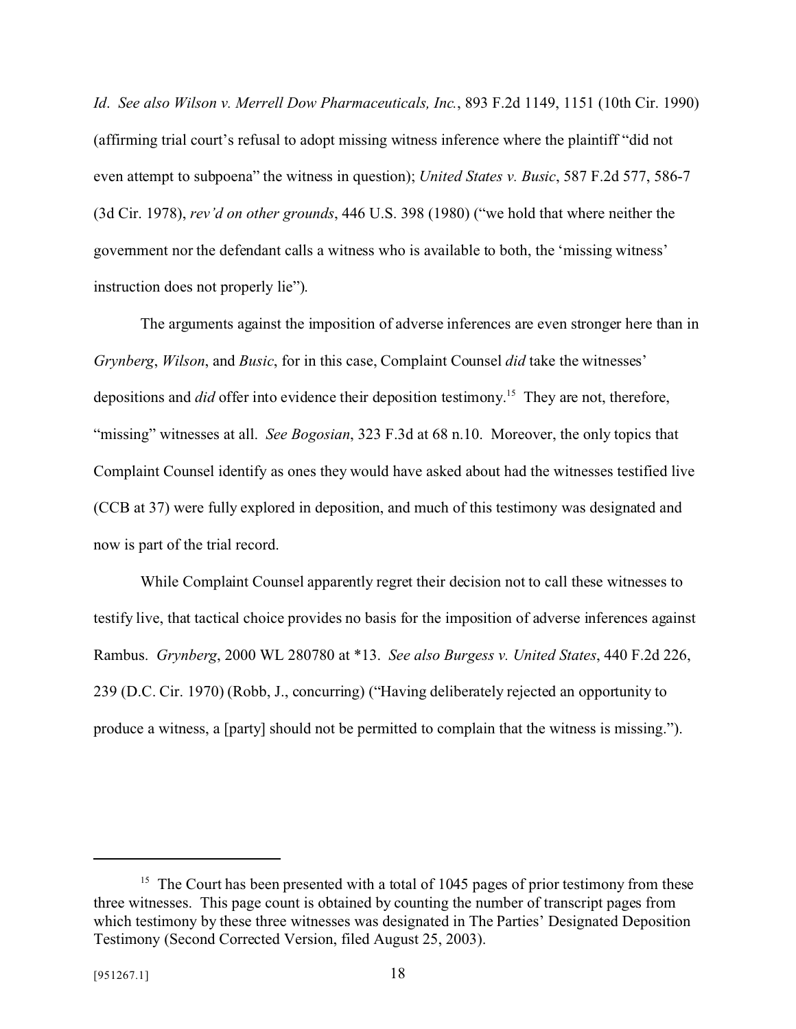*Id*. *See also Wilson v. Merrell Dow Pharmaceuticals, Inc.*, 893 F.2d 1149, 1151 (10th Cir. 1990) (affirming trial court's refusal to adopt missing witness inference where the plaintiff "did not even attempt to subpoena" the witness in question); *United States v. Busic*, 587 F.2d 577, 586-7 (3d Cir. 1978), *rev'd on other grounds*, 446 U.S. 398 (1980) ("we hold that where neither the government nor the defendant calls a witness who is available to both, the 'missing witness' instruction does not properly lie").

The arguments against the imposition of adverse inferences are even stronger here than in *Grynberg*, *Wilson*, and *Busic*, for in this case, Complaint Counsel *did* take the witnesses' depositions and *did* offer into evidence their deposition testimony.[15] They are not, therefore, "missing" witnesses at all. *See Bogosian*, 323 F.3d at 68 n.10. Moreover, the only topics that Complaint Counsel identify as ones they would have asked about had the witnesses testified live (CCB at 37) were fully explored in deposition, and much of this testimony was designated and now is part of the trial record.

While Complaint Counsel apparently regret their decision not to call these witnesses to testify live, that tactical choice provides no basis for the imposition of adverse inferences against Rambus. *Grynberg*, 2000 WL 280780 at \*13. *See also Burgess v. United States*, 440 F.2d 226, 239 (D.C. Cir. 1970) (Robb, J., concurring) ("Having deliberately rejected an opportunity to produce a witness, a [party] should not be permitted to complain that the witness is missing.").

---

[15] The Court has been presented with a total of 1045 pages of prior testimony from these three witnesses. This page count is obtained by counting the number of transcript pages from which testimony by these three witnesses was designated in The Parties' Designated Deposition Testimony (Second Corrected Version, filed August 25, 2003).

[951267.1]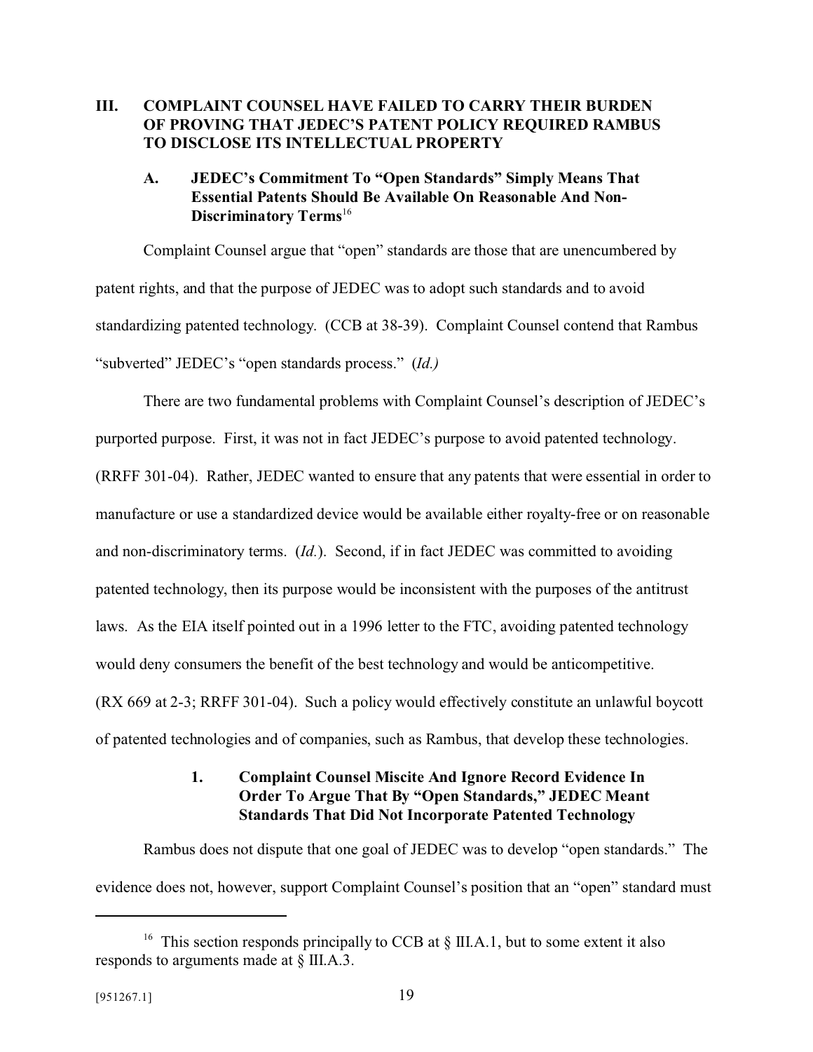## III. COMPLAINT COUNSEL HAVE FAILED TO CARRY THEIR BURDEN OF PROVING THAT JEDEC'S PATENT POLICY REQUIRED RAMBUS TO DISCLOSE ITS INTELLECTUAL PROPERTY

### A. JEDEC's Commitment To "Open Standards" Simply Means That Essential Patents Should Be Available On Reasonable And Non-Discriminatory Terms[16]

Complaint Counsel argue that "open" standards are those that are unencumbered by patent rights, and that the purpose of JEDEC was to adopt such standards and to avoid standardizing patented technology. (CCB at 38-39). Complaint Counsel contend that Rambus "subverted" JEDEC's "open standards process." (*Id.)*

There are two fundamental problems with Complaint Counsel's description of JEDEC's purported purpose. First, it was not in fact JEDEC's purpose to avoid patented technology. (RRFF 301-04). Rather, JEDEC wanted to ensure that any patents that were essential in order to manufacture or use a standardized device would be available either royalty-free or on reasonable and non-discriminatory terms. (*Id.*). Second, if in fact JEDEC was committed to avoiding patented technology, then its purpose would be inconsistent with the purposes of the antitrust laws. As the EIA itself pointed out in a 1996 letter to the FTC, avoiding patented technology would deny consumers the benefit of the best technology and would be anticompetitive. (RX 669 at 2-3; RRFF 301-04). Such a policy would effectively constitute an unlawful boycott of patented technologies and of companies, such as Rambus, that develop these technologies.

#### 1. Complaint Counsel Miscite And Ignore Record Evidence In Order To Argue That By "Open Standards," JEDEC Meant Standards That Did Not Incorporate Patented Technology

Rambus does not dispute that one goal of JEDEC was to develop "open standards." The evidence does not, however, support Complaint Counsel's position that an "open" standard must

---

[16] This section responds principally to CCB at § III.A.1, but to some extent it also responds to arguments made at § III.A.3.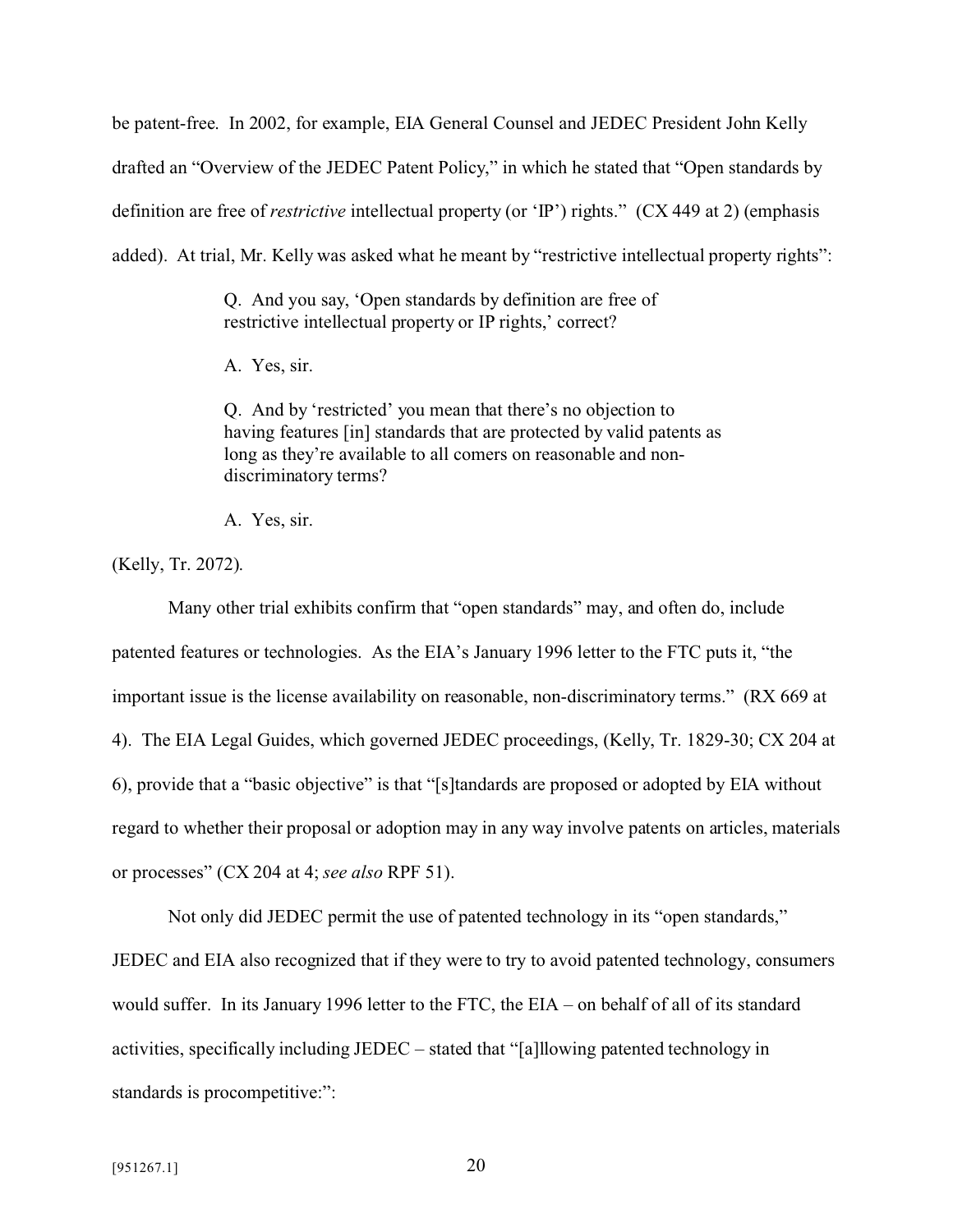be patent-free. In 2002, for example, EIA General Counsel and JEDEC President John Kelly drafted an "Overview of the JEDEC Patent Policy," in which he stated that "Open standards by definition are free of *restrictive* intellectual property (or 'IP') rights." (CX 449 at 2) (emphasis added). At trial, Mr. Kelly was asked what he meant by "restrictive intellectual property rights":

> Q. And you say, 'Open standards by definition are free of restrictive intellectual property or IP rights,' correct?
>
> A. Yes, sir.
>
> Q. And by 'restricted' you mean that there's no objection to having features [in] standards that are protected by valid patents as long as they're available to all comers on reasonable and non-discriminatory terms?
>
> A. Yes, sir.

(Kelly, Tr. 2072).

Many other trial exhibits confirm that "open standards" may, and often do, include patented features or technologies. As the EIA's January 1996 letter to the FTC puts it, "the important issue is the license availability on reasonable, non-discriminatory terms." (RX 669 at 4). The EIA Legal Guides, which governed JEDEC proceedings, (Kelly, Tr. 1829-30; CX 204 at 6), provide that a "basic objective" is that "[s]tandards are proposed or adopted by EIA without regard to whether their proposal or adoption may in any way involve patents on articles, materials or processes" (CX 204 at 4; *see also* RPF 51).

Not only did JEDEC permit the use of patented technology in its "open standards," JEDEC and EIA also recognized that if they were to try to avoid patented technology, consumers would suffer. In its January 1996 letter to the FTC, the EIA – on behalf of all of its standard activities, specifically including JEDEC – stated that "[a]llowing patented technology in standards is procompetitive:":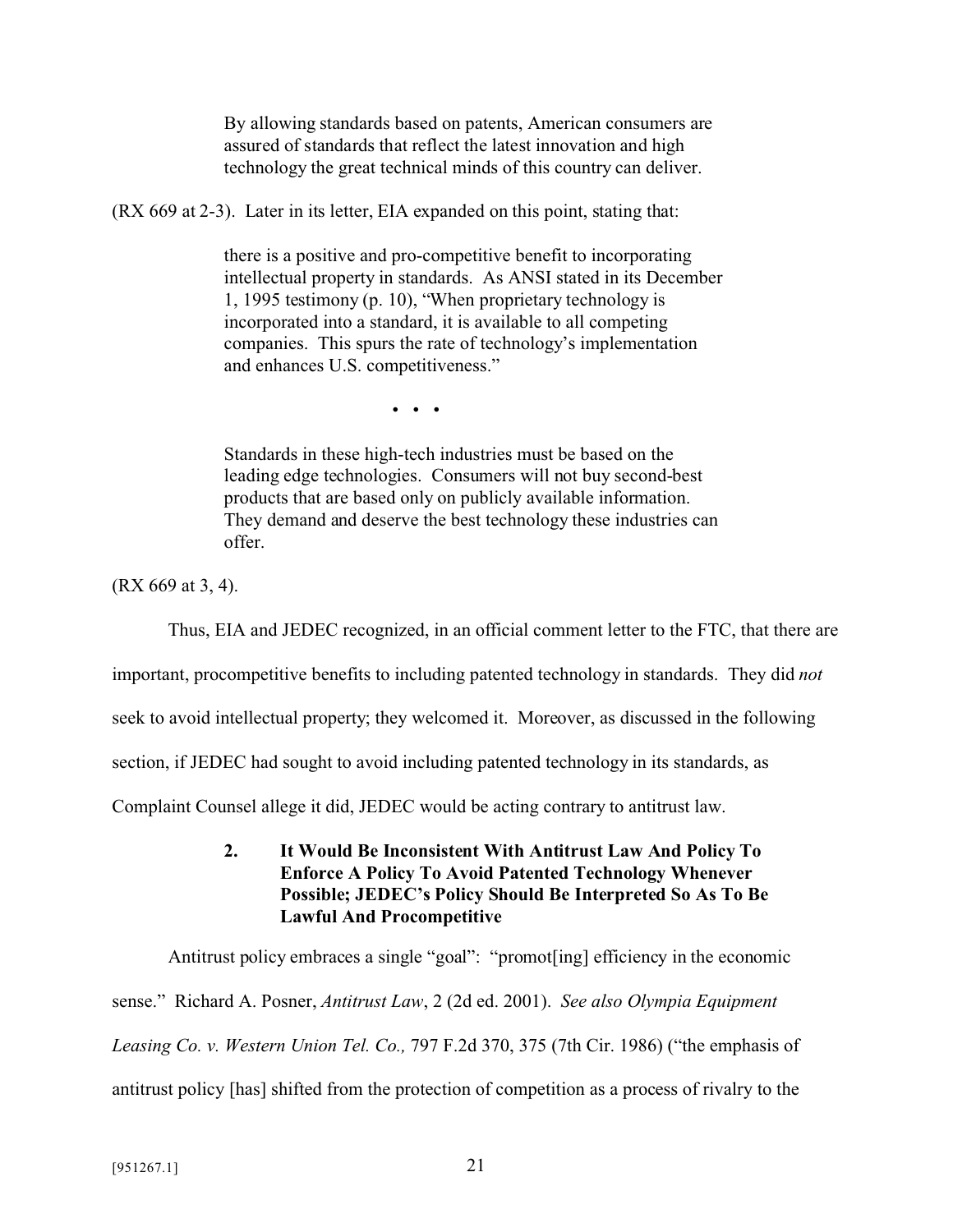> By allowing standards based on patents, American consumers are assured of standards that reflect the latest innovation and high technology the great technical minds of this country can deliver.

(RX 669 at 2-3). Later in its letter, EIA expanded on this point, stating that:

> there is a positive and pro-competitive benefit to incorporating intellectual property in standards. As ANSI stated in its December 1, 1995 testimony (p. 10), "When proprietary technology is incorporated into a standard, it is available to all competing companies. This spurs the rate of technology's implementation and enhances U.S. competitiveness."
>
> • • •
>
> Standards in these high-tech industries must be based on the leading edge technologies. Consumers will not buy second-best products that are based only on publicly available information. They demand and deserve the best technology these industries can offer.

(RX 669 at 3, 4).

Thus, EIA and JEDEC recognized, in an official comment letter to the FTC, that there are important, procompetitive benefits to including patented technology in standards. They did *not* seek to avoid intellectual property; they welcomed it. Moreover, as discussed in the following section, if JEDEC had sought to avoid including patented technology in its standards, as Complaint Counsel allege it did, JEDEC would be acting contrary to antitrust law.

### 2. It Would Be Inconsistent With Antitrust Law And Policy To Enforce A Policy To Avoid Patented Technology Whenever Possible; JEDEC's Policy Should Be Interpreted So As To Be Lawful And Procompetitive

Antitrust policy embraces a single "goal": "promot[ing] efficiency in the economic sense." Richard A. Posner, *Antitrust Law*, 2 (2d ed. 2001). *See also Olympia Equipment Leasing Co. v. Western Union Tel. Co.,* 797 F.2d 370, 375 (7th Cir. 1986) ("the emphasis of antitrust policy [has] shifted from the protection of competition as a process of rivalry to the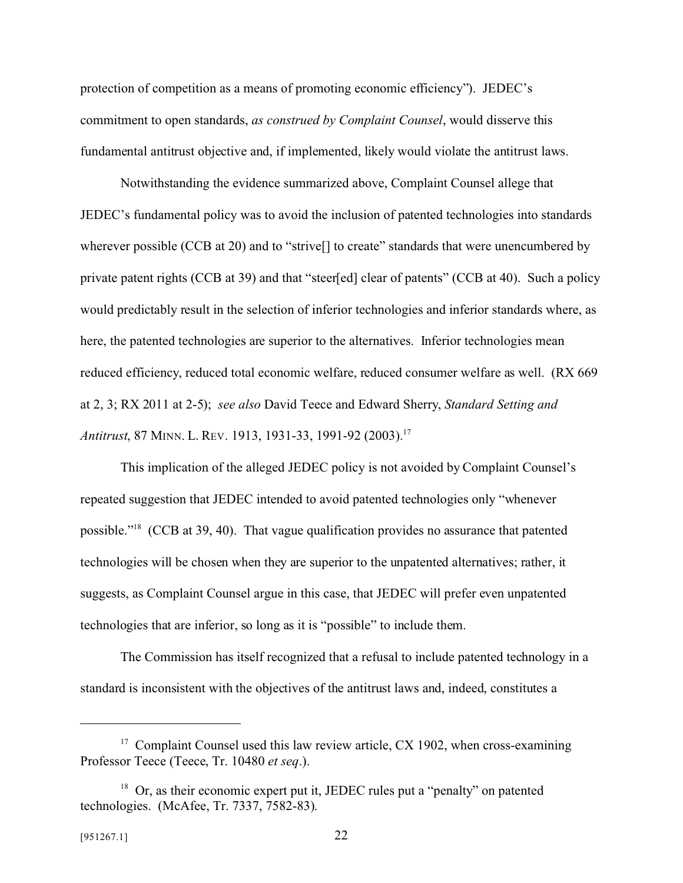protection of competition as a means of promoting economic efficiency"). JEDEC's commitment to open standards, *as construed by Complaint Counsel*, would disserve this fundamental antitrust objective and, if implemented, likely would violate the antitrust laws.

Notwithstanding the evidence summarized above, Complaint Counsel allege that JEDEC's fundamental policy was to avoid the inclusion of patented technologies into standards wherever possible (CCB at 20) and to "strive[] to create" standards that were unencumbered by private patent rights (CCB at 39) and that "steer[ed] clear of patents" (CCB at 40). Such a policy would predictably result in the selection of inferior technologies and inferior standards where, as here, the patented technologies are superior to the alternatives. Inferior technologies mean reduced efficiency, reduced total economic welfare, reduced consumer welfare as well. (RX 669 at 2, 3; RX 2011 at 2-5); *see also* David Teece and Edward Sherry, *Standard Setting and Antitrust*, 87 MINN. L. REV. 1913, 1931-33, 1991-92 (2003).[17]

This implication of the alleged JEDEC policy is not avoided by Complaint Counsel's repeated suggestion that JEDEC intended to avoid patented technologies only "whenever possible."[18] (CCB at 39, 40). That vague qualification provides no assurance that patented technologies will be chosen when they are superior to the unpatented alternatives; rather, it suggests, as Complaint Counsel argue in this case, that JEDEC will prefer even unpatented technologies that are inferior, so long as it is "possible" to include them.

The Commission has itself recognized that a refusal to include patented technology in a standard is inconsistent with the objectives of the antitrust laws and, indeed, constitutes a

---

[17] Complaint Counsel used this law review article, CX 1902, when cross-examining Professor Teece (Teece, Tr. 10480 *et seq*.).

[18] Or, as their economic expert put it, JEDEC rules put a "penalty" on patented technologies. (McAfee, Tr. 7337, 7582-83).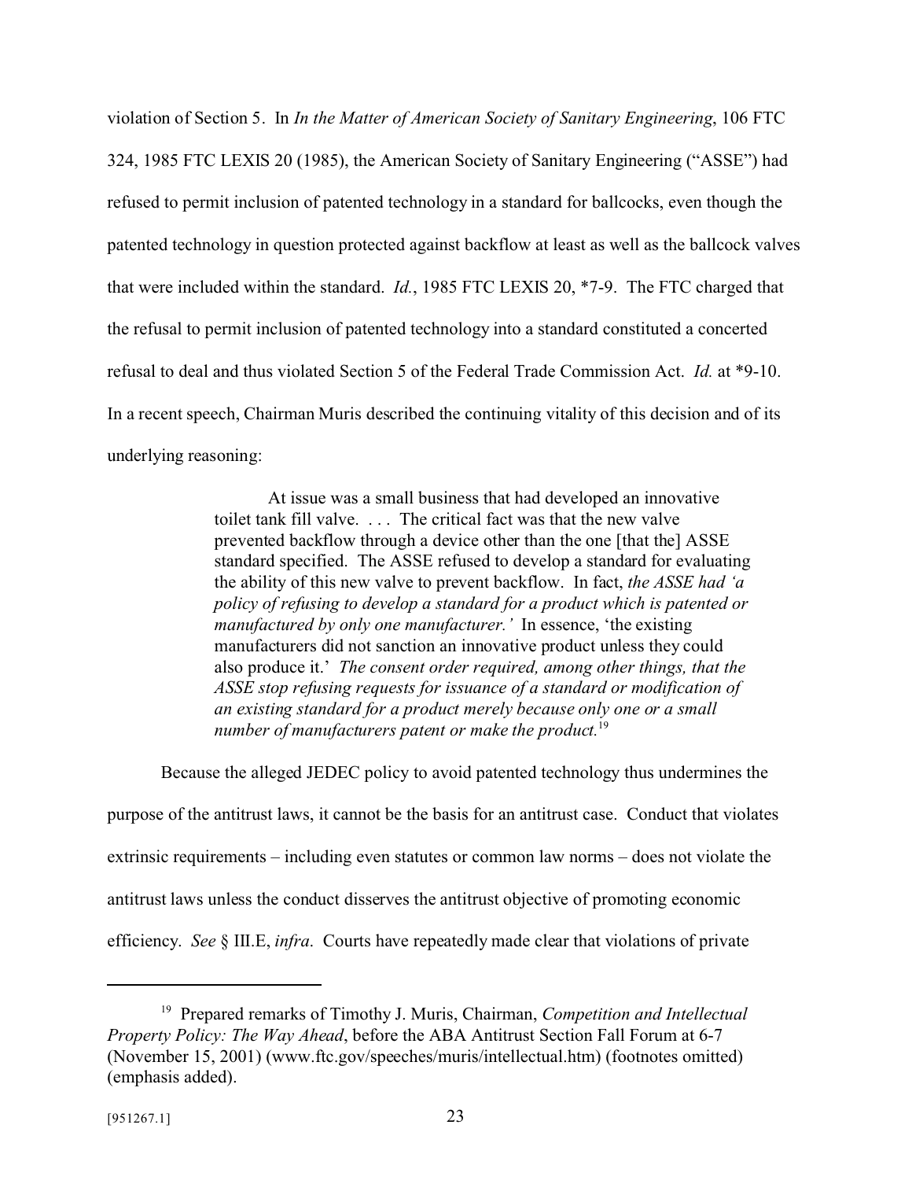violation of Section 5. In *In the Matter of American Society of Sanitary Engineering*, 106 FTC 324, 1985 FTC LEXIS 20 (1985), the American Society of Sanitary Engineering ("ASSE") had refused to permit inclusion of patented technology in a standard for ballcocks, even though the patented technology in question protected against backflow at least as well as the ballcock valves that were included within the standard. *Id.*, 1985 FTC LEXIS 20, *7-9. The FTC charged that the refusal to permit inclusion of patented technology into a standard constituted a concerted refusal to deal and thus violated Section 5 of the Federal Trade Commission Act. *Id.* at *9-10. In a recent speech, Chairman Muris described the continuing vitality of this decision and of its underlying reasoning:

> At issue was a small business that had developed an innovative toilet tank fill valve. . . . The critical fact was that the new valve prevented backflow through a device other than the one [that the] ASSE standard specified. The ASSE refused to develop a standard for evaluating the ability of this new valve to prevent backflow. In fact, *the ASSE had 'a policy of refusing to develop a standard for a product which is patented or manufactured by only one manufacturer.'* In essence, 'the existing manufacturers did not sanction an innovative product unless they could also produce it.' *The consent order required, among other things, that the ASSE stop refusing requests for issuance of a standard or modification of an existing standard for a product merely because only one or a small number of manufacturers patent or make the product.*[19]

Because the alleged JEDEC policy to avoid patented technology thus undermines the purpose of the antitrust laws, it cannot be the basis for an antitrust case. Conduct that violates extrinsic requirements – including even statutes or common law norms – does not violate the antitrust laws unless the conduct disserves the antitrust objective of promoting economic efficiency. *See* § III.E, *infra*. Courts have repeatedly made clear that violations of private

---

[19] Prepared remarks of Timothy J. Muris, Chairman, *Competition and Intellectual Property Policy: The Way Ahead*, before the ABA Antitrust Section Fall Forum at 6-7 (November 15, 2001) (www.ftc.gov/speeches/muris/intellectual.htm) (footnotes omitted) (emphasis added).

[951267.1]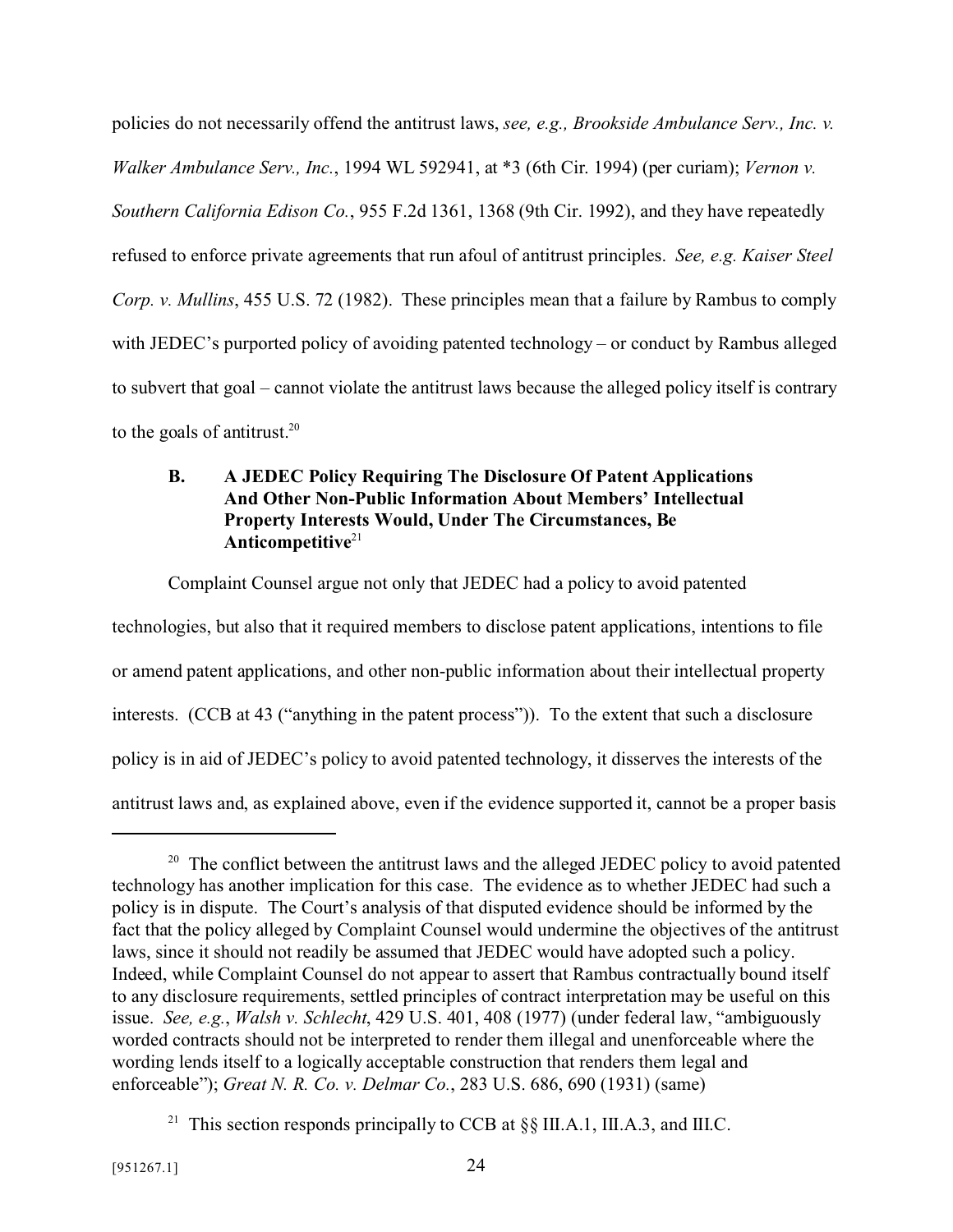policies do not necessarily offend the antitrust laws, *see, e.g., Brookside Ambulance Serv., Inc. v. Walker Ambulance Serv., Inc.*, 1994 WL 592941, at *3 (6th Cir. 1994) (per curiam); *Vernon v. Southern California Edison Co.*, 955 F.2d 1361, 1368 (9th Cir. 1992), and they have repeatedly refused to enforce private agreements that run afoul of antitrust principles. *See, e.g. Kaiser Steel Corp. v. Mullins*, 455 U.S. 72 (1982). These principles mean that a failure by Rambus to comply with JEDEC's purported policy of avoiding patented technology – or conduct by Rambus alleged to subvert that goal – cannot violate the antitrust laws because the alleged policy itself is contrary to the goals of antitrust.[20]

### B. A JEDEC Policy Requiring The Disclosure Of Patent Applications And Other Non-Public Information About Members' Intellectual Property Interests Would, Under The Circumstances, Be Anticompetitive[21]

Complaint Counsel argue not only that JEDEC had a policy to avoid patented technologies, but also that it required members to disclose patent applications, intentions to file or amend patent applications, and other non-public information about their intellectual property interests. (CCB at 43 ("anything in the patent process")). To the extent that such a disclosure policy is in aid of JEDEC's policy to avoid patented technology, it disserves the interests of the antitrust laws and, as explained above, even if the evidence supported it, cannot be a proper basis

---

[20] The conflict between the antitrust laws and the alleged JEDEC policy to avoid patented technology has another implication for this case. The evidence as to whether JEDEC had such a policy is in dispute. The Court's analysis of that disputed evidence should be informed by the fact that the policy alleged by Complaint Counsel would undermine the objectives of the antitrust laws, since it should not readily be assumed that JEDEC would have adopted such a policy. Indeed, while Complaint Counsel do not appear to assert that Rambus contractually bound itself to any disclosure requirements, settled principles of contract interpretation may be useful on this issue. *See, e.g.*, *Walsh v. Schlecht*, 429 U.S. 401, 408 (1977) (under federal law, "ambiguously worded contracts should not be interpreted to render them illegal and unenforceable where the wording lends itself to a logically acceptable construction that renders them legal and enforceable"); *Great N. R. Co. v. Delmar Co.*, 283 U.S. 686, 690 (1931) (same)

[21] This section responds principally to CCB at §§ III.A.1, III.A.3, and III.C.

[951267.1]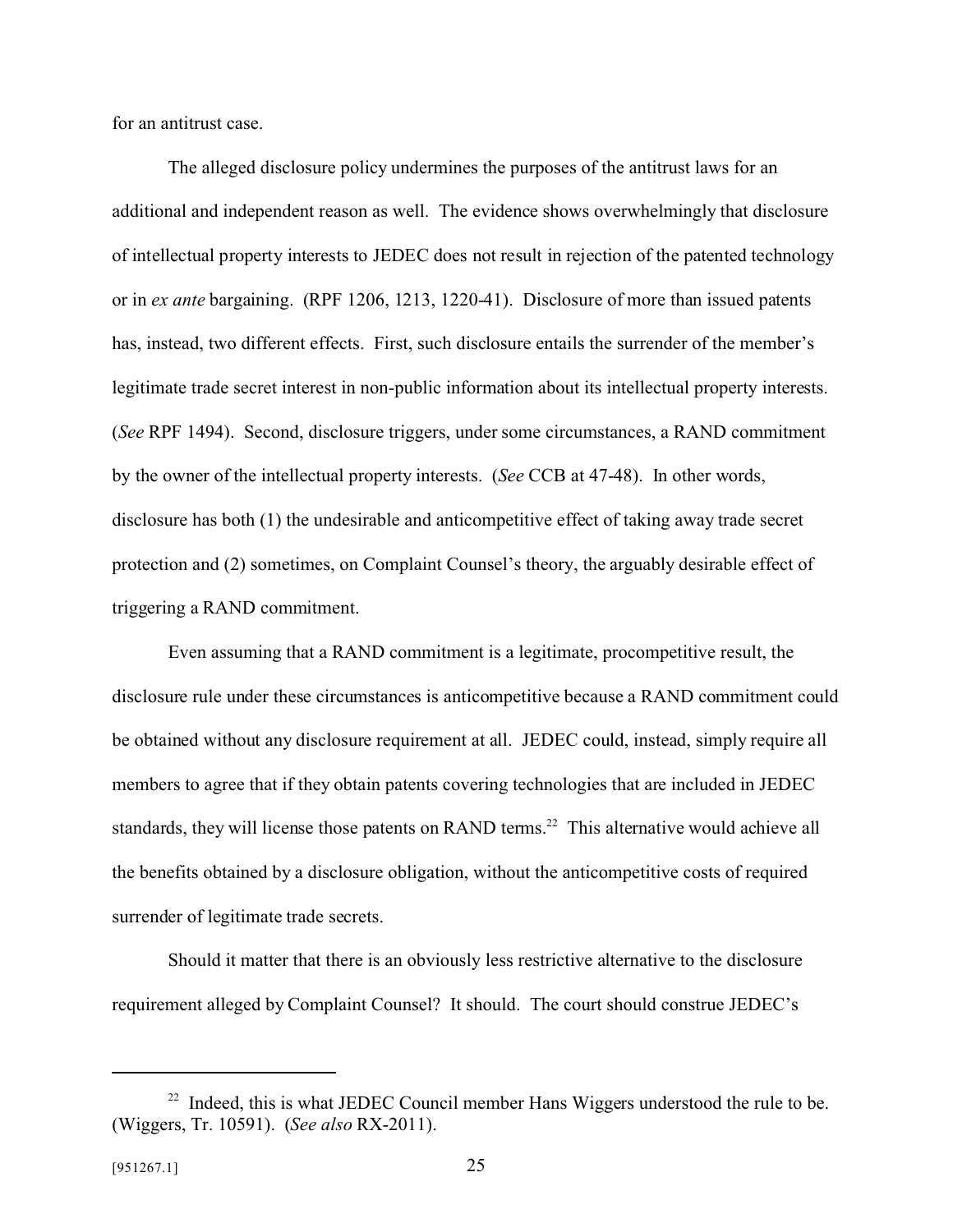for an antitrust case.

The alleged disclosure policy undermines the purposes of the antitrust laws for an additional and independent reason as well. The evidence shows overwhelmingly that disclosure of intellectual property interests to JEDEC does not result in rejection of the patented technology or in *ex ante* bargaining. (RPF 1206, 1213, 1220-41). Disclosure of more than issued patents has, instead, two different effects. First, such disclosure entails the surrender of the member's legitimate trade secret interest in non-public information about its intellectual property interests. (*See* RPF 1494). Second, disclosure triggers, under some circumstances, a RAND commitment by the owner of the intellectual property interests. (*See* CCB at 47-48). In other words, disclosure has both (1) the undesirable and anticompetitive effect of taking away trade secret protection and (2) sometimes, on Complaint Counsel's theory, the arguably desirable effect of triggering a RAND commitment.

Even assuming that a RAND commitment is a legitimate, procompetitive result, the disclosure rule under these circumstances is anticompetitive because a RAND commitment could be obtained without any disclosure requirement at all. JEDEC could, instead, simply require all members to agree that if they obtain patents covering technologies that are included in JEDEC standards, they will license those patents on RAND terms.[22] This alternative would achieve all the benefits obtained by a disclosure obligation, without the anticompetitive costs of required surrender of legitimate trade secrets.

Should it matter that there is an obviously less restrictive alternative to the disclosure requirement alleged by Complaint Counsel? It should. The court should construe JEDEC's

---

[22] Indeed, this is what JEDEC Council member Hans Wiggers understood the rule to be. (Wiggers, Tr. 10591). (*See also* RX-2011).

[951267.1]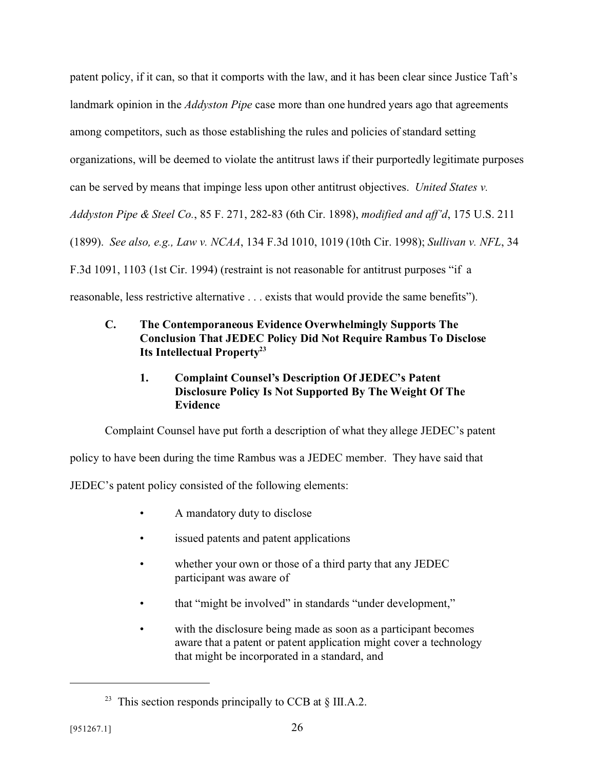patent policy, if it can, so that it comports with the law, and it has been clear since Justice Taft's landmark opinion in the *Addyston Pipe* case more than one hundred years ago that agreements among competitors, such as those establishing the rules and policies of standard setting organizations, will be deemed to violate the antitrust laws if their purportedly legitimate purposes can be served by means that impinge less upon other antitrust objectives. *United States v. Addyston Pipe & Steel Co.*, 85 F. 271, 282-83 (6th Cir. 1898), *modified and aff'd*, 175 U.S. 211 (1899). *See also, e.g., Law v. NCAA*, 134 F.3d 1010, 1019 (10th Cir. 1998); *Sullivan v. NFL*, 34 F.3d 1091, 1103 (1st Cir. 1994) (restraint is not reasonable for antitrust purposes "if a reasonable, less restrictive alternative . . . exists that would provide the same benefits").

### C. The Contemporaneous Evidence Overwhelmingly Supports The Conclusion That JEDEC Policy Did Not Require Rambus To Disclose Its Intellectual Property[23]

#### 1. Complaint Counsel's Description Of JEDEC's Patent Disclosure Policy Is Not Supported By The Weight Of The Evidence

Complaint Counsel have put forth a description of what they allege JEDEC's patent policy to have been during the time Rambus was a JEDEC member. They have said that JEDEC's patent policy consisted of the following elements:

- A mandatory duty to disclose
- issued patents and patent applications
- whether your own or those of a third party that any JEDEC participant was aware of
- that "might be involved" in standards "under development,"
- with the disclosure being made as soon as a participant becomes aware that a patent or patent application might cover a technology that might be incorporated in a standard, and

[23] This section responds principally to CCB at § III.A.2.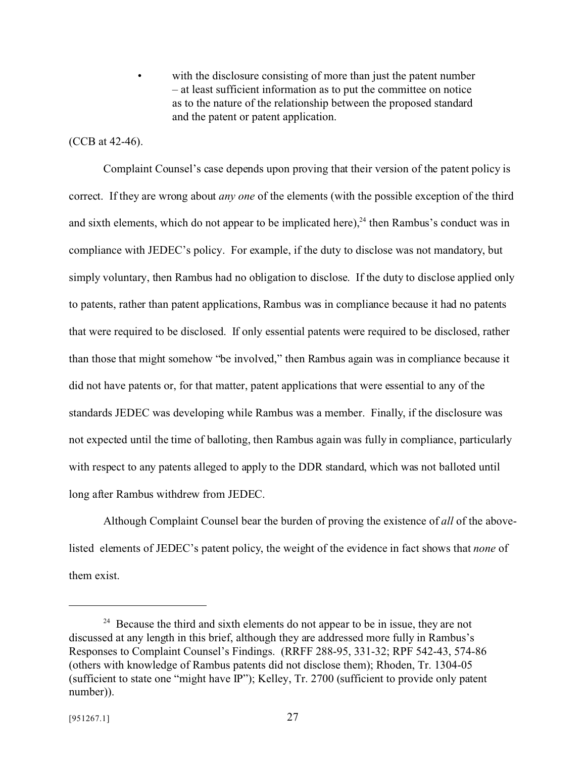- with the disclosure consisting of more than just the patent number – at least sufficient information as to put the committee on notice as to the nature of the relationship between the proposed standard and the patent or patent application.

(CCB at 42-46).

Complaint Counsel's case depends upon proving that their version of the patent policy is correct. If they are wrong about *any one* of the elements (with the possible exception of the third and sixth elements, which do not appear to be implicated here),[24] then Rambus's conduct was in compliance with JEDEC's policy. For example, if the duty to disclose was not mandatory, but simply voluntary, then Rambus had no obligation to disclose. If the duty to disclose applied only to patents, rather than patent applications, Rambus was in compliance because it had no patents that were required to be disclosed. If only essential patents were required to be disclosed, rather than those that might somehow "be involved," then Rambus again was in compliance because it did not have patents or, for that matter, patent applications that were essential to any of the standards JEDEC was developing while Rambus was a member. Finally, if the disclosure was not expected until the time of balloting, then Rambus again was fully in compliance, particularly with respect to any patents alleged to apply to the DDR standard, which was not balloted until long after Rambus withdrew from JEDEC.

Although Complaint Counsel bear the burden of proving the existence of *all* of the above-listed elements of JEDEC's patent policy, the weight of the evidence in fact shows that *none* of them exist.

---

[24] Because the third and sixth elements do not appear to be in issue, they are not discussed at any length in this brief, although they are addressed more fully in Rambus's Responses to Complaint Counsel's Findings. (RRFF 288-95, 331-32; RPF 542-43, 574-86 (others with knowledge of Rambus patents did not disclose them); Rhoden, Tr. 1304-05 (sufficient to state one "might have IP"); Kelley, Tr. 2700 (sufficient to provide only patent number)).

[951267.1]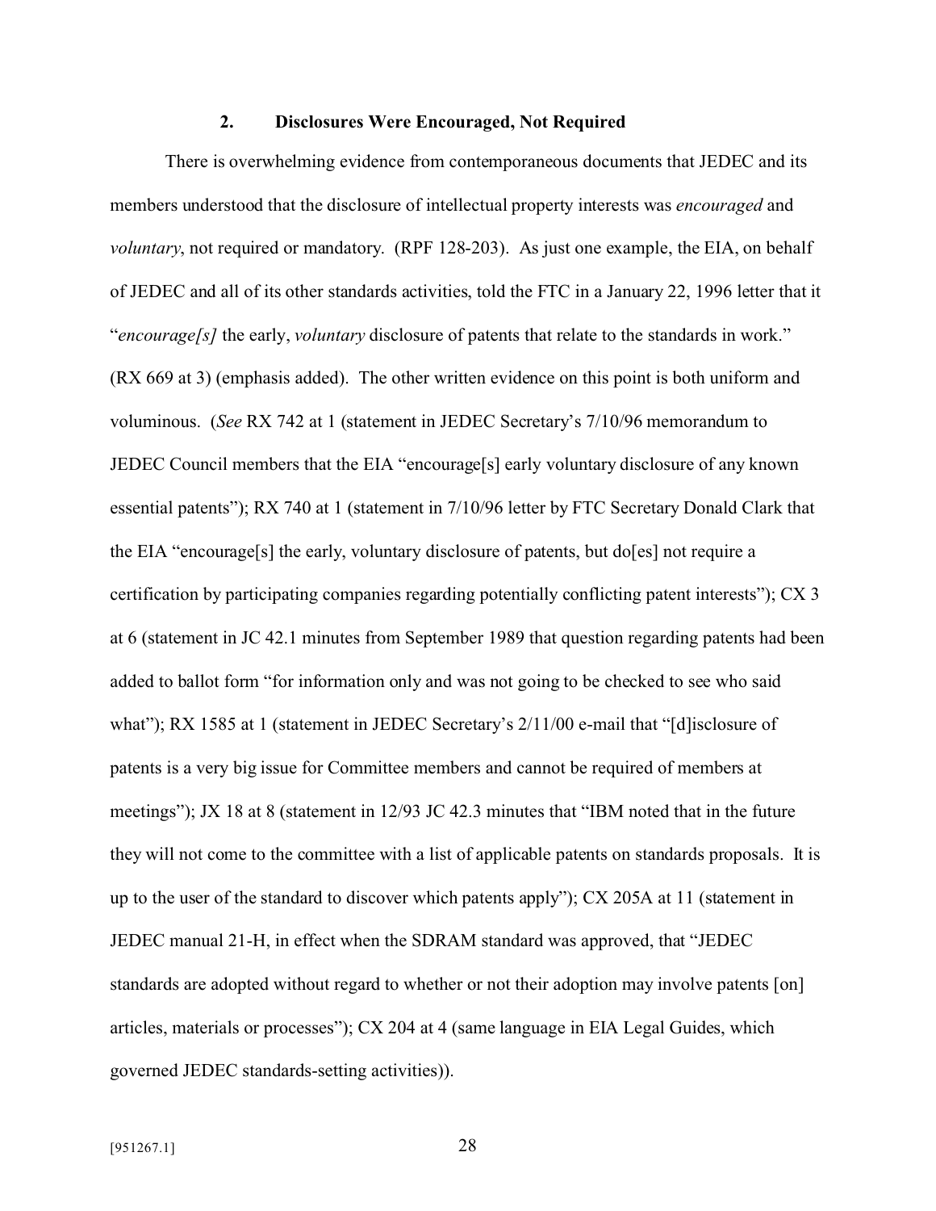### 2. Disclosures Were Encouraged, Not Required

There is overwhelming evidence from contemporaneous documents that JEDEC and its members understood that the disclosure of intellectual property interests was *encouraged* and *voluntary*, not required or mandatory. (RPF 128-203). As just one example, the EIA, on behalf of JEDEC and all of its other standards activities, told the FTC in a January 22, 1996 letter that it "*encourage[s]* the early, *voluntary* disclosure of patents that relate to the standards in work." (RX 669 at 3) (emphasis added). The other written evidence on this point is both uniform and voluminous. (*See* RX 742 at 1 (statement in JEDEC Secretary's 7/10/96 memorandum to JEDEC Council members that the EIA "encourage[s] early voluntary disclosure of any known essential patents"); RX 740 at 1 (statement in 7/10/96 letter by FTC Secretary Donald Clark that the EIA "encourage[s] the early, voluntary disclosure of patents, but do[es] not require a certification by participating companies regarding potentially conflicting patent interests"); CX 3 at 6 (statement in JC 42.1 minutes from September 1989 that question regarding patents had been added to ballot form "for information only and was not going to be checked to see who said what"); RX 1585 at 1 (statement in JEDEC Secretary's 2/11/00 e-mail that "[d]isclosure of patents is a very big issue for Committee members and cannot be required of members at meetings"); JX 18 at 8 (statement in 12/93 JC 42.3 minutes that "IBM noted that in the future they will not come to the committee with a list of applicable patents on standards proposals. It is up to the user of the standard to discover which patents apply"); CX 205A at 11 (statement in JEDEC manual 21-H, in effect when the SDRAM standard was approved, that "JEDEC standards are adopted without regard to whether or not their adoption may involve patents [on] articles, materials or processes"); CX 204 at 4 (same language in EIA Legal Guides, which governed JEDEC standards-setting activities)).

[951267.1]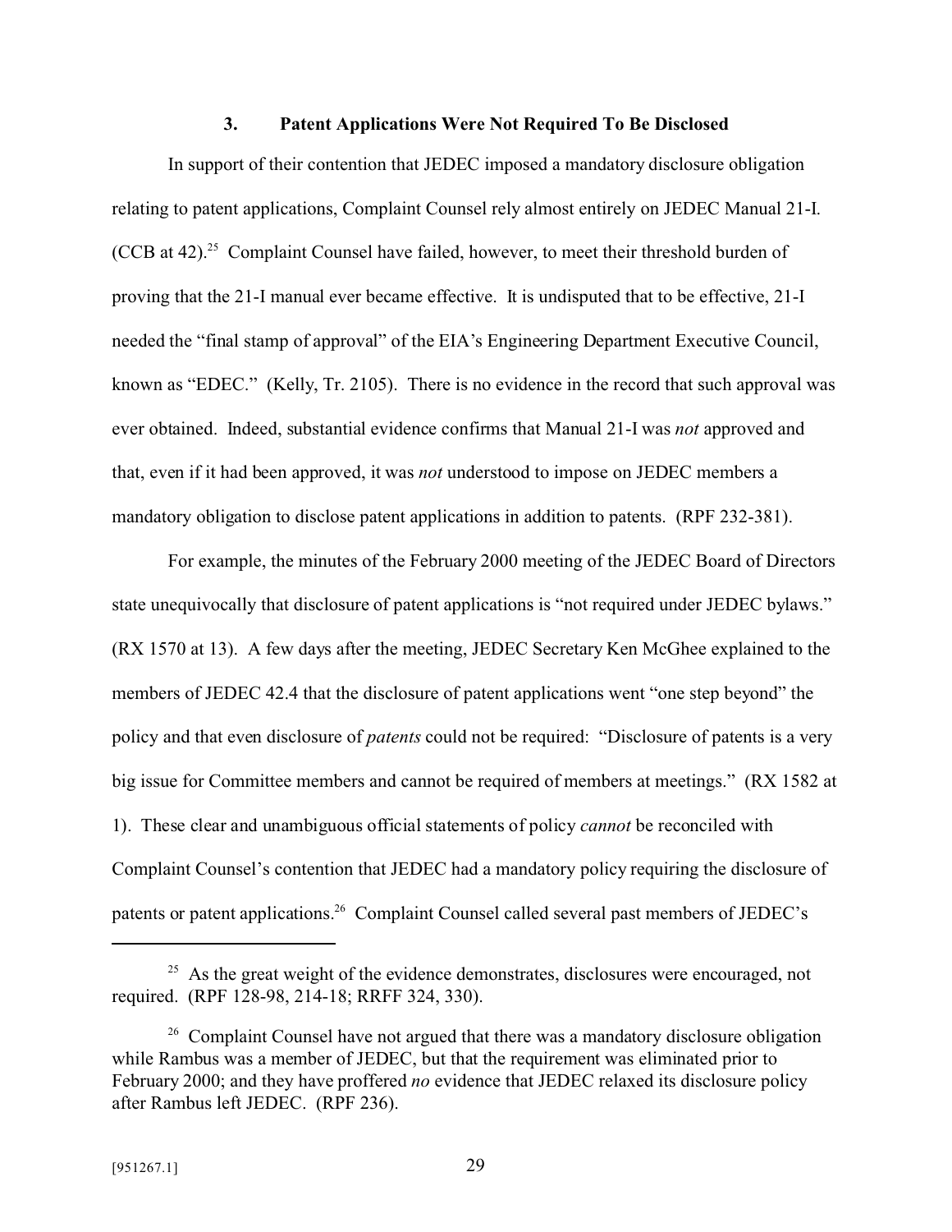### 3. Patent Applications Were Not Required To Be Disclosed

In support of their contention that JEDEC imposed a mandatory disclosure obligation relating to patent applications, Complaint Counsel rely almost entirely on JEDEC Manual 21-I. (CCB at 42).[25] Complaint Counsel have failed, however, to meet their threshold burden of proving that the 21-I manual ever became effective. It is undisputed that to be effective, 21-I needed the "final stamp of approval" of the EIA's Engineering Department Executive Council, known as "EDEC." (Kelly, Tr. 2105). There is no evidence in the record that such approval was ever obtained. Indeed, substantial evidence confirms that Manual 21-I was *not* approved and that, even if it had been approved, it was *not* understood to impose on JEDEC members a mandatory obligation to disclose patent applications in addition to patents. (RPF 232-381).

For example, the minutes of the February 2000 meeting of the JEDEC Board of Directors state unequivocally that disclosure of patent applications is "not required under JEDEC bylaws." (RX 1570 at 13). A few days after the meeting, JEDEC Secretary Ken McGhee explained to the members of JEDEC 42.4 that the disclosure of patent applications went "one step beyond" the policy and that even disclosure of *patents* could not be required: "Disclosure of patents is a very big issue for Committee members and cannot be required of members at meetings." (RX 1582 at 1). These clear and unambiguous official statements of policy *cannot* be reconciled with Complaint Counsel's contention that JEDEC had a mandatory policy requiring the disclosure of patents or patent applications.[26] Complaint Counsel called several past members of JEDEC's

---

[25] As the great weight of the evidence demonstrates, disclosures were encouraged, not required. (RPF 128-98, 214-18; RRFF 324, 330).

[26] Complaint Counsel have not argued that there was a mandatory disclosure obligation while Rambus was a member of JEDEC, but that the requirement was eliminated prior to February 2000; and they have proffered *no* evidence that JEDEC relaxed its disclosure policy after Rambus left JEDEC. (RPF 236).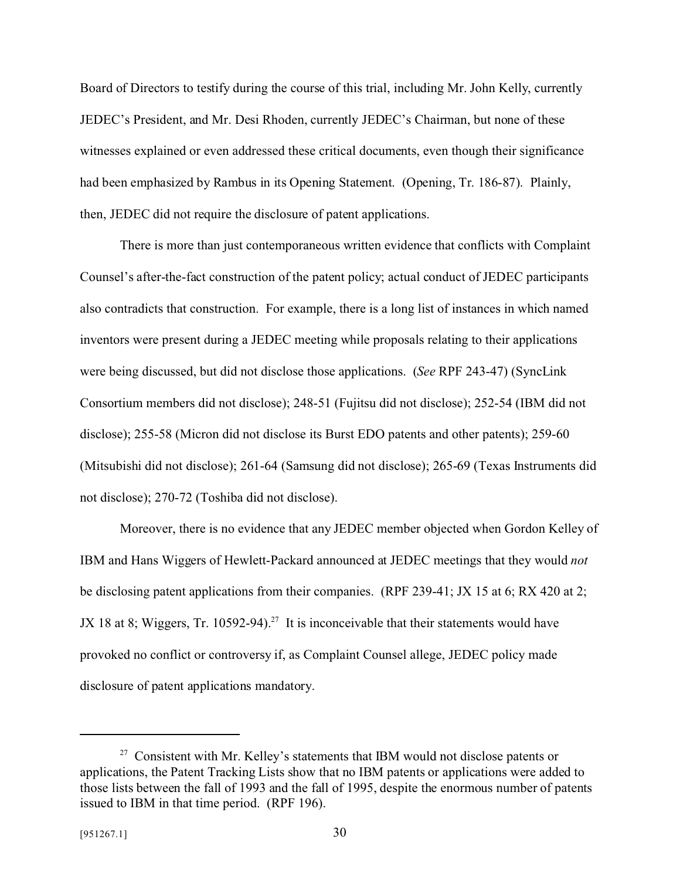Board of Directors to testify during the course of this trial, including Mr. John Kelly, currently JEDEC's President, and Mr. Desi Rhoden, currently JEDEC's Chairman, but none of these witnesses explained or even addressed these critical documents, even though their significance had been emphasized by Rambus in its Opening Statement. (Opening, Tr. 186-87). Plainly, then, JEDEC did not require the disclosure of patent applications.

There is more than just contemporaneous written evidence that conflicts with Complaint Counsel's after-the-fact construction of the patent policy; actual conduct of JEDEC participants also contradicts that construction. For example, there is a long list of instances in which named inventors were present during a JEDEC meeting while proposals relating to their applications were being discussed, but did not disclose those applications. (*See* RPF 243-47) (SyncLink Consortium members did not disclose); 248-51 (Fujitsu did not disclose); 252-54 (IBM did not disclose); 255-58 (Micron did not disclose its Burst EDO patents and other patents); 259-60 (Mitsubishi did not disclose); 261-64 (Samsung did not disclose); 265-69 (Texas Instruments did not disclose); 270-72 (Toshiba did not disclose).

Moreover, there is no evidence that any JEDEC member objected when Gordon Kelley of IBM and Hans Wiggers of Hewlett-Packard announced at JEDEC meetings that they would *not* be disclosing patent applications from their companies. (RPF 239-41; JX 15 at 6; RX 420 at 2; JX 18 at 8; Wiggers, Tr. 10592-94).[27] It is inconceivable that their statements would have provoked no conflict or controversy if, as Complaint Counsel allege, JEDEC policy made disclosure of patent applications mandatory.

---

[27] Consistent with Mr. Kelley's statements that IBM would not disclose patents or applications, the Patent Tracking Lists show that no IBM patents or applications were added to those lists between the fall of 1993 and the fall of 1995, despite the enormous number of patents issued to IBM in that time period. (RPF 196).

[951267.1]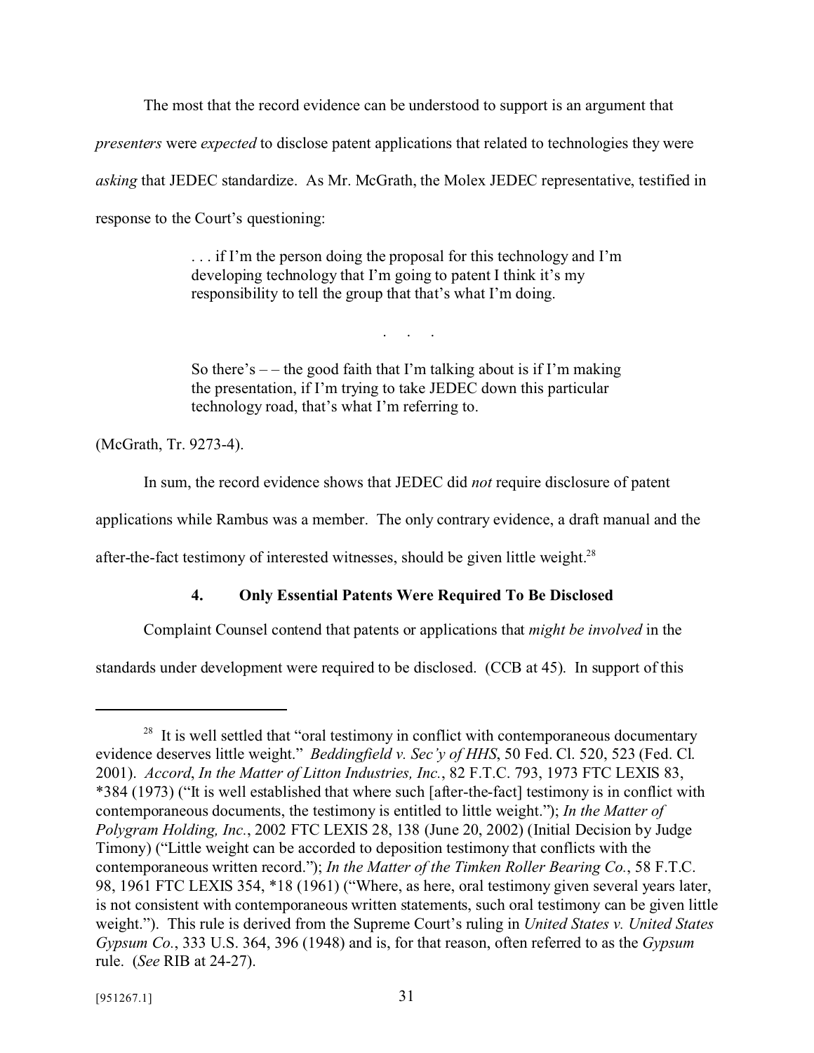The most that the record evidence can be understood to support is an argument that *presenters* were *expected* to disclose patent applications that related to technologies they were *asking* that JEDEC standardize. As Mr. McGrath, the Molex JEDEC representative, testified in response to the Court's questioning:

> . . . if I'm the person doing the proposal for this technology and I'm developing technology that I'm going to patent I think it's my responsibility to tell the group that that's what I'm doing.
>
> . . .
>
> So there's – – the good faith that I'm talking about is if I'm making the presentation, if I'm trying to take JEDEC down this particular technology road, that's what I'm referring to.

(McGrath, Tr. 9273-4).

In sum, the record evidence shows that JEDEC did *not* require disclosure of patent applications while Rambus was a member. The only contrary evidence, a draft manual and the after-the-fact testimony of interested witnesses, should be given little weight.[28]

#### 4. Only Essential Patents Were Required To Be Disclosed

Complaint Counsel contend that patents or applications that *might be involved* in the standards under development were required to be disclosed. (CCB at 45). In support of this

---

[28] It is well settled that "oral testimony in conflict with contemporaneous documentary evidence deserves little weight." *Beddingfield v. Sec'y of HHS*, 50 Fed. Cl. 520, 523 (Fed. Cl. 2001). *Accord*, *In the Matter of Litton Industries, Inc.*, 82 F.T.C. 793, 1973 FTC LEXIS 83, *384 (1973) ("It is well established that where such [after-the-fact] testimony is in conflict with contemporaneous documents, the testimony is entitled to little weight."); *In the Matter of Polygram Holding, Inc.*, 2002 FTC LEXIS 28, 138 (June 20, 2002) (Initial Decision by Judge Timony) ("Little weight can be accorded to deposition testimony that conflicts with the contemporaneous written record."); *In the Matter of the Timken Roller Bearing Co.*, 58 F.T.C. 98, 1961 FTC LEXIS 354, *18 (1961) ("Where, as here, oral testimony given several years later, is not consistent with contemporaneous written statements, such oral testimony can be given little weight."). This rule is derived from the Supreme Court's ruling in *United States v. United States Gypsum Co.*, 333 U.S. 364, 396 (1948) and is, for that reason, often referred to as the *Gypsum* rule. (*See* RIB at 24-27).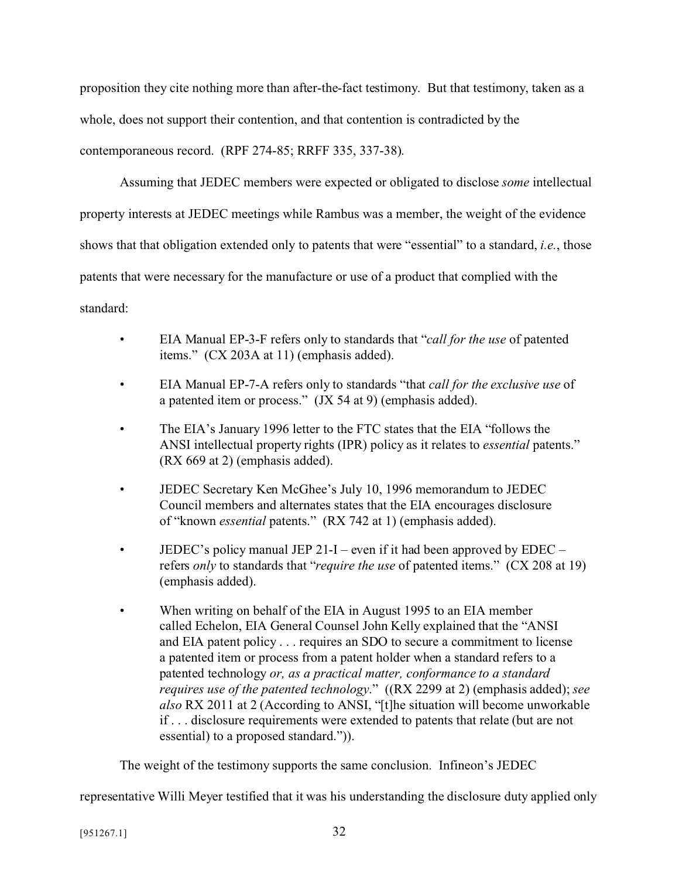proposition they cite nothing more than after-the-fact testimony. But that testimony, taken as a whole, does not support their contention, and that contention is contradicted by the contemporaneous record. (RPF 274-85; RRFF 335, 337-38).

Assuming that JEDEC members were expected or obligated to disclose *some* intellectual property interests at JEDEC meetings while Rambus was a member, the weight of the evidence shows that that obligation extended only to patents that were "essential" to a standard, *i.e.*, those patents that were necessary for the manufacture or use of a product that complied with the standard:

- EIA Manual EP-3-F refers only to standards that "*call for the use* of patented items." (CX 203A at 11) (emphasis added).
- EIA Manual EP-7-A refers only to standards "that *call for the exclusive use* of a patented item or process." (JX 54 at 9) (emphasis added).
- The EIA's January 1996 letter to the FTC states that the EIA "follows the ANSI intellectual property rights (IPR) policy as it relates to *essential* patents." (RX 669 at 2) (emphasis added).
- JEDEC Secretary Ken McGhee's July 10, 1996 memorandum to JEDEC Council members and alternates states that the EIA encourages disclosure of "known *essential* patents." (RX 742 at 1) (emphasis added).
- JEDEC's policy manual JEP 21-I – even if it had been approved by EDEC – refers *only* to standards that "*require the use* of patented items." (CX 208 at 19) (emphasis added).
- When writing on behalf of the EIA in August 1995 to an EIA member called Echelon, EIA General Counsel John Kelly explained that the "ANSI and EIA patent policy . . . requires an SDO to secure a commitment to license a patented item or process from a patent holder when a standard refers to a patented technology *or, as a practical matter, conformance to a standard requires use of the patented technology*." ((RX 2299 at 2) (emphasis added); *see also* RX 2011 at 2 (According to ANSI, "[t]he situation will become unworkable if . . . disclosure requirements were extended to patents that relate (but are not essential) to a proposed standard.")).

The weight of the testimony supports the same conclusion. Infineon's JEDEC representative Willi Meyer testified that it was his understanding the disclosure duty applied only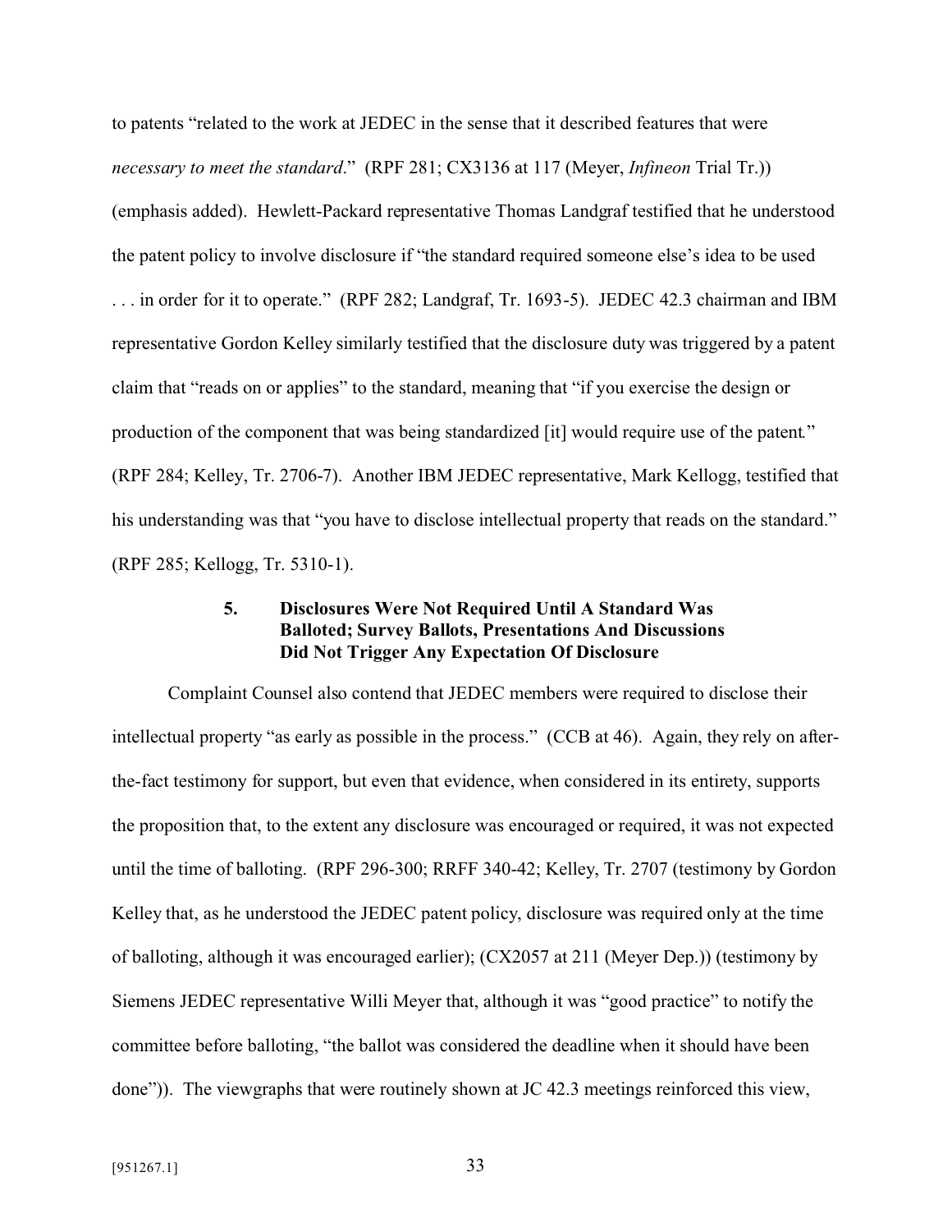to patents "related to the work at JEDEC in the sense that it described features that were *necessary to meet the standard*." (RPF 281; CX3136 at 117 (Meyer, *Infineon* Trial Tr.)) (emphasis added). Hewlett-Packard representative Thomas Landgraf testified that he understood the patent policy to involve disclosure if "the standard required someone else's idea to be used . . . in order for it to operate." (RPF 282; Landgraf, Tr. 1693-5). JEDEC 42.3 chairman and IBM representative Gordon Kelley similarly testified that the disclosure duty was triggered by a patent claim that "reads on or applies" to the standard, meaning that "if you exercise the design or production of the component that was being standardized [it] would require use of the patent." (RPF 284; Kelley, Tr. 2706-7). Another IBM JEDEC representative, Mark Kellogg, testified that his understanding was that "you have to disclose intellectual property that reads on the standard." (RPF 285; Kellogg, Tr. 5310-1).

#### 5. Disclosures Were Not Required Until A Standard Was Balloted; Survey Ballots, Presentations And Discussions Did Not Trigger Any Expectation Of Disclosure

Complaint Counsel also contend that JEDEC members were required to disclose their intellectual property "as early as possible in the process." (CCB at 46). Again, they rely on after-the-fact testimony for support, but even that evidence, when considered in its entirety, supports the proposition that, to the extent any disclosure was encouraged or required, it was not expected until the time of balloting. (RPF 296-300; RRFF 340-42; Kelley, Tr. 2707 (testimony by Gordon Kelley that, as he understood the JEDEC patent policy, disclosure was required only at the time of balloting, although it was encouraged earlier); (CX2057 at 211 (Meyer Dep.)) (testimony by Siemens JEDEC representative Willi Meyer that, although it was "good practice" to notify the committee before balloting, "the ballot was considered the deadline when it should have been done")). The viewgraphs that were routinely shown at JC 42.3 meetings reinforced this view,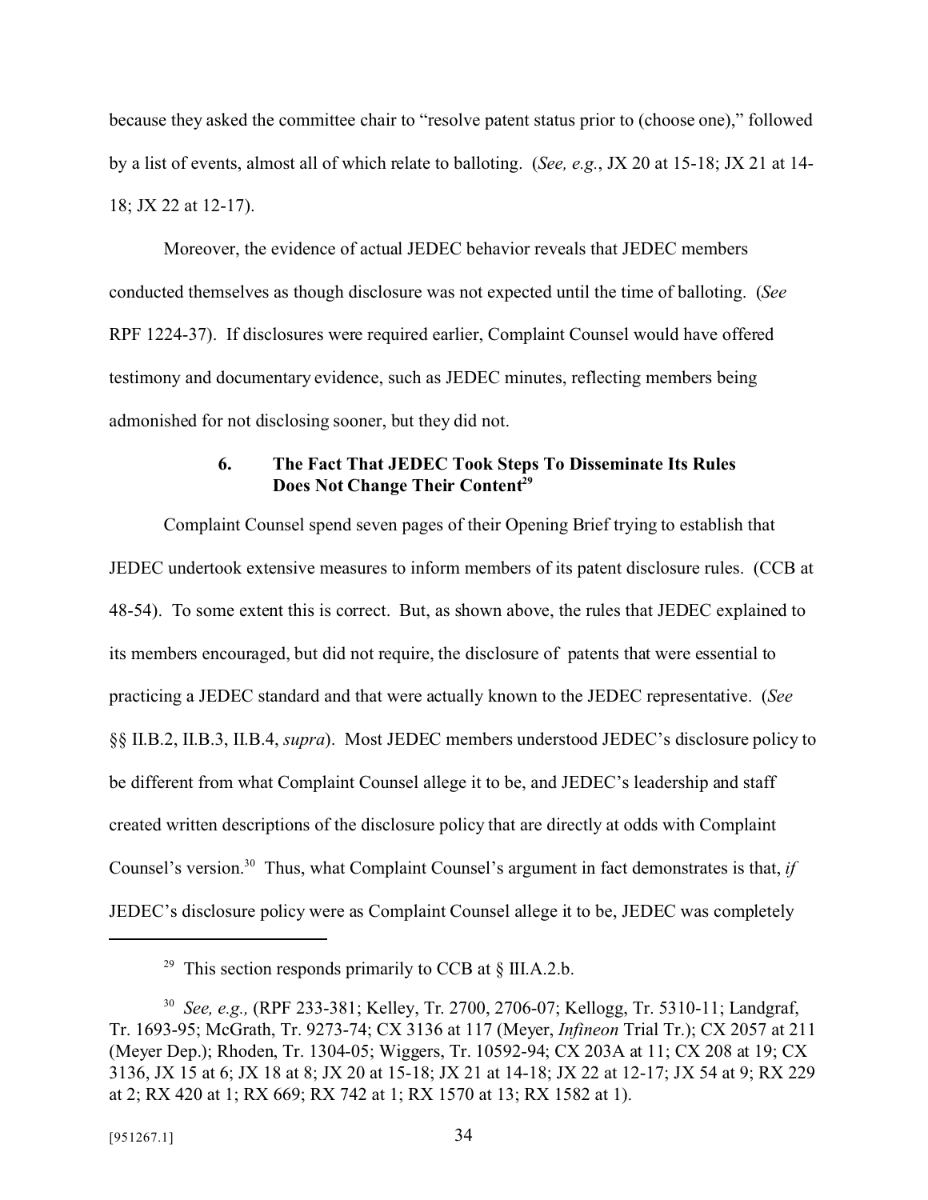because they asked the committee chair to "resolve patent status prior to (choose one)," followed by a list of events, almost all of which relate to balloting. (*See, e.g.*, JX 20 at 15-18; JX 21 at 14-18; JX 22 at 12-17).

Moreover, the evidence of actual JEDEC behavior reveals that JEDEC members conducted themselves as though disclosure was not expected until the time of balloting. (*See* RPF 1224-37). If disclosures were required earlier, Complaint Counsel would have offered testimony and documentary evidence, such as JEDEC minutes, reflecting members being admonished for not disclosing sooner, but they did not.

### 6. The Fact That JEDEC Took Steps To Disseminate Its Rules Does Not Change Their Content[29]

Complaint Counsel spend seven pages of their Opening Brief trying to establish that JEDEC undertook extensive measures to inform members of its patent disclosure rules. (CCB at 48-54). To some extent this is correct. But, as shown above, the rules that JEDEC explained to its members encouraged, but did not require, the disclosure of patents that were essential to practicing a JEDEC standard and that were actually known to the JEDEC representative. (*See* §§ II.B.2, II.B.3, II.B.4, *supra*). Most JEDEC members understood JEDEC's disclosure policy to be different from what Complaint Counsel allege it to be, and JEDEC's leadership and staff created written descriptions of the disclosure policy that are directly at odds with Complaint Counsel's version.[30] Thus, what Complaint Counsel's argument in fact demonstrates is that, *if* JEDEC's disclosure policy were as Complaint Counsel allege it to be, JEDEC was completely

---

[29] This section responds primarily to CCB at § III.A.2.b.

[30] *See, e.g.,* (RPF 233-381; Kelley, Tr. 2700, 2706-07; Kellogg, Tr. 5310-11; Landgraf, Tr. 1693-95; McGrath, Tr. 9273-74; CX 3136 at 117 (Meyer, *Infineon* Trial Tr.); CX 2057 at 211 (Meyer Dep.); Rhoden, Tr. 1304-05; Wiggers, Tr. 10592-94; CX 203A at 11; CX 208 at 19; CX 3136, JX 15 at 6; JX 18 at 8; JX 20 at 15-18; JX 21 at 14-18; JX 22 at 12-17; JX 54 at 9; RX 229 at 2; RX 420 at 1; RX 669; RX 742 at 1; RX 1570 at 13; RX 1582 at 1).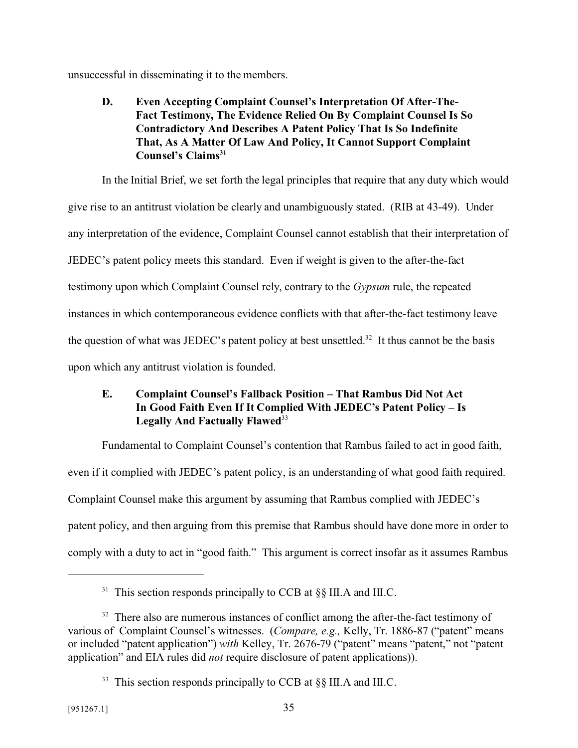unsuccessful in disseminating it to the members.

### D. Even Accepting Complaint Counsel's Interpretation Of After-The-Fact Testimony, The Evidence Relied On By Complaint Counsel Is So Contradictory And Describes A Patent Policy That Is So Indefinite That, As A Matter Of Law And Policy, It Cannot Support Complaint Counsel's Claims[31]

In the Initial Brief, we set forth the legal principles that require that any duty which would give rise to an antitrust violation be clearly and unambiguously stated. (RIB at 43-49). Under any interpretation of the evidence, Complaint Counsel cannot establish that their interpretation of JEDEC's patent policy meets this standard. Even if weight is given to the after-the-fact testimony upon which Complaint Counsel rely, contrary to the *Gypsum* rule, the repeated instances in which contemporaneous evidence conflicts with that after-the-fact testimony leave the question of what was JEDEC's patent policy at best unsettled.[32] It thus cannot be the basis upon which any antitrust violation is founded.

### E. Complaint Counsel's Fallback Position – That Rambus Did Not Act In Good Faith Even If It Complied With JEDEC's Patent Policy – Is Legally And Factually Flawed[33]

Fundamental to Complaint Counsel's contention that Rambus failed to act in good faith, even if it complied with JEDEC's patent policy, is an understanding of what good faith required. Complaint Counsel make this argument by assuming that Rambus complied with JEDEC's patent policy, and then arguing from this premise that Rambus should have done more in order to comply with a duty to act in "good faith." This argument is correct insofar as it assumes Rambus

---

[31] This section responds principally to CCB at §§ III.A and III.C.

[32] There also are numerous instances of conflict among the after-the-fact testimony of various of Complaint Counsel's witnesses. (*Compare, e.g.,* Kelly, Tr. 1886-87 ("patent" means or included "patent application") *with* Kelley, Tr. 2676-79 ("patent" means "patent," not "patent application" and EIA rules did *not* require disclosure of patent applications)).

[33] This section responds principally to CCB at §§ III.A and III.C.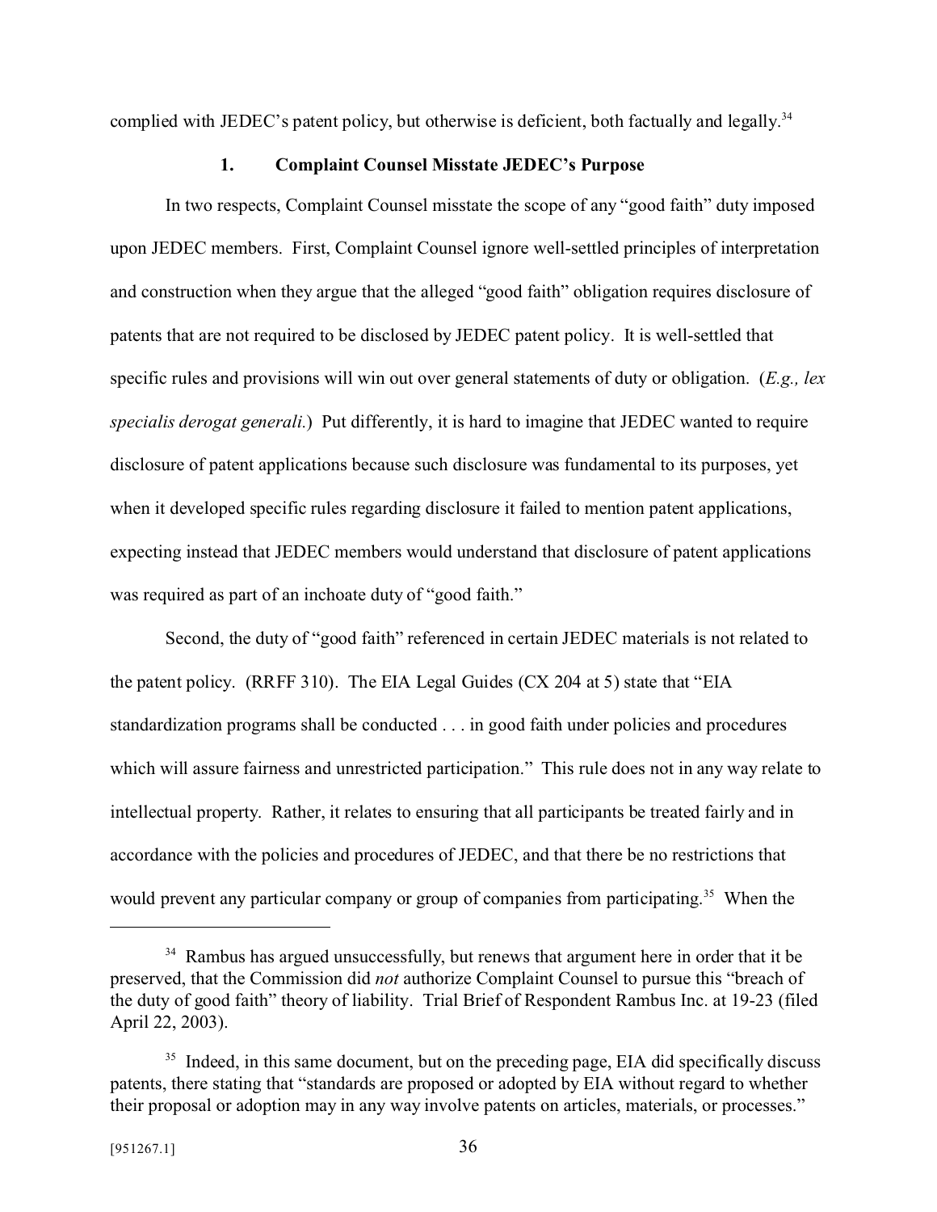complied with JEDEC's patent policy, but otherwise is deficient, both factually and legally.[34]

### 1. Complaint Counsel Misstate JEDEC's Purpose

In two respects, Complaint Counsel misstate the scope of any "good faith" duty imposed upon JEDEC members. First, Complaint Counsel ignore well-settled principles of interpretation and construction when they argue that the alleged "good faith" obligation requires disclosure of patents that are not required to be disclosed by JEDEC patent policy. It is well-settled that specific rules and provisions will win out over general statements of duty or obligation. (*E.g., lex specialis derogat generali.*) Put differently, it is hard to imagine that JEDEC wanted to require disclosure of patent applications because such disclosure was fundamental to its purposes, yet when it developed specific rules regarding disclosure it failed to mention patent applications, expecting instead that JEDEC members would understand that disclosure of patent applications was required as part of an inchoate duty of "good faith."

Second, the duty of "good faith" referenced in certain JEDEC materials is not related to the patent policy. (RRFF 310). The EIA Legal Guides (CX 204 at 5) state that "EIA standardization programs shall be conducted . . . in good faith under policies and procedures which will assure fairness and unrestricted participation." This rule does not in any way relate to intellectual property. Rather, it relates to ensuring that all participants be treated fairly and in accordance with the policies and procedures of JEDEC, and that there be no restrictions that would prevent any particular company or group of companies from participating.[35] When the

---

[34] Rambus has argued unsuccessfully, but renews that argument here in order that it be preserved, that the Commission did *not* authorize Complaint Counsel to pursue this "breach of the duty of good faith" theory of liability. Trial Brief of Respondent Rambus Inc. at 19-23 (filed April 22, 2003).

[35] Indeed, in this same document, but on the preceding page, EIA did specifically discuss patents, there stating that "standards are proposed or adopted by EIA without regard to whether their proposal or adoption may in any way involve patents on articles, materials, or processes."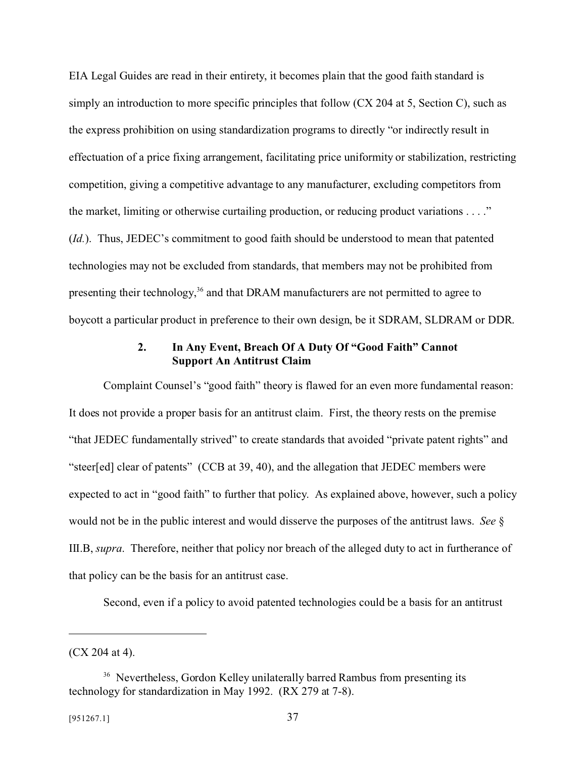EIA Legal Guides are read in their entirety, it becomes plain that the good faith standard is simply an introduction to more specific principles that follow (CX 204 at 5, Section C), such as the express prohibition on using standardization programs to directly "or indirectly result in effectuation of a price fixing arrangement, facilitating price uniformity or stabilization, restricting competition, giving a competitive advantage to any manufacturer, excluding competitors from the market, limiting or otherwise curtailing production, or reducing product variations . . . ." (*Id.*). Thus, JEDEC's commitment to good faith should be understood to mean that patented technologies may not be excluded from standards, that members may not be prohibited from presenting their technology,[36] and that DRAM manufacturers are not permitted to agree to boycott a particular product in preference to their own design, be it SDRAM, SLDRAM or DDR.

### 2. In Any Event, Breach Of A Duty Of "Good Faith" Cannot Support An Antitrust Claim

Complaint Counsel's "good faith" theory is flawed for an even more fundamental reason: It does not provide a proper basis for an antitrust claim. First, the theory rests on the premise "that JEDEC fundamentally strived" to create standards that avoided "private patent rights" and "steer[ed] clear of patents" (CCB at 39, 40), and the allegation that JEDEC members were expected to act in "good faith" to further that policy. As explained above, however, such a policy would not be in the public interest and would disserve the purposes of the antitrust laws. *See* § III.B, *supra*. Therefore, neither that policy nor breach of the alleged duty to act in furtherance of that policy can be the basis for an antitrust case.

Second, even if a policy to avoid patented technologies could be a basis for an antitrust

---

(CX 204 at 4).

[36] Nevertheless, Gordon Kelley unilaterally barred Rambus from presenting its technology for standardization in May 1992. (RX 279 at 7-8).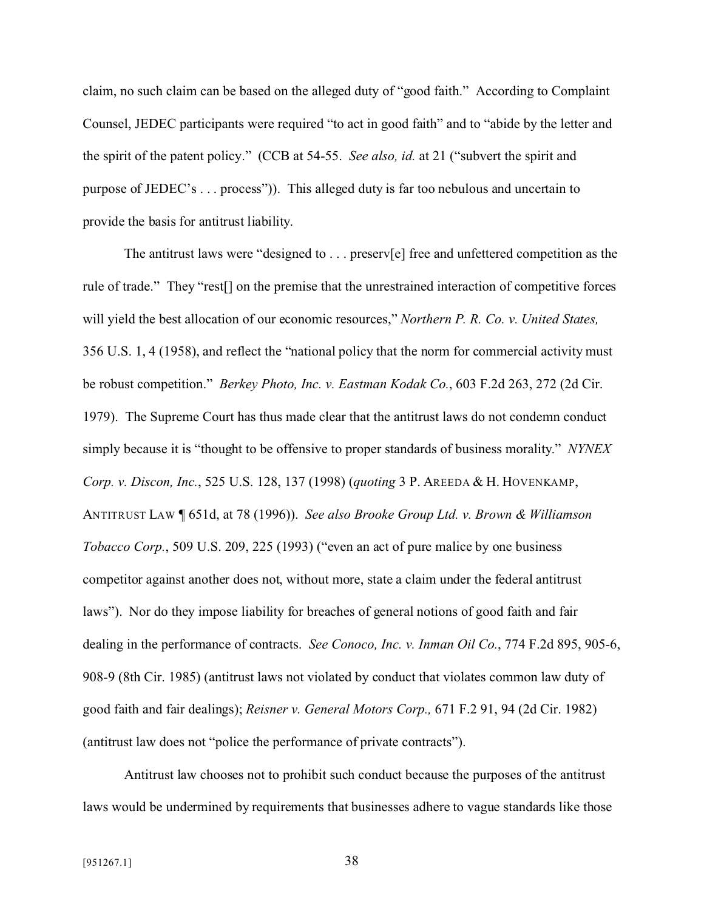claim, no such claim can be based on the alleged duty of "good faith." According to Complaint Counsel, JEDEC participants were required "to act in good faith" and to "abide by the letter and the spirit of the patent policy." (CCB at 54-55. *See also, id.* at 21 ("subvert the spirit and purpose of JEDEC's . . . process")). This alleged duty is far too nebulous and uncertain to provide the basis for antitrust liability.

The antitrust laws were "designed to . . . preserv[e] free and unfettered competition as the rule of trade." They "rest[] on the premise that the unrestrained interaction of competitive forces will yield the best allocation of our economic resources," *Northern P. R. Co. v. United States,* 356 U.S. 1, 4 (1958), and reflect the "national policy that the norm for commercial activity must be robust competition." *Berkey Photo, Inc. v. Eastman Kodak Co.*, 603 F.2d 263, 272 (2d Cir. 1979). The Supreme Court has thus made clear that the antitrust laws do not condemn conduct simply because it is "thought to be offensive to proper standards of business morality." *NYNEX Corp. v. Discon, Inc.*, 525 U.S. 128, 137 (1998) (*quoting* 3 P. AREEDA & H. HOVENKAMP, ANTITRUST LAW ¶ 651d, at 78 (1996)). *See also Brooke Group Ltd. v. Brown & Williamson Tobacco Corp.*, 509 U.S. 209, 225 (1993) ("even an act of pure malice by one business competitor against another does not, without more, state a claim under the federal antitrust laws"). Nor do they impose liability for breaches of general notions of good faith and fair dealing in the performance of contracts. *See Conoco, Inc. v. Inman Oil Co.*, 774 F.2d 895, 905-6, 908-9 (8th Cir. 1985) (antitrust laws not violated by conduct that violates common law duty of good faith and fair dealings); *Reisner v. General Motors Corp.,* 671 F.2 91, 94 (2d Cir. 1982) (antitrust law does not "police the performance of private contracts").

Antitrust law chooses not to prohibit such conduct because the purposes of the antitrust laws would be undermined by requirements that businesses adhere to vague standards like those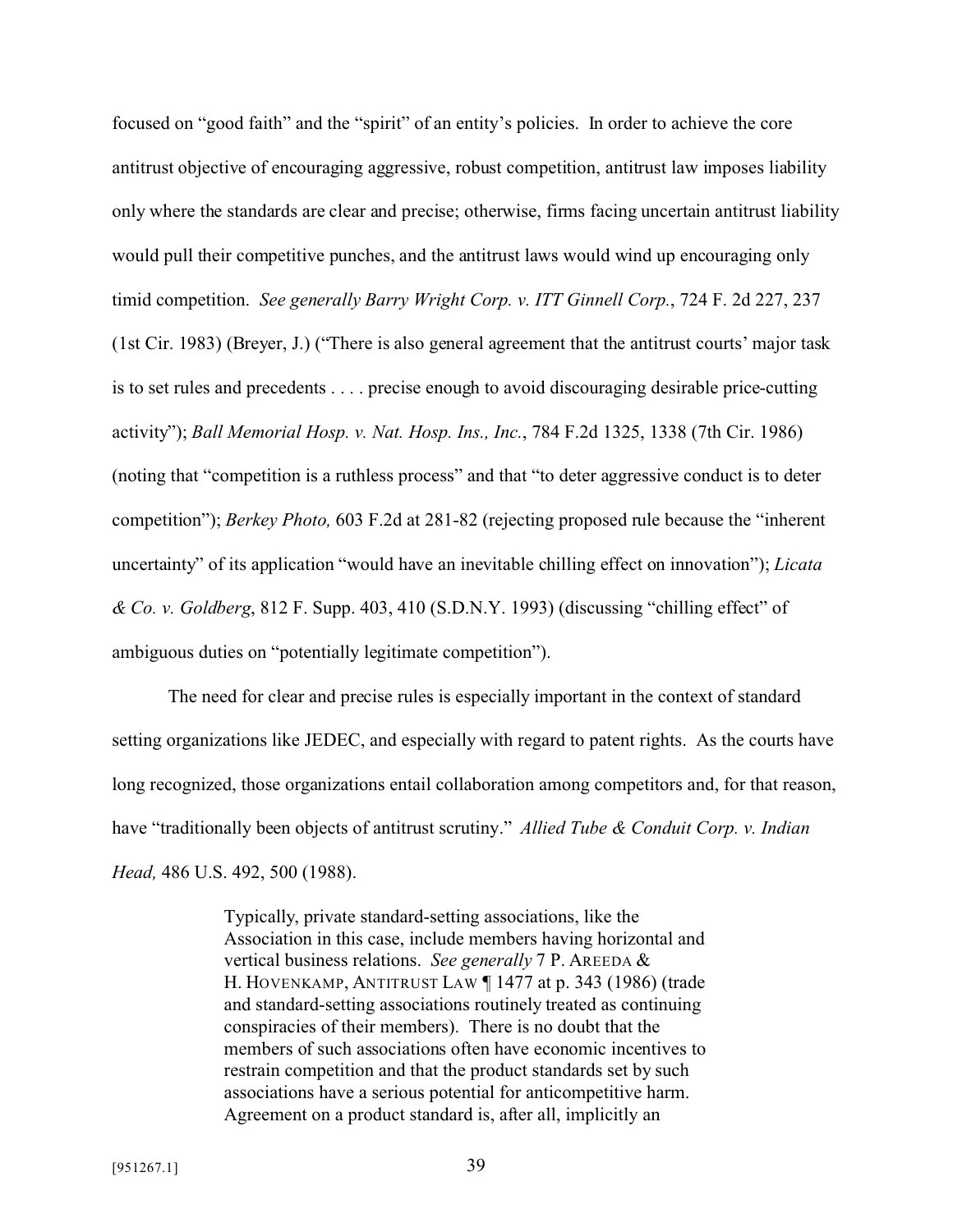focused on "good faith" and the "spirit" of an entity's policies. In order to achieve the core antitrust objective of encouraging aggressive, robust competition, antitrust law imposes liability only where the standards are clear and precise; otherwise, firms facing uncertain antitrust liability would pull their competitive punches, and the antitrust laws would wind up encouraging only timid competition. *See generally Barry Wright Corp. v. ITT Ginnell Corp.*, 724 F. 2d 227, 237 (1st Cir. 1983) (Breyer, J.) ("There is also general agreement that the antitrust courts' major task is to set rules and precedents . . . . precise enough to avoid discouraging desirable price-cutting activity"); *Ball Memorial Hosp. v. Nat. Hosp. Ins., Inc.*, 784 F.2d 1325, 1338 (7th Cir. 1986) (noting that "competition is a ruthless process" and that "to deter aggressive conduct is to deter competition"); *Berkey Photo,* 603 F.2d at 281-82 (rejecting proposed rule because the "inherent uncertainty" of its application "would have an inevitable chilling effect on innovation"); *Licata & Co. v. Goldberg*, 812 F. Supp. 403, 410 (S.D.N.Y. 1993) (discussing "chilling effect" of ambiguous duties on "potentially legitimate competition").

The need for clear and precise rules is especially important in the context of standard setting organizations like JEDEC, and especially with regard to patent rights. As the courts have long recognized, those organizations entail collaboration among competitors and, for that reason, have "traditionally been objects of antitrust scrutiny." *Allied Tube & Conduit Corp. v. Indian Head,* 486 U.S. 492, 500 (1988).

> Typically, private standard-setting associations, like the Association in this case, include members having horizontal and vertical business relations. *See generally* 7 P. AREEDA & H. HOVENKAMP, ANTITRUST LAW ¶ 1477 at p. 343 (1986) (trade and standard-setting associations routinely treated as continuing conspiracies of their members). There is no doubt that the members of such associations often have economic incentives to restrain competition and that the product standards set by such associations have a serious potential for anticompetitive harm. Agreement on a product standard is, after all, implicitly an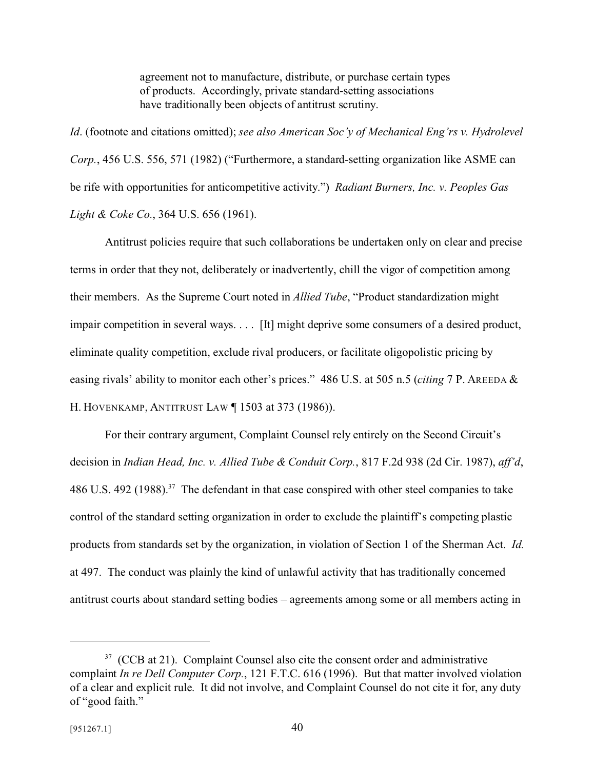> agreement not to manufacture, distribute, or purchase certain types of products. Accordingly, private standard-setting associations have traditionally been objects of antitrust scrutiny.

*Id*. (footnote and citations omitted); *see also American Soc'y of Mechanical Eng'rs v. Hydrolevel Corp.*, 456 U.S. 556, 571 (1982) ("Furthermore, a standard-setting organization like ASME can be rife with opportunities for anticompetitive activity.") *Radiant Burners, Inc. v. Peoples Gas Light & Coke Co.*, 364 U.S. 656 (1961).

Antitrust policies require that such collaborations be undertaken only on clear and precise terms in order that they not, deliberately or inadvertently, chill the vigor of competition among their members. As the Supreme Court noted in *Allied Tube*, "Product standardization might impair competition in several ways. . . . [It] might deprive some consumers of a desired product, eliminate quality competition, exclude rival producers, or facilitate oligopolistic pricing by easing rivals' ability to monitor each other's prices." 486 U.S. at 505 n.5 (*citing* 7 P. AREEDA & H. HOVENKAMP, ANTITRUST LAW ¶ 1503 at 373 (1986)).

For their contrary argument, Complaint Counsel rely entirely on the Second Circuit's decision in *Indian Head, Inc. v. Allied Tube & Conduit Corp.*, 817 F.2d 938 (2d Cir. 1987), *aff'd*, 486 U.S. 492 (1988).[37] The defendant in that case conspired with other steel companies to take control of the standard setting organization in order to exclude the plaintiff's competing plastic products from standards set by the organization, in violation of Section 1 of the Sherman Act. *Id.* at 497. The conduct was plainly the kind of unlawful activity that has traditionally concerned antitrust courts about standard setting bodies – agreements among some or all members acting in

---

[37] (CCB at 21). Complaint Counsel also cite the consent order and administrative complaint *In re Dell Computer Corp.*, 121 F.T.C. 616 (1996). But that matter involved violation of a clear and explicit rule. It did not involve, and Complaint Counsel do not cite it for, any duty of "good faith."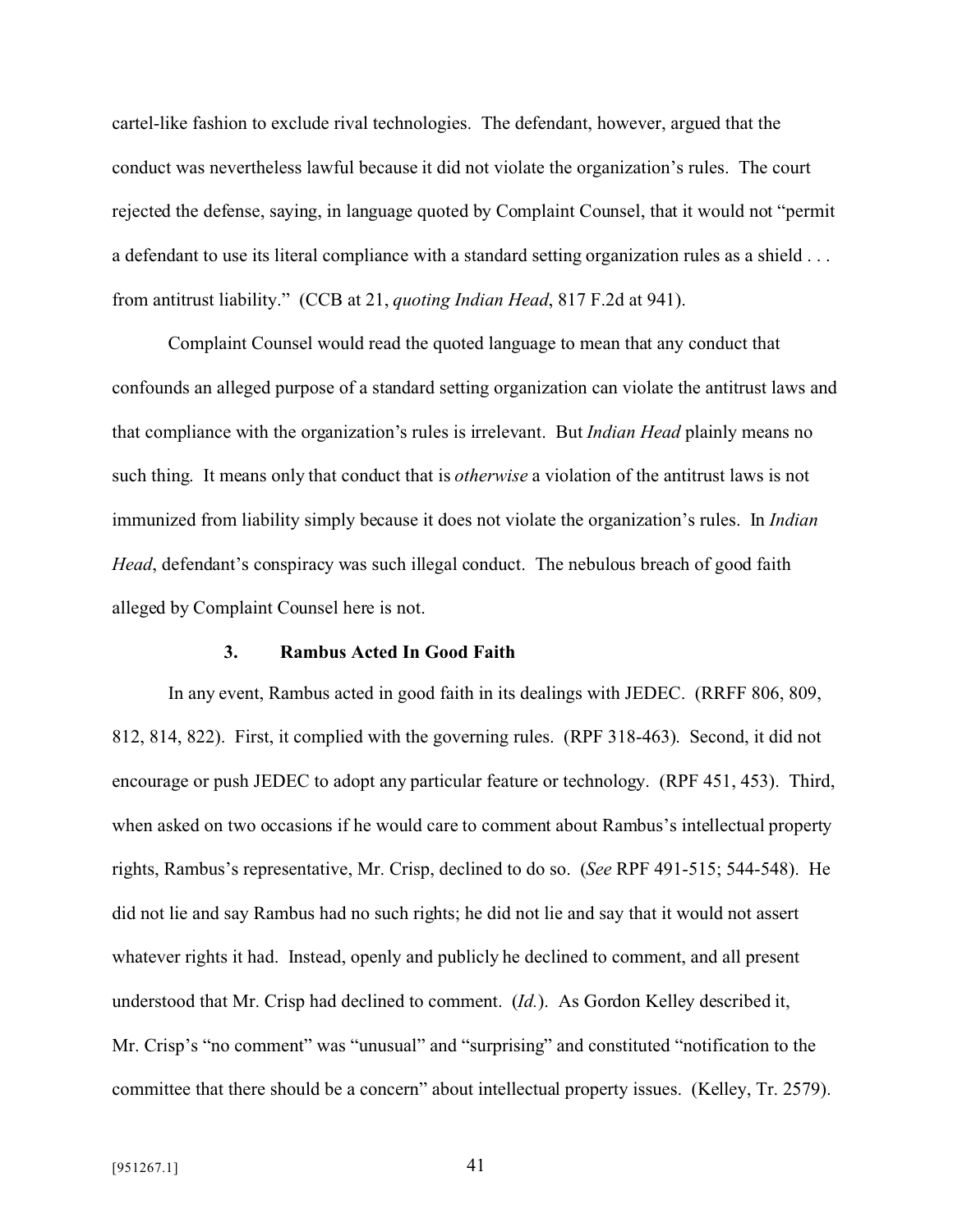cartel-like fashion to exclude rival technologies. The defendant, however, argued that the conduct was nevertheless lawful because it did not violate the organization's rules. The court rejected the defense, saying, in language quoted by Complaint Counsel, that it would not "permit a defendant to use its literal compliance with a standard setting organization rules as a shield . . . from antitrust liability." (CCB at 21, *quoting Indian Head*, 817 F.2d at 941).

Complaint Counsel would read the quoted language to mean that any conduct that confounds an alleged purpose of a standard setting organization can violate the antitrust laws and that compliance with the organization's rules is irrelevant. But *Indian Head* plainly means no such thing. It means only that conduct that is *otherwise* a violation of the antitrust laws is not immunized from liability simply because it does not violate the organization's rules. In *Indian Head*, defendant's conspiracy was such illegal conduct. The nebulous breach of good faith alleged by Complaint Counsel here is not.

### 3. Rambus Acted In Good Faith

In any event, Rambus acted in good faith in its dealings with JEDEC. (RRFF 806, 809, 812, 814, 822). First, it complied with the governing rules. (RPF 318-463). Second, it did not encourage or push JEDEC to adopt any particular feature or technology. (RPF 451, 453). Third, when asked on two occasions if he would care to comment about Rambus's intellectual property rights, Rambus's representative, Mr. Crisp, declined to do so. (*See* RPF 491-515; 544-548). He did not lie and say Rambus had no such rights; he did not lie and say that it would not assert whatever rights it had. Instead, openly and publicly he declined to comment, and all present understood that Mr. Crisp had declined to comment. (*Id.*). As Gordon Kelley described it, Mr. Crisp's "no comment" was "unusual" and "surprising" and constituted "notification to the committee that there should be a concern" about intellectual property issues. (Kelley, Tr. 2579).

[951267.1]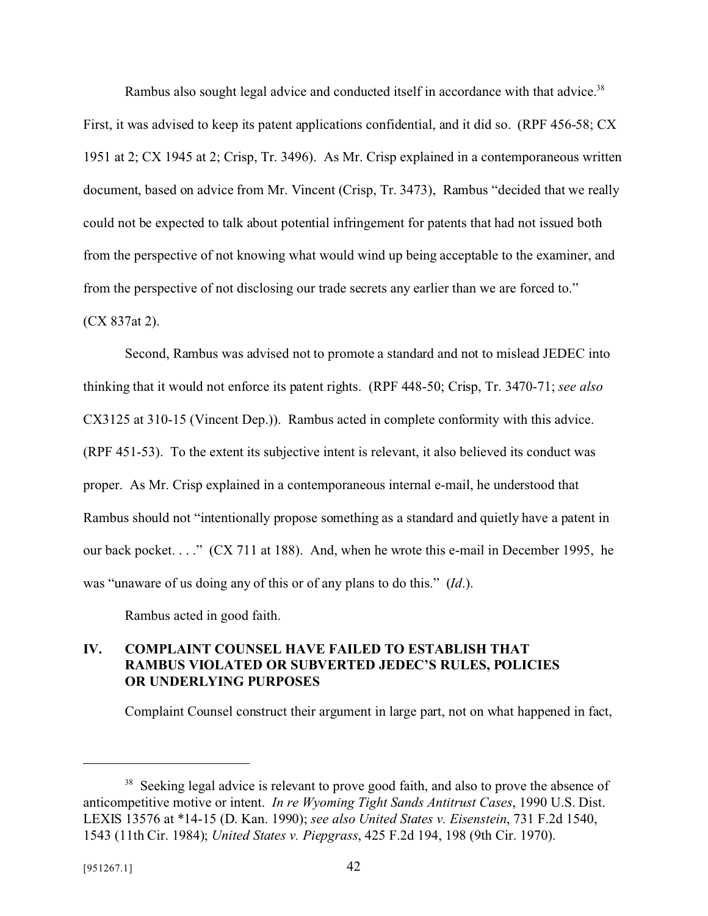Rambus also sought legal advice and conducted itself in accordance with that advice.[38] First, it was advised to keep its patent applications confidential, and it did so. (RPF 456-58; CX 1951 at 2; CX 1945 at 2; Crisp, Tr. 3496). As Mr. Crisp explained in a contemporaneous written document, based on advice from Mr. Vincent (Crisp, Tr. 3473), Rambus "decided that we really could not be expected to talk about potential infringement for patents that had not issued both from the perspective of not knowing what would wind up being acceptable to the examiner, and from the perspective of not disclosing our trade secrets any earlier than we are forced to." (CX 837at 2).

Second, Rambus was advised not to promote a standard and not to mislead JEDEC into thinking that it would not enforce its patent rights. (RPF 448-50; Crisp, Tr. 3470-71; *see also* CX3125 at 310-15 (Vincent Dep.)). Rambus acted in complete conformity with this advice. (RPF 451-53). To the extent its subjective intent is relevant, it also believed its conduct was proper. As Mr. Crisp explained in a contemporaneous internal e-mail, he understood that Rambus should not "intentionally propose something as a standard and quietly have a patent in our back pocket. . . ." (CX 711 at 188). And, when he wrote this e-mail in December 1995, he was "unaware of us doing any of this or of any plans to do this." (*Id*.).

Rambus acted in good faith.

## IV. COMPLAINT COUNSEL HAVE FAILED TO ESTABLISH THAT RAMBUS VIOLATED OR SUBVERTED JEDEC'S RULES, POLICIES OR UNDERLYING PURPOSES

Complaint Counsel construct their argument in large part, not on what happened in fact,

---

[38] Seeking legal advice is relevant to prove good faith, and also to prove the absence of anticompetitive motive or intent. *In re Wyoming Tight Sands Antitrust Cases*, 1990 U.S. Dist. LEXIS 13576 at *14-15 (D. Kan. 1990); *see also United States v. Eisenstein*, 731 F.2d 1540, 1543 (11th Cir. 1984); *United States v. Piepgrass*, 425 F.2d 194, 198 (9th Cir. 1970).

[951267.1]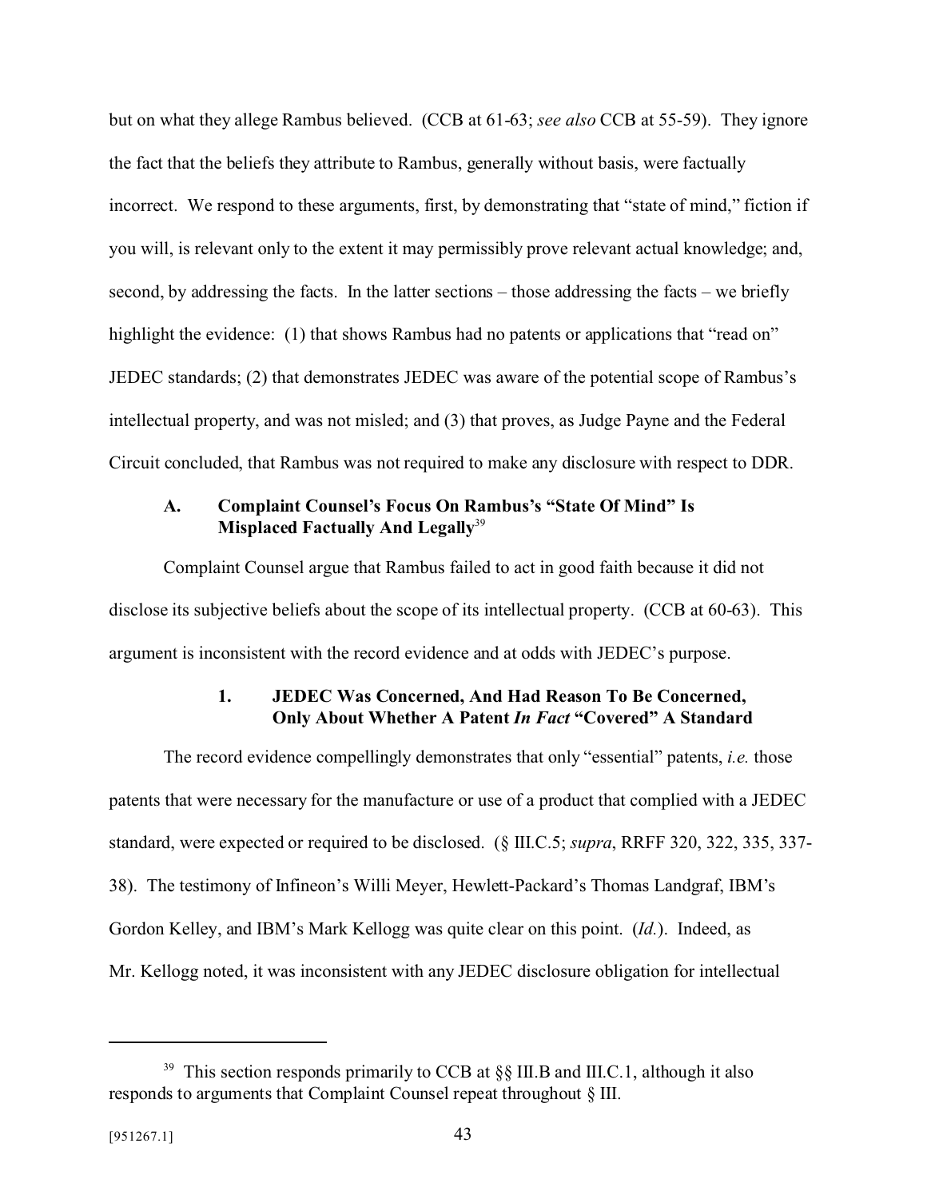but on what they allege Rambus believed. (CCB at 61-63; *see also* CCB at 55-59). They ignore the fact that the beliefs they attribute to Rambus, generally without basis, were factually incorrect. We respond to these arguments, first, by demonstrating that "state of mind," fiction if you will, is relevant only to the extent it may permissibly prove relevant actual knowledge; and, second, by addressing the facts. In the latter sections – those addressing the facts – we briefly highlight the evidence: (1) that shows Rambus had no patents or applications that "read on" JEDEC standards; (2) that demonstrates JEDEC was aware of the potential scope of Rambus's intellectual property, and was not misled; and (3) that proves, as Judge Payne and the Federal Circuit concluded, that Rambus was not required to make any disclosure with respect to DDR.

### A. Complaint Counsel's Focus On Rambus's "State Of Mind" Is Misplaced Factually And Legally[39]

Complaint Counsel argue that Rambus failed to act in good faith because it did not disclose its subjective beliefs about the scope of its intellectual property. (CCB at 60-63). This argument is inconsistent with the record evidence and at odds with JEDEC's purpose.

#### 1. JEDEC Was Concerned, And Had Reason To Be Concerned, Only About Whether A Patent *In Fact* "Covered" A Standard

The record evidence compellingly demonstrates that only "essential" patents, *i.e.* those patents that were necessary for the manufacture or use of a product that complied with a JEDEC standard, were expected or required to be disclosed. (§ III.C.5; *supra*, RRFF 320, 322, 335, 337-38). The testimony of Infineon's Willi Meyer, Hewlett-Packard's Thomas Landgraf, IBM's Gordon Kelley, and IBM's Mark Kellogg was quite clear on this point. (*Id.*). Indeed, as Mr. Kellogg noted, it was inconsistent with any JEDEC disclosure obligation for intellectual

---

[39] This section responds primarily to CCB at §§ III.B and III.C.1, although it also responds to arguments that Complaint Counsel repeat throughout § III.

[951267.1]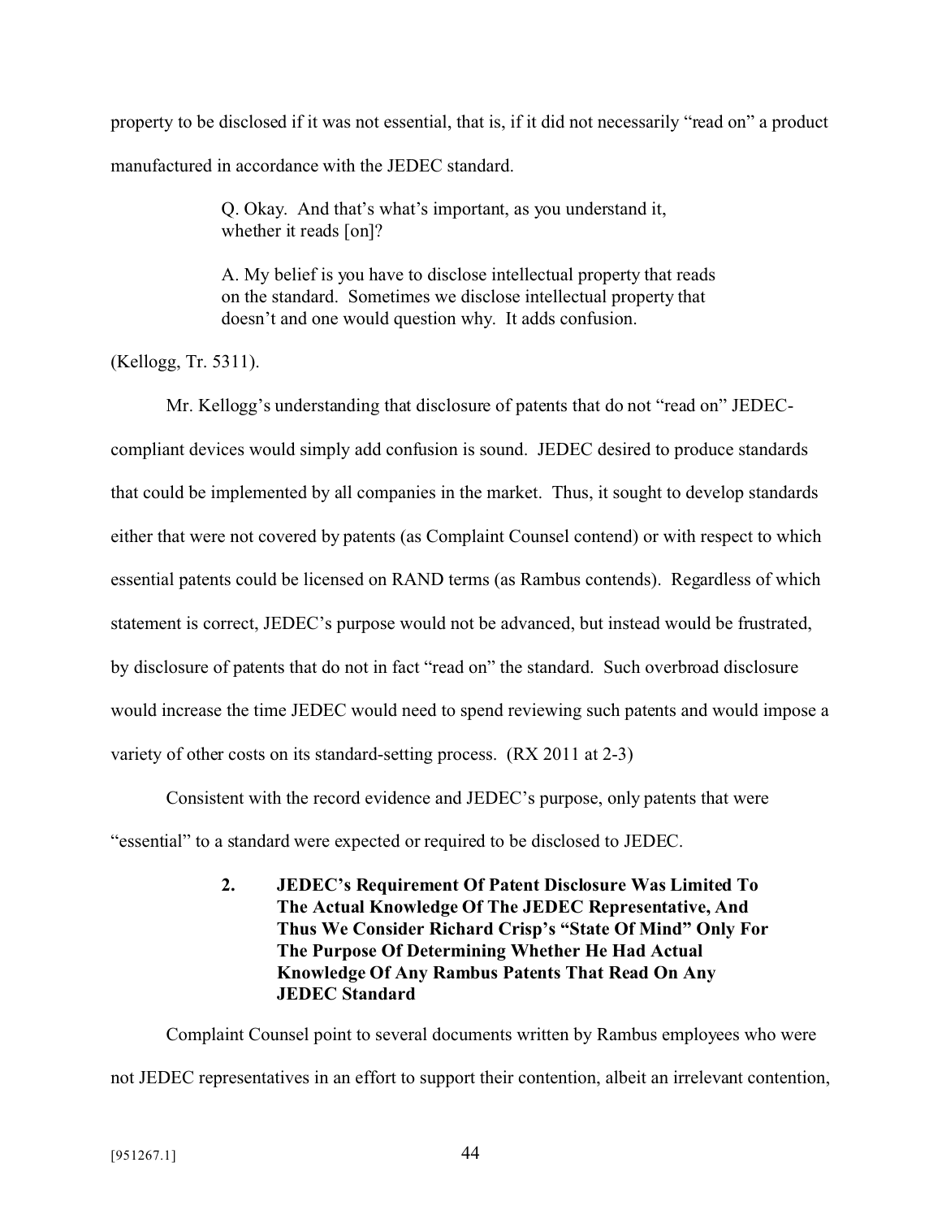property to be disclosed if it was not essential, that is, if it did not necessarily "read on" a product manufactured in accordance with the JEDEC standard.

> Q. Okay. And that's what's important, as you understand it, whether it reads [on]?
>
> A. My belief is you have to disclose intellectual property that reads on the standard. Sometimes we disclose intellectual property that doesn't and one would question why. It adds confusion.

(Kellogg, Tr. 5311).

Mr. Kellogg's understanding that disclosure of patents that do not "read on" JEDEC-compliant devices would simply add confusion is sound. JEDEC desired to produce standards that could be implemented by all companies in the market. Thus, it sought to develop standards either that were not covered by patents (as Complaint Counsel contend) or with respect to which essential patents could be licensed on RAND terms (as Rambus contends). Regardless of which statement is correct, JEDEC's purpose would not be advanced, but instead would be frustrated, by disclosure of patents that do not in fact "read on" the standard. Such overbroad disclosure would increase the time JEDEC would need to spend reviewing such patents and would impose a variety of other costs on its standard-setting process. (RX 2011 at 2-3)

Consistent with the record evidence and JEDEC's purpose, only patents that were "essential" to a standard were expected or required to be disclosed to JEDEC.

**2. JEDEC's Requirement Of Patent Disclosure Was Limited To The Actual Knowledge Of The JEDEC Representative, And Thus We Consider Richard Crisp's "State Of Mind" Only For The Purpose Of Determining Whether He Had Actual Knowledge Of Any Rambus Patents That Read On Any JEDEC Standard**

Complaint Counsel point to several documents written by Rambus employees who were not JEDEC representatives in an effort to support their contention, albeit an irrelevant contention,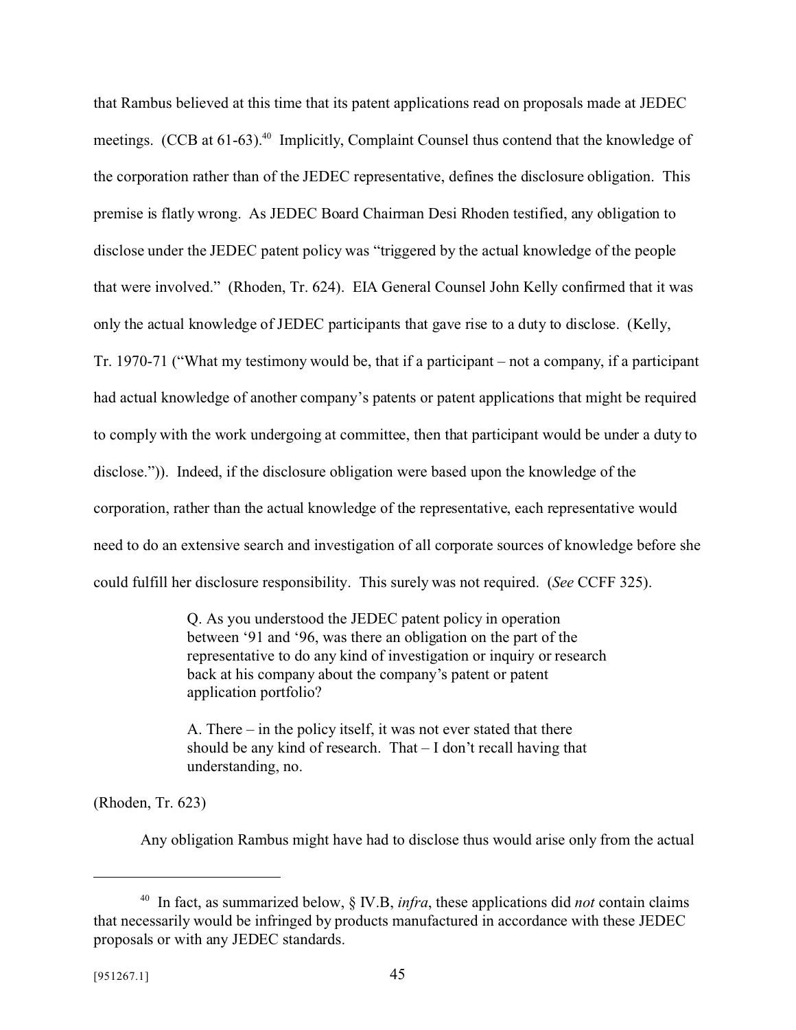that Rambus believed at this time that its patent applications read on proposals made at JEDEC meetings. (CCB at 61-63).[40] Implicitly, Complaint Counsel thus contend that the knowledge of the corporation rather than of the JEDEC representative, defines the disclosure obligation. This premise is flatly wrong. As JEDEC Board Chairman Desi Rhoden testified, any obligation to disclose under the JEDEC patent policy was "triggered by the actual knowledge of the people that were involved." (Rhoden, Tr. 624). EIA General Counsel John Kelly confirmed that it was only the actual knowledge of JEDEC participants that gave rise to a duty to disclose. (Kelly, Tr. 1970-71 ("What my testimony would be, that if a participant – not a company, if a participant had actual knowledge of another company's patents or patent applications that might be required to comply with the work undergoing at committee, then that participant would be under a duty to disclose.")). Indeed, if the disclosure obligation were based upon the knowledge of the corporation, rather than the actual knowledge of the representative, each representative would need to do an extensive search and investigation of all corporate sources of knowledge before she could fulfill her disclosure responsibility. This surely was not required. (*See* CCFF 325).

> Q. As you understood the JEDEC patent policy in operation between '91 and '96, was there an obligation on the part of the representative to do any kind of investigation or inquiry or research back at his company about the company's patent or patent application portfolio?
>
> A. There – in the policy itself, it was not ever stated that there should be any kind of research. That – I don't recall having that understanding, no.

(Rhoden, Tr. 623)

Any obligation Rambus might have had to disclose thus would arise only from the actual

---

[40] In fact, as summarized below, § IV.B, *infra*, these applications did *not* contain claims that necessarily would be infringed by products manufactured in accordance with these JEDEC proposals or with any JEDEC standards.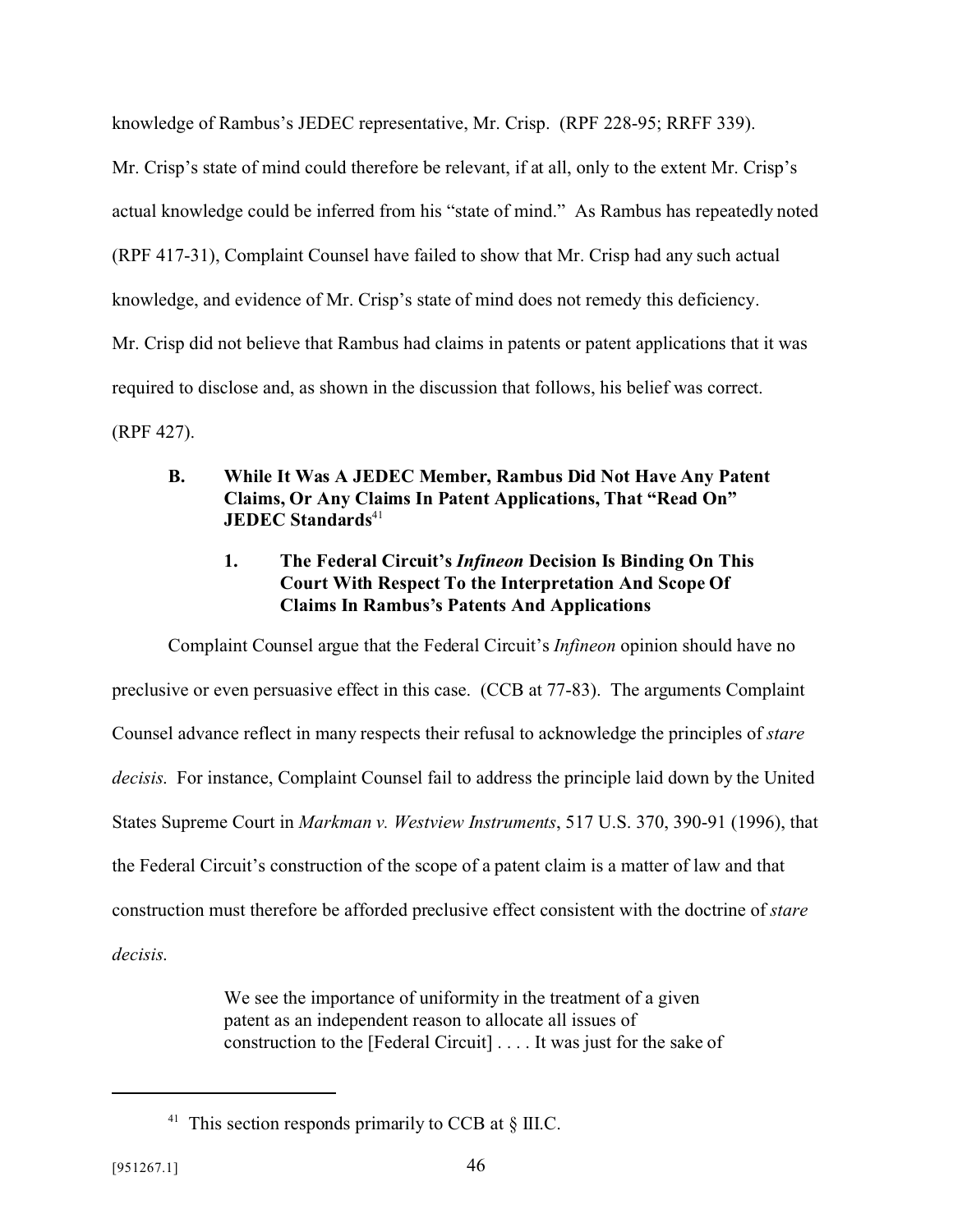knowledge of Rambus's JEDEC representative, Mr. Crisp. (RPF 228-95; RRFF 339). Mr. Crisp's state of mind could therefore be relevant, if at all, only to the extent Mr. Crisp's actual knowledge could be inferred from his "state of mind." As Rambus has repeatedly noted (RPF 417-31), Complaint Counsel have failed to show that Mr. Crisp had any such actual knowledge, and evidence of Mr. Crisp's state of mind does not remedy this deficiency. Mr. Crisp did not believe that Rambus had claims in patents or patent applications that it was required to disclose and, as shown in the discussion that follows, his belief was correct. (RPF 427).

### B. While It Was A JEDEC Member, Rambus Did Not Have Any Patent Claims, Or Any Claims In Patent Applications, That "Read On" JEDEC Standards[41]

#### 1. The Federal Circuit's *Infineon* Decision Is Binding On This Court With Respect To the Interpretation And Scope Of Claims In Rambus's Patents And Applications

Complaint Counsel argue that the Federal Circuit's *Infineon* opinion should have no preclusive or even persuasive effect in this case. (CCB at 77-83). The arguments Complaint Counsel advance reflect in many respects their refusal to acknowledge the principles of *stare decisis*. For instance, Complaint Counsel fail to address the principle laid down by the United States Supreme Court in *Markman v. Westview Instruments*, 517 U.S. 370, 390-91 (1996), that the Federal Circuit's construction of the scope of a patent claim is a matter of law and that construction must therefore be afforded preclusive effect consistent with the doctrine of *stare decisis*.

> We see the importance of uniformity in the treatment of a given patent as an independent reason to allocate all issues of construction to the [Federal Circuit] . . . . It was just for the sake of

[41] This section responds primarily to CCB at § III.C.

[951267.1]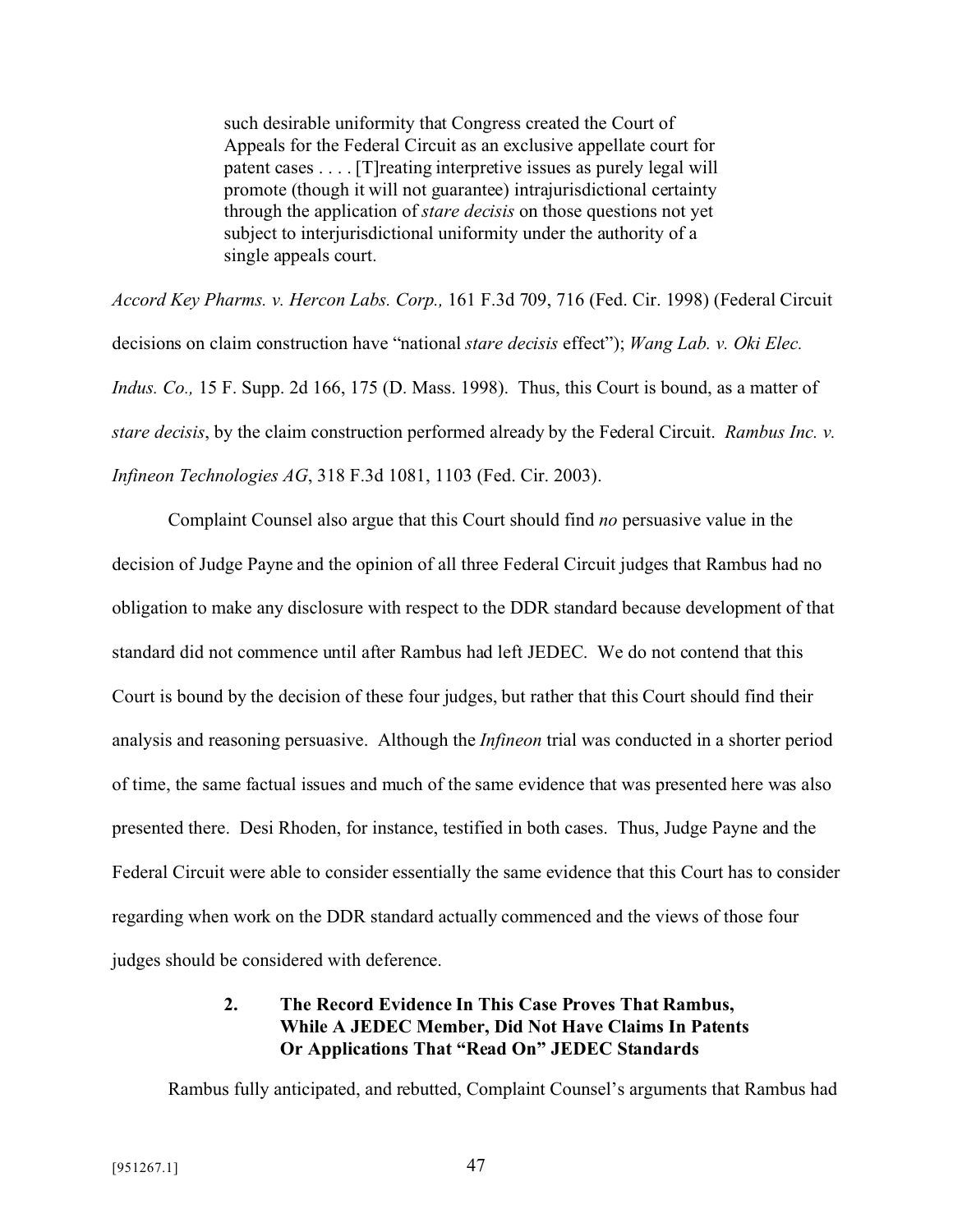> such desirable uniformity that Congress created the Court of Appeals for the Federal Circuit as an exclusive appellate court for patent cases . . . . [T]reating interpretive issues as purely legal will promote (though it will not guarantee) intrajurisdictional certainty through the application of *stare decisis* on those questions not yet subject to interjurisdictional uniformity under the authority of a single appeals court.

*Accord Key Pharms. v. Hercon Labs. Corp.,* 161 F.3d 709, 716 (Fed. Cir. 1998) (Federal Circuit decisions on claim construction have "national *stare decisis* effect"); *Wang Lab. v. Oki Elec. Indus. Co.,* 15 F. Supp. 2d 166, 175 (D. Mass. 1998). Thus, this Court is bound, as a matter of *stare decisis*, by the claim construction performed already by the Federal Circuit. *Rambus Inc. v. Infineon Technologies AG*, 318 F.3d 1081, 1103 (Fed. Cir. 2003).

Complaint Counsel also argue that this Court should find *no* persuasive value in the decision of Judge Payne and the opinion of all three Federal Circuit judges that Rambus had no obligation to make any disclosure with respect to the DDR standard because development of that standard did not commence until after Rambus had left JEDEC. We do not contend that this Court is bound by the decision of these four judges, but rather that this Court should find their analysis and reasoning persuasive. Although the *Infineon* trial was conducted in a shorter period of time, the same factual issues and much of the same evidence that was presented here was also presented there. Desi Rhoden, for instance, testified in both cases. Thus, Judge Payne and the Federal Circuit were able to consider essentially the same evidence that this Court has to consider regarding when work on the DDR standard actually commenced and the views of those four judges should be considered with deference.

### 2. The Record Evidence In This Case Proves That Rambus, While A JEDEC Member, Did Not Have Claims In Patents Or Applications That "Read On" JEDEC Standards

Rambus fully anticipated, and rebutted, Complaint Counsel's arguments that Rambus had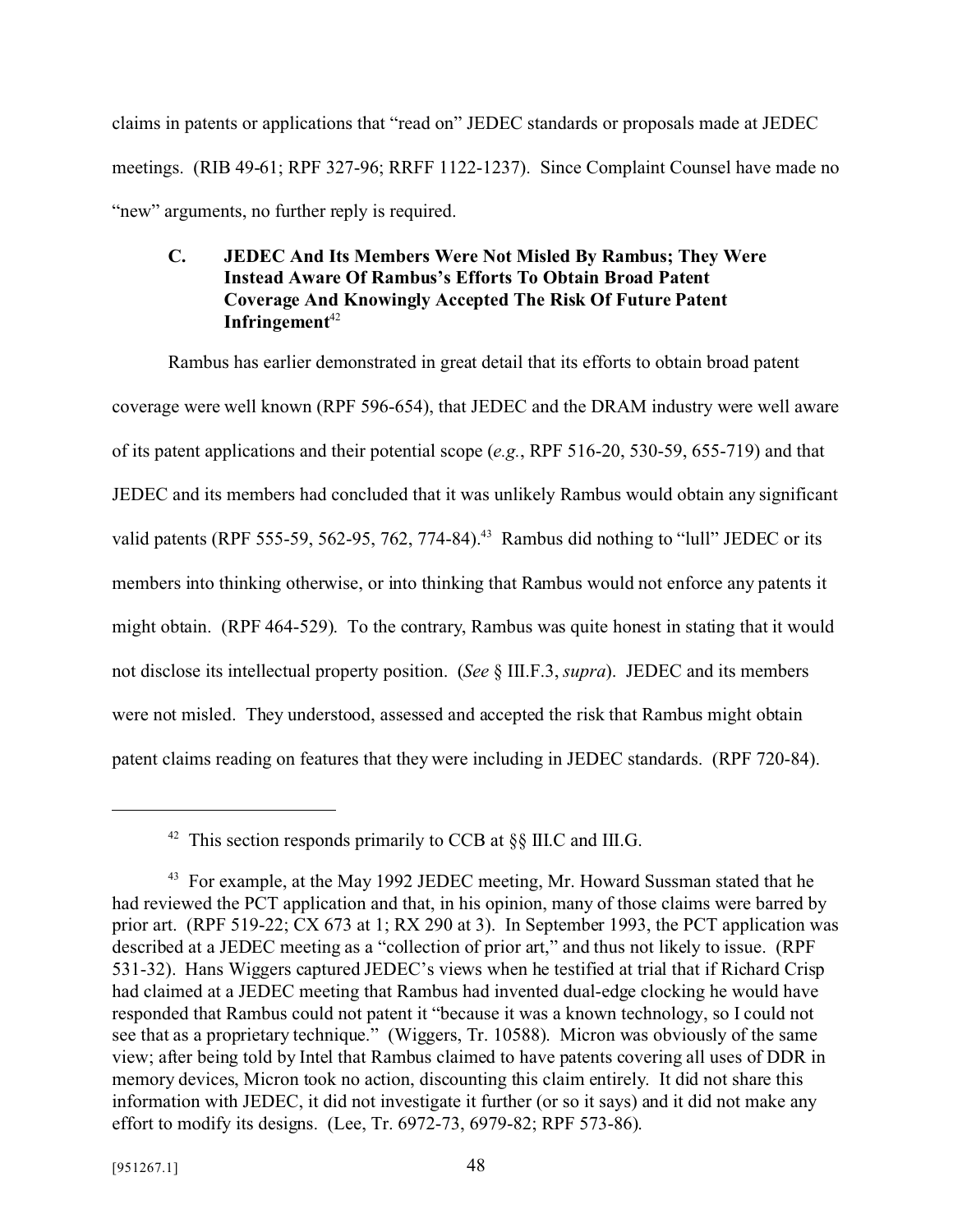claims in patents or applications that "read on" JEDEC standards or proposals made at JEDEC meetings. (RIB 49-61; RPF 327-96; RRFF 1122-1237). Since Complaint Counsel have made no "new" arguments, no further reply is required.

### C. JEDEC And Its Members Were Not Misled By Rambus; They Were Instead Aware Of Rambus's Efforts To Obtain Broad Patent Coverage And Knowingly Accepted The Risk Of Future Patent Infringement[42]

Rambus has earlier demonstrated in great detail that its efforts to obtain broad patent coverage were well known (RPF 596-654), that JEDEC and the DRAM industry were well aware of its patent applications and their potential scope (*e.g.*, RPF 516-20, 530-59, 655-719) and that JEDEC and its members had concluded that it was unlikely Rambus would obtain any significant valid patents (RPF 555-59, 562-95, 762, 774-84).[43] Rambus did nothing to "lull" JEDEC or its members into thinking otherwise, or into thinking that Rambus would not enforce any patents it might obtain. (RPF 464-529). To the contrary, Rambus was quite honest in stating that it would not disclose its intellectual property position. (*See* § III.F.3, *supra*). JEDEC and its members were not misled. They understood, assessed and accepted the risk that Rambus might obtain patent claims reading on features that they were including in JEDEC standards. (RPF 720-84).

---

[42] This section responds primarily to CCB at §§ III.C and III.G.

[43] For example, at the May 1992 JEDEC meeting, Mr. Howard Sussman stated that he had reviewed the PCT application and that, in his opinion, many of those claims were barred by prior art. (RPF 519-22; CX 673 at 1; RX 290 at 3). In September 1993, the PCT application was described at a JEDEC meeting as a "collection of prior art," and thus not likely to issue. (RPF 531-32). Hans Wiggers captured JEDEC's views when he testified at trial that if Richard Crisp had claimed at a JEDEC meeting that Rambus had invented dual-edge clocking he would have responded that Rambus could not patent it "because it was a known technology, so I could not see that as a proprietary technique." (Wiggers, Tr. 10588). Micron was obviously of the same view; after being told by Intel that Rambus claimed to have patents covering all uses of DDR in memory devices, Micron took no action, discounting this claim entirely. It did not share this information with JEDEC, it did not investigate it further (or so it says) and it did not make any effort to modify its designs. (Lee, Tr. 6972-73, 6979-82; RPF 573-86).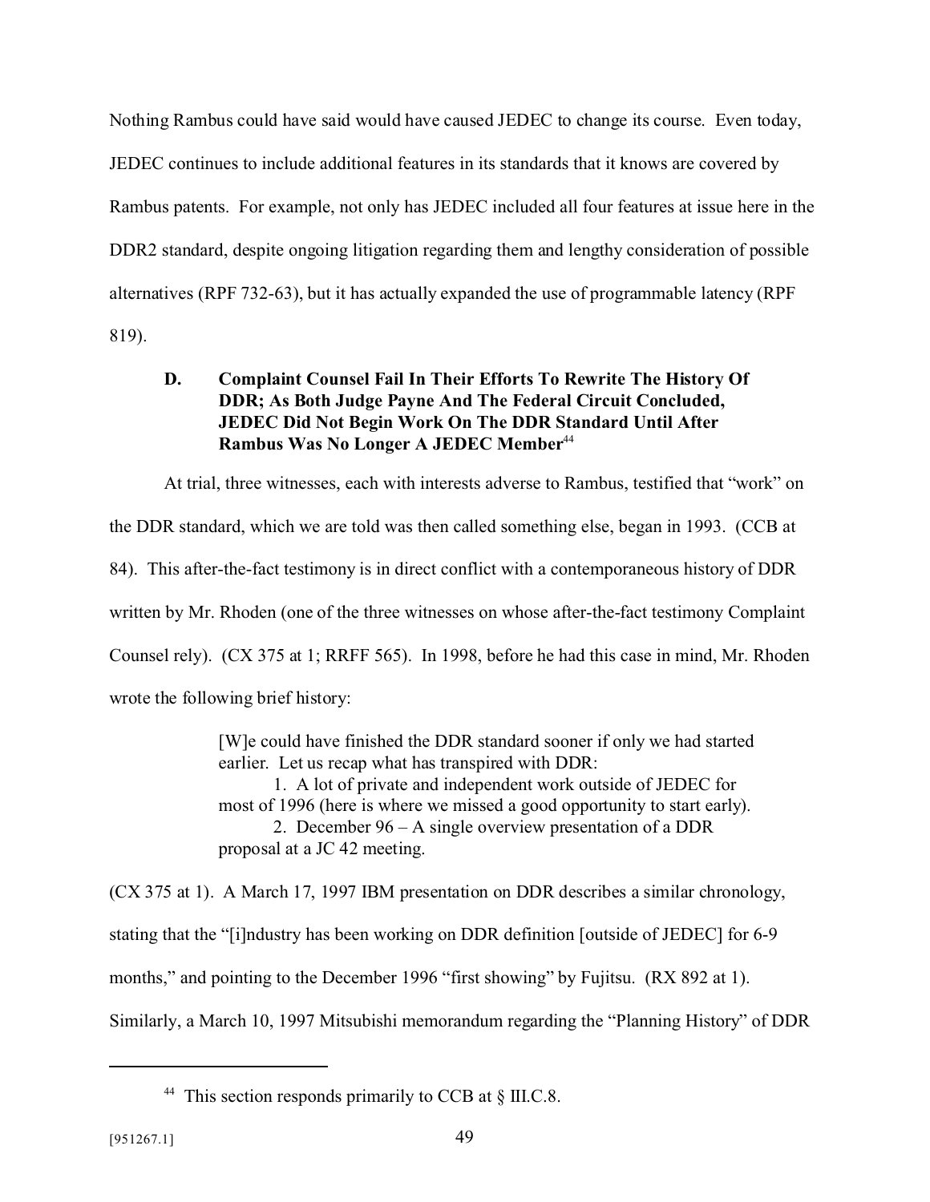Nothing Rambus could have said would have caused JEDEC to change its course. Even today, JEDEC continues to include additional features in its standards that it knows are covered by Rambus patents. For example, not only has JEDEC included all four features at issue here in the DDR2 standard, despite ongoing litigation regarding them and lengthy consideration of possible alternatives (RPF 732-63), but it has actually expanded the use of programmable latency (RPF 819).

### D. Complaint Counsel Fail In Their Efforts To Rewrite The History Of DDR; As Both Judge Payne And The Federal Circuit Concluded, JEDEC Did Not Begin Work On The DDR Standard Until After Rambus Was No Longer A JEDEC Member[44]

At trial, three witnesses, each with interests adverse to Rambus, testified that "work" on the DDR standard, which we are told was then called something else, began in 1993. (CCB at 84). This after-the-fact testimony is in direct conflict with a contemporaneous history of DDR written by Mr. Rhoden (one of the three witnesses on whose after-the-fact testimony Complaint Counsel rely). (CX 375 at 1; RRFF 565). In 1998, before he had this case in mind, Mr. Rhoden wrote the following brief history:

> [W]e could have finished the DDR standard sooner if only we had started earlier. Let us recap what has transpired with DDR:
>
> 1. A lot of private and independent work outside of JEDEC for most of 1996 (here is where we missed a good opportunity to start early).
> 2. December 96 – A single overview presentation of a DDR proposal at a JC 42 meeting.

(CX 375 at 1). A March 17, 1997 IBM presentation on DDR describes a similar chronology, stating that the "[i]ndustry has been working on DDR definition [outside of JEDEC] for 6-9 months," and pointing to the December 1996 "first showing" by Fujitsu. (RX 892 at 1). Similarly, a March 10, 1997 Mitsubishi memorandum regarding the "Planning History" of DDR

---

[44] This section responds primarily to CCB at § III.C.8.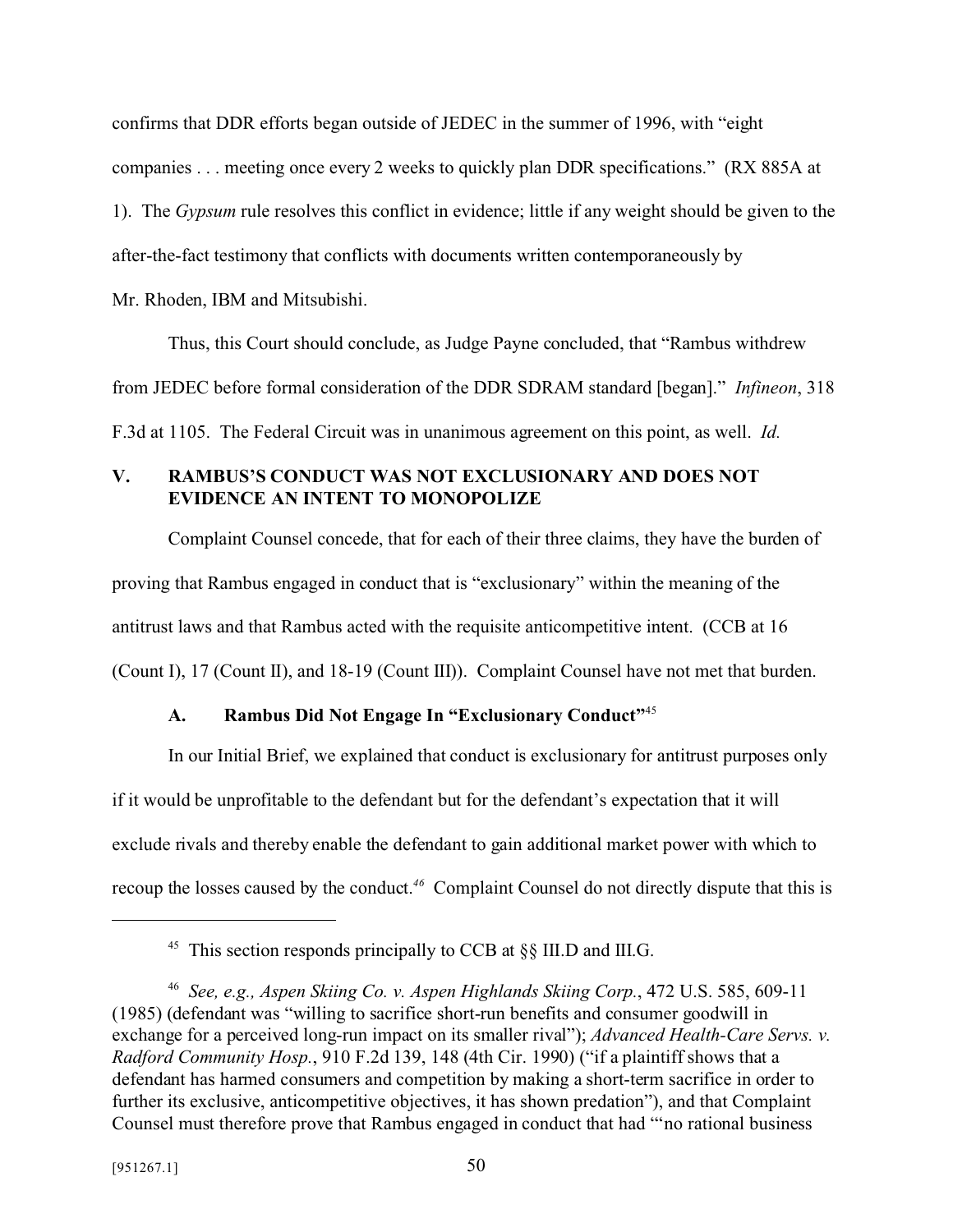confirms that DDR efforts began outside of JEDEC in the summer of 1996, with "eight companies . . . meeting once every 2 weeks to quickly plan DDR specifications." (RX 885A at 1). The *Gypsum* rule resolves this conflict in evidence; little if any weight should be given to the after-the-fact testimony that conflicts with documents written contemporaneously by Mr. Rhoden, IBM and Mitsubishi.

Thus, this Court should conclude, as Judge Payne concluded, that "Rambus withdrew from JEDEC before formal consideration of the DDR SDRAM standard [began]." *Infineon*, 318 F.3d at 1105. The Federal Circuit was in unanimous agreement on this point, as well. *Id.*

## V. RAMBUS'S CONDUCT WAS NOT EXCLUSIONARY AND DOES NOT EVIDENCE AN INTENT TO MONOPOLIZE

Complaint Counsel concede, that for each of their three claims, they have the burden of proving that Rambus engaged in conduct that is "exclusionary" within the meaning of the antitrust laws and that Rambus acted with the requisite anticompetitive intent. (CCB at 16 (Count I), 17 (Count II), and 18-19 (Count III)). Complaint Counsel have not met that burden.

### A. Rambus Did Not Engage In "Exclusionary Conduct"[45]

In our Initial Brief, we explained that conduct is exclusionary for antitrust purposes only if it would be unprofitable to the defendant but for the defendant's expectation that it will exclude rivals and thereby enable the defendant to gain additional market power with which to recoup the losses caused by the conduct.[46] Complaint Counsel do not directly dispute that this is

---

[45] This section responds principally to CCB at §§ III.D and III.G.

[46] *See, e.g., Aspen Skiing Co. v. Aspen Highlands Skiing Corp.*, 472 U.S. 585, 609-11 (1985) (defendant was "willing to sacrifice short-run benefits and consumer goodwill in exchange for a perceived long-run impact on its smaller rival"); *Advanced Health-Care Servs. v. Radford Community Hosp.*, 910 F.2d 139, 148 (4th Cir. 1990) ("if a plaintiff shows that a defendant has harmed consumers and competition by making a short-term sacrifice in order to further its exclusive, anticompetitive objectives, it has shown predation"), and that Complaint Counsel must therefore prove that Rambus engaged in conduct that had "'no rational business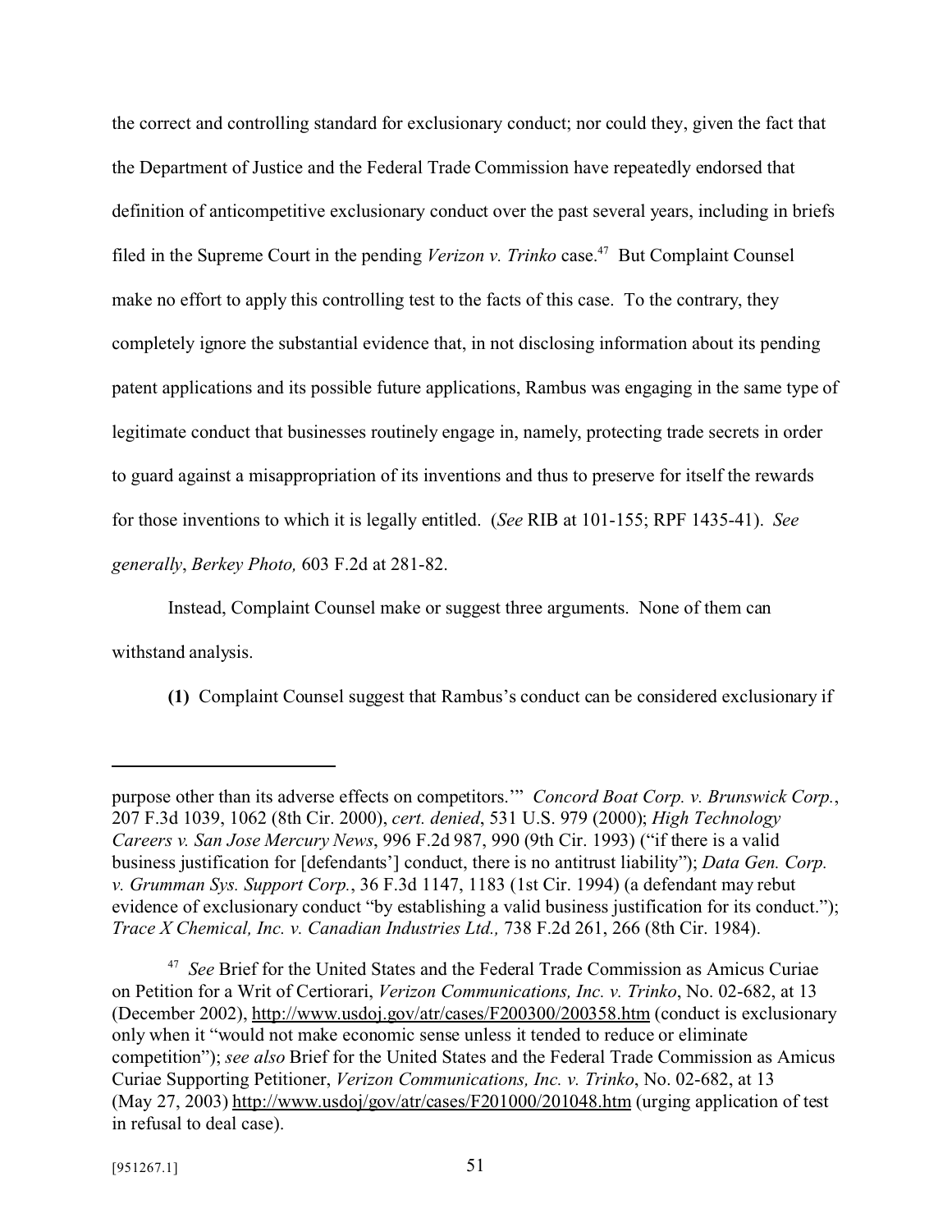the correct and controlling standard for exclusionary conduct; nor could they, given the fact that the Department of Justice and the Federal Trade Commission have repeatedly endorsed that definition of anticompetitive exclusionary conduct over the past several years, including in briefs filed in the Supreme Court in the pending *Verizon v. Trinko* case.[47] But Complaint Counsel make no effort to apply this controlling test to the facts of this case. To the contrary, they completely ignore the substantial evidence that, in not disclosing information about its pending patent applications and its possible future applications, Rambus was engaging in the same type of legitimate conduct that businesses routinely engage in, namely, protecting trade secrets in order to guard against a misappropriation of its inventions and thus to preserve for itself the rewards for those inventions to which it is legally entitled. (*See* RIB at 101-155; RPF 1435-41). *See generally*, *Berkey Photo,* 603 F.2d at 281-82.

Instead, Complaint Counsel make or suggest three arguments. None of them can withstand analysis.

**(1)** Complaint Counsel suggest that Rambus's conduct can be considered exclusionary if

---

purpose other than its adverse effects on competitors.'" *Concord Boat Corp. v. Brunswick Corp.*, 207 F.3d 1039, 1062 (8th Cir. 2000), *cert. denied*, 531 U.S. 979 (2000); *High Technology Careers v. San Jose Mercury News*, 996 F.2d 987, 990 (9th Cir. 1993) ("if there is a valid business justification for [defendants'] conduct, there is no antitrust liability"); *Data Gen. Corp. v. Grumman Sys. Support Corp.*, 36 F.3d 1147, 1183 (1st Cir. 1994) (a defendant may rebut evidence of exclusionary conduct "by establishing a valid business justification for its conduct."); *Trace X Chemical, Inc. v. Canadian Industries Ltd.,* 738 F.2d 261, 266 (8th Cir. 1984).

[47] *See* Brief for the United States and the Federal Trade Commission as Amicus Curiae on Petition for a Writ of Certiorari, *Verizon Communications, Inc. v. Trinko*, No. 02-682, at 13 (December 2002), http://www.usdoj.gov/atr/cases/F200300/200358.htm (conduct is exclusionary only when it "would not make economic sense unless it tended to reduce or eliminate competition"); *see also* Brief for the United States and the Federal Trade Commission as Amicus Curiae Supporting Petitioner, *Verizon Communications, Inc. v. Trinko*, No. 02-682, at 13 (May 27, 2003) http://www.usdoj/gov/atr/cases/F201000/201048.htm (urging application of test in refusal to deal case).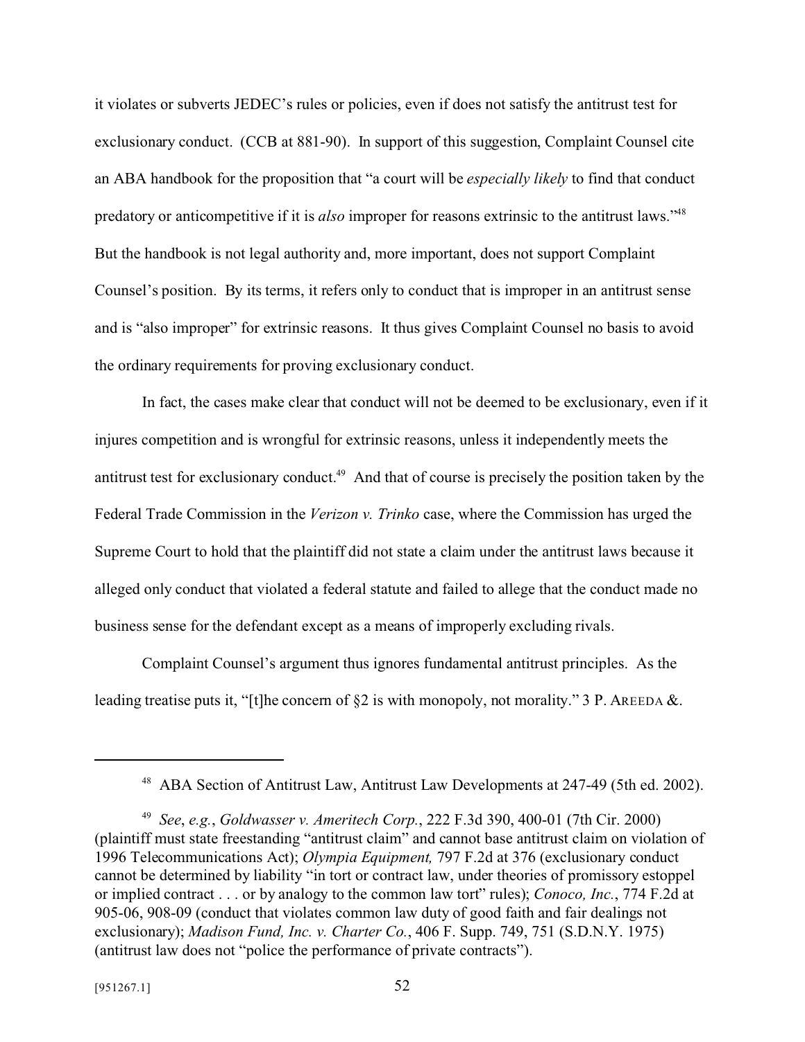it violates or subverts JEDEC's rules or policies, even if does not satisfy the antitrust test for exclusionary conduct. (CCB at 881-90). In support of this suggestion, Complaint Counsel cite an ABA handbook for the proposition that "a court will be *especially likely* to find that conduct predatory or anticompetitive if it is *also* improper for reasons extrinsic to the antitrust laws."[48] But the handbook is not legal authority and, more important, does not support Complaint Counsel's position. By its terms, it refers only to conduct that is improper in an antitrust sense and is "also improper" for extrinsic reasons. It thus gives Complaint Counsel no basis to avoid the ordinary requirements for proving exclusionary conduct.

In fact, the cases make clear that conduct will not be deemed to be exclusionary, even if it injures competition and is wrongful for extrinsic reasons, unless it independently meets the antitrust test for exclusionary conduct.[49] And that of course is precisely the position taken by the Federal Trade Commission in the *Verizon v. Trinko* case, where the Commission has urged the Supreme Court to hold that the plaintiff did not state a claim under the antitrust laws because it alleged only conduct that violated a federal statute and failed to allege that the conduct made no business sense for the defendant except as a means of improperly excluding rivals.

Complaint Counsel's argument thus ignores fundamental antitrust principles. As the leading treatise puts it, "[t]he concern of §2 is with monopoly, not morality." 3 P. AREEDA &.

---

[48] ABA Section of Antitrust Law, Antitrust Law Developments at 247-49 (5th ed. 2002).

[49] *See*, *e.g.*, *Goldwasser v. Ameritech Corp.*, 222 F.3d 390, 400-01 (7th Cir. 2000) (plaintiff must state freestanding "antitrust claim" and cannot base antitrust claim on violation of 1996 Telecommunications Act); *Olympia Equipment,* 797 F.2d at 376 (exclusionary conduct cannot be determined by liability "in tort or contract law, under theories of promissory estoppel or implied contract . . . or by analogy to the common law tort" rules); *Conoco, Inc.*, 774 F.2d at 905-06, 908-09 (conduct that violates common law duty of good faith and fair dealings not exclusionary); *Madison Fund, Inc. v. Charter Co.*, 406 F. Supp. 749, 751 (S.D.N.Y. 1975) (antitrust law does not "police the performance of private contracts").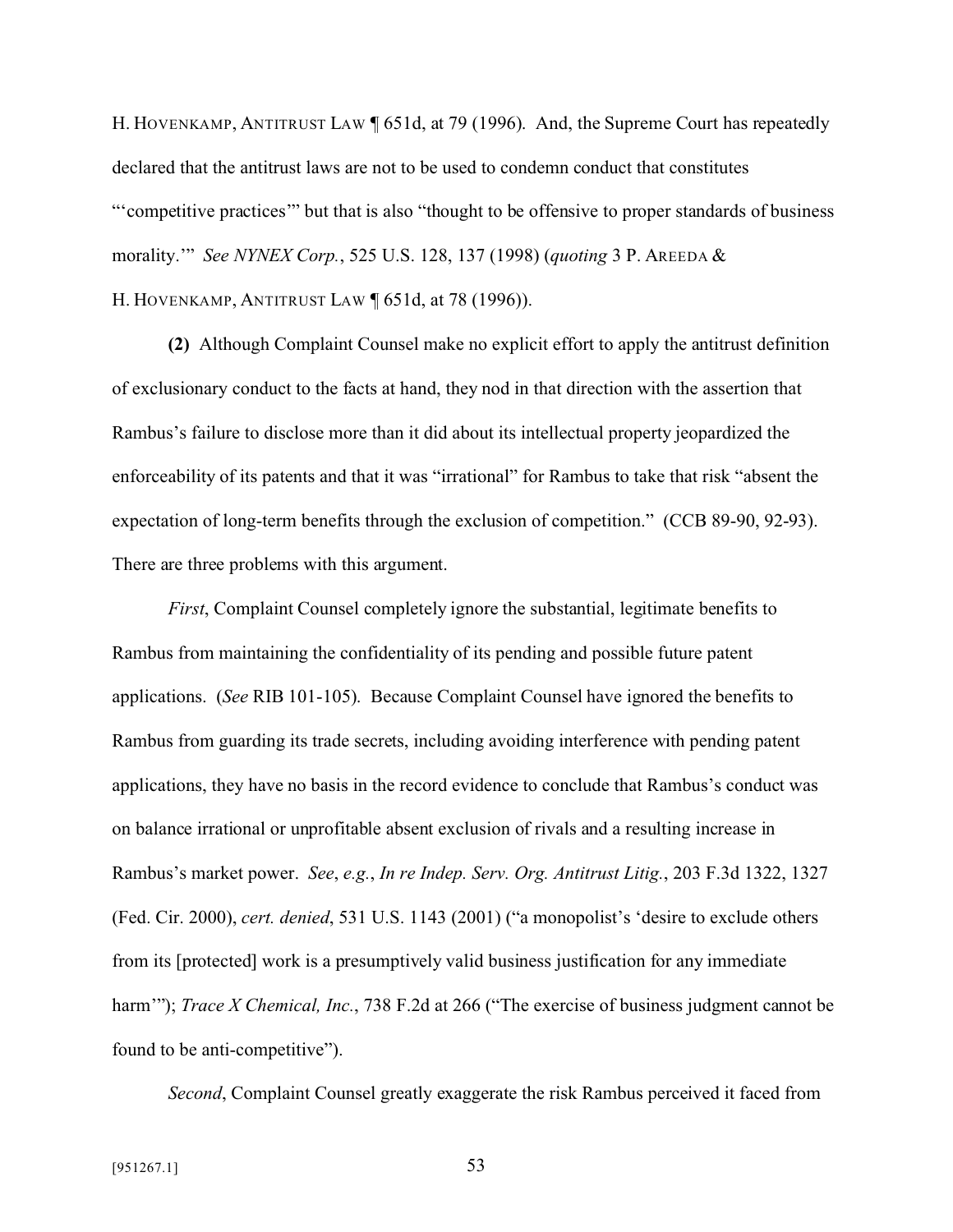H. HOVENKAMP, ANTITRUST LAW ¶ 651d, at 79 (1996). And, the Supreme Court has repeatedly declared that the antitrust laws are not to be used to condemn conduct that constitutes "'competitive practices'" but that is also "thought to be offensive to proper standards of business morality.'" *See NYNEX Corp.*, 525 U.S. 128, 137 (1998) (*quoting* 3 P. AREEDA & H. HOVENKAMP, ANTITRUST LAW ¶ 651d, at 78 (1996)).

**(2)** Although Complaint Counsel make no explicit effort to apply the antitrust definition of exclusionary conduct to the facts at hand, they nod in that direction with the assertion that Rambus's failure to disclose more than it did about its intellectual property jeopardized the enforceability of its patents and that it was "irrational" for Rambus to take that risk "absent the expectation of long-term benefits through the exclusion of competition." (CCB 89-90, 92-93). There are three problems with this argument.

*First*, Complaint Counsel completely ignore the substantial, legitimate benefits to Rambus from maintaining the confidentiality of its pending and possible future patent applications. (*See* RIB 101-105). Because Complaint Counsel have ignored the benefits to Rambus from guarding its trade secrets, including avoiding interference with pending patent applications, they have no basis in the record evidence to conclude that Rambus's conduct was on balance irrational or unprofitable absent exclusion of rivals and a resulting increase in Rambus's market power. *See*, *e.g.*, *In re Indep. Serv. Org. Antitrust Litig.*, 203 F.3d 1322, 1327 (Fed. Cir. 2000), *cert. denied*, 531 U.S. 1143 (2001) ("a monopolist's 'desire to exclude others from its [protected] work is a presumptively valid business justification for any immediate harm'"); *Trace X Chemical, Inc.*, 738 F.2d at 266 ("The exercise of business judgment cannot be found to be anti-competitive").

*Second*, Complaint Counsel greatly exaggerate the risk Rambus perceived it faced from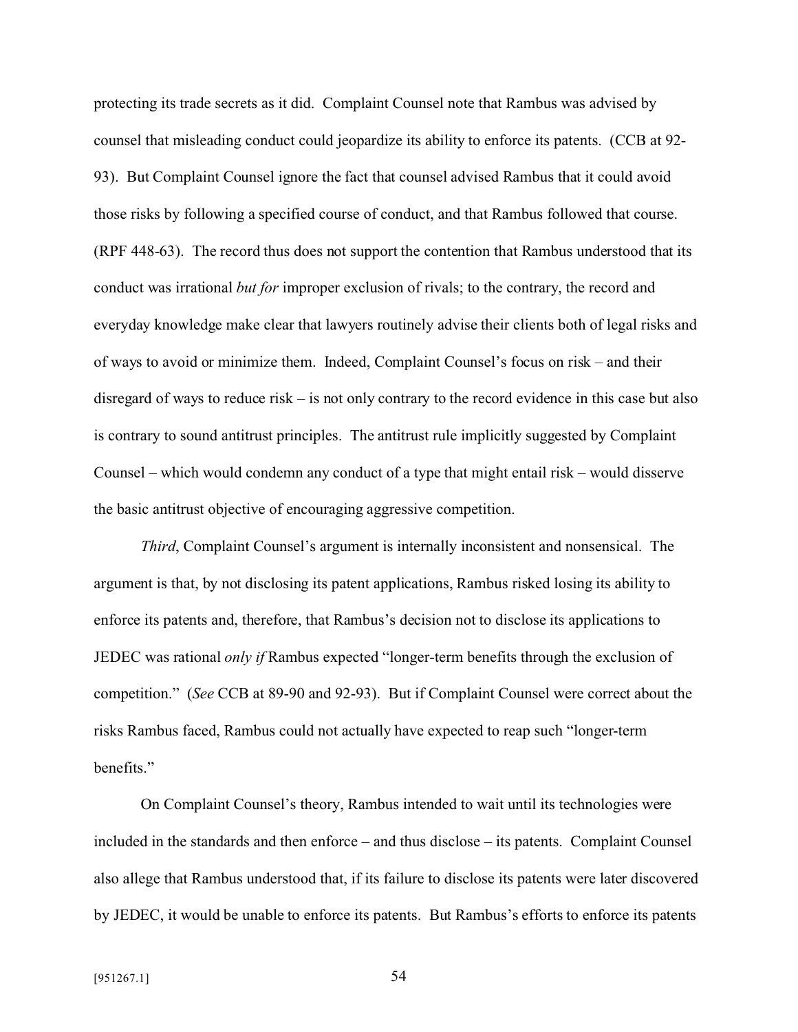protecting its trade secrets as it did. Complaint Counsel note that Rambus was advised by counsel that misleading conduct could jeopardize its ability to enforce its patents. (CCB at 92-93). But Complaint Counsel ignore the fact that counsel advised Rambus that it could avoid those risks by following a specified course of conduct, and that Rambus followed that course. (RPF 448-63). The record thus does not support the contention that Rambus understood that its conduct was irrational *but for* improper exclusion of rivals; to the contrary, the record and everyday knowledge make clear that lawyers routinely advise their clients both of legal risks and of ways to avoid or minimize them. Indeed, Complaint Counsel's focus on risk – and their disregard of ways to reduce risk – is not only contrary to the record evidence in this case but also is contrary to sound antitrust principles. The antitrust rule implicitly suggested by Complaint Counsel – which would condemn any conduct of a type that might entail risk – would disserve the basic antitrust objective of encouraging aggressive competition.

*Third*, Complaint Counsel's argument is internally inconsistent and nonsensical. The argument is that, by not disclosing its patent applications, Rambus risked losing its ability to enforce its patents and, therefore, that Rambus's decision not to disclose its applications to JEDEC was rational *only if* Rambus expected "longer-term benefits through the exclusion of competition." (*See* CCB at 89-90 and 92-93). But if Complaint Counsel were correct about the risks Rambus faced, Rambus could not actually have expected to reap such "longer-term benefits."

On Complaint Counsel's theory, Rambus intended to wait until its technologies were included in the standards and then enforce – and thus disclose – its patents. Complaint Counsel also allege that Rambus understood that, if its failure to disclose its patents were later discovered by JEDEC, it would be unable to enforce its patents. But Rambus's efforts to enforce its patents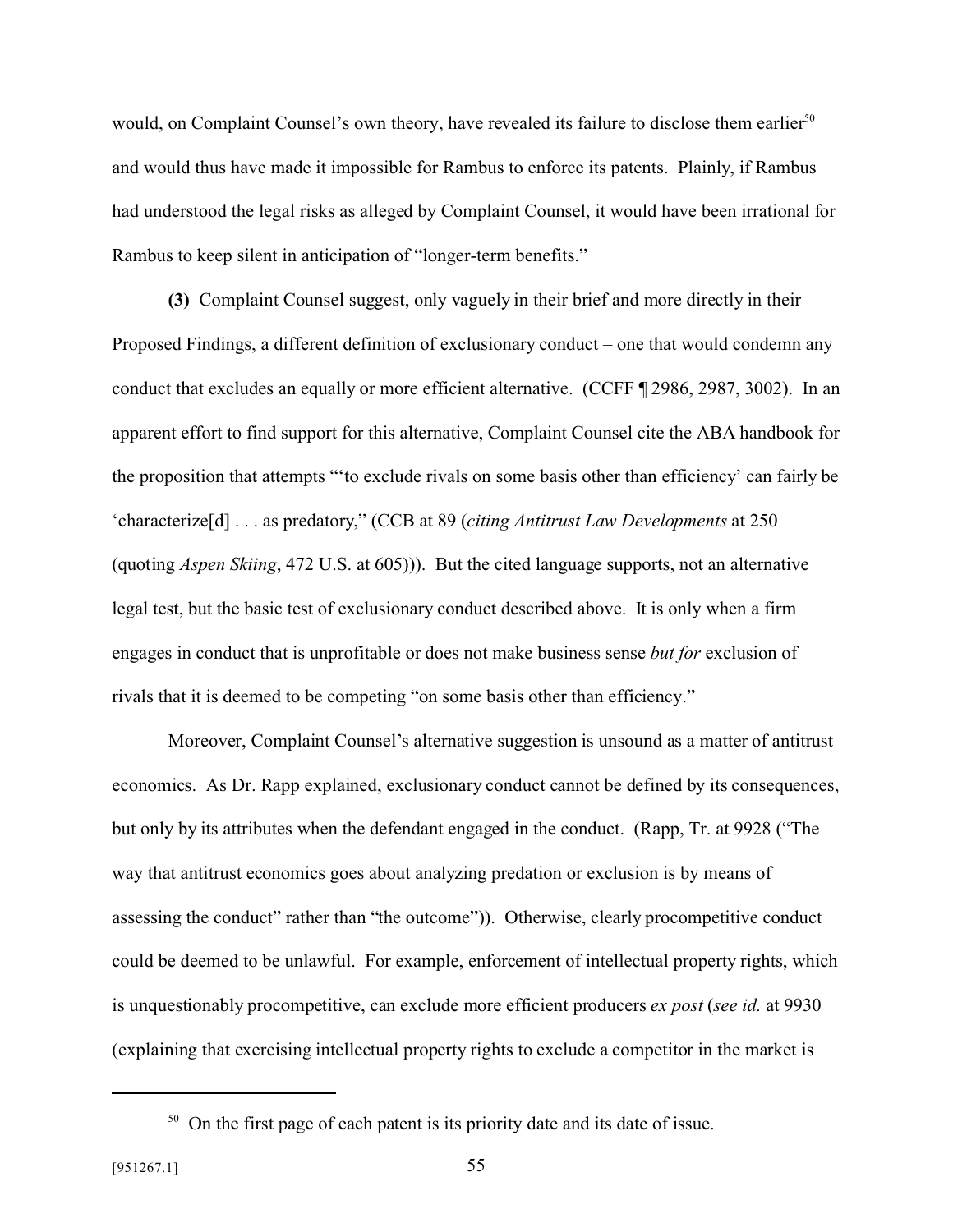would, on Complaint Counsel's own theory, have revealed its failure to disclose them earlier[50] and would thus have made it impossible for Rambus to enforce its patents. Plainly, if Rambus had understood the legal risks as alleged by Complaint Counsel, it would have been irrational for Rambus to keep silent in anticipation of "longer-term benefits."

**(3)** Complaint Counsel suggest, only vaguely in their brief and more directly in their Proposed Findings, a different definition of exclusionary conduct – one that would condemn any conduct that excludes an equally or more efficient alternative. (CCFF ¶ 2986, 2987, 3002). In an apparent effort to find support for this alternative, Complaint Counsel cite the ABA handbook for the proposition that attempts "'to exclude rivals on some basis other than efficiency' can fairly be 'characterize[d] . . . as predatory," (CCB at 89 (*citing Antitrust Law Developments* at 250 (quoting *Aspen Skiing*, 472 U.S. at 605))). But the cited language supports, not an alternative legal test, but the basic test of exclusionary conduct described above. It is only when a firm engages in conduct that is unprofitable or does not make business sense *but for* exclusion of rivals that it is deemed to be competing "on some basis other than efficiency."

Moreover, Complaint Counsel's alternative suggestion is unsound as a matter of antitrust economics. As Dr. Rapp explained, exclusionary conduct cannot be defined by its consequences, but only by its attributes when the defendant engaged in the conduct. (Rapp, Tr. at 9928 ("The way that antitrust economics goes about analyzing predation or exclusion is by means of assessing the conduct" rather than "the outcome")). Otherwise, clearly procompetitive conduct could be deemed to be unlawful. For example, enforcement of intellectual property rights, which is unquestionably procompetitive, can exclude more efficient producers *ex post* (*see id.* at 9930 (explaining that exercising intellectual property rights to exclude a competitor in the market is

---

[50] On the first page of each patent is its priority date and its date of issue.

[951267.1]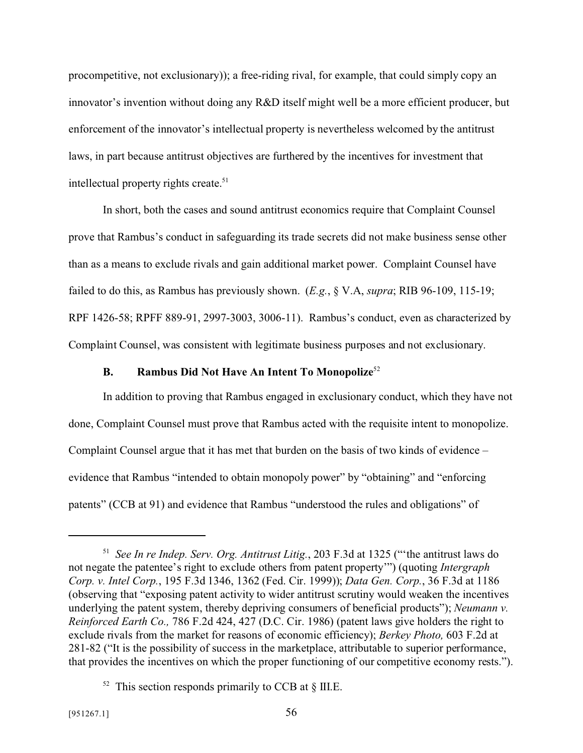procompetitive, not exclusionary)); a free-riding rival, for example, that could simply copy an innovator's invention without doing any R&D itself might well be a more efficient producer, but enforcement of the innovator's intellectual property is nevertheless welcomed by the antitrust laws, in part because antitrust objectives are furthered by the incentives for investment that intellectual property rights create.[51]

In short, both the cases and sound antitrust economics require that Complaint Counsel prove that Rambus's conduct in safeguarding its trade secrets did not make business sense other than as a means to exclude rivals and gain additional market power. Complaint Counsel have failed to do this, as Rambus has previously shown. (*E.g.*, § V.A, *supra*; RIB 96-109, 115-19; RPF 1426-58; RPFF 889-91, 2997-3003, 3006-11). Rambus's conduct, even as characterized by Complaint Counsel, was consistent with legitimate business purposes and not exclusionary.

### B. Rambus Did Not Have An Intent To Monopolize[52]

In addition to proving that Rambus engaged in exclusionary conduct, which they have not done, Complaint Counsel must prove that Rambus acted with the requisite intent to monopolize. Complaint Counsel argue that it has met that burden on the basis of two kinds of evidence – evidence that Rambus "intended to obtain monopoly power" by "obtaining" and "enforcing patents" (CCB at 91) and evidence that Rambus "understood the rules and obligations" of

---

[51] *See In re Indep. Serv. Org. Antitrust Litig.*, 203 F.3d at 1325 ("'the antitrust laws do not negate the patentee's right to exclude others from patent property'") (quoting *Intergraph Corp. v. Intel Corp.*, 195 F.3d 1346, 1362 (Fed. Cir. 1999)); *Data Gen. Corp.*, 36 F.3d at 1186 (observing that "exposing patent activity to wider antitrust scrutiny would weaken the incentives underlying the patent system, thereby depriving consumers of beneficial products"); *Neumann v. Reinforced Earth Co.,* 786 F.2d 424, 427 (D.C. Cir. 1986) (patent laws give holders the right to exclude rivals from the market for reasons of economic efficiency); *Berkey Photo,* 603 F.2d at 281-82 ("It is the possibility of success in the marketplace, attributable to superior performance, that provides the incentives on which the proper functioning of our competitive economy rests.").

[52] This section responds primarily to CCB at § III.E.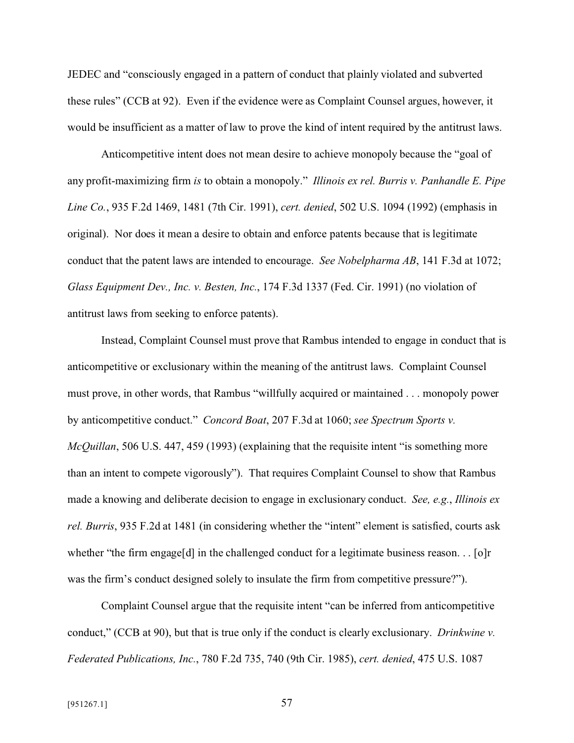JEDEC and "consciously engaged in a pattern of conduct that plainly violated and subverted these rules" (CCB at 92). Even if the evidence were as Complaint Counsel argues, however, it would be insufficient as a matter of law to prove the kind of intent required by the antitrust laws.

Anticompetitive intent does not mean desire to achieve monopoly because the "goal of any profit-maximizing firm *is* to obtain a monopoly." *Illinois ex rel. Burris v. Panhandle E. Pipe Line Co.*, 935 F.2d 1469, 1481 (7th Cir. 1991), *cert. denied*, 502 U.S. 1094 (1992) (emphasis in original). Nor does it mean a desire to obtain and enforce patents because that is legitimate conduct that the patent laws are intended to encourage. *See Nobelpharma AB*, 141 F.3d at 1072; *Glass Equipment Dev., Inc. v. Besten, Inc.*, 174 F.3d 1337 (Fed. Cir. 1991) (no violation of antitrust laws from seeking to enforce patents).

Instead, Complaint Counsel must prove that Rambus intended to engage in conduct that is anticompetitive or exclusionary within the meaning of the antitrust laws. Complaint Counsel must prove, in other words, that Rambus "willfully acquired or maintained . . . monopoly power by anticompetitive conduct." *Concord Boat*, 207 F.3d at 1060; *see Spectrum Sports v. McQuillan*, 506 U.S. 447, 459 (1993) (explaining that the requisite intent "is something more than an intent to compete vigorously"). That requires Complaint Counsel to show that Rambus made a knowing and deliberate decision to engage in exclusionary conduct. *See, e.g.*, *Illinois ex rel. Burris*, 935 F.2d at 1481 (in considering whether the "intent" element is satisfied, courts ask whether "the firm engage[d] in the challenged conduct for a legitimate business reason. . . [o]r was the firm's conduct designed solely to insulate the firm from competitive pressure?").

Complaint Counsel argue that the requisite intent "can be inferred from anticompetitive conduct," (CCB at 90), but that is true only if the conduct is clearly exclusionary. *Drinkwine v. Federated Publications, Inc.*, 780 F.2d 735, 740 (9th Cir. 1985), *cert. denied*, 475 U.S. 1087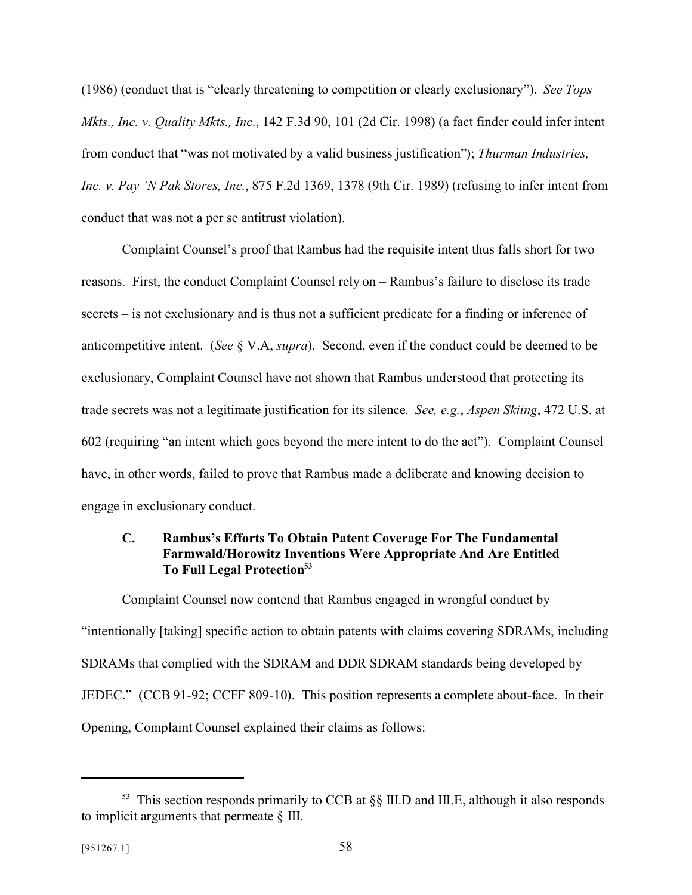(1986) (conduct that is "clearly threatening to competition or clearly exclusionary"). *See Tops Mkts., Inc. v. Quality Mkts., Inc.*, 142 F.3d 90, 101 (2d Cir. 1998) (a fact finder could infer intent from conduct that "was not motivated by a valid business justification"); *Thurman Industries, Inc. v. Pay 'N Pak Stores, Inc.*, 875 F.2d 1369, 1378 (9th Cir. 1989) (refusing to infer intent from conduct that was not a per se antitrust violation).

Complaint Counsel's proof that Rambus had the requisite intent thus falls short for two reasons. First, the conduct Complaint Counsel rely on – Rambus's failure to disclose its trade secrets – is not exclusionary and is thus not a sufficient predicate for a finding or inference of anticompetitive intent. (*See* § V.A, *supra*). Second, even if the conduct could be deemed to be exclusionary, Complaint Counsel have not shown that Rambus understood that protecting its trade secrets was not a legitimate justification for its silence. *See, e.g.*, *Aspen Skiing*, 472 U.S. at 602 (requiring "an intent which goes beyond the mere intent to do the act"). Complaint Counsel have, in other words, failed to prove that Rambus made a deliberate and knowing decision to engage in exclusionary conduct.

### C. Rambus's Efforts To Obtain Patent Coverage For The Fundamental Farmwald/Horowitz Inventions Were Appropriate And Are Entitled To Full Legal Protection[53]

Complaint Counsel now contend that Rambus engaged in wrongful conduct by "intentionally [taking] specific action to obtain patents with claims covering SDRAMs, including SDRAMs that complied with the SDRAM and DDR SDRAM standards being developed by JEDEC." (CCB 91-92; CCFF 809-10). This position represents a complete about-face. In their Opening, Complaint Counsel explained their claims as follows:

---

[53] This section responds primarily to CCB at §§ III.D and III.E, although it also responds to implicit arguments that permeate § III.

[951267.1]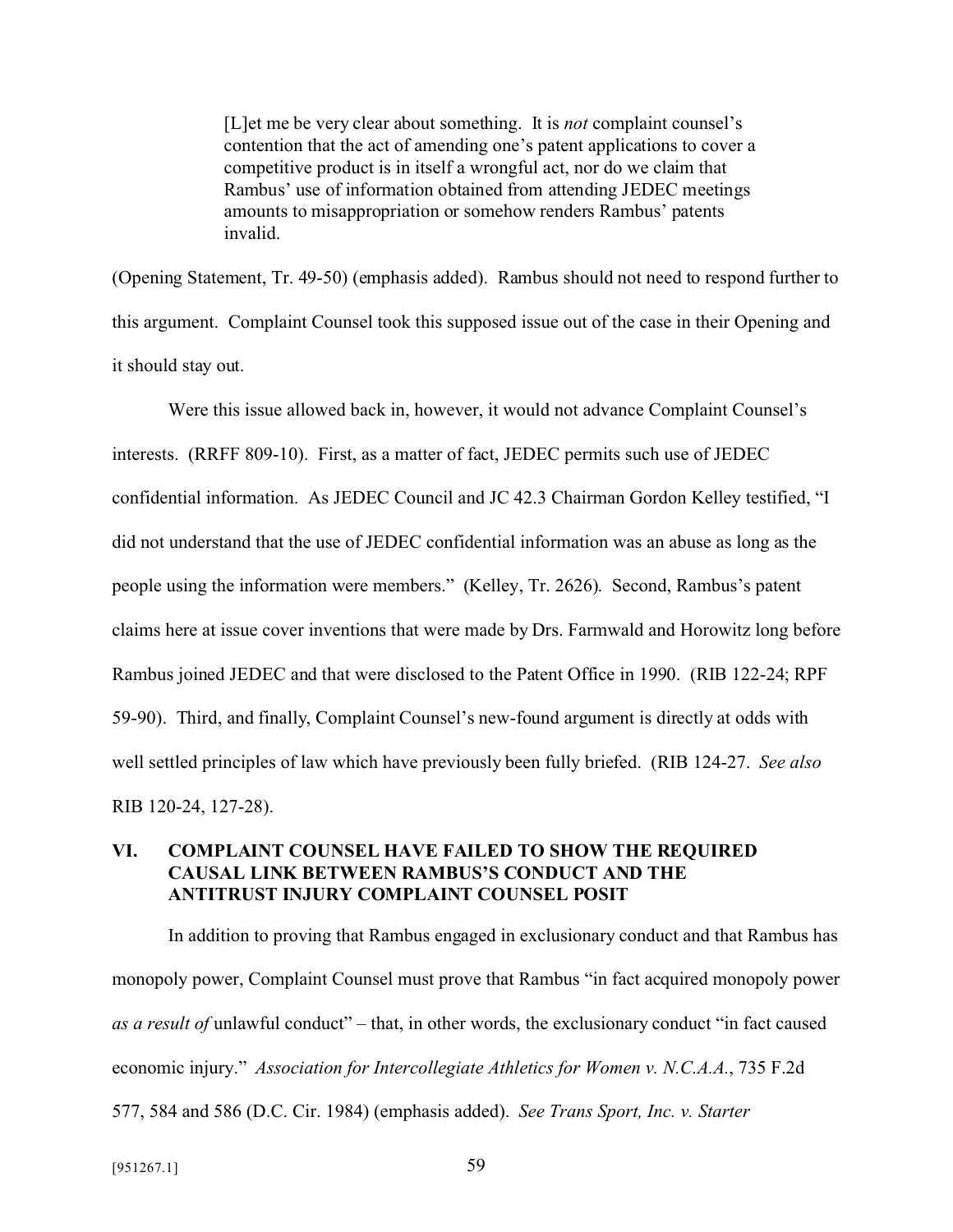> [L]et me be very clear about something. It is *not* complaint counsel's contention that the act of amending one's patent applications to cover a competitive product is in itself a wrongful act, nor do we claim that Rambus' use of information obtained from attending JEDEC meetings amounts to misappropriation or somehow renders Rambus' patents invalid.

(Opening Statement, Tr. 49-50) (emphasis added). Rambus should not need to respond further to this argument. Complaint Counsel took this supposed issue out of the case in their Opening and it should stay out.

Were this issue allowed back in, however, it would not advance Complaint Counsel's interests. (RRFF 809-10). First, as a matter of fact, JEDEC permits such use of JEDEC confidential information. As JEDEC Council and JC 42.3 Chairman Gordon Kelley testified, "I did not understand that the use of JEDEC confidential information was an abuse as long as the people using the information were members." (Kelley, Tr. 2626). Second, Rambus's patent claims here at issue cover inventions that were made by Drs. Farmwald and Horowitz long before Rambus joined JEDEC and that were disclosed to the Patent Office in 1990. (RIB 122-24; RPF 59-90). Third, and finally, Complaint Counsel's new-found argument is directly at odds with well settled principles of law which have previously been fully briefed. (RIB 124-27. *See also* RIB 120-24, 127-28).

## VI. COMPLAINT COUNSEL HAVE FAILED TO SHOW THE REQUIRED CAUSAL LINK BETWEEN RAMBUS'S CONDUCT AND THE ANTITRUST INJURY COMPLAINT COUNSEL POSIT

In addition to proving that Rambus engaged in exclusionary conduct and that Rambus has monopoly power, Complaint Counsel must prove that Rambus "in fact acquired monopoly power *as a result of* unlawful conduct" – that, in other words, the exclusionary conduct "in fact caused economic injury." *Association for Intercollegiate Athletics for Women v. N.C.A.A.*, 735 F.2d 577, 584 and 586 (D.C. Cir. 1984) (emphasis added). *See Trans Sport, Inc. v. Starter*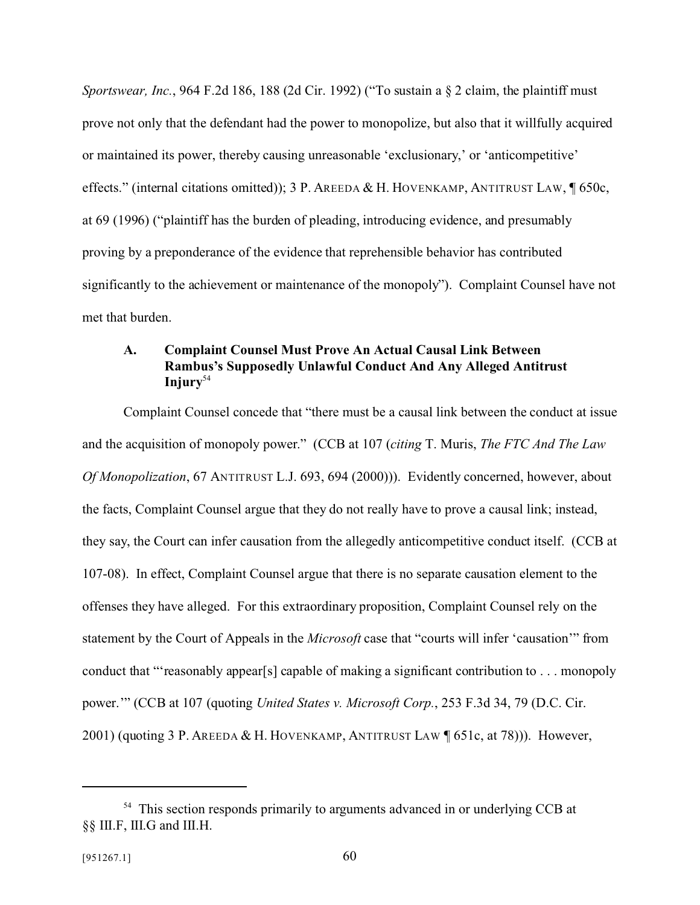*Sportswear, Inc.*, 964 F.2d 186, 188 (2d Cir. 1992) ("To sustain a § 2 claim, the plaintiff must prove not only that the defendant had the power to monopolize, but also that it willfully acquired or maintained its power, thereby causing unreasonable 'exclusionary,' or 'anticompetitive' effects." (internal citations omitted)); 3 P. AREEDA & H. HOVENKAMP, ANTITRUST LAW, ¶ 650c, at 69 (1996) ("plaintiff has the burden of pleading, introducing evidence, and presumably proving by a preponderance of the evidence that reprehensible behavior has contributed significantly to the achievement or maintenance of the monopoly"). Complaint Counsel have not met that burden.

### A. Complaint Counsel Must Prove An Actual Causal Link Between Rambus's Supposedly Unlawful Conduct And Any Alleged Antitrust Injury[54]

Complaint Counsel concede that "there must be a causal link between the conduct at issue and the acquisition of monopoly power." (CCB at 107 (*citing* T. Muris, *The FTC And The Law Of Monopolization*, 67 ANTITRUST L.J. 693, 694 (2000))). Evidently concerned, however, about the facts, Complaint Counsel argue that they do not really have to prove a causal link; instead, they say, the Court can infer causation from the allegedly anticompetitive conduct itself. (CCB at 107-08). In effect, Complaint Counsel argue that there is no separate causation element to the offenses they have alleged. For this extraordinary proposition, Complaint Counsel rely on the statement by the Court of Appeals in the *Microsoft* case that "courts will infer 'causation'" from conduct that "'reasonably appear[s] capable of making a significant contribution to . . . monopoly power.'" (CCB at 107 (quoting *United States v. Microsoft Corp.*, 253 F.3d 34, 79 (D.C. Cir. 2001) (quoting 3 P. AREEDA & H. HOVENKAMP, ANTITRUST LAW ¶ 651c, at 78))). However,

[54] This section responds primarily to arguments advanced in or underlying CCB at §§ III.F, III.G and III.H.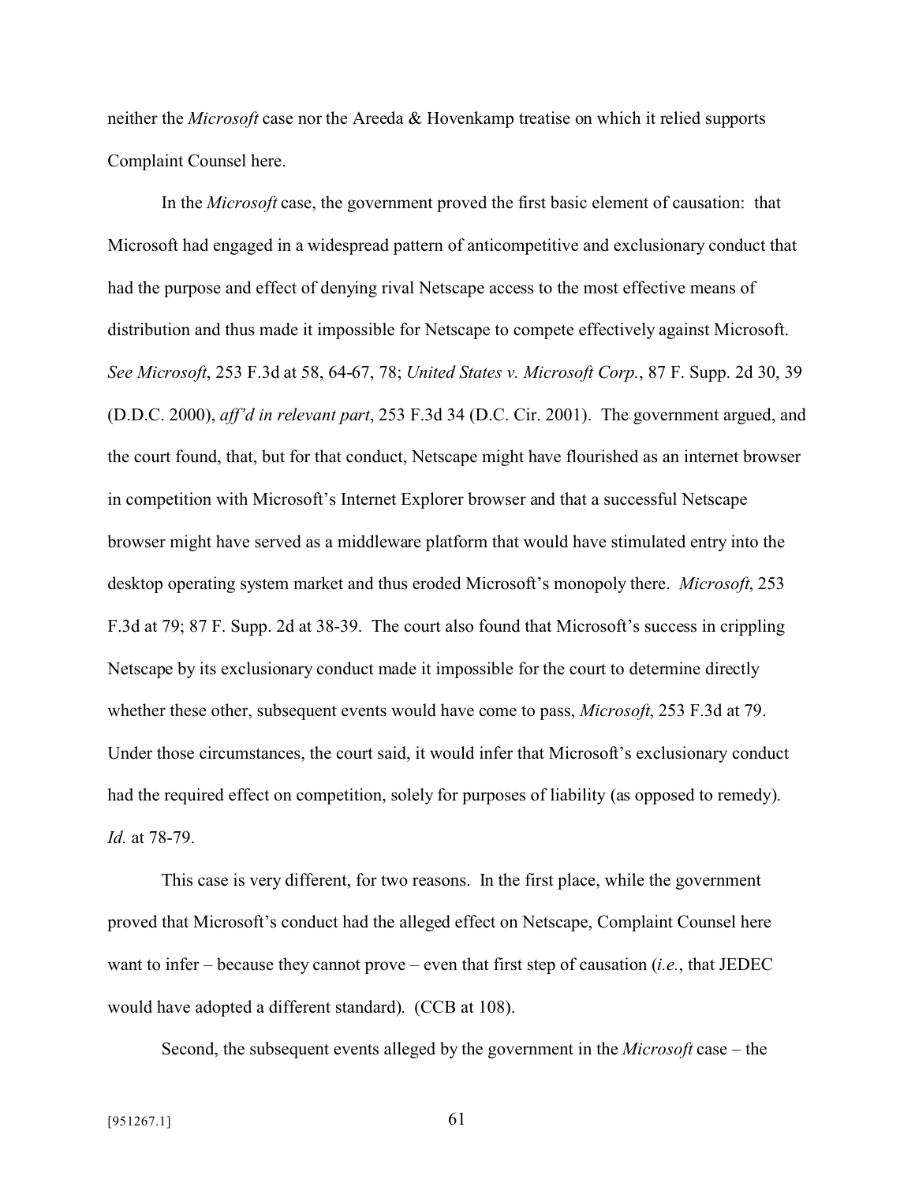neither the *Microsoft* case nor the Areeda & Hovenkamp treatise on which it relied supports Complaint Counsel here.

In the *Microsoft* case, the government proved the first basic element of causation: that Microsoft had engaged in a widespread pattern of anticompetitive and exclusionary conduct that had the purpose and effect of denying rival Netscape access to the most effective means of distribution and thus made it impossible for Netscape to compete effectively against Microsoft. *See Microsoft*, 253 F.3d at 58, 64-67, 78; *United States v. Microsoft Corp.*, 87 F. Supp. 2d 30, 39 (D.D.C. 2000), *aff'd in relevant part*, 253 F.3d 34 (D.C. Cir. 2001). The government argued, and the court found, that, but for that conduct, Netscape might have flourished as an internet browser in competition with Microsoft's Internet Explorer browser and that a successful Netscape browser might have served as a middleware platform that would have stimulated entry into the desktop operating system market and thus eroded Microsoft's monopoly there. *Microsoft*, 253 F.3d at 79; 87 F. Supp. 2d at 38-39. The court also found that Microsoft's success in crippling Netscape by its exclusionary conduct made it impossible for the court to determine directly whether these other, subsequent events would have come to pass, *Microsoft*, 253 F.3d at 79. Under those circumstances, the court said, it would infer that Microsoft's exclusionary conduct had the required effect on competition, solely for purposes of liability (as opposed to remedy). *Id.* at 78-79.

This case is very different, for two reasons. In the first place, while the government proved that Microsoft's conduct had the alleged effect on Netscape, Complaint Counsel here want to infer – because they cannot prove – even that first step of causation (*i.e.*, that JEDEC would have adopted a different standard). (CCB at 108).

Second, the subsequent events alleged by the government in the *Microsoft* case – the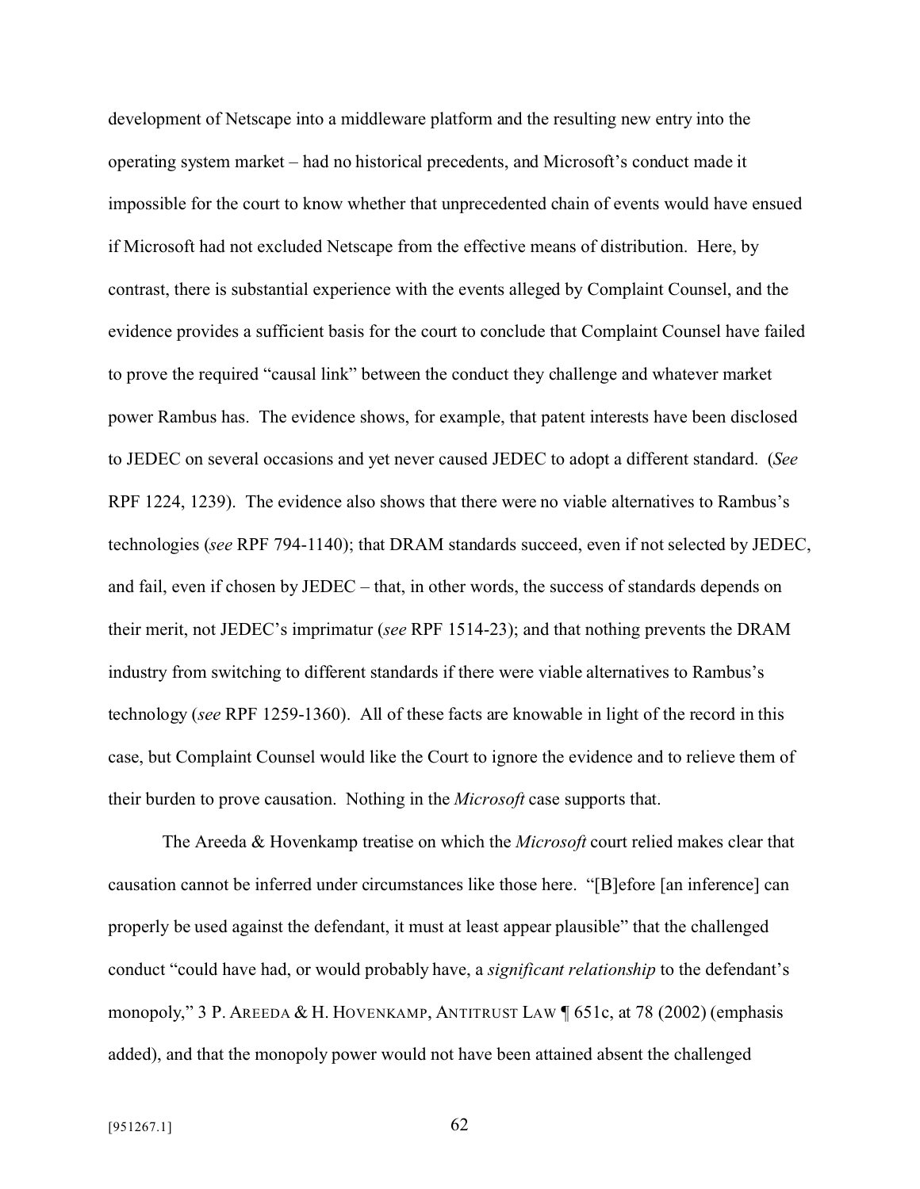development of Netscape into a middleware platform and the resulting new entry into the operating system market – had no historical precedents, and Microsoft's conduct made it impossible for the court to know whether that unprecedented chain of events would have ensued if Microsoft had not excluded Netscape from the effective means of distribution. Here, by contrast, there is substantial experience with the events alleged by Complaint Counsel, and the evidence provides a sufficient basis for the court to conclude that Complaint Counsel have failed to prove the required "causal link" between the conduct they challenge and whatever market power Rambus has. The evidence shows, for example, that patent interests have been disclosed to JEDEC on several occasions and yet never caused JEDEC to adopt a different standard. (*See* RPF 1224, 1239). The evidence also shows that there were no viable alternatives to Rambus's technologies (*see* RPF 794-1140); that DRAM standards succeed, even if not selected by JEDEC, and fail, even if chosen by JEDEC – that, in other words, the success of standards depends on their merit, not JEDEC's imprimatur (*see* RPF 1514-23); and that nothing prevents the DRAM industry from switching to different standards if there were viable alternatives to Rambus's technology (*see* RPF 1259-1360). All of these facts are knowable in light of the record in this case, but Complaint Counsel would like the Court to ignore the evidence and to relieve them of their burden to prove causation. Nothing in the *Microsoft* case supports that.

The Areeda & Hovenkamp treatise on which the *Microsoft* court relied makes clear that causation cannot be inferred under circumstances like those here. "[B]efore [an inference] can properly be used against the defendant, it must at least appear plausible" that the challenged conduct "could have had, or would probably have, a *significant relationship* to the defendant's monopoly," 3 P. AREEDA & H. HOVENKAMP, ANTITRUST LAW ¶ 651c, at 78 (2002) (emphasis added), and that the monopoly power would not have been attained absent the challenged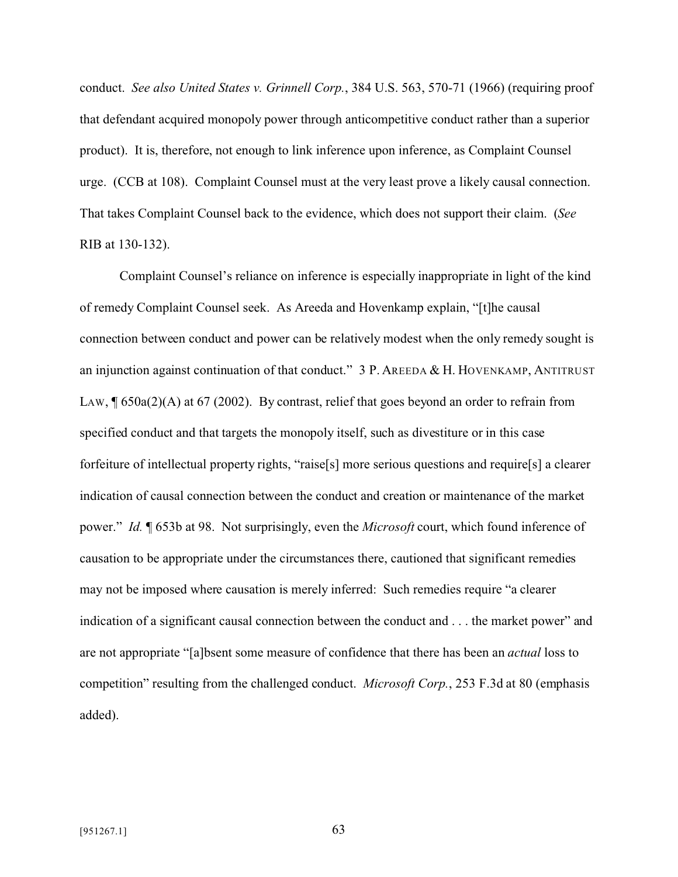conduct. *See also United States v. Grinnell Corp.*, 384 U.S. 563, 570-71 (1966) (requiring proof that defendant acquired monopoly power through anticompetitive conduct rather than a superior product). It is, therefore, not enough to link inference upon inference, as Complaint Counsel urge. (CCB at 108). Complaint Counsel must at the very least prove a likely causal connection. That takes Complaint Counsel back to the evidence, which does not support their claim. (*See* RIB at 130-132).

Complaint Counsel's reliance on inference is especially inappropriate in light of the kind of remedy Complaint Counsel seek. As Areeda and Hovenkamp explain, "[t]he causal connection between conduct and power can be relatively modest when the only remedy sought is an injunction against continuation of that conduct." 3 P. AREEDA & H. HOVENKAMP, ANTITRUST LAW, ¶ 650a(2)(A) at 67 (2002). By contrast, relief that goes beyond an order to refrain from specified conduct and that targets the monopoly itself, such as divestiture or in this case forfeiture of intellectual property rights, "raise[s] more serious questions and require[s] a clearer indication of causal connection between the conduct and creation or maintenance of the market power." *Id.* ¶ 653b at 98. Not surprisingly, even the *Microsoft* court, which found inference of causation to be appropriate under the circumstances there, cautioned that significant remedies may not be imposed where causation is merely inferred: Such remedies require "a clearer indication of a significant causal connection between the conduct and . . . the market power" and are not appropriate "[a]bsent some measure of confidence that there has been an *actual* loss to competition" resulting from the challenged conduct. *Microsoft Corp.*, 253 F.3d at 80 (emphasis added).

[951267.1]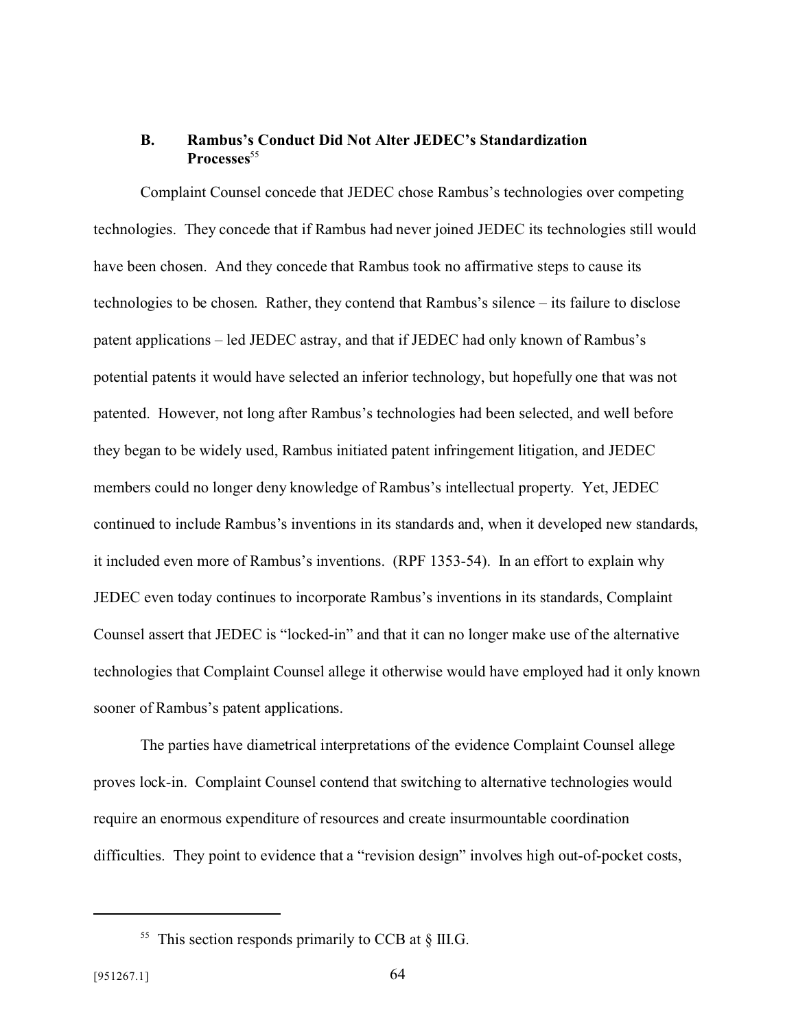### B. Rambus's Conduct Did Not Alter JEDEC's Standardization Processes[55]

Complaint Counsel concede that JEDEC chose Rambus's technologies over competing technologies. They concede that if Rambus had never joined JEDEC its technologies still would have been chosen. And they concede that Rambus took no affirmative steps to cause its technologies to be chosen. Rather, they contend that Rambus's silence – its failure to disclose patent applications – led JEDEC astray, and that if JEDEC had only known of Rambus's potential patents it would have selected an inferior technology, but hopefully one that was not patented. However, not long after Rambus's technologies had been selected, and well before they began to be widely used, Rambus initiated patent infringement litigation, and JEDEC members could no longer deny knowledge of Rambus's intellectual property. Yet, JEDEC continued to include Rambus's inventions in its standards and, when it developed new standards, it included even more of Rambus's inventions. (RPF 1353-54). In an effort to explain why JEDEC even today continues to incorporate Rambus's inventions in its standards, Complaint Counsel assert that JEDEC is "locked-in" and that it can no longer make use of the alternative technologies that Complaint Counsel allege it otherwise would have employed had it only known sooner of Rambus's patent applications.

The parties have diametrical interpretations of the evidence Complaint Counsel allege proves lock-in. Complaint Counsel contend that switching to alternative technologies would require an enormous expenditure of resources and create insurmountable coordination difficulties. They point to evidence that a "revision design" involves high out-of-pocket costs,

---

[55] This section responds primarily to CCB at § III.G.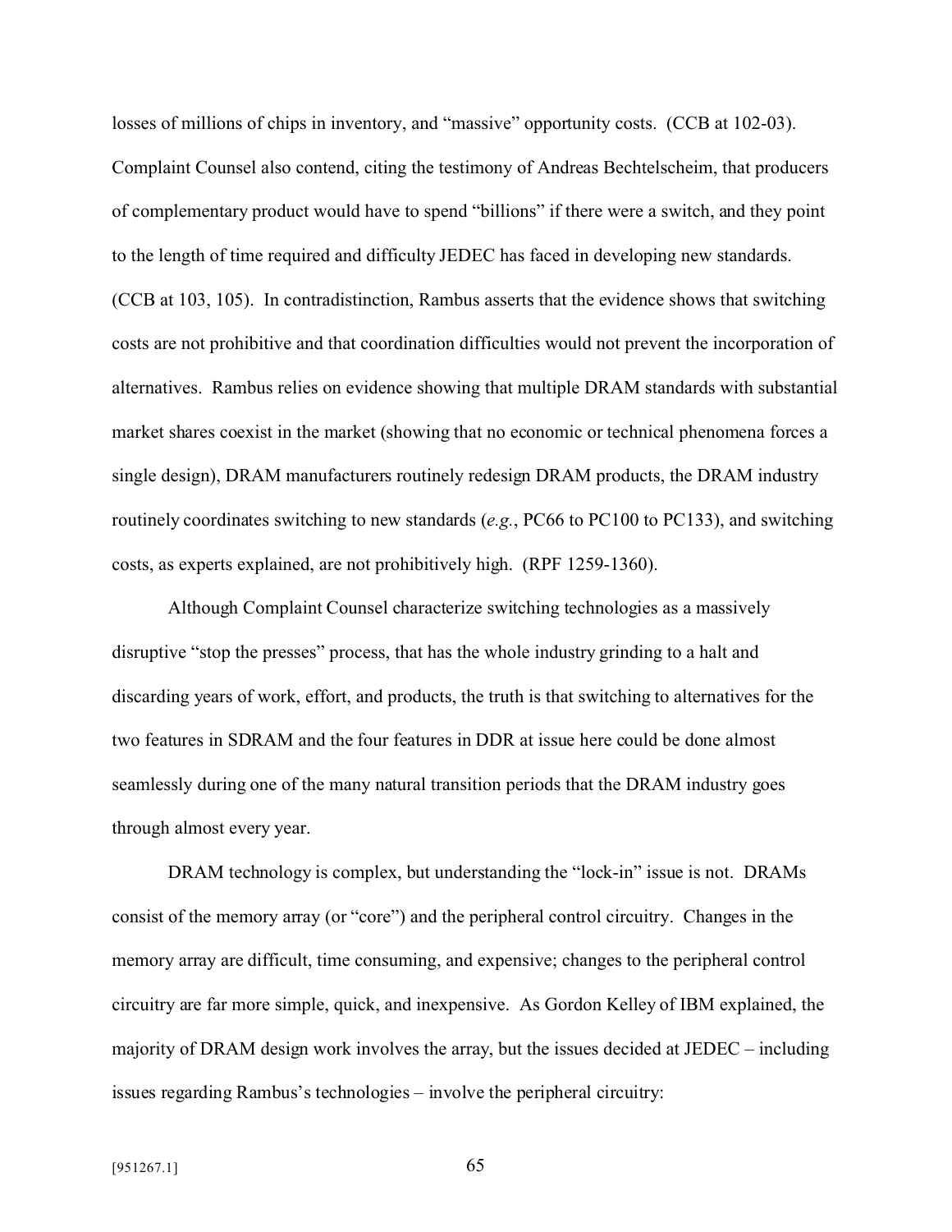losses of millions of chips in inventory, and "massive" opportunity costs. (CCB at 102-03). Complaint Counsel also contend, citing the testimony of Andreas Bechtelscheim, that producers of complementary product would have to spend "billions" if there were a switch, and they point to the length of time required and difficulty JEDEC has faced in developing new standards. (CCB at 103, 105). In contradistinction, Rambus asserts that the evidence shows that switching costs are not prohibitive and that coordination difficulties would not prevent the incorporation of alternatives. Rambus relies on evidence showing that multiple DRAM standards with substantial market shares coexist in the market (showing that no economic or technical phenomena forces a single design), DRAM manufacturers routinely redesign DRAM products, the DRAM industry routinely coordinates switching to new standards (*e.g.*, PC66 to PC100 to PC133), and switching costs, as experts explained, are not prohibitively high. (RPF 1259-1360).

Although Complaint Counsel characterize switching technologies as a massively disruptive "stop the presses" process, that has the whole industry grinding to a halt and discarding years of work, effort, and products, the truth is that switching to alternatives for the two features in SDRAM and the four features in DDR at issue here could be done almost seamlessly during one of the many natural transition periods that the DRAM industry goes through almost every year.

DRAM technology is complex, but understanding the "lock-in" issue is not. DRAMs consist of the memory array (or "core") and the peripheral control circuitry. Changes in the memory array are difficult, time consuming, and expensive; changes to the peripheral control circuitry are far more simple, quick, and inexpensive. As Gordon Kelley of IBM explained, the majority of DRAM design work involves the array, but the issues decided at JEDEC – including issues regarding Rambus's technologies – involve the peripheral circuitry: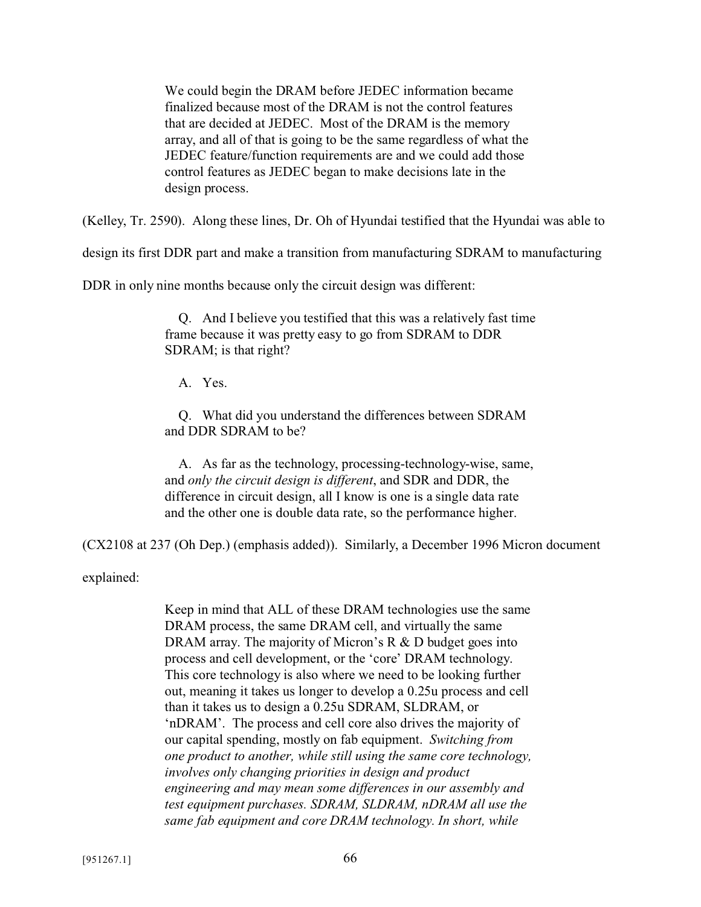> We could begin the DRAM before JEDEC information became finalized because most of the DRAM is not the control features that are decided at JEDEC. Most of the DRAM is the memory array, and all of that is going to be the same regardless of what the JEDEC feature/function requirements are and we could add those control features as JEDEC began to make decisions late in the design process.

(Kelley, Tr. 2590). Along these lines, Dr. Oh of Hyundai testified that the Hyundai was able to design its first DDR part and make a transition from manufacturing SDRAM to manufacturing DDR in only nine months because only the circuit design was different:

> Q. And I believe you testified that this was a relatively fast time frame because it was pretty easy to go from SDRAM to DDR SDRAM; is that right?
>
> A. Yes.
>
> Q. What did you understand the differences between SDRAM and DDR SDRAM to be?
>
> A. As far as the technology, processing-technology-wise, same, and *only the circuit design is different*, and SDR and DDR, the difference in circuit design, all I know is one is a single data rate and the other one is double data rate, so the performance higher.

(CX2108 at 237 (Oh Dep.) (emphasis added)). Similarly, a December 1996 Micron document explained:

> Keep in mind that ALL of these DRAM technologies use the same DRAM process, the same DRAM cell, and virtually the same DRAM array. The majority of Micron's R & D budget goes into process and cell development, or the 'core' DRAM technology. This core technology is also where we need to be looking further out, meaning it takes us longer to develop a 0.25u process and cell than it takes us to design a 0.25u SDRAM, SLDRAM, or 'nDRAM'. The process and cell core also drives the majority of our capital spending, mostly on fab equipment. *Switching from one product to another, while still using the same core technology, involves only changing priorities in design and product engineering and may mean some differences in our assembly and test equipment purchases. SDRAM, SLDRAM, nDRAM all use the same fab equipment and core DRAM technology. In short, while*

[951267.1]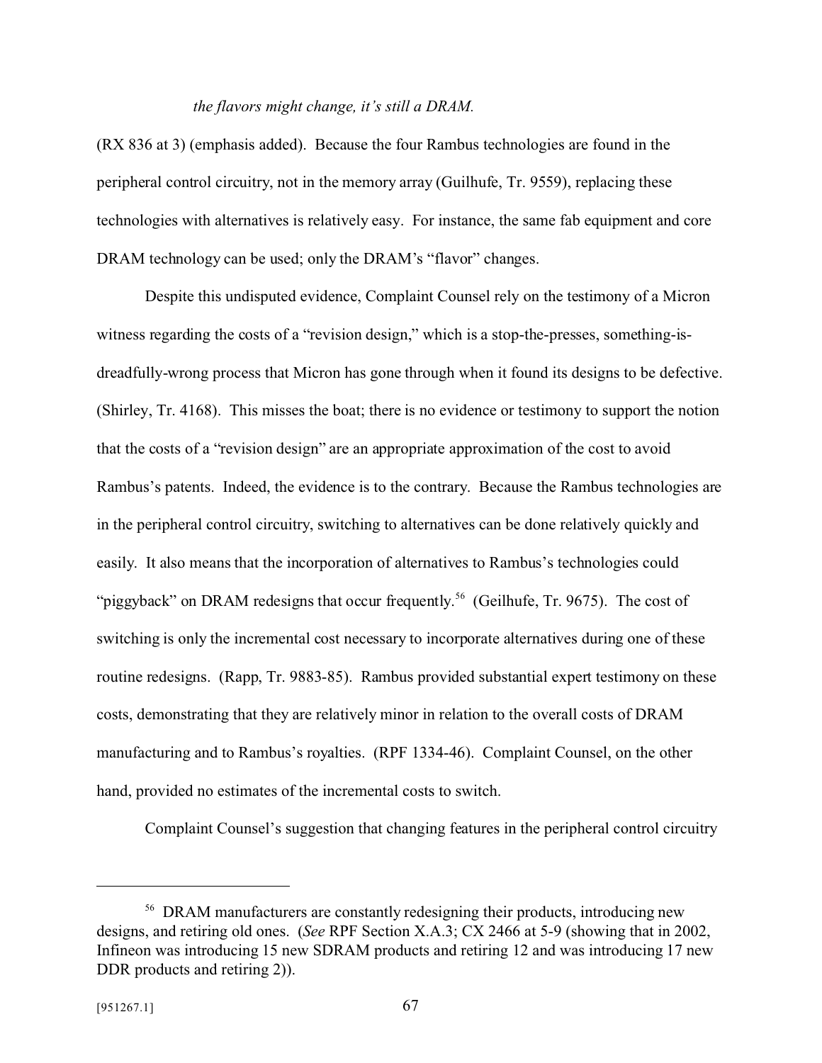*the flavors might change, it's still a DRAM.*

(RX 836 at 3) (emphasis added). Because the four Rambus technologies are found in the peripheral control circuitry, not in the memory array (Guilhufe, Tr. 9559), replacing these technologies with alternatives is relatively easy. For instance, the same fab equipment and core DRAM technology can be used; only the DRAM's "flavor" changes.

Despite this undisputed evidence, Complaint Counsel rely on the testimony of a Micron witness regarding the costs of a "revision design," which is a stop-the-presses, something-is-dreadfully-wrong process that Micron has gone through when it found its designs to be defective. (Shirley, Tr. 4168). This misses the boat; there is no evidence or testimony to support the notion that the costs of a "revision design" are an appropriate approximation of the cost to avoid Rambus's patents. Indeed, the evidence is to the contrary. Because the Rambus technologies are in the peripheral control circuitry, switching to alternatives can be done relatively quickly and easily. It also means that the incorporation of alternatives to Rambus's technologies could "piggyback" on DRAM redesigns that occur frequently.[56] (Geilhufe, Tr. 9675). The cost of switching is only the incremental cost necessary to incorporate alternatives during one of these routine redesigns. (Rapp, Tr. 9883-85). Rambus provided substantial expert testimony on these costs, demonstrating that they are relatively minor in relation to the overall costs of DRAM manufacturing and to Rambus's royalties. (RPF 1334-46). Complaint Counsel, on the other hand, provided no estimates of the incremental costs to switch.

Complaint Counsel's suggestion that changing features in the peripheral control circuitry

---

[56] DRAM manufacturers are constantly redesigning their products, introducing new designs, and retiring old ones. (*See* RPF Section X.A.3; CX 2466 at 5-9 (showing that in 2002, Infineon was introducing 15 new SDRAM products and retiring 12 and was introducing 17 new DDR products and retiring 2)).

[951267.1]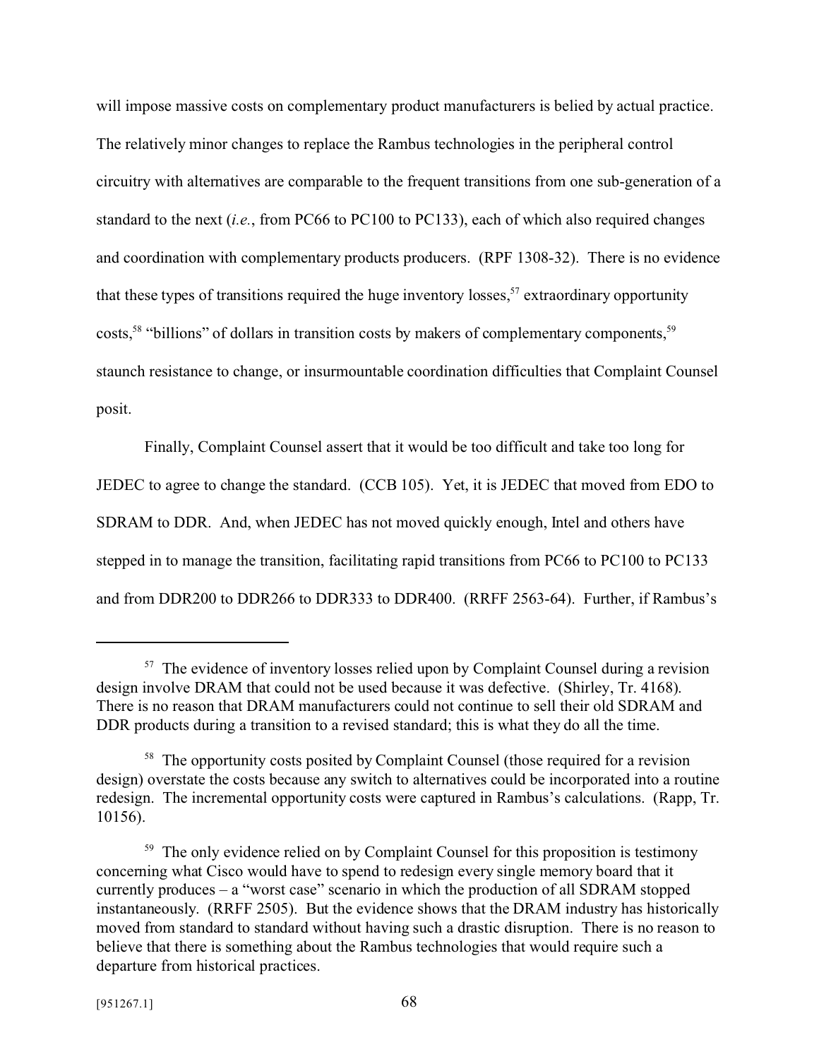will impose massive costs on complementary product manufacturers is belied by actual practice. The relatively minor changes to replace the Rambus technologies in the peripheral control circuitry with alternatives are comparable to the frequent transitions from one sub-generation of a standard to the next (*i.e.*, from PC66 to PC100 to PC133), each of which also required changes and coordination with complementary products producers. (RPF 1308-32). There is no evidence that these types of transitions required the huge inventory losses,[57] extraordinary opportunity costs,[58] "billions" of dollars in transition costs by makers of complementary components,[59] staunch resistance to change, or insurmountable coordination difficulties that Complaint Counsel posit.

Finally, Complaint Counsel assert that it would be too difficult and take too long for JEDEC to agree to change the standard. (CCB 105). Yet, it is JEDEC that moved from EDO to SDRAM to DDR. And, when JEDEC has not moved quickly enough, Intel and others have stepped in to manage the transition, facilitating rapid transitions from PC66 to PC100 to PC133 and from DDR200 to DDR266 to DDR333 to DDR400. (RRFF 2563-64). Further, if Rambus's

---

[57] The evidence of inventory losses relied upon by Complaint Counsel during a revision design involve DRAM that could not be used because it was defective. (Shirley, Tr. 4168). There is no reason that DRAM manufacturers could not continue to sell their old SDRAM and DDR products during a transition to a revised standard; this is what they do all the time.

[58] The opportunity costs posited by Complaint Counsel (those required for a revision design) overstate the costs because any switch to alternatives could be incorporated into a routine redesign. The incremental opportunity costs were captured in Rambus's calculations. (Rapp, Tr. 10156).

[59] The only evidence relied on by Complaint Counsel for this proposition is testimony concerning what Cisco would have to spend to redesign every single memory board that it currently produces – a "worst case" scenario in which the production of all SDRAM stopped instantaneously. (RRFF 2505). But the evidence shows that the DRAM industry has historically moved from standard to standard without having such a drastic disruption. There is no reason to believe that there is something about the Rambus technologies that would require such a departure from historical practices.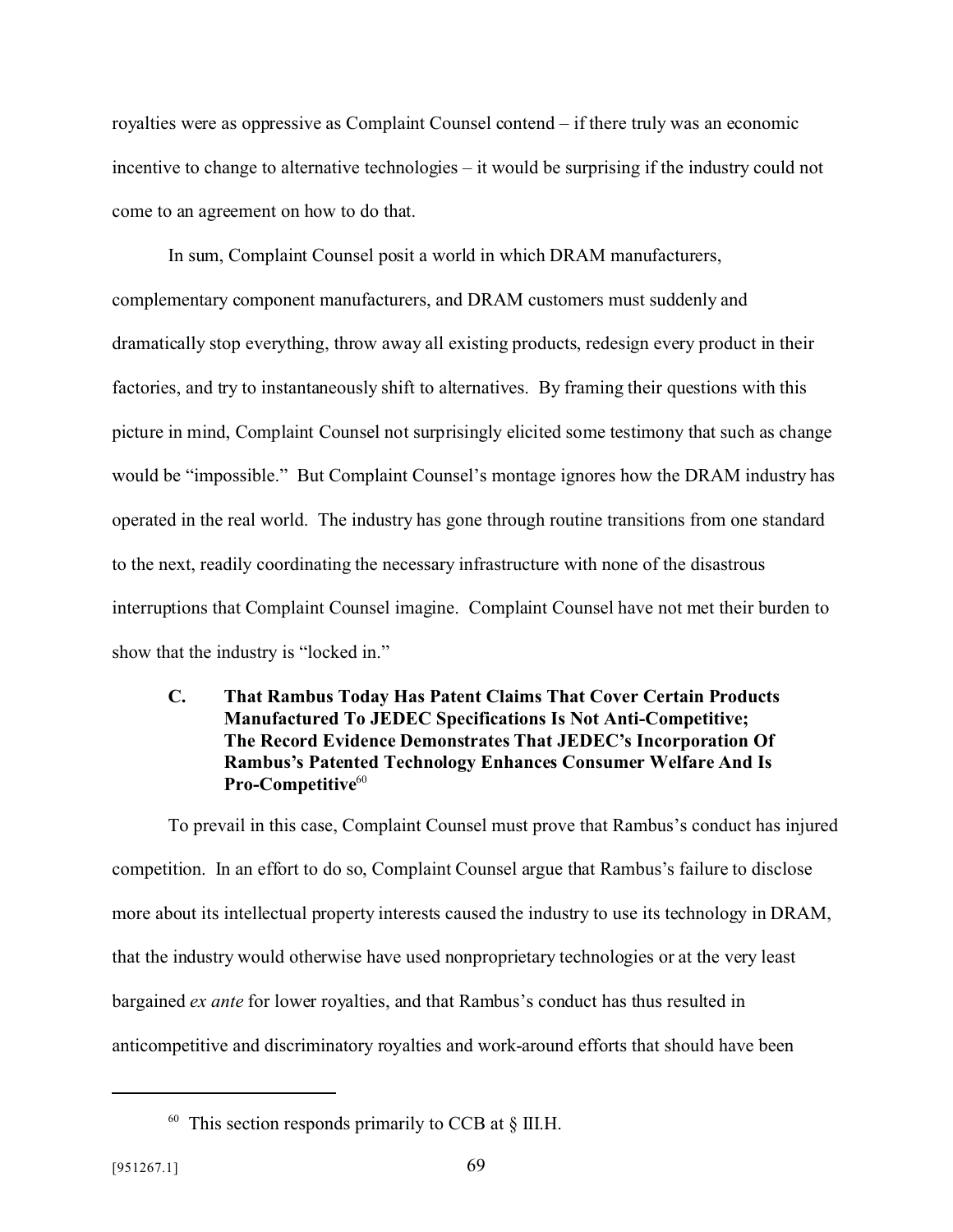royalties were as oppressive as Complaint Counsel contend – if there truly was an economic incentive to change to alternative technologies – it would be surprising if the industry could not come to an agreement on how to do that.

In sum, Complaint Counsel posit a world in which DRAM manufacturers, complementary component manufacturers, and DRAM customers must suddenly and dramatically stop everything, throw away all existing products, redesign every product in their factories, and try to instantaneously shift to alternatives. By framing their questions with this picture in mind, Complaint Counsel not surprisingly elicited some testimony that such as change would be "impossible." But Complaint Counsel's montage ignores how the DRAM industry has operated in the real world. The industry has gone through routine transitions from one standard to the next, readily coordinating the necessary infrastructure with none of the disastrous interruptions that Complaint Counsel imagine. Complaint Counsel have not met their burden to show that the industry is "locked in."

### C. That Rambus Today Has Patent Claims That Cover Certain Products Manufactured To JEDEC Specifications Is Not Anti-Competitive; The Record Evidence Demonstrates That JEDEC's Incorporation Of Rambus's Patented Technology Enhances Consumer Welfare And Is Pro-Competitive[60]

To prevail in this case, Complaint Counsel must prove that Rambus's conduct has injured competition. In an effort to do so, Complaint Counsel argue that Rambus's failure to disclose more about its intellectual property interests caused the industry to use its technology in DRAM, that the industry would otherwise have used nonproprietary technologies or at the very least bargained *ex ante* for lower royalties, and that Rambus's conduct has thus resulted in anticompetitive and discriminatory royalties and work-around efforts that should have been

---

[60] This section responds primarily to CCB at § III.H.

[951267.1]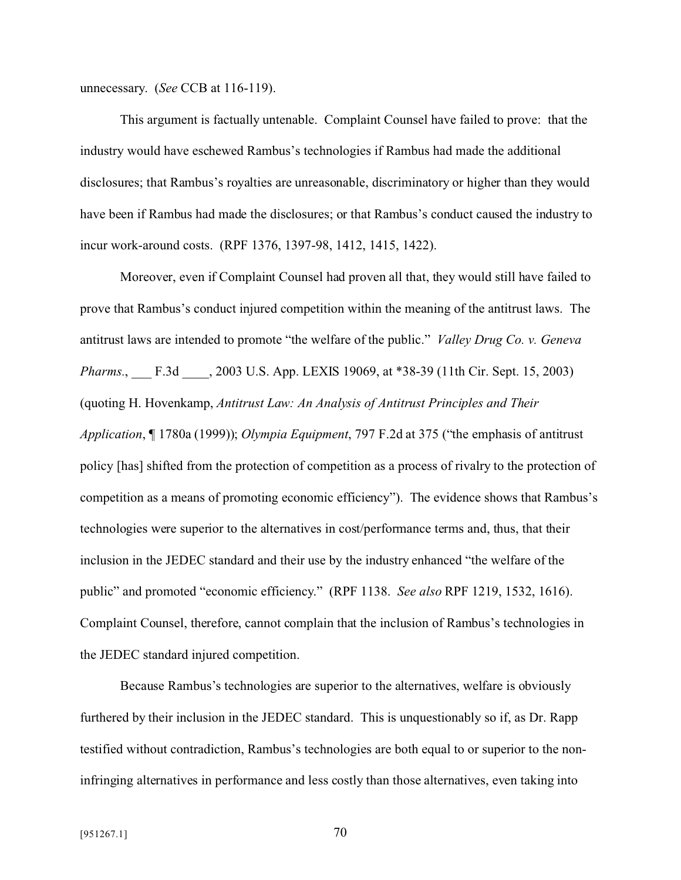unnecessary. (*See* CCB at 116-119).

This argument is factually untenable. Complaint Counsel have failed to prove: that the industry would have eschewed Rambus's technologies if Rambus had made the additional disclosures; that Rambus's royalties are unreasonable, discriminatory or higher than they would have been if Rambus had made the disclosures; or that Rambus's conduct caused the industry to incur work-around costs. (RPF 1376, 1397-98, 1412, 1415, 1422).

Moreover, even if Complaint Counsel had proven all that, they would still have failed to prove that Rambus's conduct injured competition within the meaning of the antitrust laws. The antitrust laws are intended to promote "the welfare of the public." *Valley Drug Co. v. Geneva Pharms.*, ___ F.3d ____, 2003 U.S. App. LEXIS 19069, at *38-39 (11th Cir. Sept. 15, 2003) (quoting H. Hovenkamp, *Antitrust Law: An Analysis of Antitrust Principles and Their Application*, ¶ 1780a (1999)); *Olympia Equipment*, 797 F.2d at 375 ("the emphasis of antitrust policy [has] shifted from the protection of competition as a process of rivalry to the protection of competition as a means of promoting economic efficiency"). The evidence shows that Rambus's technologies were superior to the alternatives in cost/performance terms and, thus, that their inclusion in the JEDEC standard and their use by the industry enhanced "the welfare of the public" and promoted "economic efficiency." (RPF 1138. *See also* RPF 1219, 1532, 1616). Complaint Counsel, therefore, cannot complain that the inclusion of Rambus's technologies in the JEDEC standard injured competition.

Because Rambus's technologies are superior to the alternatives, welfare is obviously furthered by their inclusion in the JEDEC standard. This is unquestionably so if, as Dr. Rapp testified without contradiction, Rambus's technologies are both equal to or superior to the non-infringing alternatives in performance and less costly than those alternatives, even taking into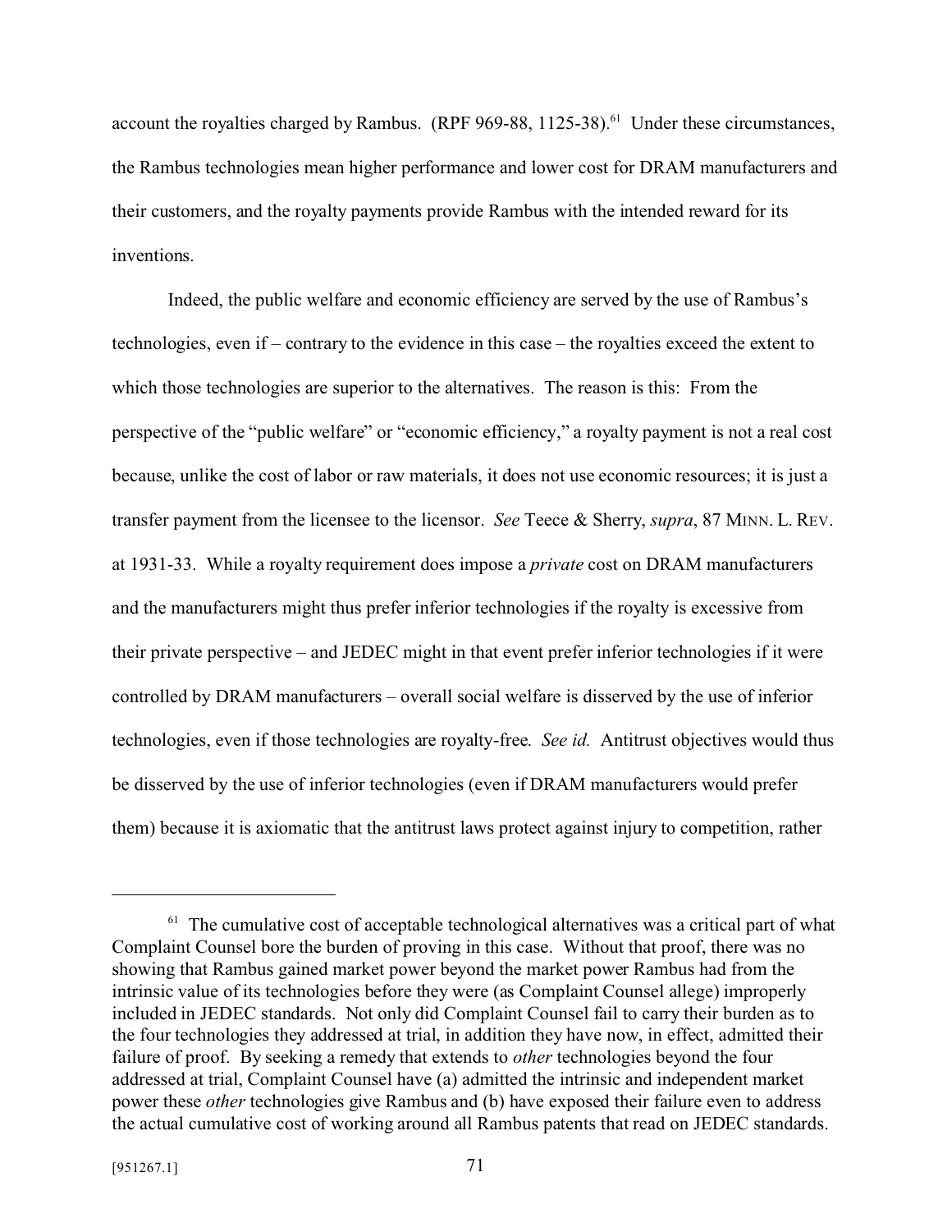account the royalties charged by Rambus. (RPF 969-88, 1125-38).[61] Under these circumstances, the Rambus technologies mean higher performance and lower cost for DRAM manufacturers and their customers, and the royalty payments provide Rambus with the intended reward for its inventions.

Indeed, the public welfare and economic efficiency are served by the use of Rambus's technologies, even if – contrary to the evidence in this case – the royalties exceed the extent to which those technologies are superior to the alternatives. The reason is this: From the perspective of the "public welfare" or "economic efficiency," a royalty payment is not a real cost because, unlike the cost of labor or raw materials, it does not use economic resources; it is just a transfer payment from the licensee to the licensor. *See* Teece & Sherry, *supra*, 87 MINN. L. REV. at 1931-33. While a royalty requirement does impose a *private* cost on DRAM manufacturers and the manufacturers might thus prefer inferior technologies if the royalty is excessive from their private perspective – and JEDEC might in that event prefer inferior technologies if it were controlled by DRAM manufacturers – overall social welfare is disserved by the use of inferior technologies, even if those technologies are royalty-free. *See id.* Antitrust objectives would thus be disserved by the use of inferior technologies (even if DRAM manufacturers would prefer them) because it is axiomatic that the antitrust laws protect against injury to competition, rather

---

[61] The cumulative cost of acceptable technological alternatives was a critical part of what Complaint Counsel bore the burden of proving in this case. Without that proof, there was no showing that Rambus gained market power beyond the market power Rambus had from the intrinsic value of its technologies before they were (as Complaint Counsel allege) improperly included in JEDEC standards. Not only did Complaint Counsel fail to carry their burden as to the four technologies they addressed at trial, in addition they have now, in effect, admitted their failure of proof. By seeking a remedy that extends to *other* technologies beyond the four addressed at trial, Complaint Counsel have (a) admitted the intrinsic and independent market power these *other* technologies give Rambus and (b) have exposed their failure even to address the actual cumulative cost of working around all Rambus patents that read on JEDEC standards.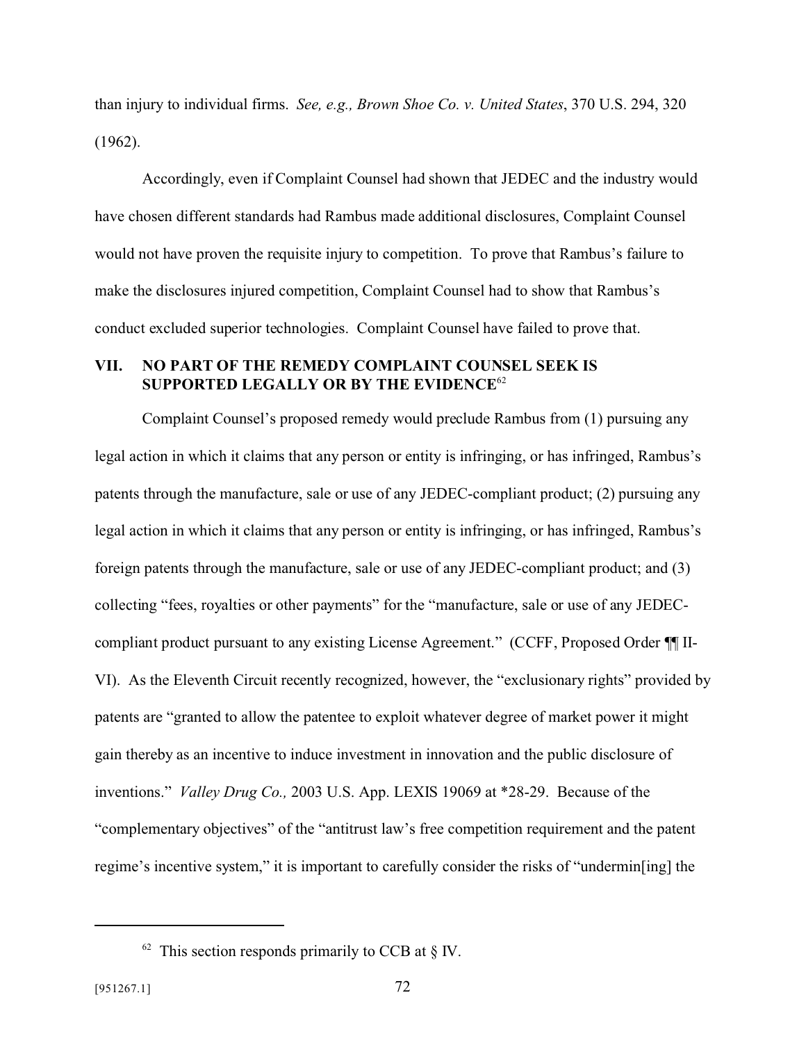than injury to individual firms. *See, e.g., Brown Shoe Co. v. United States*, 370 U.S. 294, 320 (1962).

Accordingly, even if Complaint Counsel had shown that JEDEC and the industry would have chosen different standards had Rambus made additional disclosures, Complaint Counsel would not have proven the requisite injury to competition. To prove that Rambus's failure to make the disclosures injured competition, Complaint Counsel had to show that Rambus's conduct excluded superior technologies. Complaint Counsel have failed to prove that.

## VII. NO PART OF THE REMEDY COMPLAINT COUNSEL SEEK IS SUPPORTED LEGALLY OR BY THE EVIDENCE[62]

Complaint Counsel's proposed remedy would preclude Rambus from (1) pursuing any legal action in which it claims that any person or entity is infringing, or has infringed, Rambus's patents through the manufacture, sale or use of any JEDEC-compliant product; (2) pursuing any legal action in which it claims that any person or entity is infringing, or has infringed, Rambus's foreign patents through the manufacture, sale or use of any JEDEC-compliant product; and (3) collecting "fees, royalties or other payments" for the "manufacture, sale or use of any JEDEC-compliant product pursuant to any existing License Agreement." (CCFF, Proposed Order ¶¶ II-VI). As the Eleventh Circuit recently recognized, however, the "exclusionary rights" provided by patents are "granted to allow the patentee to exploit whatever degree of market power it might gain thereby as an incentive to induce investment in innovation and the public disclosure of inventions." *Valley Drug Co.,* 2003 U.S. App. LEXIS 19069 at *28-29. Because of the "complementary objectives" of the "antitrust law's free competition requirement and the patent regime's incentive system," it is important to carefully consider the risks of "undermin[ing] the

---

[62] This section responds primarily to CCB at § IV.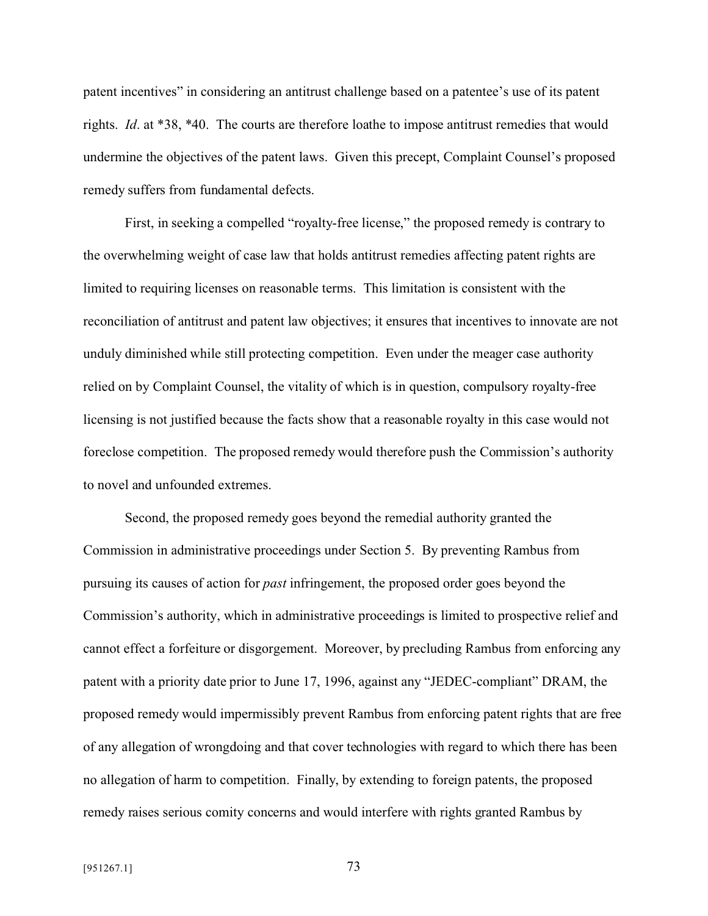patent incentives" in considering an antitrust challenge based on a patentee's use of its patent rights. *Id*. at *38, *40. The courts are therefore loathe to impose antitrust remedies that would undermine the objectives of the patent laws. Given this precept, Complaint Counsel's proposed remedy suffers from fundamental defects.

First, in seeking a compelled "royalty-free license," the proposed remedy is contrary to the overwhelming weight of case law that holds antitrust remedies affecting patent rights are limited to requiring licenses on reasonable terms. This limitation is consistent with the reconciliation of antitrust and patent law objectives; it ensures that incentives to innovate are not unduly diminished while still protecting competition. Even under the meager case authority relied on by Complaint Counsel, the vitality of which is in question, compulsory royalty-free licensing is not justified because the facts show that a reasonable royalty in this case would not foreclose competition. The proposed remedy would therefore push the Commission's authority to novel and unfounded extremes.

Second, the proposed remedy goes beyond the remedial authority granted the Commission in administrative proceedings under Section 5. By preventing Rambus from pursuing its causes of action for *past* infringement, the proposed order goes beyond the Commission's authority, which in administrative proceedings is limited to prospective relief and cannot effect a forfeiture or disgorgement. Moreover, by precluding Rambus from enforcing any patent with a priority date prior to June 17, 1996, against any "JEDEC-compliant" DRAM, the proposed remedy would impermissibly prevent Rambus from enforcing patent rights that are free of any allegation of wrongdoing and that cover technologies with regard to which there has been no allegation of harm to competition. Finally, by extending to foreign patents, the proposed remedy raises serious comity concerns and would interfere with rights granted Rambus by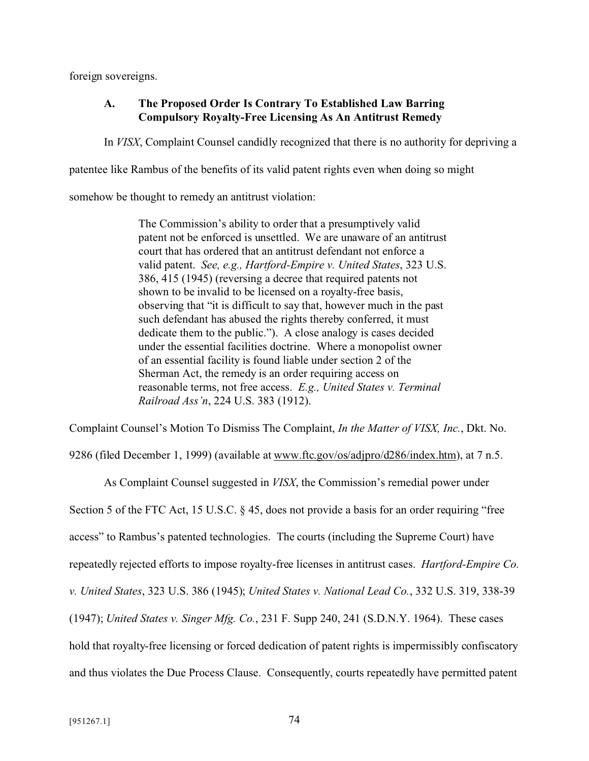foreign sovereigns.

### A. The Proposed Order Is Contrary To Established Law Barring Compulsory Royalty-Free Licensing As An Antitrust Remedy

In *VISX*, Complaint Counsel candidly recognized that there is no authority for depriving a patentee like Rambus of the benefits of its valid patent rights even when doing so might somehow be thought to remedy an antitrust violation:

> The Commission's ability to order that a presumptively valid patent not be enforced is unsettled. We are unaware of an antitrust court that has ordered that an antitrust defendant not enforce a valid patent. *See, e.g., Hartford-Empire v. United States*, 323 U.S. 386, 415 (1945) (reversing a decree that required patents not shown to be invalid to be licensed on a royalty-free basis, observing that "it is difficult to say that, however much in the past such defendant has abused the rights thereby conferred, it must dedicate them to the public."). A close analogy is cases decided under the essential facilities doctrine. Where a monopolist owner of an essential facility is found liable under section 2 of the Sherman Act, the remedy is an order requiring access on reasonable terms, not free access. *E.g., United States v. Terminal Railroad Ass'n*, 224 U.S. 383 (1912).

Complaint Counsel's Motion To Dismiss The Complaint, *In the Matter of VISX, Inc.*, Dkt. No. 9286 (filed December 1, 1999) (available at www.ftc.gov/os/adjpro/d286/index.htm), at 7 n.5.

As Complaint Counsel suggested in *VISX*, the Commission's remedial power under Section 5 of the FTC Act, 15 U.S.C. § 45, does not provide a basis for an order requiring "free access" to Rambus's patented technologies. The courts (including the Supreme Court) have repeatedly rejected efforts to impose royalty-free licenses in antitrust cases. *Hartford-Empire Co. v. United States*, 323 U.S. 386 (1945); *United States v. National Lead Co.*, 332 U.S. 319, 338-39 (1947); *United States v. Singer Mfg. Co.*, 231 F. Supp 240, 241 (S.D.N.Y. 1964). These cases hold that royalty-free licensing or forced dedication of patent rights is impermissibly confiscatory and thus violates the Due Process Clause. Consequently, courts repeatedly have permitted patent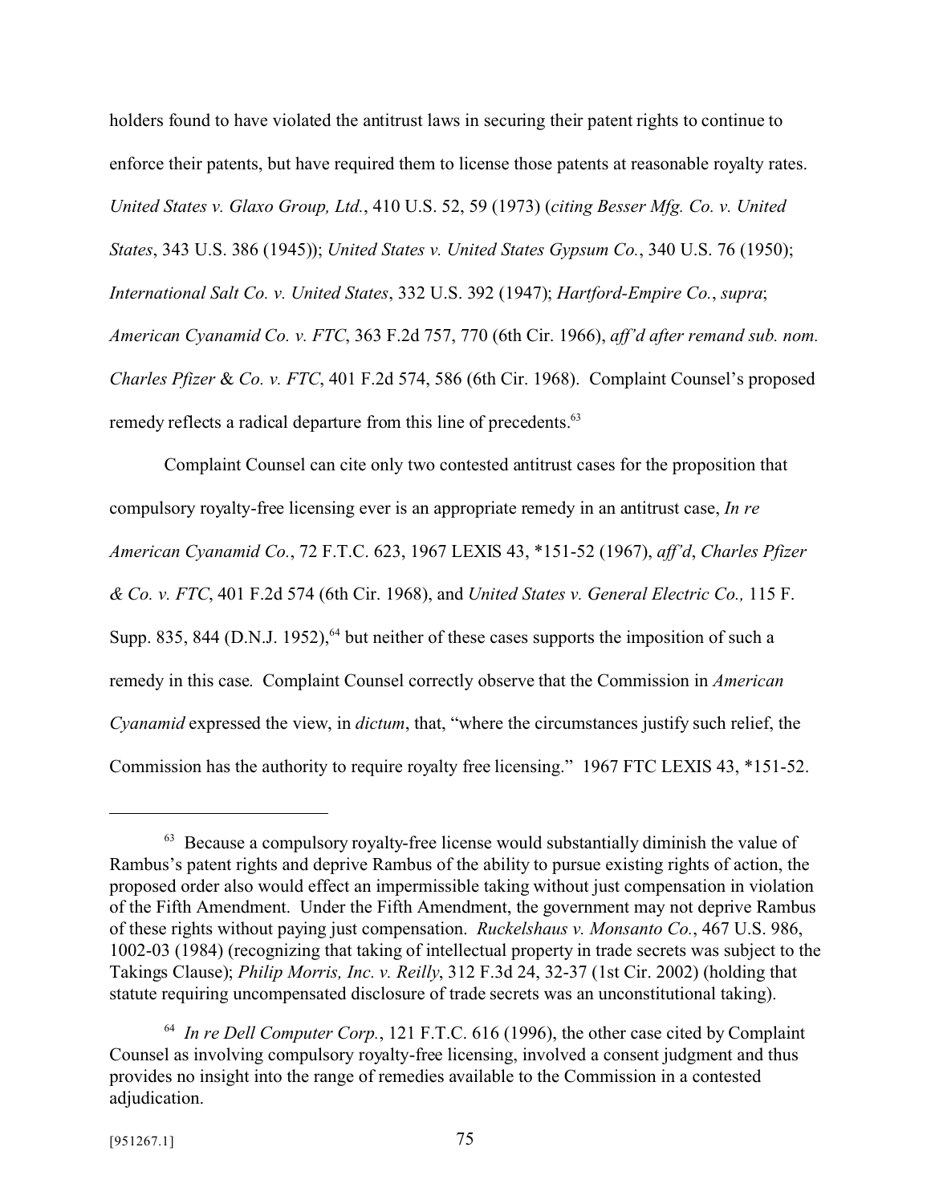holders found to have violated the antitrust laws in securing their patent rights to continue to enforce their patents, but have required them to license those patents at reasonable royalty rates. *United States v. Glaxo Group, Ltd.*, 410 U.S. 52, 59 (1973) (*citing Besser Mfg. Co. v. United States*, 343 U.S. 386 (1945)); *United States v. United States Gypsum Co.*, 340 U.S. 76 (1950); *International Salt Co. v. United States*, 332 U.S. 392 (1947); *Hartford-Empire Co.*, *supra*; *American Cyanamid Co. v. FTC*, 363 F.2d 757, 770 (6th Cir. 1966), *aff'd after remand sub. nom. Charles Pfizer* & *Co. v. FTC*, 401 F.2d 574, 586 (6th Cir. 1968). Complaint Counsel's proposed remedy reflects a radical departure from this line of precedents.[63]

Complaint Counsel can cite only two contested antitrust cases for the proposition that compulsory royalty-free licensing ever is an appropriate remedy in an antitrust case, *In re American Cyanamid Co.*, 72 F.T.C. 623, 1967 LEXIS 43, *151-52 (1967), *aff'd*, *Charles Pfizer & Co. v. FTC*, 401 F.2d 574 (6th Cir. 1968), and *United States v. General Electric Co.,* 115 F. Supp. 835, 844 (D.N.J. 1952),[64] but neither of these cases supports the imposition of such a remedy in this case. Complaint Counsel correctly observe that the Commission in *American Cyanamid* expressed the view, in *dictum*, that, "where the circumstances justify such relief, the Commission has the authority to require royalty free licensing." 1967 FTC LEXIS 43, *151-52.

---

[63] Because a compulsory royalty-free license would substantially diminish the value of Rambus's patent rights and deprive Rambus of the ability to pursue existing rights of action, the proposed order also would effect an impermissible taking without just compensation in violation of the Fifth Amendment. Under the Fifth Amendment, the government may not deprive Rambus of these rights without paying just compensation. *Ruckelshaus v. Monsanto Co.*, 467 U.S. 986, 1002-03 (1984) (recognizing that taking of intellectual property in trade secrets was subject to the Takings Clause); *Philip Morris, Inc. v. Reilly*, 312 F.3d 24, 32-37 (1st Cir. 2002) (holding that statute requiring uncompensated disclosure of trade secrets was an unconstitutional taking).

[64] *In re Dell Computer Corp.*, 121 F.T.C. 616 (1996), the other case cited by Complaint Counsel as involving compulsory royalty-free licensing, involved a consent judgment and thus provides no insight into the range of remedies available to the Commission in a contested adjudication.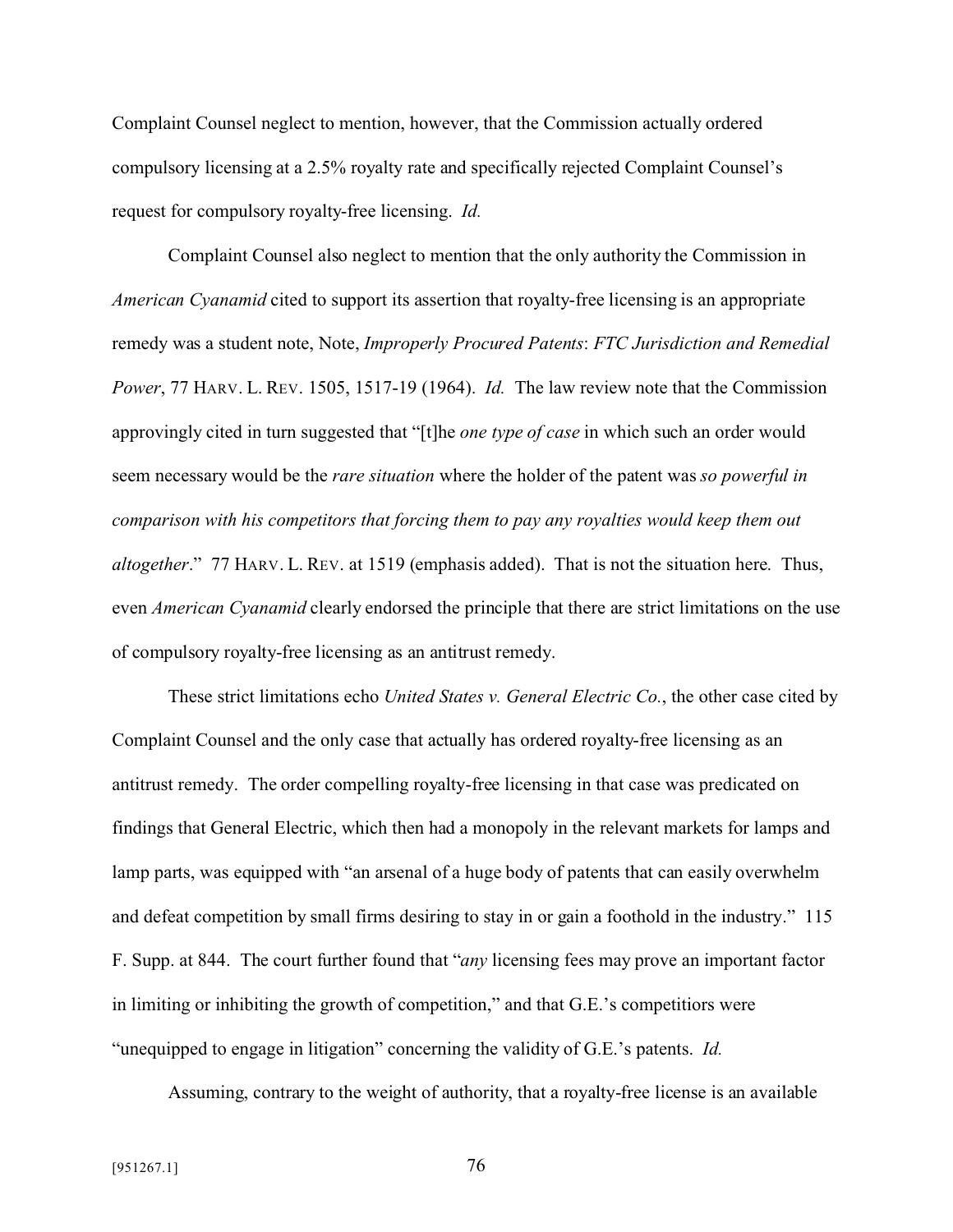Complaint Counsel neglect to mention, however, that the Commission actually ordered compulsory licensing at a 2.5% royalty rate and specifically rejected Complaint Counsel's request for compulsory royalty-free licensing. *Id.*

Complaint Counsel also neglect to mention that the only authority the Commission in *American Cyanamid* cited to support its assertion that royalty-free licensing is an appropriate remedy was a student note, Note, *Improperly Procured Patents*: *FTC Jurisdiction and Remedial Power*, 77 HARV. L. REV. 1505, 1517-19 (1964). *Id.* The law review note that the Commission approvingly cited in turn suggested that "[t]he *one type of case* in which such an order would seem necessary would be the *rare situation* where the holder of the patent was *so powerful in comparison with his competitors that forcing them to pay any royalties would keep them out altogether*." 77 HARV. L. REV. at 1519 (emphasis added). That is not the situation here. Thus, even *American Cyanamid* clearly endorsed the principle that there are strict limitations on the use of compulsory royalty-free licensing as an antitrust remedy.

These strict limitations echo *United States v. General Electric Co.*, the other case cited by Complaint Counsel and the only case that actually has ordered royalty-free licensing as an antitrust remedy. The order compelling royalty-free licensing in that case was predicated on findings that General Electric, which then had a monopoly in the relevant markets for lamps and lamp parts, was equipped with "an arsenal of a huge body of patents that can easily overwhelm and defeat competition by small firms desiring to stay in or gain a foothold in the industry." 115 F. Supp. at 844. The court further found that "*any* licensing fees may prove an important factor in limiting or inhibiting the growth of competition," and that G.E.'s competitiors were "unequipped to engage in litigation" concerning the validity of G.E.'s patents. *Id.*

Assuming, contrary to the weight of authority, that a royalty-free license is an available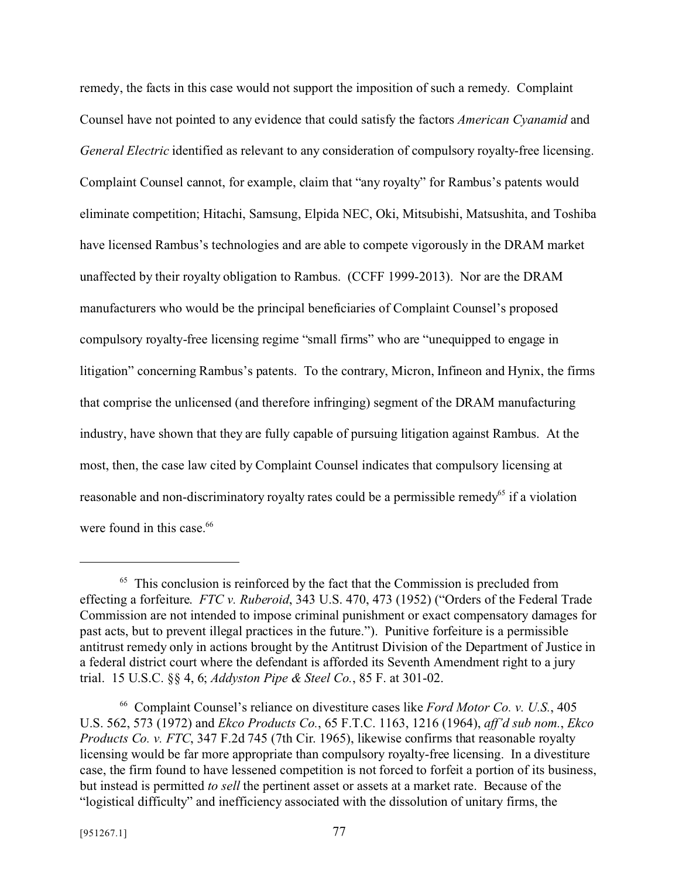remedy, the facts in this case would not support the imposition of such a remedy. Complaint Counsel have not pointed to any evidence that could satisfy the factors *American Cyanamid* and *General Electric* identified as relevant to any consideration of compulsory royalty-free licensing. Complaint Counsel cannot, for example, claim that "any royalty" for Rambus's patents would eliminate competition; Hitachi, Samsung, Elpida NEC, Oki, Mitsubishi, Matsushita, and Toshiba have licensed Rambus's technologies and are able to compete vigorously in the DRAM market unaffected by their royalty obligation to Rambus. (CCFF 1999-2013). Nor are the DRAM manufacturers who would be the principal beneficiaries of Complaint Counsel's proposed compulsory royalty-free licensing regime "small firms" who are "unequipped to engage in litigation" concerning Rambus's patents. To the contrary, Micron, Infineon and Hynix, the firms that comprise the unlicensed (and therefore infringing) segment of the DRAM manufacturing industry, have shown that they are fully capable of pursuing litigation against Rambus. At the most, then, the case law cited by Complaint Counsel indicates that compulsory licensing at reasonable and non-discriminatory royalty rates could be a permissible remedy[65] if a violation were found in this case.[66]

---

[65] This conclusion is reinforced by the fact that the Commission is precluded from effecting a forfeiture. *FTC v. Ruberoid*, 343 U.S. 470, 473 (1952) ("Orders of the Federal Trade Commission are not intended to impose criminal punishment or exact compensatory damages for past acts, but to prevent illegal practices in the future."). Punitive forfeiture is a permissible antitrust remedy only in actions brought by the Antitrust Division of the Department of Justice in a federal district court where the defendant is afforded its Seventh Amendment right to a jury trial. 15 U.S.C. §§ 4, 6; *Addyston Pipe & Steel Co.*, 85 F. at 301-02.

[66] Complaint Counsel's reliance on divestiture cases like *Ford Motor Co. v. U.S.*, 405 U.S. 562, 573 (1972) and *Ekco Products Co.*, 65 F.T.C. 1163, 1216 (1964), *aff'd sub nom.*, *Ekco Products Co. v. FTC*, 347 F.2d 745 (7th Cir. 1965), likewise confirms that reasonable royalty licensing would be far more appropriate than compulsory royalty-free licensing. In a divestiture case, the firm found to have lessened competition is not forced to forfeit a portion of its business, but instead is permitted *to sell* the pertinent asset or assets at a market rate. Because of the "logistical difficulty" and inefficiency associated with the dissolution of unitary firms, the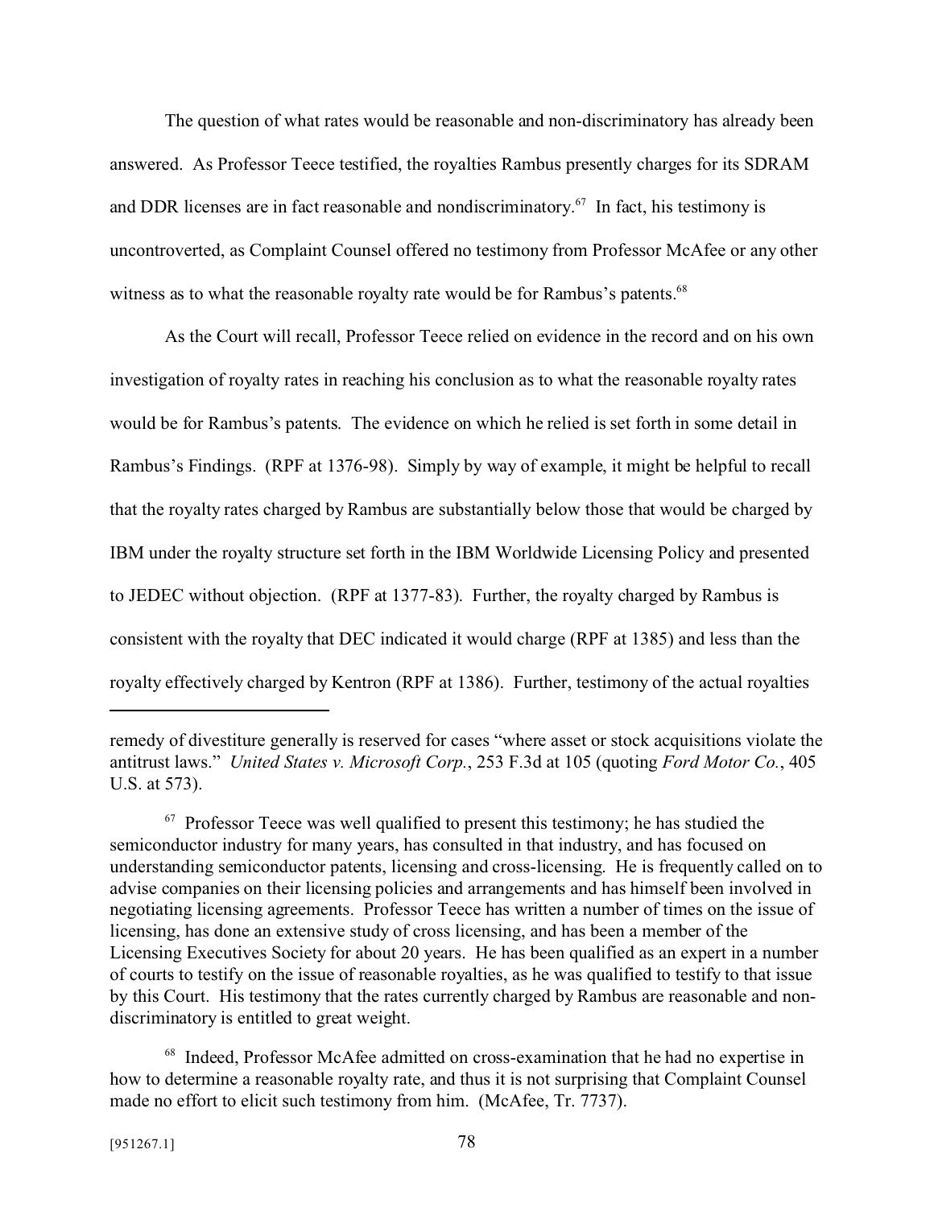The question of what rates would be reasonable and non-discriminatory has already been answered. As Professor Teece testified, the royalties Rambus presently charges for its SDRAM and DDR licenses are in fact reasonable and nondiscriminatory.[67] In fact, his testimony is uncontroverted, as Complaint Counsel offered no testimony from Professor McAfee or any other witness as to what the reasonable royalty rate would be for Rambus's patents.[68]

As the Court will recall, Professor Teece relied on evidence in the record and on his own investigation of royalty rates in reaching his conclusion as to what the reasonable royalty rates would be for Rambus's patents. The evidence on which he relied is set forth in some detail in Rambus's Findings. (RPF at 1376-98). Simply by way of example, it might be helpful to recall that the royalty rates charged by Rambus are substantially below those that would be charged by IBM under the royalty structure set forth in the IBM Worldwide Licensing Policy and presented to JEDEC without objection. (RPF at 1377-83). Further, the royalty charged by Rambus is consistent with the royalty that DEC indicated it would charge (RPF at 1385) and less than the royalty effectively charged by Kentron (RPF at 1386). Further, testimony of the actual royalties

---

remedy of divestiture generally is reserved for cases "where asset or stock acquisitions violate the antitrust laws." *United States v. Microsoft Corp.*, 253 F.3d at 105 (quoting *Ford Motor Co.*, 405 U.S. at 573).

[67] Professor Teece was well qualified to present this testimony; he has studied the semiconductor industry for many years, has consulted in that industry, and has focused on understanding semiconductor patents, licensing and cross-licensing. He is frequently called on to advise companies on their licensing policies and arrangements and has himself been involved in negotiating licensing agreements. Professor Teece has written a number of times on the issue of licensing, has done an extensive study of cross licensing, and has been a member of the Licensing Executives Society for about 20 years. He has been qualified as an expert in a number of courts to testify on the issue of reasonable royalties, as he was qualified to testify to that issue by this Court. His testimony that the rates currently charged by Rambus are reasonable and non-discriminatory is entitled to great weight.

[68] Indeed, Professor McAfee admitted on cross-examination that he had no expertise in how to determine a reasonable royalty rate, and thus it is not surprising that Complaint Counsel made no effort to elicit such testimony from him. (McAfee, Tr. 7737).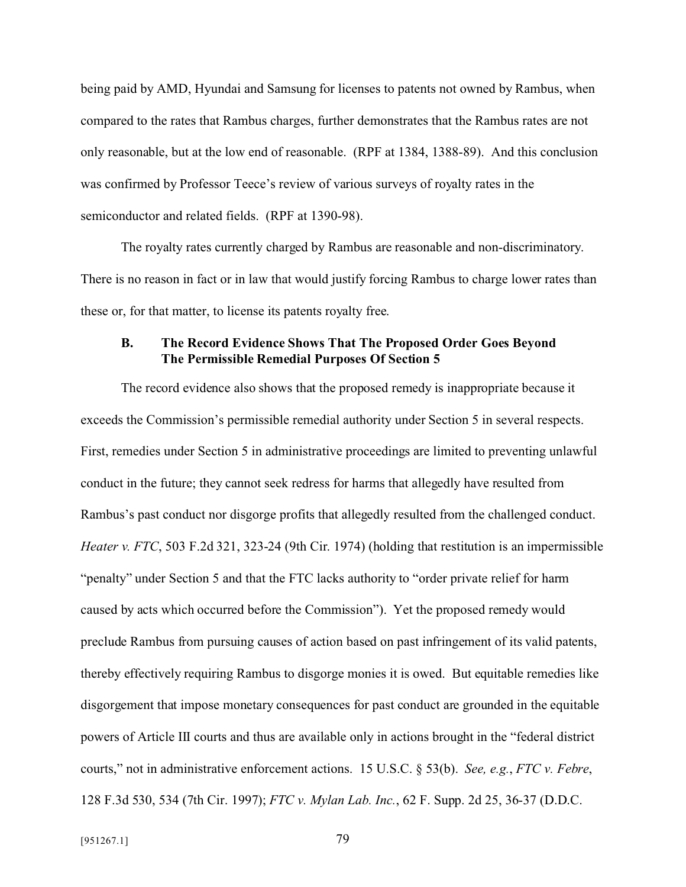being paid by AMD, Hyundai and Samsung for licenses to patents not owned by Rambus, when compared to the rates that Rambus charges, further demonstrates that the Rambus rates are not only reasonable, but at the low end of reasonable. (RPF at 1384, 1388-89). And this conclusion was confirmed by Professor Teece's review of various surveys of royalty rates in the semiconductor and related fields. (RPF at 1390-98).

The royalty rates currently charged by Rambus are reasonable and non-discriminatory. There is no reason in fact or in law that would justify forcing Rambus to charge lower rates than these or, for that matter, to license its patents royalty free.

### B. The Record Evidence Shows That The Proposed Order Goes Beyond The Permissible Remedial Purposes Of Section 5

The record evidence also shows that the proposed remedy is inappropriate because it exceeds the Commission's permissible remedial authority under Section 5 in several respects. First, remedies under Section 5 in administrative proceedings are limited to preventing unlawful conduct in the future; they cannot seek redress for harms that allegedly have resulted from Rambus's past conduct nor disgorge profits that allegedly resulted from the challenged conduct. *Heater v. FTC*, 503 F.2d 321, 323-24 (9th Cir. 1974) (holding that restitution is an impermissible "penalty" under Section 5 and that the FTC lacks authority to "order private relief for harm caused by acts which occurred before the Commission"). Yet the proposed remedy would preclude Rambus from pursuing causes of action based on past infringement of its valid patents, thereby effectively requiring Rambus to disgorge monies it is owed. But equitable remedies like disgorgement that impose monetary consequences for past conduct are grounded in the equitable powers of Article III courts and thus are available only in actions brought in the "federal district courts," not in administrative enforcement actions. 15 U.S.C. § 53(b). *See, e.g.*, *FTC v. Febre*, 128 F.3d 530, 534 (7th Cir. 1997); *FTC v. Mylan Lab. Inc.*, 62 F. Supp. 2d 25, 36-37 (D.D.C.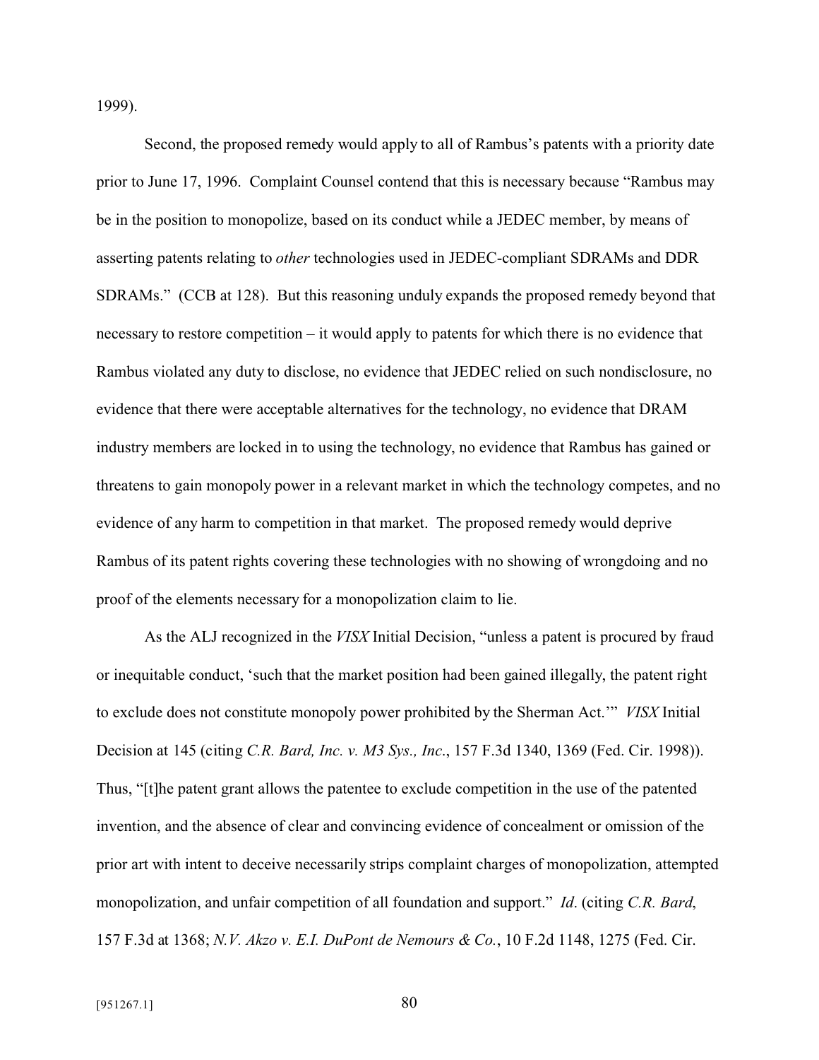1999).

Second, the proposed remedy would apply to all of Rambus's patents with a priority date prior to June 17, 1996. Complaint Counsel contend that this is necessary because "Rambus may be in the position to monopolize, based on its conduct while a JEDEC member, by means of asserting patents relating to *other* technologies used in JEDEC-compliant SDRAMs and DDR SDRAMs." (CCB at 128). But this reasoning unduly expands the proposed remedy beyond that necessary to restore competition – it would apply to patents for which there is no evidence that Rambus violated any duty to disclose, no evidence that JEDEC relied on such nondisclosure, no evidence that there were acceptable alternatives for the technology, no evidence that DRAM industry members are locked in to using the technology, no evidence that Rambus has gained or threatens to gain monopoly power in a relevant market in which the technology competes, and no evidence of any harm to competition in that market. The proposed remedy would deprive Rambus of its patent rights covering these technologies with no showing of wrongdoing and no proof of the elements necessary for a monopolization claim to lie.

As the ALJ recognized in the *VISX* Initial Decision, "unless a patent is procured by fraud or inequitable conduct, 'such that the market position had been gained illegally, the patent right to exclude does not constitute monopoly power prohibited by the Sherman Act.'" *VISX* Initial Decision at 145 (citing *C.R. Bard, Inc. v. M3 Sys., Inc.*, 157 F.3d 1340, 1369 (Fed. Cir. 1998)). Thus, "[t]he patent grant allows the patentee to exclude competition in the use of the patented invention, and the absence of clear and convincing evidence of concealment or omission of the prior art with intent to deceive necessarily strips complaint charges of monopolization, attempted monopolization, and unfair competition of all foundation and support." *Id*. (citing *C.R. Bard*, 157 F.3d at 1368; *N.V. Akzo v. E.I. DuPont de Nemours & Co.*, 10 F.2d 1148, 1275 (Fed. Cir.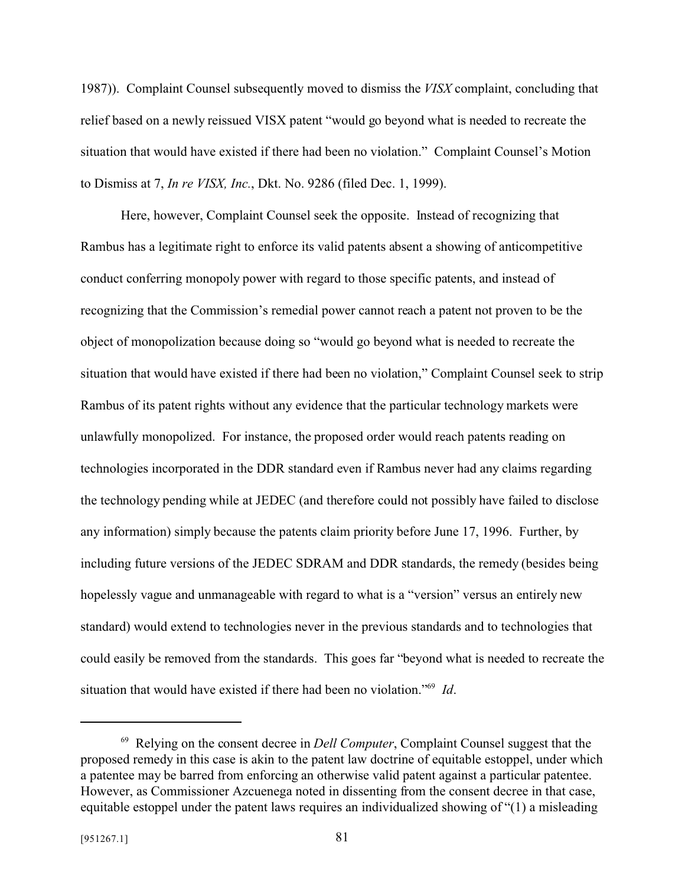1987)). Complaint Counsel subsequently moved to dismiss the *VISX* complaint, concluding that relief based on a newly reissued VISX patent "would go beyond what is needed to recreate the situation that would have existed if there had been no violation." Complaint Counsel's Motion to Dismiss at 7, *In re VISX, Inc.*, Dkt. No. 9286 (filed Dec. 1, 1999).

Here, however, Complaint Counsel seek the opposite. Instead of recognizing that Rambus has a legitimate right to enforce its valid patents absent a showing of anticompetitive conduct conferring monopoly power with regard to those specific patents, and instead of recognizing that the Commission's remedial power cannot reach a patent not proven to be the object of monopolization because doing so "would go beyond what is needed to recreate the situation that would have existed if there had been no violation," Complaint Counsel seek to strip Rambus of its patent rights without any evidence that the particular technology markets were unlawfully monopolized. For instance, the proposed order would reach patents reading on technologies incorporated in the DDR standard even if Rambus never had any claims regarding the technology pending while at JEDEC (and therefore could not possibly have failed to disclose any information) simply because the patents claim priority before June 17, 1996. Further, by including future versions of the JEDEC SDRAM and DDR standards, the remedy (besides being hopelessly vague and unmanageable with regard to what is a "version" versus an entirely new standard) would extend to technologies never in the previous standards and to technologies that could easily be removed from the standards. This goes far "beyond what is needed to recreate the situation that would have existed if there had been no violation."[69] *Id*.

---

[69] Relying on the consent decree in *Dell Computer*, Complaint Counsel suggest that the proposed remedy in this case is akin to the patent law doctrine of equitable estoppel, under which a patentee may be barred from enforcing an otherwise valid patent against a particular patentee. However, as Commissioner Azcuenega noted in dissenting from the consent decree in that case, equitable estoppel under the patent laws requires an individualized showing of "(1) a misleading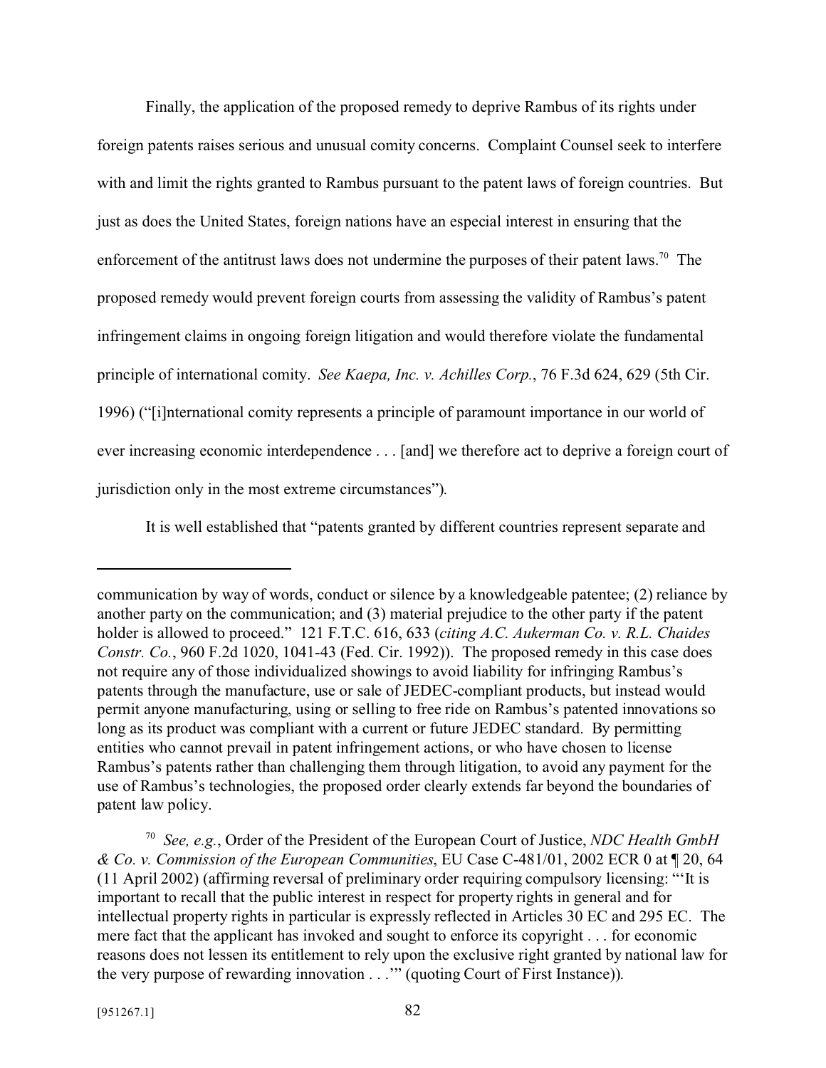Finally, the application of the proposed remedy to deprive Rambus of its rights under foreign patents raises serious and unusual comity concerns. Complaint Counsel seek to interfere with and limit the rights granted to Rambus pursuant to the patent laws of foreign countries. But just as does the United States, foreign nations have an especial interest in ensuring that the enforcement of the antitrust laws does not undermine the purposes of their patent laws.[70] The proposed remedy would prevent foreign courts from assessing the validity of Rambus's patent infringement claims in ongoing foreign litigation and would therefore violate the fundamental principle of international comity. *See Kaepa, Inc. v. Achilles Corp.*, 76 F.3d 624, 629 (5th Cir. 1996) ("[i]nternational comity represents a principle of paramount importance in our world of ever increasing economic interdependence . . . [and] we therefore act to deprive a foreign court of jurisdiction only in the most extreme circumstances").

It is well established that "patents granted by different countries represent separate and

---

communication by way of words, conduct or silence by a knowledgeable patentee; (2) reliance by another party on the communication; and (3) material prejudice to the other party if the patent holder is allowed to proceed." 121 F.T.C. 616, 633 (*citing A.C. Aukerman Co. v. R.L. Chaides Constr. Co.*, 960 F.2d 1020, 1041-43 (Fed. Cir. 1992)). The proposed remedy in this case does not require any of those individualized showings to avoid liability for infringing Rambus's patents through the manufacture, use or sale of JEDEC-compliant products, but instead would permit anyone manufacturing, using or selling to free ride on Rambus's patented innovations so long as its product was compliant with a current or future JEDEC standard. By permitting entities who cannot prevail in patent infringement actions, or who have chosen to license Rambus's patents rather than challenging them through litigation, to avoid any payment for the use of Rambus's technologies, the proposed order clearly extends far beyond the boundaries of patent law policy.

[70] *See, e.g.*, Order of the President of the European Court of Justice, *NDC Health GmbH & Co. v. Commission of the European Communities*, EU Case C-481/01, 2002 ECR 0 at ¶ 20, 64 (11 April 2002) (affirming reversal of preliminary order requiring compulsory licensing: "'It is important to recall that the public interest in respect for property rights in general and for intellectual property rights in particular is expressly reflected in Articles 30 EC and 295 EC. The mere fact that the applicant has invoked and sought to enforce its copyright . . . for economic reasons does not lessen its entitlement to rely upon the exclusive right granted by national law for the very purpose of rewarding innovation . . .'" (quoting Court of First Instance)).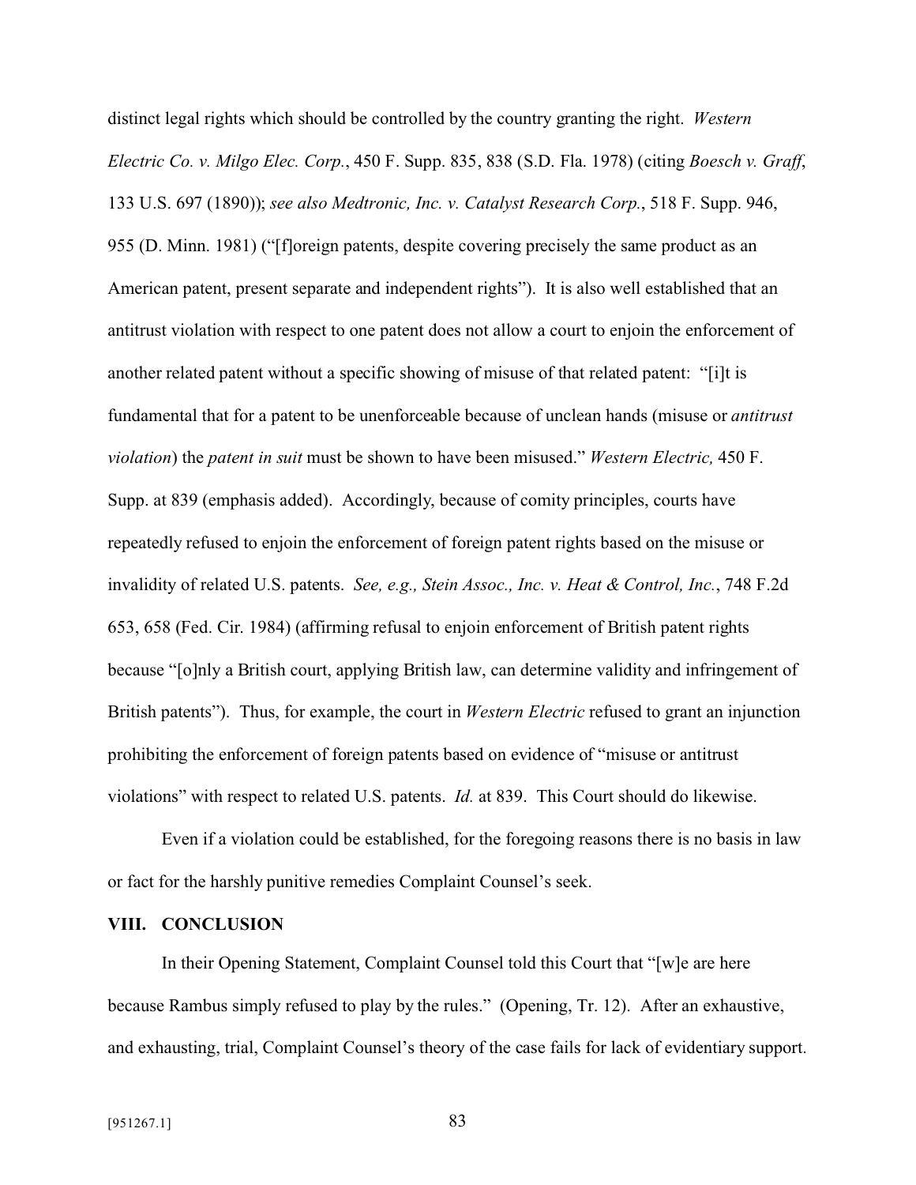distinct legal rights which should be controlled by the country granting the right. *Western Electric Co. v. Milgo Elec. Corp.*, 450 F. Supp. 835, 838 (S.D. Fla. 1978) (citing *Boesch v. Graff*, 133 U.S. 697 (1890)); *see also Medtronic, Inc. v. Catalyst Research Corp.*, 518 F. Supp. 946, 955 (D. Minn. 1981) ("[f]oreign patents, despite covering precisely the same product as an American patent, present separate and independent rights"). It is also well established that an antitrust violation with respect to one patent does not allow a court to enjoin the enforcement of another related patent without a specific showing of misuse of that related patent: "[i]t is fundamental that for a patent to be unenforceable because of unclean hands (misuse or *antitrust violation*) the *patent in suit* must be shown to have been misused." *Western Electric,* 450 F. Supp. at 839 (emphasis added). Accordingly, because of comity principles, courts have repeatedly refused to enjoin the enforcement of foreign patent rights based on the misuse or invalidity of related U.S. patents. *See, e.g., Stein Assoc., Inc. v. Heat & Control, Inc.*, 748 F.2d 653, 658 (Fed. Cir. 1984) (affirming refusal to enjoin enforcement of British patent rights because "[o]nly a British court, applying British law, can determine validity and infringement of British patents"). Thus, for example, the court in *Western Electric* refused to grant an injunction prohibiting the enforcement of foreign patents based on evidence of "misuse or antitrust violations" with respect to related U.S. patents. *Id.* at 839. This Court should do likewise.

Even if a violation could be established, for the foregoing reasons there is no basis in law or fact for the harshly punitive remedies Complaint Counsel's seek.

## VIII. CONCLUSION

In their Opening Statement, Complaint Counsel told this Court that "[w]e are here because Rambus simply refused to play by the rules." (Opening, Tr. 12). After an exhaustive, and exhausting, trial, Complaint Counsel's theory of the case fails for lack of evidentiary support.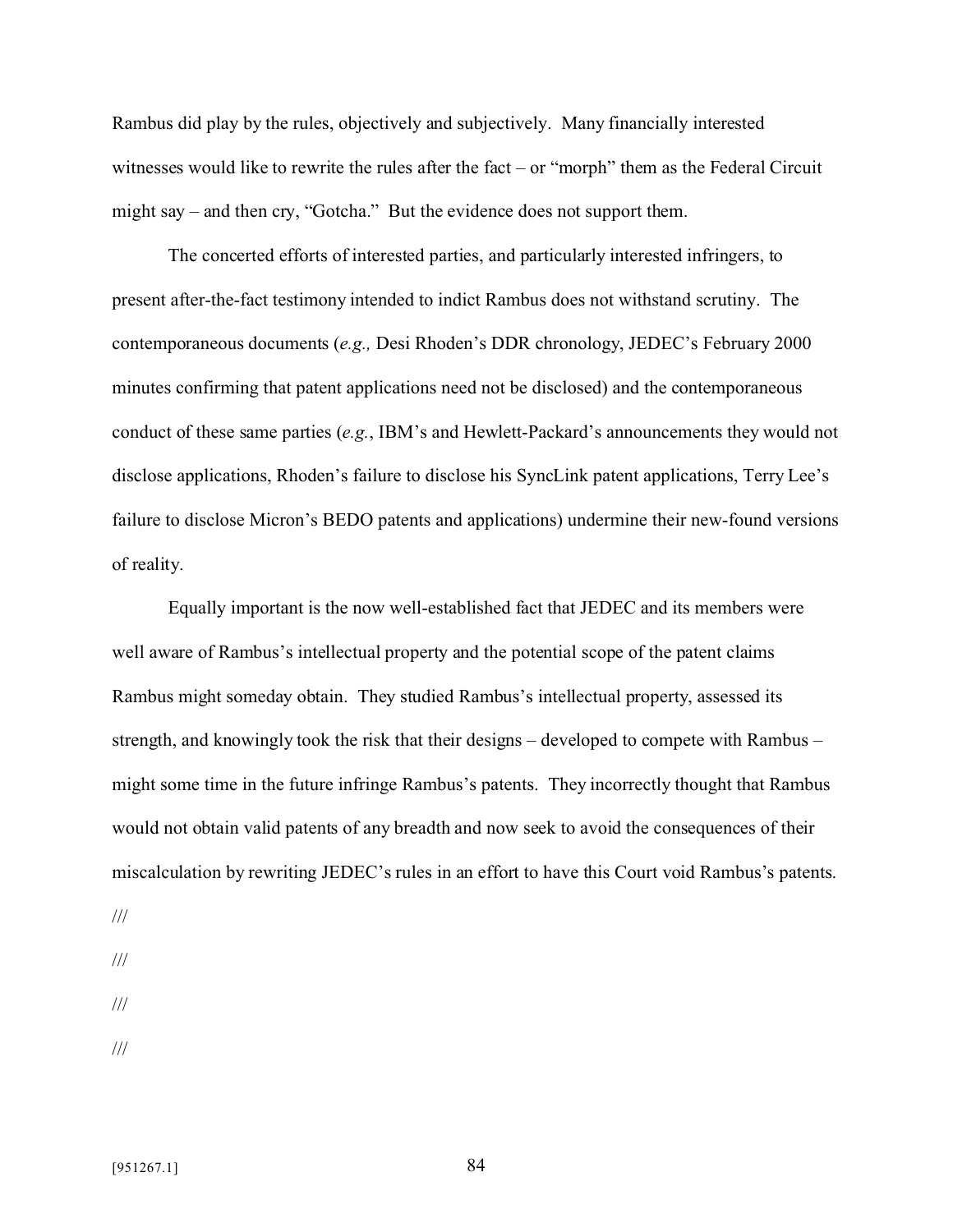Rambus did play by the rules, objectively and subjectively. Many financially interested witnesses would like to rewrite the rules after the fact – or "morph" them as the Federal Circuit might say – and then cry, "Gotcha." But the evidence does not support them.

The concerted efforts of interested parties, and particularly interested infringers, to present after-the-fact testimony intended to indict Rambus does not withstand scrutiny. The contemporaneous documents (*e.g.,* Desi Rhoden's DDR chronology, JEDEC's February 2000 minutes confirming that patent applications need not be disclosed) and the contemporaneous conduct of these same parties (*e.g.*, IBM's and Hewlett-Packard's announcements they would not disclose applications, Rhoden's failure to disclose his SyncLink patent applications, Terry Lee's failure to disclose Micron's BEDO patents and applications) undermine their new-found versions of reality.

Equally important is the now well-established fact that JEDEC and its members were well aware of Rambus's intellectual property and the potential scope of the patent claims Rambus might someday obtain. They studied Rambus's intellectual property, assessed its strength, and knowingly took the risk that their designs – developed to compete with Rambus – might some time in the future infringe Rambus's patents. They incorrectly thought that Rambus would not obtain valid patents of any breadth and now seek to avoid the consequences of their miscalculation by rewriting JEDEC's rules in an effort to have this Court void Rambus's patents.

///

///

///

///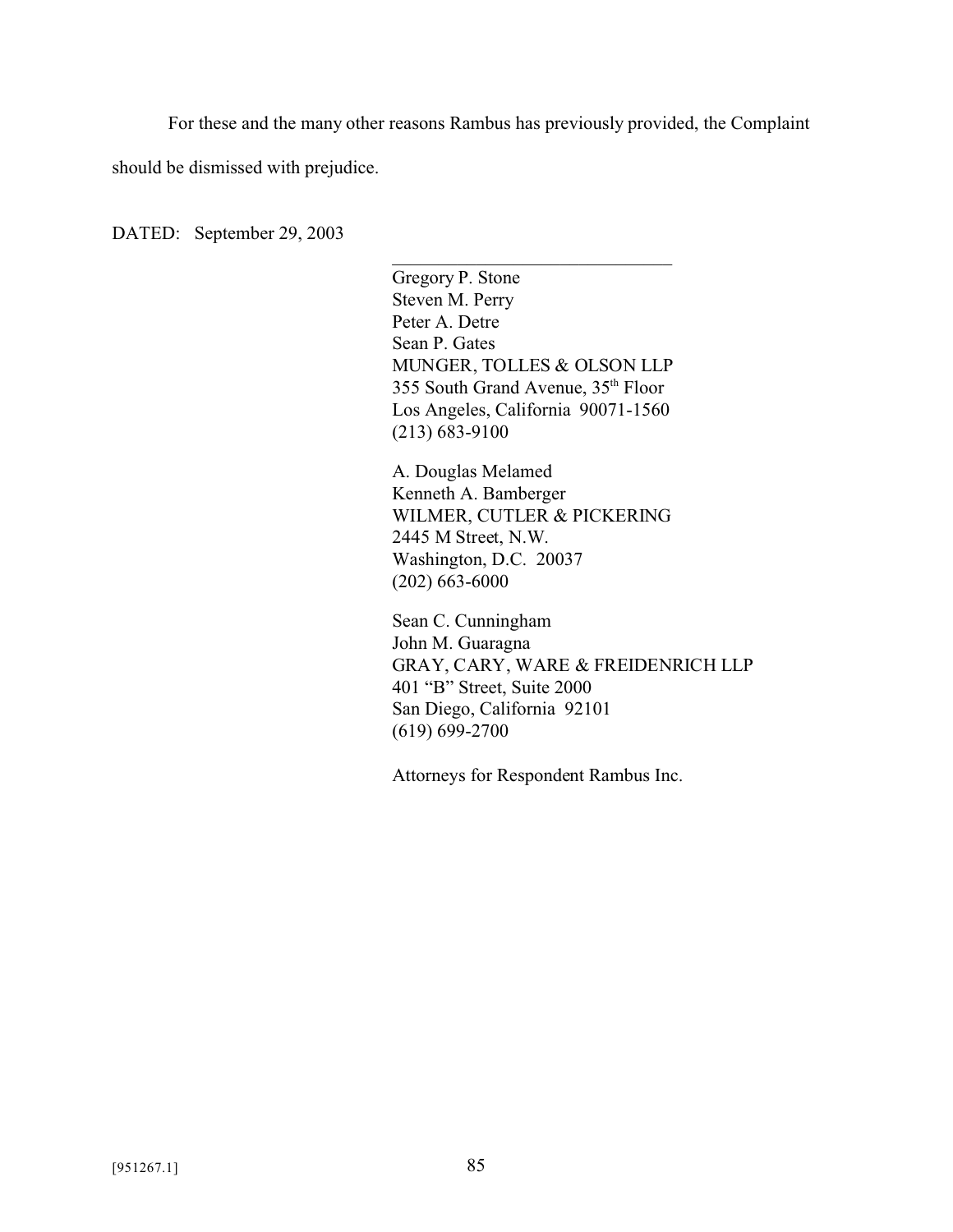For these and the many other reasons Rambus has previously provided, the Complaint should be dismissed with prejudice.

DATED: September 29, 2003

\_\_\_\_\_\_\_\_\_\_\_\_\_\_\_\_\_\_\_\_\_\_\_\_\_\_\_\_\_\_

Gregory P. Stone
Steven M. Perry
Peter A. Detre
Sean P. Gates
MUNGER, TOLLES & OLSON LLP
355 South Grand Avenue, 35th Floor
Los Angeles, California 90071-1560
(213) 683-9100

A. Douglas Melamed
Kenneth A. Bamberger
WILMER, CUTLER & PICKERING
2445 M Street, N.W.
Washington, D.C. 20037
(202) 663-6000

Sean C. Cunningham
John M. Guaragna
GRAY, CARY, WARE & FREIDENRICH LLP
401 "B" Street, Suite 2000
San Diego, California 92101
(619) 699-2700

Attorneys for Respondent Rambus Inc.

[951267.1]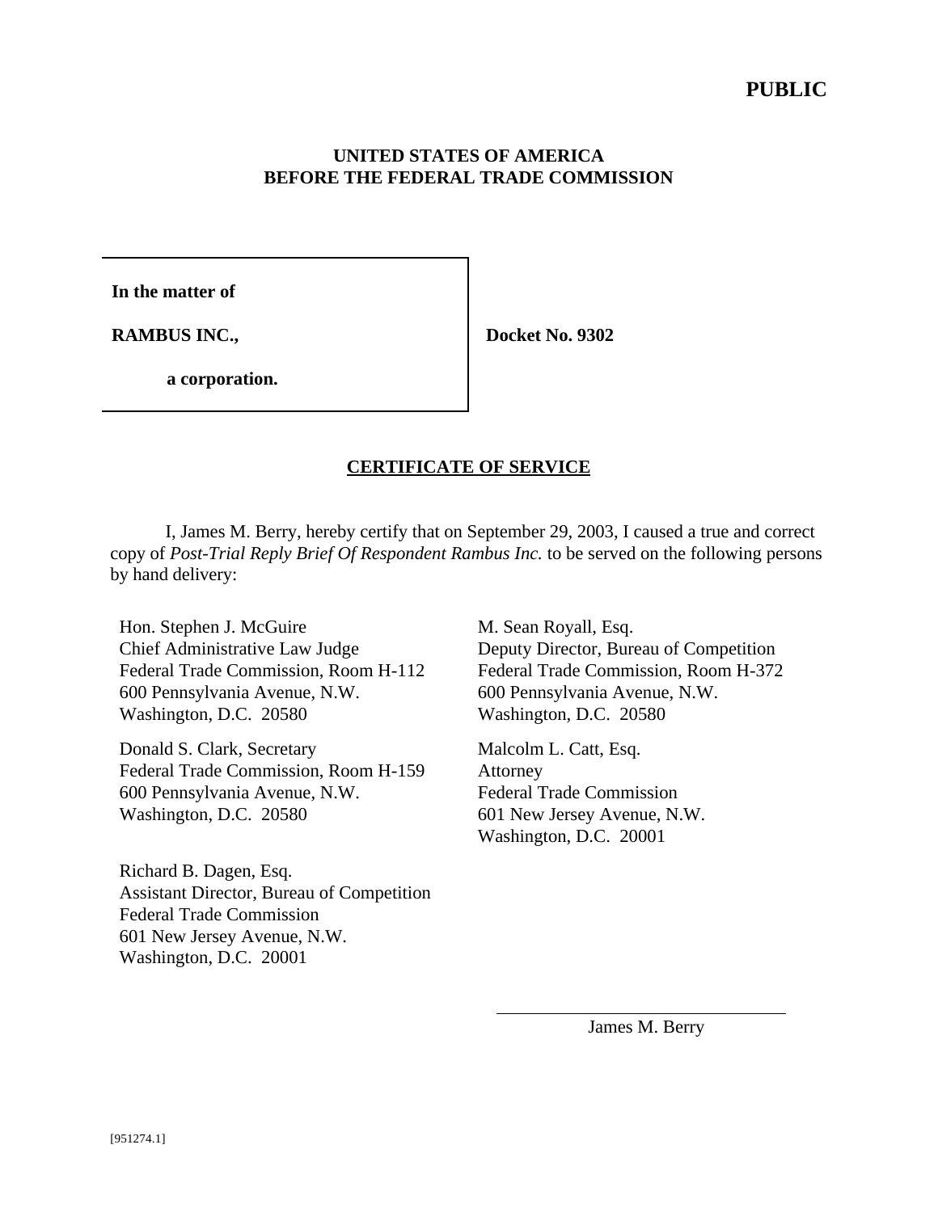**PUBLIC**

**UNITED STATES OF AMERICA**
**BEFORE THE FEDERAL TRADE COMMISSION**

| | |
|---|---|
| **In the matter of**<br><br>**RAMBUS INC.,**<br><br>**a corporation.** | **Docket No. 9302** |

## CERTIFICATE OF SERVICE

I, James M. Berry, hereby certify that on September 29, 2003, I caused a true and correct copy of *Post-Trial Reply Brief Of Respondent Rambus Inc.* to be served on the following persons by hand delivery:

Hon. Stephen J. McGuire
Chief Administrative Law Judge
Federal Trade Commission, Room H-112
600 Pennsylvania Avenue, N.W.
Washington, D.C. 20580

Donald S. Clark, Secretary
Federal Trade Commission, Room H-159
600 Pennsylvania Avenue, N.W.
Washington, D.C. 20580

Richard B. Dagen, Esq.
Assistant Director, Bureau of Competition
Federal Trade Commission
601 New Jersey Avenue, N.W.
Washington, D.C. 20001

M. Sean Royall, Esq.
Deputy Director, Bureau of Competition
Federal Trade Commission, Room H-372
600 Pennsylvania Avenue, N.W.
Washington, D.C. 20580

Malcolm L. Catt, Esq.
Attorney
Federal Trade Commission
601 New Jersey Avenue, N.W.
Washington, D.C. 20001

______________________________
James M. Berry

[951274.1]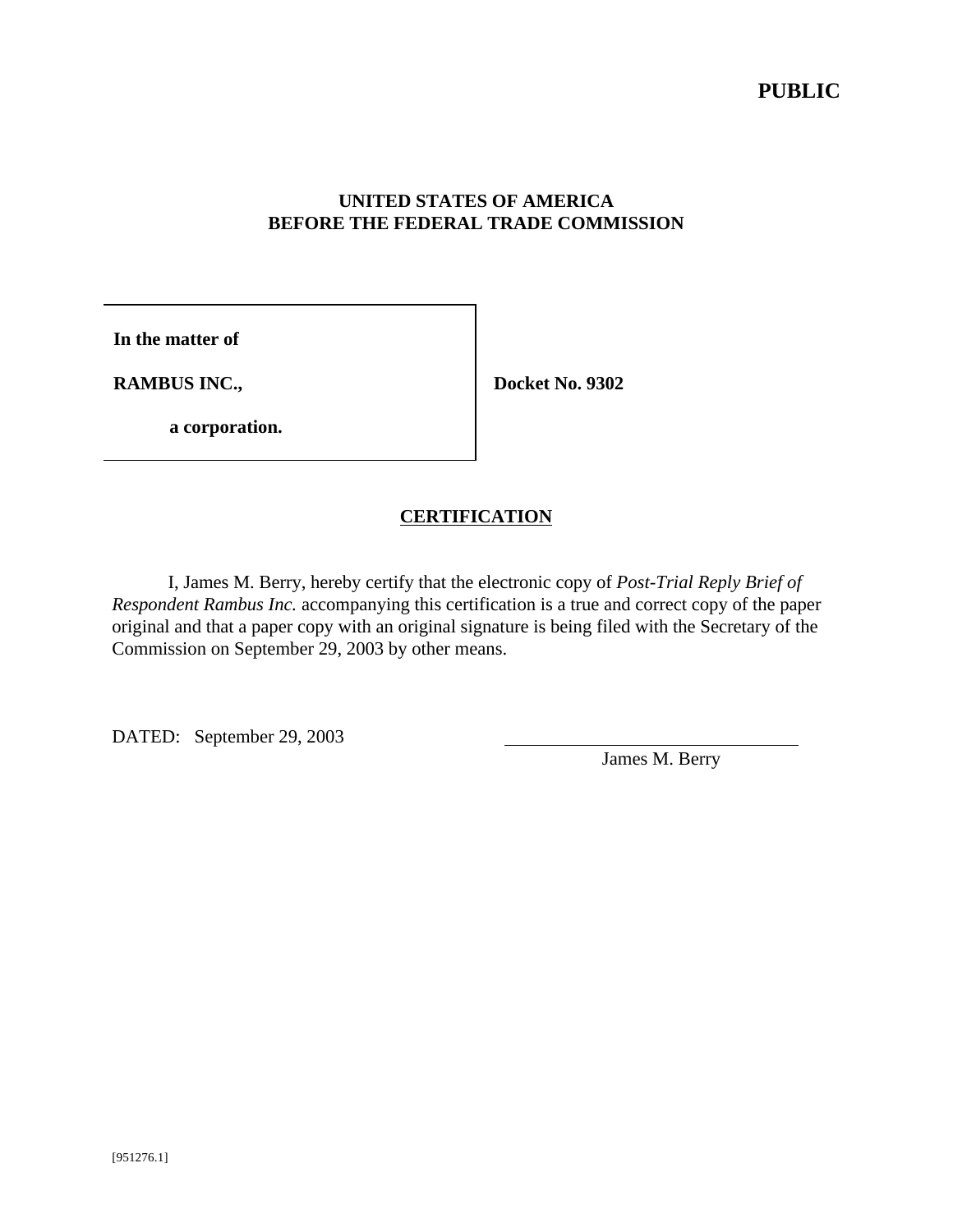**PUBLIC**

**UNITED STATES OF AMERICA**
**BEFORE THE FEDERAL TRADE COMMISSION**

| | |
|---|---|
| **In the matter of**<br><br>**RAMBUS INC.,**<br><br>**a corporation.** | **Docket No. 9302** |

## CERTIFICATION

I, James M. Berry, hereby certify that the electronic copy of *Post-Trial Reply Brief of Respondent Rambus Inc.* accompanying this certification is a true and correct copy of the paper original and that a paper copy with an original signature is being filed with the Secretary of the Commission on September 29, 2003 by other means.

DATED: September 29, 2003

James M. Berry

[951276.1]